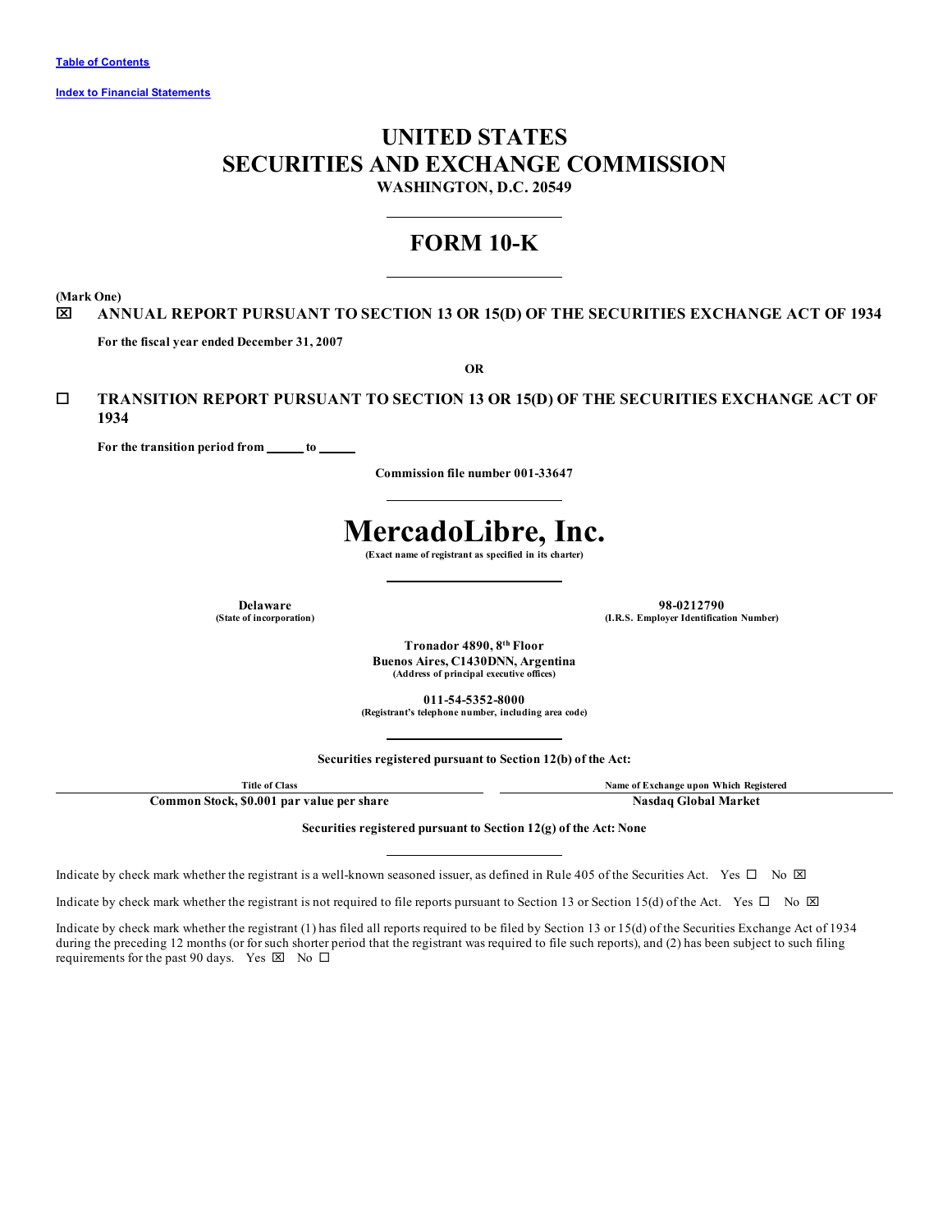Table of Contents

Index to Financial Statements

# UNITED STATES
# SECURITIES AND EXCHANGE COMMISSION

**WASHINGTON, D.C. 20549**

---

# FORM 10-K

---

**(Mark One)**

☒ **ANNUAL REPORT PURSUANT TO SECTION 13 OR 15(D) OF THE SECURITIES EXCHANGE ACT OF 1934**

**For the fiscal year ended December 31, 2007**

**OR**

☐ **TRANSITION REPORT PURSUANT TO SECTION 13 OR 15(D) OF THE SECURITIES EXCHANGE ACT OF 1934**

**For the transition period from \_\_\_\_\_\_ to \_\_\_\_\_\_**

**Commission file number 001-33647**

---

# MercadoLibre, Inc.

**(Exact name of registrant as specified in its charter)**

---

| **Delaware** | **98-0212790** |
|---|---|
| **(State of incorporation)** | **(I.R.S. Employer Identification Number)** |

**Tronador 4890, 8th Floor**
**Buenos Aires, C1430DNN, Argentina**
**(Address of principal executive offices)**

**011-54-5352-8000**
**(Registrant's telephone number, including area code)**

---

**Securities registered pursuant to Section 12(b) of the Act:**

| Title of Class | Name of Exchange upon Which Registered |
|---|---|
| **Common Stock, $0.001 par value per share** | **Nasdaq Global Market** |

**Securities registered pursuant to Section 12(g) of the Act: None**

---

Indicate by check mark whether the registrant is a well-known seasoned issuer, as defined in Rule 405 of the Securities Act. Yes ☐ No ☒

Indicate by check mark whether the registrant is not required to file reports pursuant to Section 13 or Section 15(d) of the Act. Yes ☐ No ☒

Indicate by check mark whether the registrant (1) has filed all reports required to be filed by Section 13 or 15(d) of the Securities Exchange Act of 1934 during the preceding 12 months (or for such shorter period that the registrant was required to file such reports), and (2) has been subject to such filing requirements for the past 90 days. Yes ☒ No ☐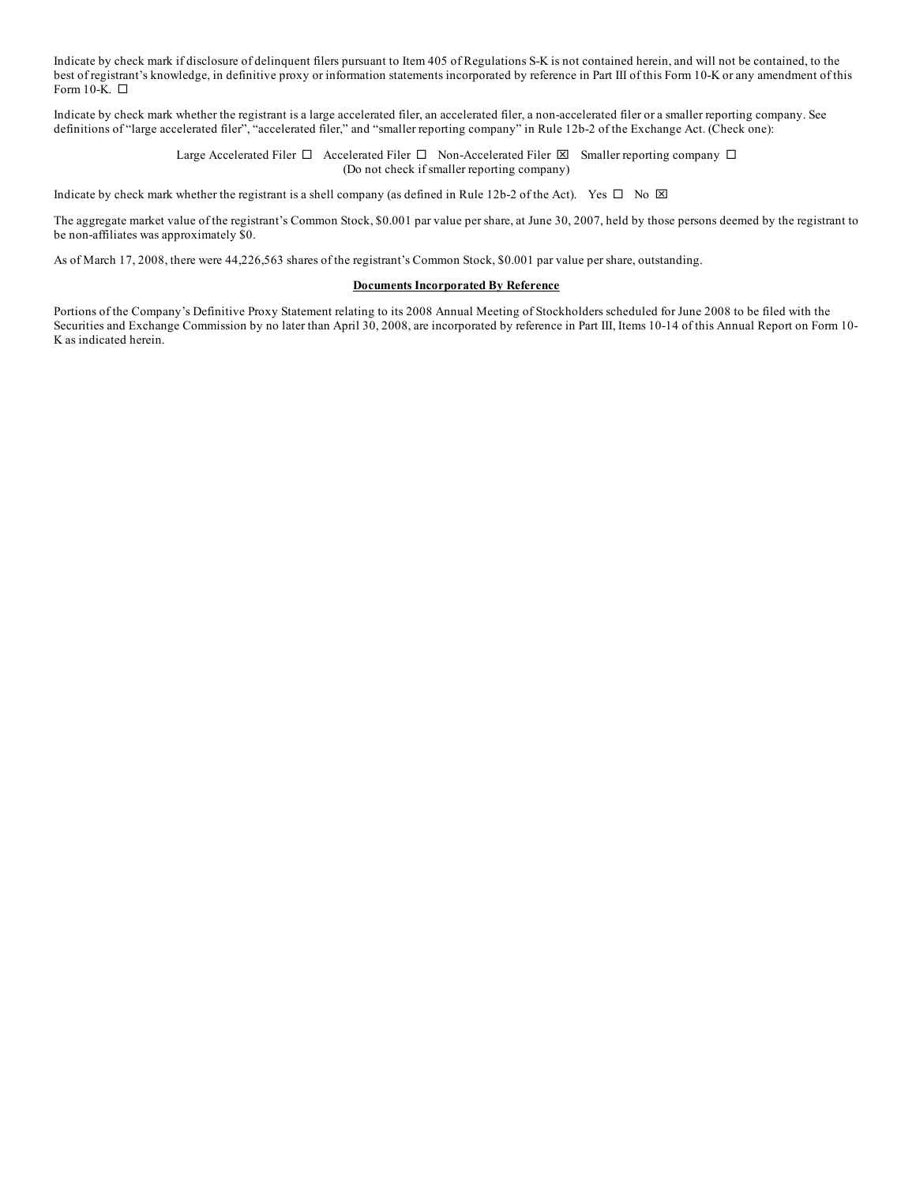Indicate by check mark if disclosure of delinquent filers pursuant to Item 405 of Regulations S-K is not contained herein, and will not be contained, to the best of registrant's knowledge, in definitive proxy or information statements incorporated by reference in Part III of this Form 10-K or any amendment of this Form 10-K. ☐

Indicate by check mark whether the registrant is a large accelerated filer, an accelerated filer, a non-accelerated filer or a smaller reporting company. See definitions of "large accelerated filer", "accelerated filer," and "smaller reporting company" in Rule 12b-2 of the Exchange Act. (Check one):

Large Accelerated Filer ☐ Accelerated Filer ☐ Non-Accelerated Filer ☒ Smaller reporting company ☐
(Do not check if smaller reporting company)

Indicate by check mark whether the registrant is a shell company (as defined in Rule 12b-2 of the Act). Yes ☐ No ☒

The aggregate market value of the registrant's Common Stock, $0.001 par value per share, at June 30, 2007, held by those persons deemed by the registrant to be non-affiliates was approximately $0.

As of March 17, 2008, there were 44,226,563 shares of the registrant's Common Stock, $0.001 par value per share, outstanding.

**Documents Incorporated By Reference**

Portions of the Company's Definitive Proxy Statement relating to its 2008 Annual Meeting of Stockholders scheduled for June 2008 to be filed with the Securities and Exchange Commission by no later than April 30, 2008, are incorporated by reference in Part III, Items 10-14 of this Annual Report on Form 10-K as indicated herein.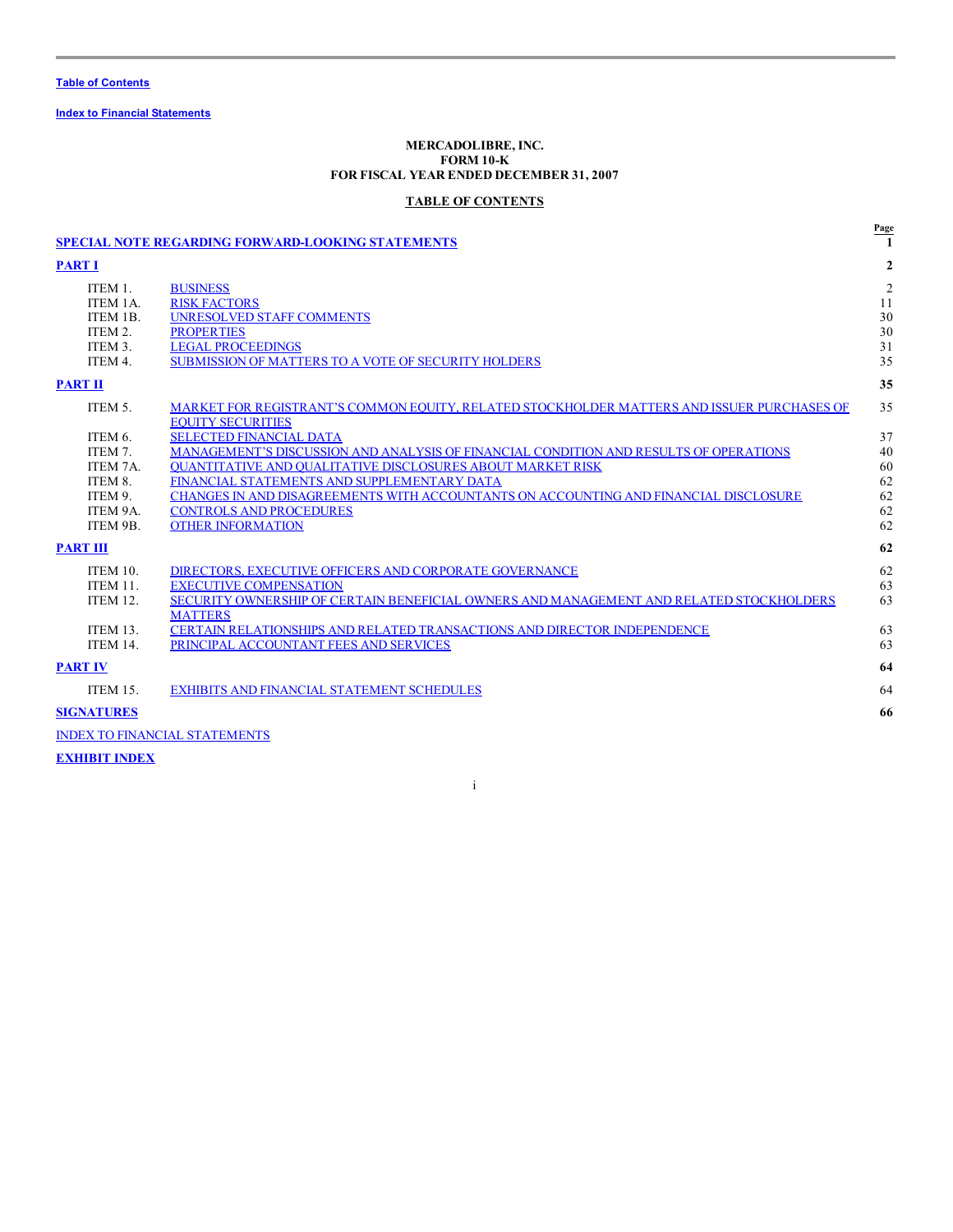Table of Contents

Index to Financial Statements

**MERCADOLIBRE, INC.**
**FORM 10-K**
**FOR FISCAL YEAR ENDED DECEMBER 31, 2007**

**TABLE OF CONTENTS**

| | | Page |
|---|---|---|
| **SPECIAL NOTE REGARDING FORWARD-LOOKING STATEMENTS** | | **1** |
| **PART I** | | **2** |
| ITEM 1. | BUSINESS | 2 |
| ITEM 1A. | RISK FACTORS | 11 |
| ITEM 1B. | UNRESOLVED STAFF COMMENTS | 30 |
| ITEM 2. | PROPERTIES | 30 |
| ITEM 3. | LEGAL PROCEEDINGS | 31 |
| ITEM 4. | SUBMISSION OF MATTERS TO A VOTE OF SECURITY HOLDERS | 35 |
| **PART II** | | **35** |
| ITEM 5. | MARKET FOR REGISTRANT'S COMMON EQUITY, RELATED STOCKHOLDER MATTERS AND ISSUER PURCHASES OF EQUITY SECURITIES | 35 |
| ITEM 6. | SELECTED FINANCIAL DATA | 37 |
| ITEM 7. | MANAGEMENT'S DISCUSSION AND ANALYSIS OF FINANCIAL CONDITION AND RESULTS OF OPERATIONS | 40 |
| ITEM 7A. | QUANTITATIVE AND QUALITATIVE DISCLOSURES ABOUT MARKET RISK | 60 |
| ITEM 8. | FINANCIAL STATEMENTS AND SUPPLEMENTARY DATA | 62 |
| ITEM 9. | CHANGES IN AND DISAGREEMENTS WITH ACCOUNTANTS ON ACCOUNTING AND FINANCIAL DISCLOSURE | 62 |
| ITEM 9A. | CONTROLS AND PROCEDURES | 62 |
| ITEM 9B. | OTHER INFORMATION | 62 |
| **PART III** | | **62** |
| ITEM 10. | DIRECTORS, EXECUTIVE OFFICERS AND CORPORATE GOVERNANCE | 62 |
| ITEM 11. | EXECUTIVE COMPENSATION | 63 |
| ITEM 12. | SECURITY OWNERSHIP OF CERTAIN BENEFICIAL OWNERS AND MANAGEMENT AND RELATED STOCKHOLDERS MATTERS | 63 |
| ITEM 13. | CERTAIN RELATIONSHIPS AND RELATED TRANSACTIONS AND DIRECTOR INDEPENDENCE | 63 |
| ITEM 14. | PRINCIPAL ACCOUNTANT FEES AND SERVICES | 63 |
| **PART IV** | | **64** |
| ITEM 15. | EXHIBITS AND FINANCIAL STATEMENT SCHEDULES | 64 |
| **SIGNATURES** | | **66** |
| INDEX TO FINANCIAL STATEMENTS | | |
| **EXHIBIT INDEX** | | |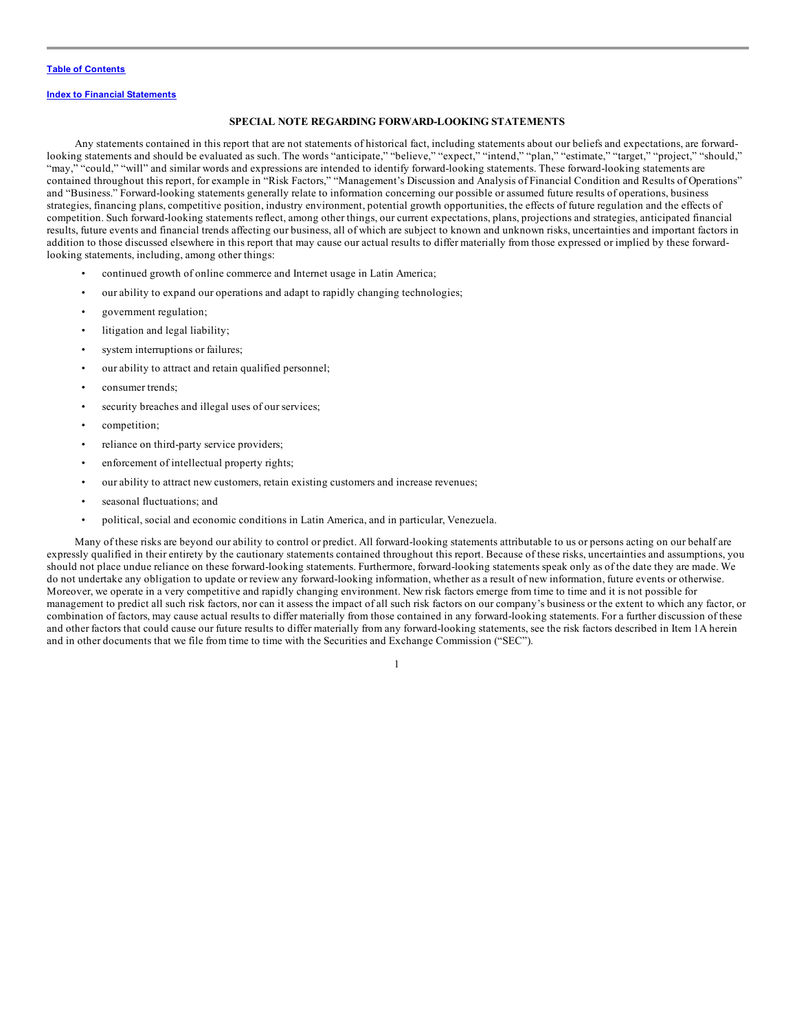## SPECIAL NOTE REGARDING FORWARD-LOOKING STATEMENTS

Any statements contained in this report that are not statements of historical fact, including statements about our beliefs and expectations, are forward-looking statements and should be evaluated as such. The words "anticipate," "believe," "expect," "intend," "plan," "estimate," "target," "project," "should," "may," "could," "will" and similar words and expressions are intended to identify forward-looking statements. These forward-looking statements are contained throughout this report, for example in "Risk Factors," "Management's Discussion and Analysis of Financial Condition and Results of Operations" and "Business." Forward-looking statements generally relate to information concerning our possible or assumed future results of operations, business strategies, financing plans, competitive position, industry environment, potential growth opportunities, the effects of future regulation and the effects of competition. Such forward-looking statements reflect, among other things, our current expectations, plans, projections and strategies, anticipated financial results, future events and financial trends affecting our business, all of which are subject to known and unknown risks, uncertainties and important factors in addition to those discussed elsewhere in this report that may cause our actual results to differ materially from those expressed or implied by these forward-looking statements, including, among other things:

- continued growth of online commerce and Internet usage in Latin America;
- our ability to expand our operations and adapt to rapidly changing technologies;
- government regulation;
- litigation and legal liability;
- system interruptions or failures;
- our ability to attract and retain qualified personnel;
- consumer trends;
- security breaches and illegal uses of our services;
- competition;
- reliance on third-party service providers;
- enforcement of intellectual property rights;
- our ability to attract new customers, retain existing customers and increase revenues;
- seasonal fluctuations; and
- political, social and economic conditions in Latin America, and in particular, Venezuela.

Many of these risks are beyond our ability to control or predict. All forward-looking statements attributable to us or persons acting on our behalf are expressly qualified in their entirety by the cautionary statements contained throughout this report. Because of these risks, uncertainties and assumptions, you should not place undue reliance on these forward-looking statements. Furthermore, forward-looking statements speak only as of the date they are made. We do not undertake any obligation to update or review any forward-looking information, whether as a result of new information, future events or otherwise. Moreover, we operate in a very competitive and rapidly changing environment. New risk factors emerge from time to time and it is not possible for management to predict all such risk factors, nor can it assess the impact of all such risk factors on our company's business or the extent to which any factor, or combination of factors, may cause actual results to differ materially from those contained in any forward-looking statements. For a further discussion of these and other factors that could cause our future results to differ materially from any forward-looking statements, see the risk factors described in Item 1A herein and in other documents that we file from time to time with the Securities and Exchange Commission ("SEC").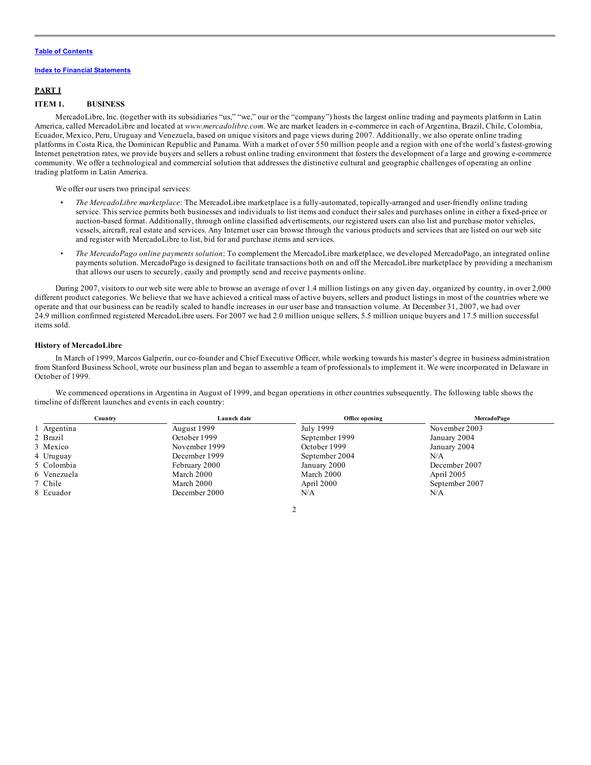[Table of Contents](#)

[Index to Financial Statements](#)

## PART I

### ITEM 1. BUSINESS

MercadoLibre, Inc. (together with its subsidiaries "us," "we," our or the "company") hosts the largest online trading and payments platform in Latin America, called MercadoLibre and located at *www.mercadolibre.com*. We are market leaders in e-commerce in each of Argentina, Brazil, Chile, Colombia, Ecuador, Mexico, Peru, Uruguay and Venezuela, based on unique visitors and page views during 2007. Additionally, we also operate online trading platforms in Costa Rica, the Dominican Republic and Panama. With a market of over 550 million people and a region with one of the world's fastest-growing Internet penetration rates, we provide buyers and sellers a robust online trading environment that fosters the development of a large and growing e-commerce community. We offer a technological and commercial solution that addresses the distinctive cultural and geographic challenges of operating an online trading platform in Latin America.

We offer our users two principal services:

- *The MercadoLibre marketplace*: The MercadoLibre marketplace is a fully-automated, topically-arranged and user-friendly online trading service. This service permits both businesses and individuals to list items and conduct their sales and purchases online in either a fixed-price or auction-based format. Additionally, through online classified advertisements, our registered users can also list and purchase motor vehicles, vessels, aircraft, real estate and services. Any Internet user can browse through the various products and services that are listed on our web site and register with MercadoLibre to list, bid for and purchase items and services.
- *The MercadoPago online payments solution*: To complement the MercadoLibre marketplace, we developed MercadoPago, an integrated online payments solution. MercadoPago is designed to facilitate transactions both on and off the MercadoLibre marketplace by providing a mechanism that allows our users to securely, easily and promptly send and receive payments online.

During 2007, visitors to our web site were able to browse an average of over 1.4 million listings on any given day, organized by country, in over 2,000 different product categories. We believe that we have achieved a critical mass of active buyers, sellers and product listings in most of the countries where we operate and that our business can be readily scaled to handle increases in our user base and transaction volume. At December 31, 2007, we had over 24.9 million confirmed registered MercadoLibre users. For 2007 we had 2.0 million unique sellers, 5.5 million unique buyers and 17.5 million successful items sold.

#### History of MercadoLibre

In March of 1999, Marcos Galperín, our co-founder and Chief Executive Officer, while working towards his master's degree in business administration from Stanford Business School, wrote our business plan and began to assemble a team of professionals to implement it. We were incorporated in Delaware in October of 1999.

We commenced operations in Argentina in August of 1999, and began operations in other countries subsequently. The following table shows the timeline of different launches and events in each country:

| | Country | Launch date | Office opening | MercadoPago |
|---|---|---|---|---|
| 1 | Argentina | August 1999 | July 1999 | November 2003 |
| 2 | Brazil | October 1999 | September 1999 | January 2004 |
| 3 | Mexico | November 1999 | October 1999 | January 2004 |
| 4 | Uruguay | December 1999 | September 2004 | N/A |
| 5 | Colombia | February 2000 | January 2000 | December 2007 |
| 6 | Venezuela | March 2000 | March 2000 | April 2005 |
| 7 | Chile | March 2000 | April 2000 | September 2007 |
| 8 | Ecuador | December 2000 | N/A | N/A |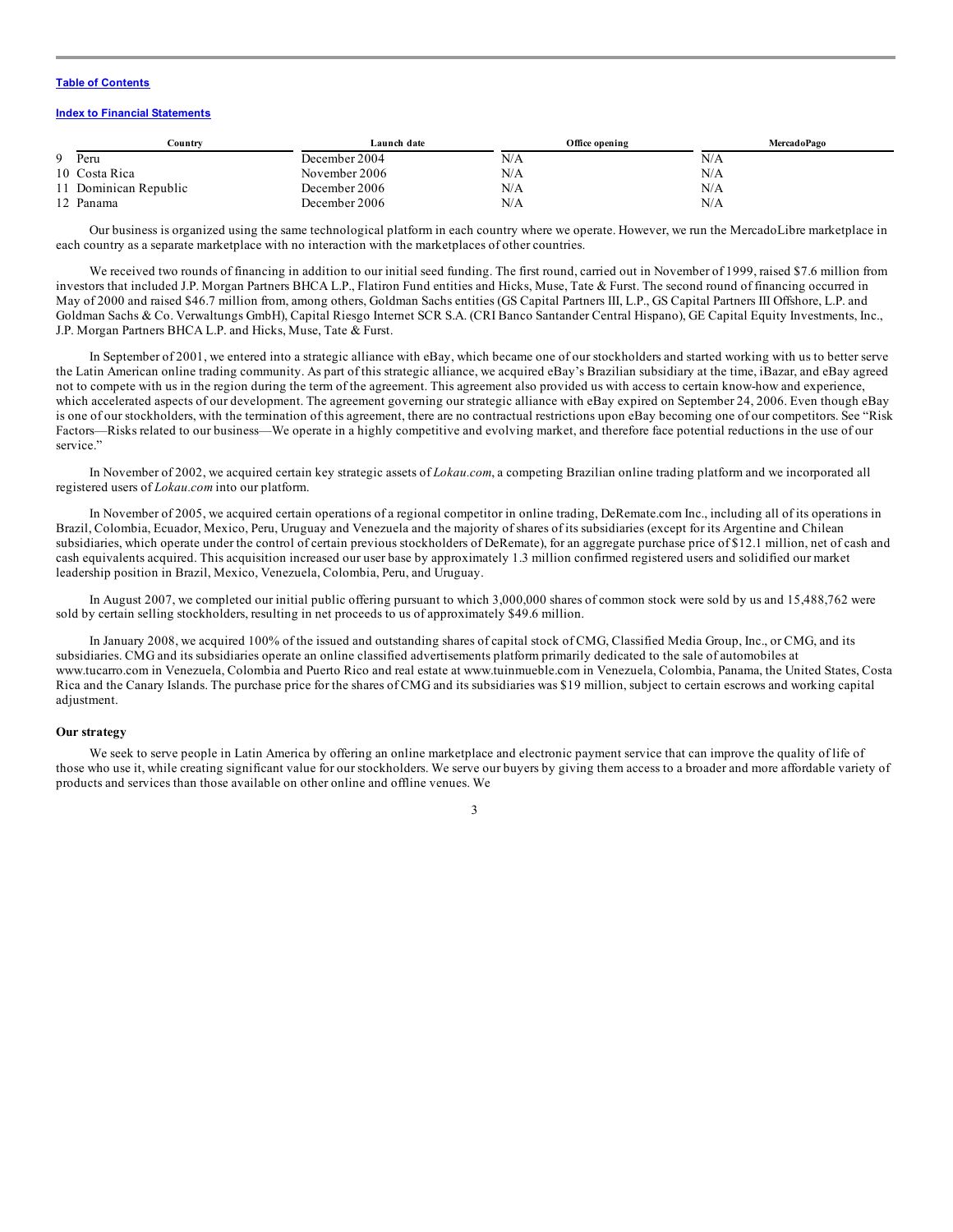| | Country | Launch date | Office opening | MercadoPago |
|---|---|---|---|---|
| 9 | Peru | December 2004 | N/A | N/A |
| 10 | Costa Rica | November 2006 | N/A | N/A |
| 11 | Dominican Republic | December 2006 | N/A | N/A |
| 12 | Panama | December 2006 | N/A | N/A |

Our business is organized using the same technological platform in each country where we operate. However, we run the MercadoLibre marketplace in each country as a separate marketplace with no interaction with the marketplaces of other countries.

We received two rounds of financing in addition to our initial seed funding. The first round, carried out in November of 1999, raised $7.6 million from investors that included J.P. Morgan Partners BHCA L.P., Flatiron Fund entities and Hicks, Muse, Tate & Furst. The second round of financing occurred in May of 2000 and raised $46.7 million from, among others, Goldman Sachs entities (GS Capital Partners III, L.P., GS Capital Partners III Offshore, L.P. and Goldman Sachs & Co. Verwaltungs GmbH), Capital Riesgo Internet SCR S.A. (CRI Banco Santander Central Hispano), GE Capital Equity Investments, Inc., J.P. Morgan Partners BHCA L.P. and Hicks, Muse, Tate & Furst.

In September of 2001, we entered into a strategic alliance with eBay, which became one of our stockholders and started working with us to better serve the Latin American online trading community. As part of this strategic alliance, we acquired eBay's Brazilian subsidiary at the time, iBazar, and eBay agreed not to compete with us in the region during the term of the agreement. This agreement also provided us with access to certain know-how and experience, which accelerated aspects of our development. The agreement governing our strategic alliance with eBay expired on September 24, 2006. Even though eBay is one of our stockholders, with the termination of this agreement, there are no contractual restrictions upon eBay becoming one of our competitors. See "Risk Factors—Risks related to our business—We operate in a highly competitive and evolving market, and therefore face potential reductions in the use of our service."

In November of 2002, we acquired certain key strategic assets of *Lokau.com*, a competing Brazilian online trading platform and we incorporated all registered users of *Lokau.com* into our platform.

In November of 2005, we acquired certain operations of a regional competitor in online trading, DeRemate.com Inc., including all of its operations in Brazil, Colombia, Ecuador, Mexico, Peru, Uruguay and Venezuela and the majority of shares of its subsidiaries (except for its Argentine and Chilean subsidiaries, which operate under the control of certain previous stockholders of DeRemate), for an aggregate purchase price of $12.1 million, net of cash and cash equivalents acquired. This acquisition increased our user base by approximately 1.3 million confirmed registered users and solidified our market leadership position in Brazil, Mexico, Venezuela, Colombia, Peru, and Uruguay.

In August 2007, we completed our initial public offering pursuant to which 3,000,000 shares of common stock were sold by us and 15,488,762 were sold by certain selling stockholders, resulting in net proceeds to us of approximately $49.6 million.

In January 2008, we acquired 100% of the issued and outstanding shares of capital stock of CMG, Classified Media Group, Inc., or CMG, and its subsidiaries. CMG and its subsidiaries operate an online classified advertisements platform primarily dedicated to the sale of automobiles at www.tucarro.com in Venezuela, Colombia and Puerto Rico and real estate at www.tuinmueble.com in Venezuela, Colombia, Panama, the United States, Costa Rica and the Canary Islands. The purchase price for the shares of CMG and its subsidiaries was $19 million, subject to certain escrows and working capital adjustment.

**Our strategy**

We seek to serve people in Latin America by offering an online marketplace and electronic payment service that can improve the quality of life of those who use it, while creating significant value for our stockholders. We serve our buyers by giving them access to a broader and more affordable variety of products and services than those available on other online and offline venues. We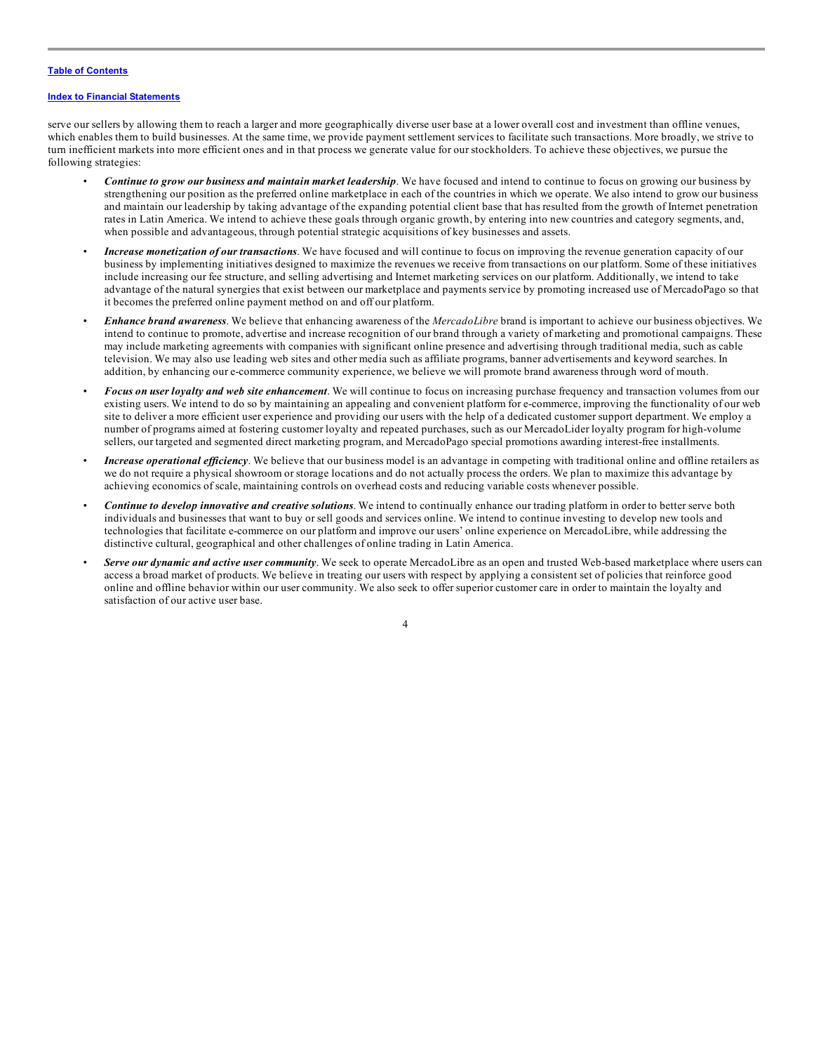serve our sellers by allowing them to reach a larger and more geographically diverse user base at a lower overall cost and investment than offline venues, which enables them to build businesses. At the same time, we provide payment settlement services to facilitate such transactions. More broadly, we strive to turn inefficient markets into more efficient ones and in that process we generate value for our stockholders. To achieve these objectives, we pursue the following strategies:

- ***Continue to grow our business and maintain market leadership***. We have focused and intend to continue to focus on growing our business by strengthening our position as the preferred online marketplace in each of the countries in which we operate. We also intend to grow our business and maintain our leadership by taking advantage of the expanding potential client base that has resulted from the growth of Internet penetration rates in Latin America. We intend to achieve these goals through organic growth, by entering into new countries and category segments, and, when possible and advantageous, through potential strategic acquisitions of key businesses and assets.
- ***Increase monetization of our transactions***. We have focused and will continue to focus on improving the revenue generation capacity of our business by implementing initiatives designed to maximize the revenues we receive from transactions on our platform. Some of these initiatives include increasing our fee structure, and selling advertising and Internet marketing services on our platform. Additionally, we intend to take advantage of the natural synergies that exist between our marketplace and payments service by promoting increased use of MercadoPago so that it becomes the preferred online payment method on and off our platform.
- ***Enhance brand awareness***. We believe that enhancing awareness of the *MercadoLibre* brand is important to achieve our business objectives. We intend to continue to promote, advertise and increase recognition of our brand through a variety of marketing and promotional campaigns. These may include marketing agreements with companies with significant online presence and advertising through traditional media, such as cable television. We may also use leading web sites and other media such as affiliate programs, banner advertisements and keyword searches. In addition, by enhancing our e-commerce community experience, we believe we will promote brand awareness through word of mouth.
- ***Focus on user loyalty and web site enhancement***. We will continue to focus on increasing purchase frequency and transaction volumes from our existing users. We intend to do so by maintaining an appealing and convenient platform for e-commerce, improving the functionality of our web site to deliver a more efficient user experience and providing our users with the help of a dedicated customer support department. We employ a number of programs aimed at fostering customer loyalty and repeated purchases, such as our MercadoLider loyalty program for high-volume sellers, our targeted and segmented direct marketing program, and MercadoPago special promotions awarding interest-free installments.
- ***Increase operational efficiency***. We believe that our business model is an advantage in competing with traditional online and offline retailers as we do not require a physical showroom or storage locations and do not actually process the orders. We plan to maximize this advantage by achieving economics of scale, maintaining controls on overhead costs and reducing variable costs whenever possible.
- ***Continue to develop innovative and creative solutions***. We intend to continually enhance our trading platform in order to better serve both individuals and businesses that want to buy or sell goods and services online. We intend to continue investing to develop new tools and technologies that facilitate e-commerce on our platform and improve our users' online experience on MercadoLibre, while addressing the distinctive cultural, geographical and other challenges of online trading in Latin America.
- ***Serve our dynamic and active user community***. We seek to operate MercadoLibre as an open and trusted Web-based marketplace where users can access a broad market of products. We believe in treating our users with respect by applying a consistent set of policies that reinforce good online and offline behavior within our user community. We also seek to offer superior customer care in order to maintain the loyalty and satisfaction of our active user base.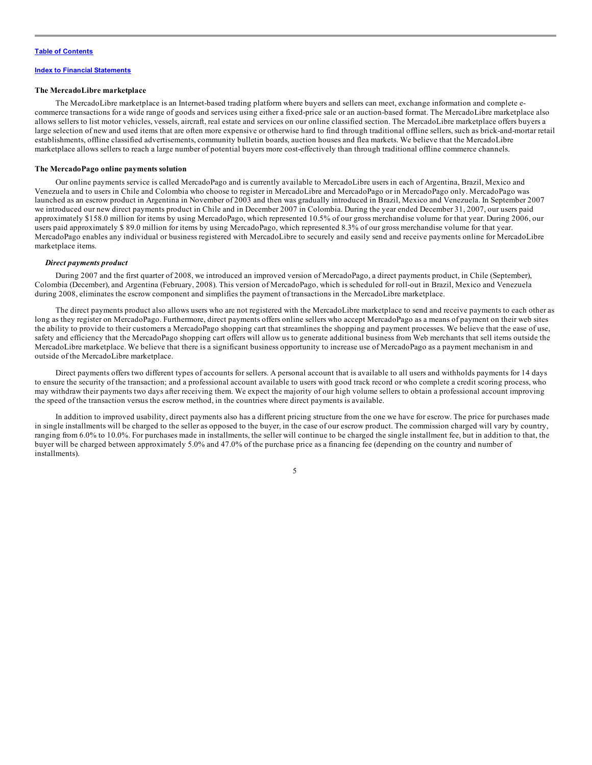### The MercadoLibre marketplace

The MercadoLibre marketplace is an Internet-based trading platform where buyers and sellers can meet, exchange information and complete e-commerce transactions for a wide range of goods and services using either a fixed-price sale or an auction-based format. The MercadoLibre marketplace also allows sellers to list motor vehicles, vessels, aircraft, real estate and services on our online classified section. The MercadoLibre marketplace offers buyers a large selection of new and used items that are often more expensive or otherwise hard to find through traditional offline sellers, such as brick-and-mortar retail establishments, offline classified advertisements, community bulletin boards, auction houses and flea markets. We believe that the MercadoLibre marketplace allows sellers to reach a large number of potential buyers more cost-effectively than through traditional offline commerce channels.

### The MercadoPago online payments solution

Our online payments service is called MercadoPago and is currently available to MercadoLibre users in each of Argentina, Brazil, Mexico and Venezuela and to users in Chile and Colombia who choose to register in MercadoLibre and MercadoPago or in MercadoPago only. MercadoPago was launched as an escrow product in Argentina in November of 2003 and then was gradually introduced in Brazil, Mexico and Venezuela. In September 2007 we introduced our new direct payments product in Chile and in December 2007 in Colombia. During the year ended December 31, 2007, our users paid approximately $158.0 million for items by using MercadoPago, which represented 10.5% of our gross merchandise volume for that year. During 2006, our users paid approximately $ 89.0 million for items by using MercadoPago, which represented 8.3% of our gross merchandise volume for that year. MercadoPago enables any individual or business registered with MercadoLibre to securely and easily send and receive payments online for MercadoLibre marketplace items.

#### *Direct payments product*

During 2007 and the first quarter of 2008, we introduced an improved version of MercadoPago, a direct payments product, in Chile (September), Colombia (December), and Argentina (February, 2008). This version of MercadoPago, which is scheduled for roll-out in Brazil, Mexico and Venezuela during 2008, eliminates the escrow component and simplifies the payment of transactions in the MercadoLibre marketplace.

The direct payments product also allows users who are not registered with the MercadoLibre marketplace to send and receive payments to each other as long as they register on MercadoPago. Furthermore, direct payments offers online sellers who accept MercadoPago as a means of payment on their web sites the ability to provide to their customers a MercadoPago shopping cart that streamlines the shopping and payment processes. We believe that the ease of use, safety and efficiency that the MercadoPago shopping cart offers will allow us to generate additional business from Web merchants that sell items outside the MercadoLibre marketplace. We believe that there is a significant business opportunity to increase use of MercadoPago as a payment mechanism in and outside of the MercadoLibre marketplace.

Direct payments offers two different types of accounts for sellers. A personal account that is available to all users and withholds payments for 14 days to ensure the security of the transaction; and a professional account available to users with good track record or who complete a credit scoring process, who may withdraw their payments two days after receiving them. We expect the majority of our high volume sellers to obtain a professional account improving the speed of the transaction versus the escrow method, in the countries where direct payments is available.

In addition to improved usability, direct payments also has a different pricing structure from the one we have for escrow. The price for purchases made in single installments will be charged to the seller as opposed to the buyer, in the case of our escrow product. The commission charged will vary by country, ranging from 6.0% to 10.0%. For purchases made in installments, the seller will continue to be charged the single installment fee, but in addition to that, the buyer will be charged between approximately 5.0% and 47.0% of the purchase price as a financing fee (depending on the country and number of installments).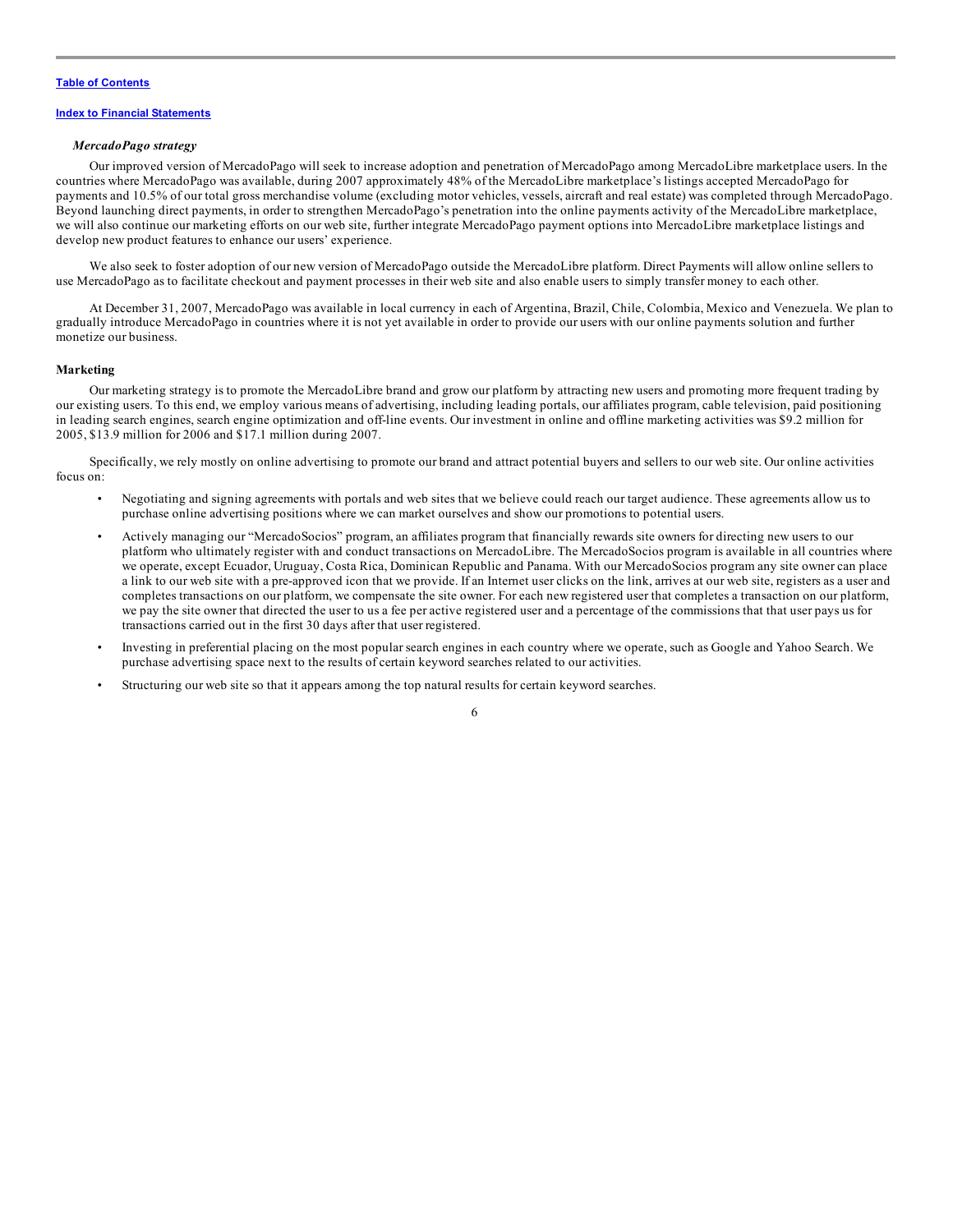*MercadoPago strategy*

Our improved version of MercadoPago will seek to increase adoption and penetration of MercadoPago among MercadoLibre marketplace users. In the countries where MercadoPago was available, during 2007 approximately 48% of the MercadoLibre marketplace's listings accepted MercadoPago for payments and 10.5% of our total gross merchandise volume (excluding motor vehicles, vessels, aircraft and real estate) was completed through MercadoPago. Beyond launching direct payments, in order to strengthen MercadoPago's penetration into the online payments activity of the MercadoLibre marketplace, we will also continue our marketing efforts on our web site, further integrate MercadoPago payment options into MercadoLibre marketplace listings and develop new product features to enhance our users' experience.

We also seek to foster adoption of our new version of MercadoPago outside the MercadoLibre platform. Direct Payments will allow online sellers to use MercadoPago as to facilitate checkout and payment processes in their web site and also enable users to simply transfer money to each other.

At December 31, 2007, MercadoPago was available in local currency in each of Argentina, Brazil, Chile, Colombia, Mexico and Venezuela. We plan to gradually introduce MercadoPago in countries where it is not yet available in order to provide our users with our online payments solution and further monetize our business.

**Marketing**

Our marketing strategy is to promote the MercadoLibre brand and grow our platform by attracting new users and promoting more frequent trading by our existing users. To this end, we employ various means of advertising, including leading portals, our affiliates program, cable television, paid positioning in leading search engines, search engine optimization and off-line events. Our investment in online and offline marketing activities was $9.2 million for 2005, $13.9 million for 2006 and $17.1 million during 2007.

Specifically, we rely mostly on online advertising to promote our brand and attract potential buyers and sellers to our web site. Our online activities focus on:

- Negotiating and signing agreements with portals and web sites that we believe could reach our target audience. These agreements allow us to purchase online advertising positions where we can market ourselves and show our promotions to potential users.
- Actively managing our "MercadoSocios" program, an affiliates program that financially rewards site owners for directing new users to our platform who ultimately register with and conduct transactions on MercadoLibre. The MercadoSocios program is available in all countries where we operate, except Ecuador, Uruguay, Costa Rica, Dominican Republic and Panama. With our MercadoSocios program any site owner can place a link to our web site with a pre-approved icon that we provide. If an Internet user clicks on the link, arrives at our web site, registers as a user and completes transactions on our platform, we compensate the site owner. For each new registered user that completes a transaction on our platform, we pay the site owner that directed the user to us a fee per active registered user and a percentage of the commissions that that user pays us for transactions carried out in the first 30 days after that user registered.
- Investing in preferential placing on the most popular search engines in each country where we operate, such as Google and Yahoo Search. We purchase advertising space next to the results of certain keyword searches related to our activities.
- Structuring our web site so that it appears among the top natural results for certain keyword searches.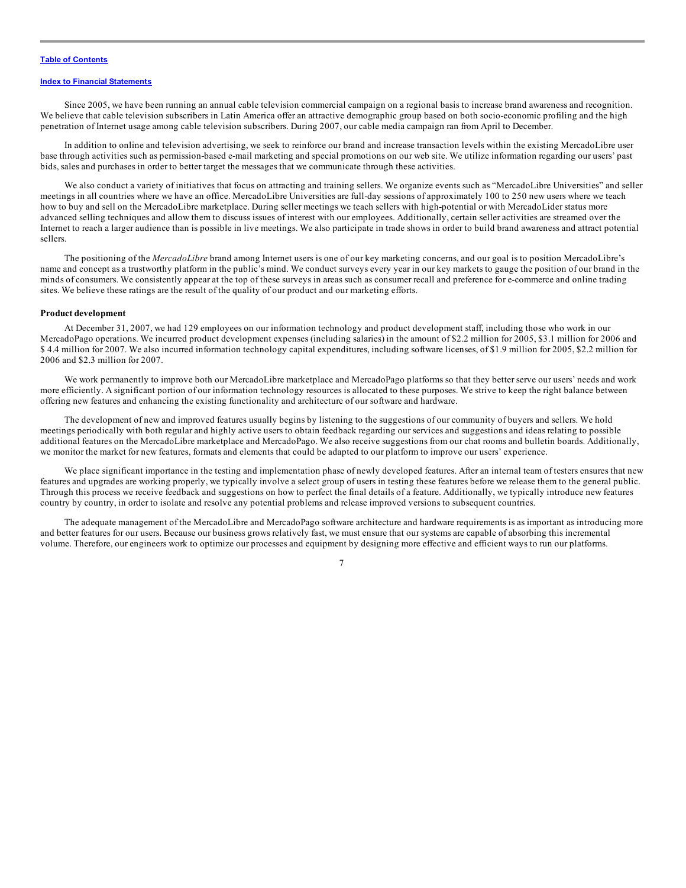Since 2005, we have been running an annual cable television commercial campaign on a regional basis to increase brand awareness and recognition. We believe that cable television subscribers in Latin America offer an attractive demographic group based on both socio-economic profiling and the high penetration of Internet usage among cable television subscribers. During 2007, our cable media campaign ran from April to December.

In addition to online and television advertising, we seek to reinforce our brand and increase transaction levels within the existing MercadoLibre user base through activities such as permission-based e-mail marketing and special promotions on our web site. We utilize information regarding our users' past bids, sales and purchases in order to better target the messages that we communicate through these activities.

We also conduct a variety of initiatives that focus on attracting and training sellers. We organize events such as "MercadoLibre Universities" and seller meetings in all countries where we have an office. MercadoLibre Universities are full-day sessions of approximately 100 to 250 new users where we teach how to buy and sell on the MercadoLibre marketplace. During seller meetings we teach sellers with high-potential or with MercadoLider status more advanced selling techniques and allow them to discuss issues of interest with our employees. Additionally, certain seller activities are streamed over the Internet to reach a larger audience than is possible in live meetings. We also participate in trade shows in order to build brand awareness and attract potential sellers.

The positioning of the *MercadoLibre* brand among Internet users is one of our key marketing concerns, and our goal is to position MercadoLibre's name and concept as a trustworthy platform in the public's mind. We conduct surveys every year in our key markets to gauge the position of our brand in the minds of consumers. We consistently appear at the top of these surveys in areas such as consumer recall and preference for e-commerce and online trading sites. We believe these ratings are the result of the quality of our product and our marketing efforts.

**Product development**

At December 31, 2007, we had 129 employees on our information technology and product development staff, including those who work in our MercadoPago operations. We incurred product development expenses (including salaries) in the amount of $2.2 million for 2005, $3.1 million for 2006 and $ 4.4 million for 2007. We also incurred information technology capital expenditures, including software licenses, of $1.9 million for 2005, $2.2 million for 2006 and $2.3 million for 2007.

We work permanently to improve both our MercadoLibre marketplace and MercadoPago platforms so that they better serve our users' needs and work more efficiently. A significant portion of our information technology resources is allocated to these purposes. We strive to keep the right balance between offering new features and enhancing the existing functionality and architecture of our software and hardware.

The development of new and improved features usually begins by listening to the suggestions of our community of buyers and sellers. We hold meetings periodically with both regular and highly active users to obtain feedback regarding our services and suggestions and ideas relating to possible additional features on the MercadoLibre marketplace and MercadoPago. We also receive suggestions from our chat rooms and bulletin boards. Additionally, we monitor the market for new features, formats and elements that could be adapted to our platform to improve our users' experience.

We place significant importance in the testing and implementation phase of newly developed features. After an internal team of testers ensures that new features and upgrades are working properly, we typically involve a select group of users in testing these features before we release them to the general public. Through this process we receive feedback and suggestions on how to perfect the final details of a feature. Additionally, we typically introduce new features country by country, in order to isolate and resolve any potential problems and release improved versions to subsequent countries.

The adequate management of the MercadoLibre and MercadoPago software architecture and hardware requirements is as important as introducing more and better features for our users. Because our business grows relatively fast, we must ensure that our systems are capable of absorbing this incremental volume. Therefore, our engineers work to optimize our processes and equipment by designing more effective and efficient ways to run our platforms.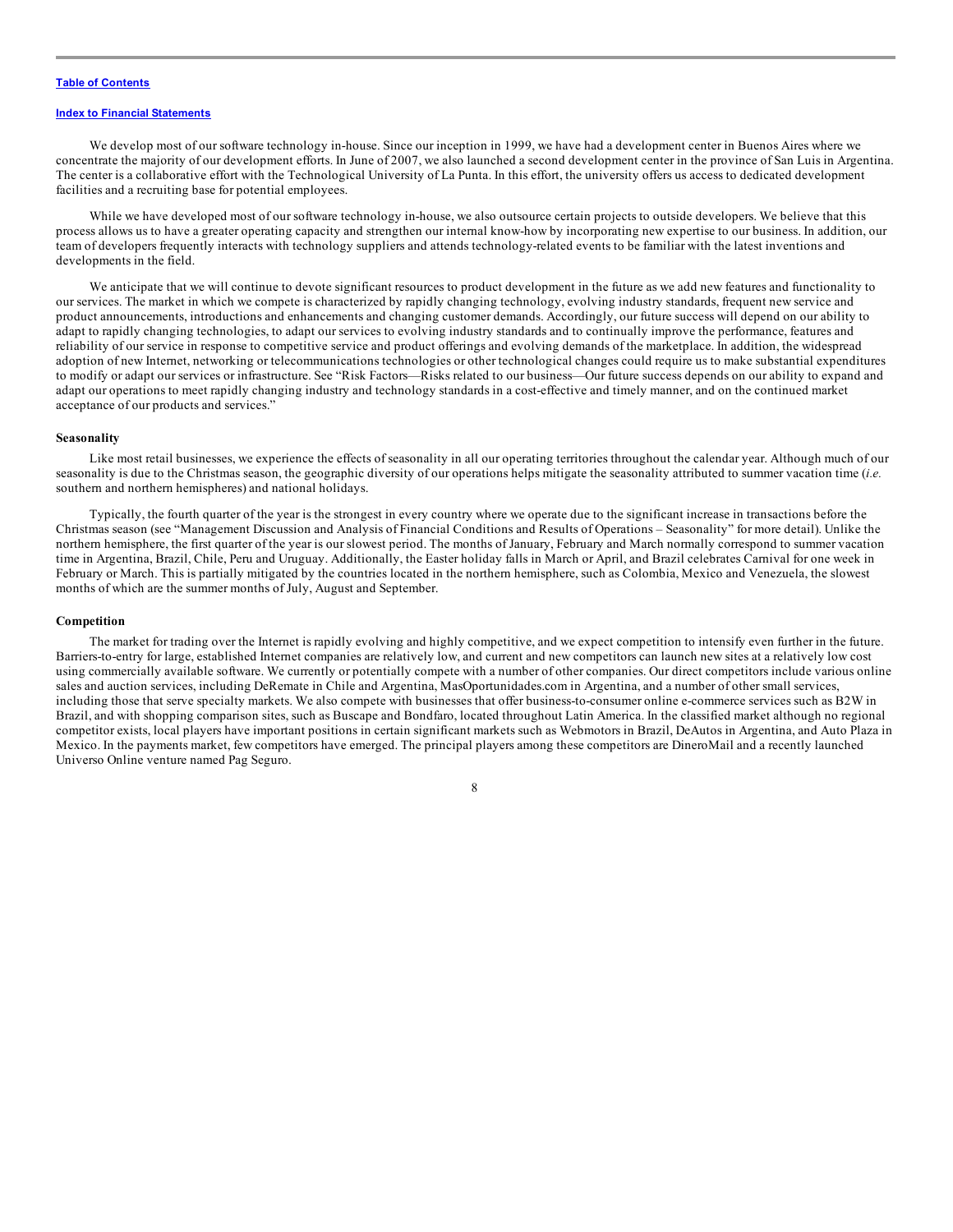We develop most of our software technology in-house. Since our inception in 1999, we have had a development center in Buenos Aires where we concentrate the majority of our development efforts. In June of 2007, we also launched a second development center in the province of San Luis in Argentina. The center is a collaborative effort with the Technological University of La Punta. In this effort, the university offers us access to dedicated development facilities and a recruiting base for potential employees.

While we have developed most of our software technology in-house, we also outsource certain projects to outside developers. We believe that this process allows us to have a greater operating capacity and strengthen our internal know-how by incorporating new expertise to our business. In addition, our team of developers frequently interacts with technology suppliers and attends technology-related events to be familiar with the latest inventions and developments in the field.

We anticipate that we will continue to devote significant resources to product development in the future as we add new features and functionality to our services. The market in which we compete is characterized by rapidly changing technology, evolving industry standards, frequent new service and product announcements, introductions and enhancements and changing customer demands. Accordingly, our future success will depend on our ability to adapt to rapidly changing technologies, to adapt our services to evolving industry standards and to continually improve the performance, features and reliability of our service in response to competitive service and product offerings and evolving demands of the marketplace. In addition, the widespread adoption of new Internet, networking or telecommunications technologies or other technological changes could require us to make substantial expenditures to modify or adapt our services or infrastructure. See "Risk Factors—Risks related to our business—Our future success depends on our ability to expand and adapt our operations to meet rapidly changing industry and technology standards in a cost-effective and timely manner, and on the continued market acceptance of our products and services."

**Seasonality**

Like most retail businesses, we experience the effects of seasonality in all our operating territories throughout the calendar year. Although much of our seasonality is due to the Christmas season, the geographic diversity of our operations helps mitigate the seasonality attributed to summer vacation time (*i.e.* southern and northern hemispheres) and national holidays.

Typically, the fourth quarter of the year is the strongest in every country where we operate due to the significant increase in transactions before the Christmas season (see "Management Discussion and Analysis of Financial Conditions and Results of Operations – Seasonality" for more detail). Unlike the northern hemisphere, the first quarter of the year is our slowest period. The months of January, February and March normally correspond to summer vacation time in Argentina, Brazil, Chile, Peru and Uruguay. Additionally, the Easter holiday falls in March or April, and Brazil celebrates Carnival for one week in February or March. This is partially mitigated by the countries located in the northern hemisphere, such as Colombia, Mexico and Venezuela, the slowest months of which are the summer months of July, August and September.

**Competition**

The market for trading over the Internet is rapidly evolving and highly competitive, and we expect competition to intensify even further in the future. Barriers-to-entry for large, established Internet companies are relatively low, and current and new competitors can launch new sites at a relatively low cost using commercially available software. We currently or potentially compete with a number of other companies. Our direct competitors include various online sales and auction services, including DeRemate in Chile and Argentina, MasOportunidades.com in Argentina, and a number of other small services, including those that serve specialty markets. We also compete with businesses that offer business-to-consumer online e-commerce services such as B2W in Brazil, and with shopping comparison sites, such as Buscape and Bondfaro, located throughout Latin America. In the classified market although no regional competitor exists, local players have important positions in certain significant markets such as Webmotors in Brazil, DeAutos in Argentina, and Auto Plaza in Mexico. In the payments market, few competitors have emerged. The principal players among these competitors are DineroMail and a recently launched Universo Online venture named Pag Seguro.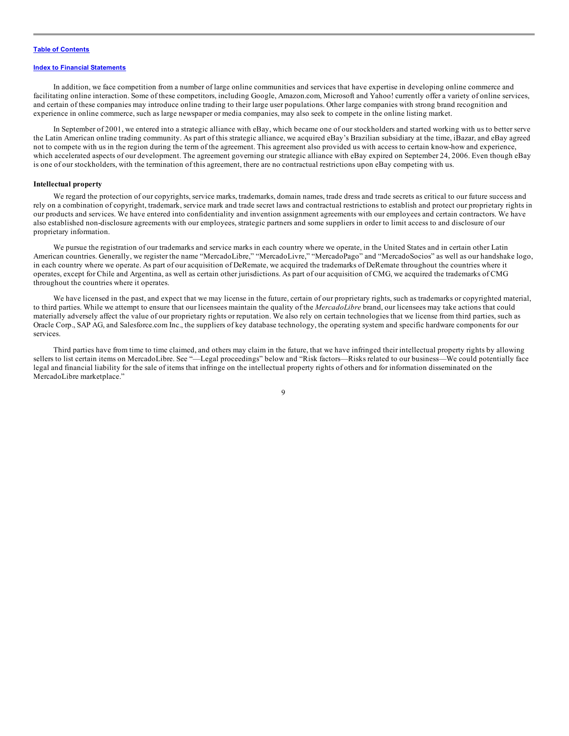In addition, we face competition from a number of large online communities and services that have expertise in developing online commerce and facilitating online interaction. Some of these competitors, including Google, Amazon.com, Microsoft and Yahoo! currently offer a variety of online services, and certain of these companies may introduce online trading to their large user populations. Other large companies with strong brand recognition and experience in online commerce, such as large newspaper or media companies, may also seek to compete in the online listing market.

In September of 2001, we entered into a strategic alliance with eBay, which became one of our stockholders and started working with us to better serve the Latin American online trading community. As part of this strategic alliance, we acquired eBay's Brazilian subsidiary at the time, iBazar, and eBay agreed not to compete with us in the region during the term of the agreement. This agreement also provided us with access to certain know-how and experience, which accelerated aspects of our development. The agreement governing our strategic alliance with eBay expired on September 24, 2006. Even though eBay is one of our stockholders, with the termination of this agreement, there are no contractual restrictions upon eBay competing with us.

**Intellectual property**

We regard the protection of our copyrights, service marks, trademarks, domain names, trade dress and trade secrets as critical to our future success and rely on a combination of copyright, trademark, service mark and trade secret laws and contractual restrictions to establish and protect our proprietary rights in our products and services. We have entered into confidentiality and invention assignment agreements with our employees and certain contractors. We have also established non-disclosure agreements with our employees, strategic partners and some suppliers in order to limit access to and disclosure of our proprietary information.

We pursue the registration of our trademarks and service marks in each country where we operate, in the United States and in certain other Latin American countries. Generally, we register the name "MercadoLibre," "MercadoLivre," "MercadoPago" and "MercadoSocios" as well as our handshake logo, in each country where we operate. As part of our acquisition of DeRemate, we acquired the trademarks of DeRemate throughout the countries where it operates, except for Chile and Argentina, as well as certain other jurisdictions. As part of our acquisition of CMG, we acquired the trademarks of CMG throughout the countries where it operates.

We have licensed in the past, and expect that we may license in the future, certain of our proprietary rights, such as trademarks or copyrighted material, to third parties. While we attempt to ensure that our licensees maintain the quality of the *MercadoLibre* brand, our licensees may take actions that could materially adversely affect the value of our proprietary rights or reputation. We also rely on certain technologies that we license from third parties, such as Oracle Corp., SAP AG, and Salesforce.com Inc., the suppliers of key database technology, the operating system and specific hardware components for our services.

Third parties have from time to time claimed, and others may claim in the future, that we have infringed their intellectual property rights by allowing sellers to list certain items on MercadoLibre. See "—Legal proceedings" below and "Risk factors—Risks related to our business—We could potentially face legal and financial liability for the sale of items that infringe on the intellectual property rights of others and for information disseminated on the MercadoLibre marketplace."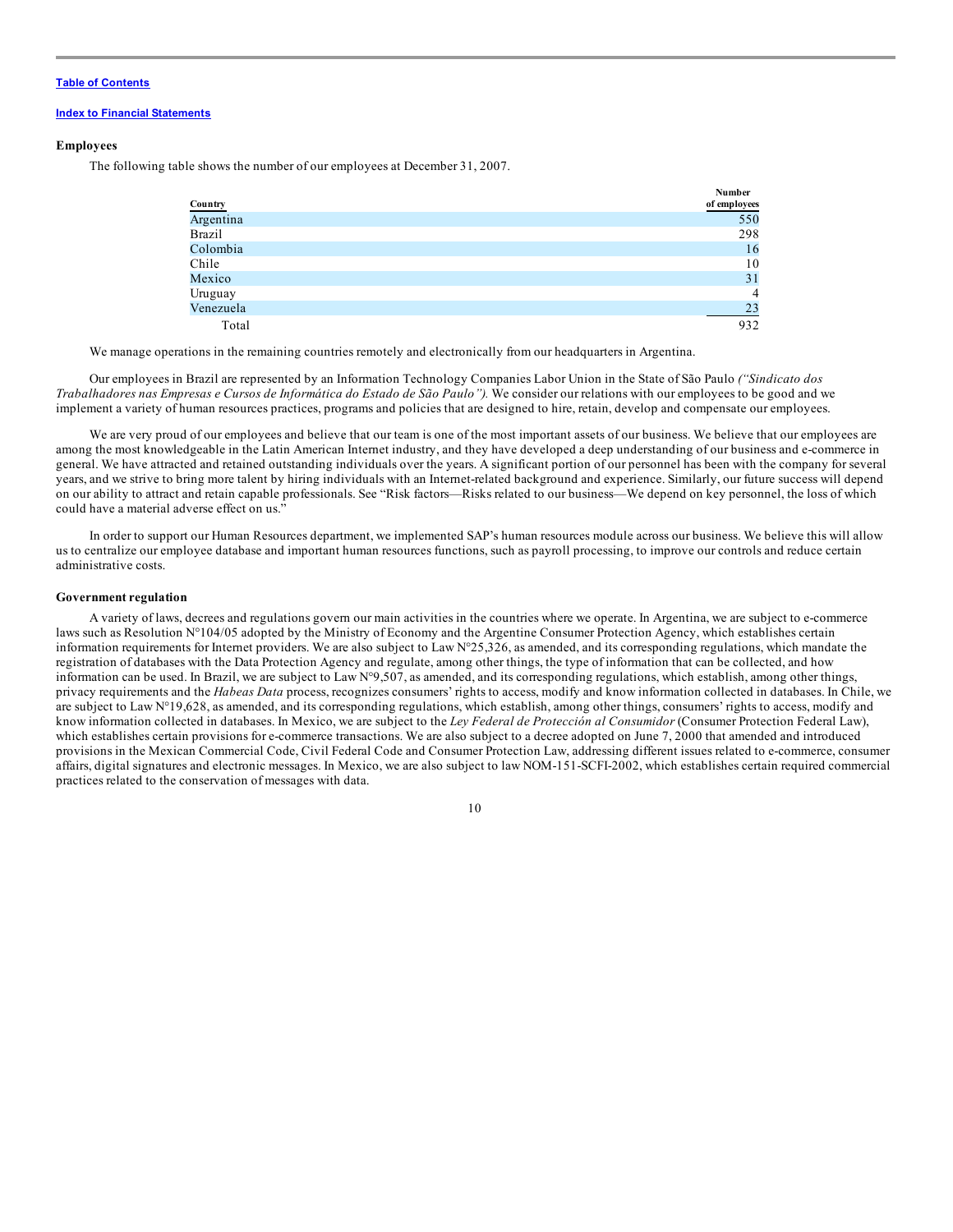### Employees

The following table shows the number of our employees at December 31, 2007.

| Country | Number of employees |
|---|---|
| Argentina | 550 |
| Brazil | 298 |
| Colombia | 16 |
| Chile | 10 |
| Mexico | 31 |
| Uruguay | 4 |
| Venezuela | 23 |
| Total | 932 |

We manage operations in the remaining countries remotely and electronically from our headquarters in Argentina.

Our employees in Brazil are represented by an Information Technology Companies Labor Union in the State of São Paulo *("Sindicato dos Trabalhadores nas Empresas e Cursos de Informática do Estado de São Paulo").* We consider our relations with our employees to be good and we implement a variety of human resources practices, programs and policies that are designed to hire, retain, develop and compensate our employees.

We are very proud of our employees and believe that our team is one of the most important assets of our business. We believe that our employees are among the most knowledgeable in the Latin American Internet industry, and they have developed a deep understanding of our business and e-commerce in general. We have attracted and retained outstanding individuals over the years. A significant portion of our personnel has been with the company for several years, and we strive to bring more talent by hiring individuals with an Internet-related background and experience. Similarly, our future success will depend on our ability to attract and retain capable professionals. See "Risk factors—Risks related to our business—We depend on key personnel, the loss of which could have a material adverse effect on us."

In order to support our Human Resources department, we implemented SAP's human resources module across our business. We believe this will allow us to centralize our employee database and important human resources functions, such as payroll processing, to improve our controls and reduce certain administrative costs.

### Government regulation

A variety of laws, decrees and regulations govern our main activities in the countries where we operate. In Argentina, we are subject to e-commerce laws such as Resolution N°104/05 adopted by the Ministry of Economy and the Argentine Consumer Protection Agency, which establishes certain information requirements for Internet providers. We are also subject to Law N°25,326, as amended, and its corresponding regulations, which mandate the registration of databases with the Data Protection Agency and regulate, among other things, the type of information that can be collected, and how information can be used. In Brazil, we are subject to Law N°9,507, as amended, and its corresponding regulations, which establish, among other things, privacy requirements and the *Habeas Data* process, recognizes consumers' rights to access, modify and know information collected in databases. In Chile, we are subject to Law N°19,628, as amended, and its corresponding regulations, which establish, among other things, consumers' rights to access, modify and know information collected in databases. In Mexico, we are subject to the *Ley Federal de Protección al Consumidor* (Consumer Protection Federal Law), which establishes certain provisions for e-commerce transactions. We are also subject to a decree adopted on June 7, 2000 that amended and introduced provisions in the Mexican Commercial Code, Civil Federal Code and Consumer Protection Law, addressing different issues related to e-commerce, consumer affairs, digital signatures and electronic messages. In Mexico, we are also subject to law NOM-151-SCFI-2002, which establishes certain required commercial practices related to the conservation of messages with data.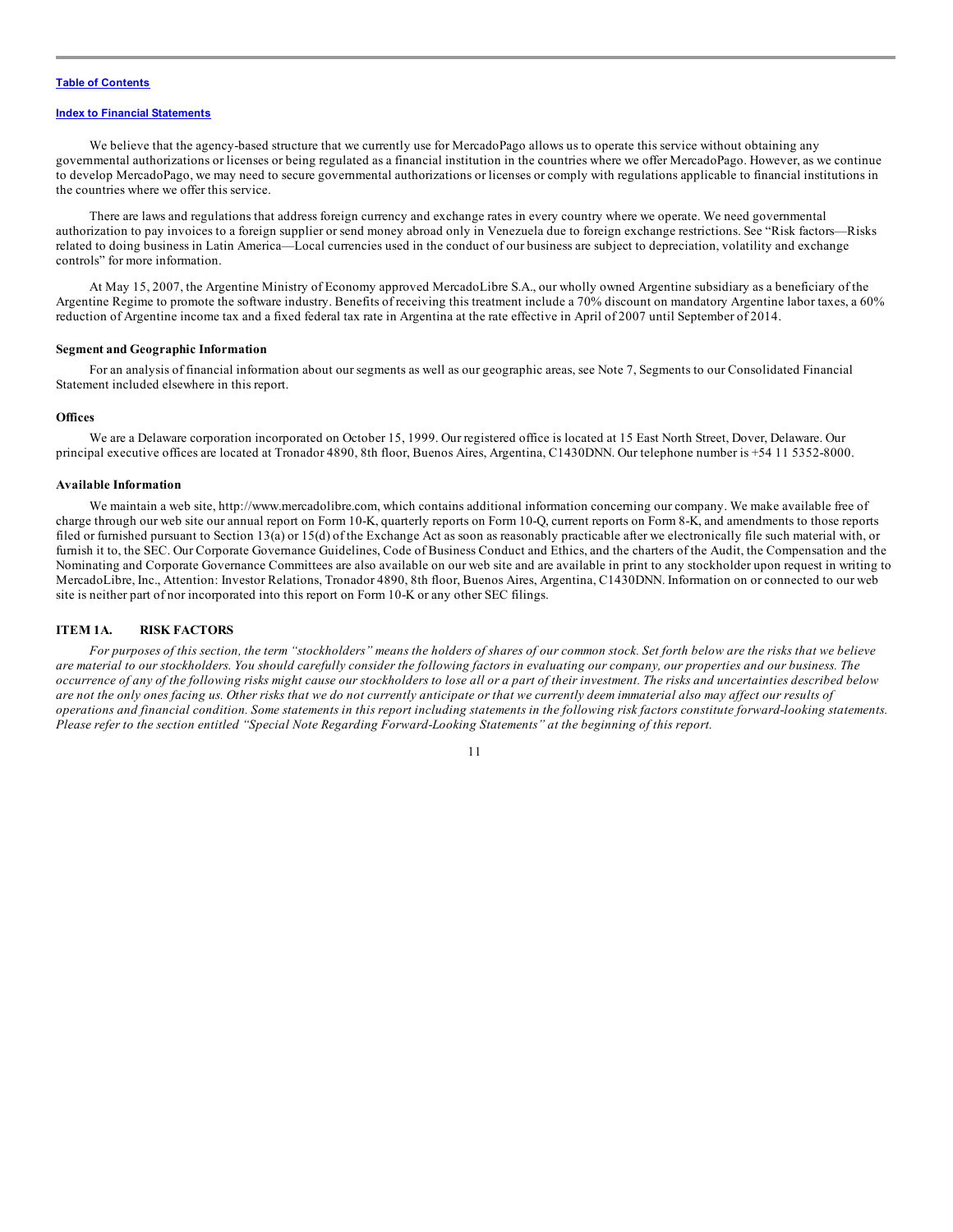We believe that the agency-based structure that we currently use for MercadoPago allows us to operate this service without obtaining any governmental authorizations or licenses or being regulated as a financial institution in the countries where we offer MercadoPago. However, as we continue to develop MercadoPago, we may need to secure governmental authorizations or licenses or comply with regulations applicable to financial institutions in the countries where we offer this service.

There are laws and regulations that address foreign currency and exchange rates in every country where we operate. We need governmental authorization to pay invoices to a foreign supplier or send money abroad only in Venezuela due to foreign exchange restrictions. See "Risk factors—Risks related to doing business in Latin America—Local currencies used in the conduct of our business are subject to depreciation, volatility and exchange controls" for more information.

At May 15, 2007, the Argentine Ministry of Economy approved MercadoLibre S.A., our wholly owned Argentine subsidiary as a beneficiary of the Argentine Regime to promote the software industry. Benefits of receiving this treatment include a 70% discount on mandatory Argentine labor taxes, a 60% reduction of Argentine income tax and a fixed federal tax rate in Argentina at the rate effective in April of 2007 until September of 2014.

**Segment and Geographic Information**

For an analysis of financial information about our segments as well as our geographic areas, see Note 7, Segments to our Consolidated Financial Statement included elsewhere in this report.

**Offices**

We are a Delaware corporation incorporated on October 15, 1999. Our registered office is located at 15 East North Street, Dover, Delaware. Our principal executive offices are located at Tronador 4890, 8th floor, Buenos Aires, Argentina, C1430DNN. Our telephone number is +54 11 5352-8000.

**Available Information**

We maintain a web site, http://www.mercadolibre.com, which contains additional information concerning our company. We make available free of charge through our web site our annual report on Form 10-K, quarterly reports on Form 10-Q, current reports on Form 8-K, and amendments to those reports filed or furnished pursuant to Section 13(a) or 15(d) of the Exchange Act as soon as reasonably practicable after we electronically file such material with, or furnish it to, the SEC. Our Corporate Governance Guidelines, Code of Business Conduct and Ethics, and the charters of the Audit, the Compensation and the Nominating and Corporate Governance Committees are also available on our web site and are available in print to any stockholder upon request in writing to MercadoLibre, Inc., Attention: Investor Relations, Tronador 4890, 8th floor, Buenos Aires, Argentina, C1430DNN. Information on or connected to our web site is neither part of nor incorporated into this report on Form 10-K or any other SEC filings.

## ITEM 1A. RISK FACTORS

*For purposes of this section, the term "stockholders" means the holders of shares of our common stock. Set forth below are the risks that we believe are material to our stockholders. You should carefully consider the following factors in evaluating our company, our properties and our business. The occurrence of any of the following risks might cause our stockholders to lose all or a part of their investment. The risks and uncertainties described below are not the only ones facing us. Other risks that we do not currently anticipate or that we currently deem immaterial also may affect our results of operations and financial condition. Some statements in this report including statements in the following risk factors constitute forward-looking statements. Please refer to the section entitled "Special Note Regarding Forward-Looking Statements" at the beginning of this report.*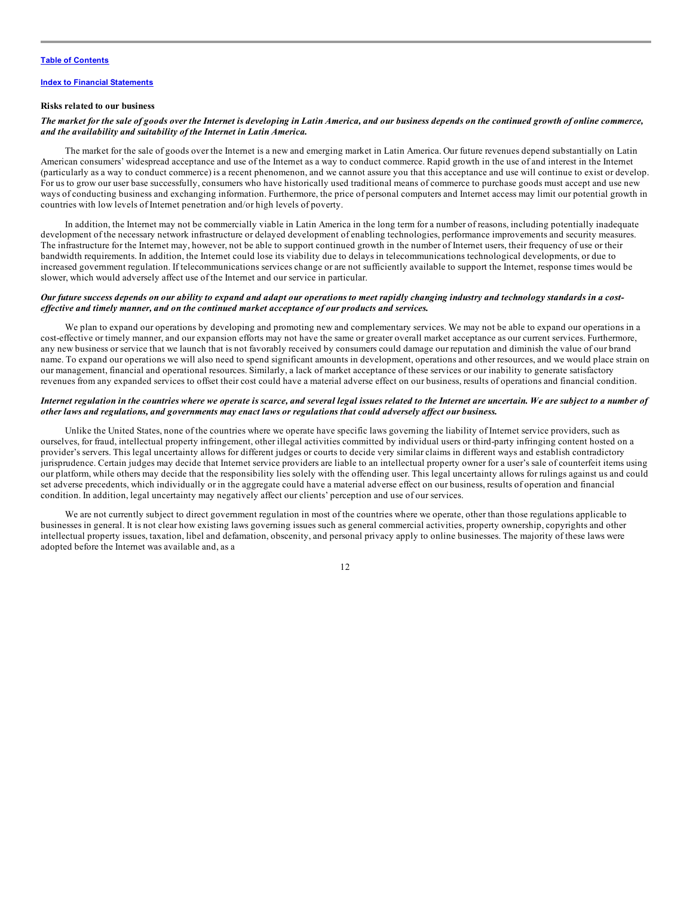### Risks related to our business

***The market for the sale of goods over the Internet is developing in Latin America, and our business depends on the continued growth of online commerce, and the availability and suitability of the Internet in Latin America.***

The market for the sale of goods over the Internet is a new and emerging market in Latin America. Our future revenues depend substantially on Latin American consumers' widespread acceptance and use of the Internet as a way to conduct commerce. Rapid growth in the use of and interest in the Internet (particularly as a way to conduct commerce) is a recent phenomenon, and we cannot assure you that this acceptance and use will continue to exist or develop. For us to grow our user base successfully, consumers who have historically used traditional means of commerce to purchase goods must accept and use new ways of conducting business and exchanging information. Furthermore, the price of personal computers and Internet access may limit our potential growth in countries with low levels of Internet penetration and/or high levels of poverty.

In addition, the Internet may not be commercially viable in Latin America in the long term for a number of reasons, including potentially inadequate development of the necessary network infrastructure or delayed development of enabling technologies, performance improvements and security measures. The infrastructure for the Internet may, however, not be able to support continued growth in the number of Internet users, their frequency of use or their bandwidth requirements. In addition, the Internet could lose its viability due to delays in telecommunications technological developments, or due to increased government regulation. If telecommunications services change or are not sufficiently available to support the Internet, response times would be slower, which would adversely affect use of the Internet and our service in particular.

***Our future success depends on our ability to expand and adapt our operations to meet rapidly changing industry and technology standards in a cost-effective and timely manner, and on the continued market acceptance of our products and services.***

We plan to expand our operations by developing and promoting new and complementary services. We may not be able to expand our operations in a cost-effective or timely manner, and our expansion efforts may not have the same or greater overall market acceptance as our current services. Furthermore, any new business or service that we launch that is not favorably received by consumers could damage our reputation and diminish the value of our brand name. To expand our operations we will also need to spend significant amounts in development, operations and other resources, and we would place strain on our management, financial and operational resources. Similarly, a lack of market acceptance of these services or our inability to generate satisfactory revenues from any expanded services to offset their cost could have a material adverse effect on our business, results of operations and financial condition.

***Internet regulation in the countries where we operate is scarce, and several legal issues related to the Internet are uncertain. We are subject to a number of other laws and regulations, and governments may enact laws or regulations that could adversely affect our business.***

Unlike the United States, none of the countries where we operate have specific laws governing the liability of Internet service providers, such as ourselves, for fraud, intellectual property infringement, other illegal activities committed by individual users or third-party infringing content hosted on a provider's servers. This legal uncertainty allows for different judges or courts to decide very similar claims in different ways and establish contradictory jurisprudence. Certain judges may decide that Internet service providers are liable to an intellectual property owner for a user's sale of counterfeit items using our platform, while others may decide that the responsibility lies solely with the offending user. This legal uncertainty allows for rulings against us and could set adverse precedents, which individually or in the aggregate could have a material adverse effect on our business, results of operation and financial condition. In addition, legal uncertainty may negatively affect our clients' perception and use of our services.

We are not currently subject to direct government regulation in most of the countries where we operate, other than those regulations applicable to businesses in general. It is not clear how existing laws governing issues such as general commercial activities, property ownership, copyrights and other intellectual property issues, taxation, libel and defamation, obscenity, and personal privacy apply to online businesses. The majority of these laws were adopted before the Internet was available and, as a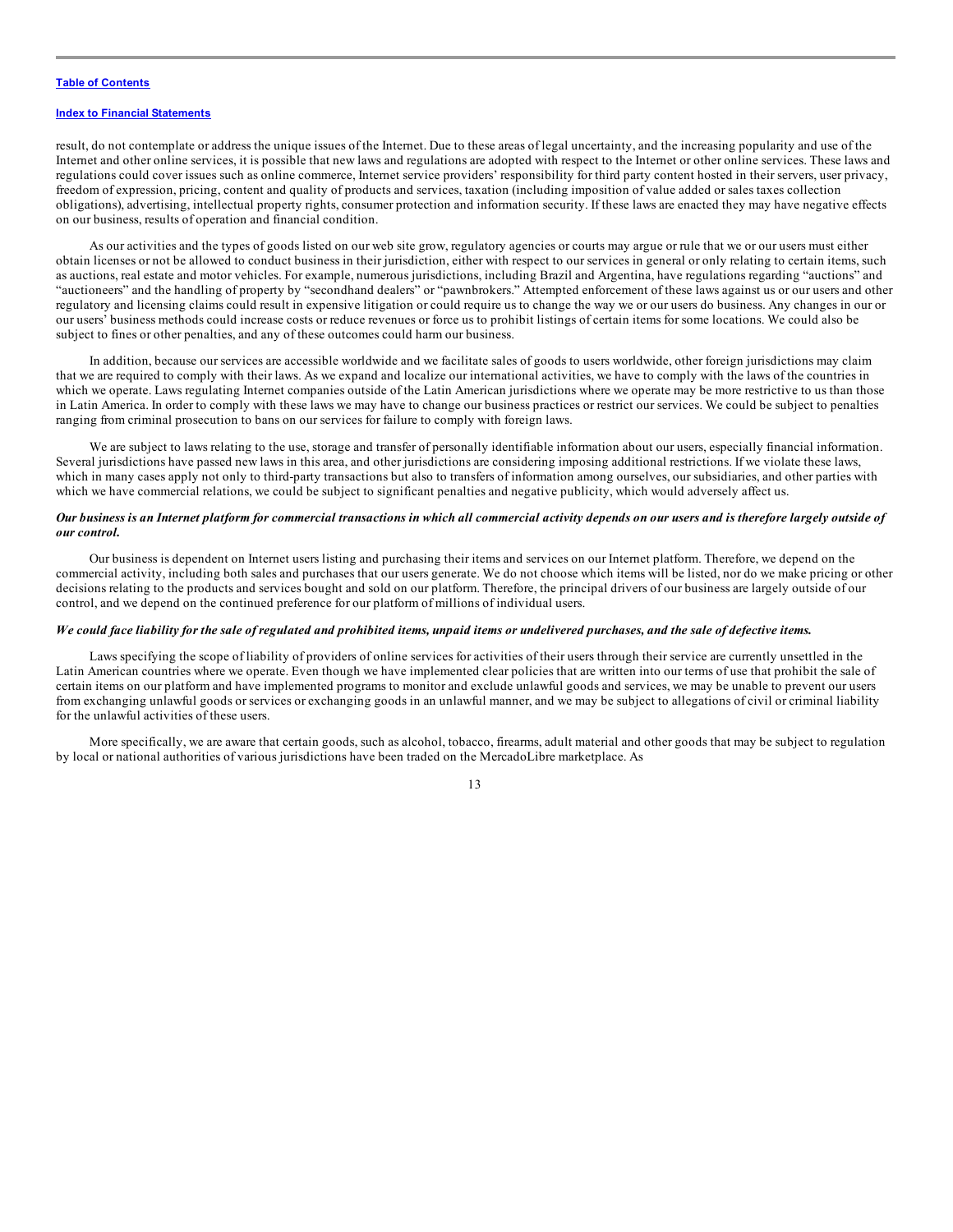result, do not contemplate or address the unique issues of the Internet. Due to these areas of legal uncertainty, and the increasing popularity and use of the Internet and other online services, it is possible that new laws and regulations are adopted with respect to the Internet or other online services. These laws and regulations could cover issues such as online commerce, Internet service providers' responsibility for third party content hosted in their servers, user privacy, freedom of expression, pricing, content and quality of products and services, taxation (including imposition of value added or sales taxes collection obligations), advertising, intellectual property rights, consumer protection and information security. If these laws are enacted they may have negative effects on our business, results of operation and financial condition.

As our activities and the types of goods listed on our web site grow, regulatory agencies or courts may argue or rule that we or our users must either obtain licenses or not be allowed to conduct business in their jurisdiction, either with respect to our services in general or only relating to certain items, such as auctions, real estate and motor vehicles. For example, numerous jurisdictions, including Brazil and Argentina, have regulations regarding "auctions" and "auctioneers" and the handling of property by "secondhand dealers" or "pawnbrokers." Attempted enforcement of these laws against us or our users and other regulatory and licensing claims could result in expensive litigation or could require us to change the way we or our users do business. Any changes in our or our users' business methods could increase costs or reduce revenues or force us to prohibit listings of certain items for some locations. We could also be subject to fines or other penalties, and any of these outcomes could harm our business.

In addition, because our services are accessible worldwide and we facilitate sales of goods to users worldwide, other foreign jurisdictions may claim that we are required to comply with their laws. As we expand and localize our international activities, we have to comply with the laws of the countries in which we operate. Laws regulating Internet companies outside of the Latin American jurisdictions where we operate may be more restrictive to us than those in Latin America. In order to comply with these laws we may have to change our business practices or restrict our services. We could be subject to penalties ranging from criminal prosecution to bans on our services for failure to comply with foreign laws.

We are subject to laws relating to the use, storage and transfer of personally identifiable information about our users, especially financial information. Several jurisdictions have passed new laws in this area, and other jurisdictions are considering imposing additional restrictions. If we violate these laws, which in many cases apply not only to third-party transactions but also to transfers of information among ourselves, our subsidiaries, and other parties with which we have commercial relations, we could be subject to significant penalties and negative publicity, which would adversely affect us.

***Our business is an Internet platform for commercial transactions in which all commercial activity depends on our users and is therefore largely outside of our control.***

Our business is dependent on Internet users listing and purchasing their items and services on our Internet platform. Therefore, we depend on the commercial activity, including both sales and purchases that our users generate. We do not choose which items will be listed, nor do we make pricing or other decisions relating to the products and services bought and sold on our platform. Therefore, the principal drivers of our business are largely outside of our control, and we depend on the continued preference for our platform of millions of individual users.

***We could face liability for the sale of regulated and prohibited items, unpaid items or undelivered purchases, and the sale of defective items.***

Laws specifying the scope of liability of providers of online services for activities of their users through their service are currently unsettled in the Latin American countries where we operate. Even though we have implemented clear policies that are written into our terms of use that prohibit the sale of certain items on our platform and have implemented programs to monitor and exclude unlawful goods and services, we may be unable to prevent our users from exchanging unlawful goods or services or exchanging goods in an unlawful manner, and we may be subject to allegations of civil or criminal liability for the unlawful activities of these users.

More specifically, we are aware that certain goods, such as alcohol, tobacco, firearms, adult material and other goods that may be subject to regulation by local or national authorities of various jurisdictions have been traded on the MercadoLibre marketplace. As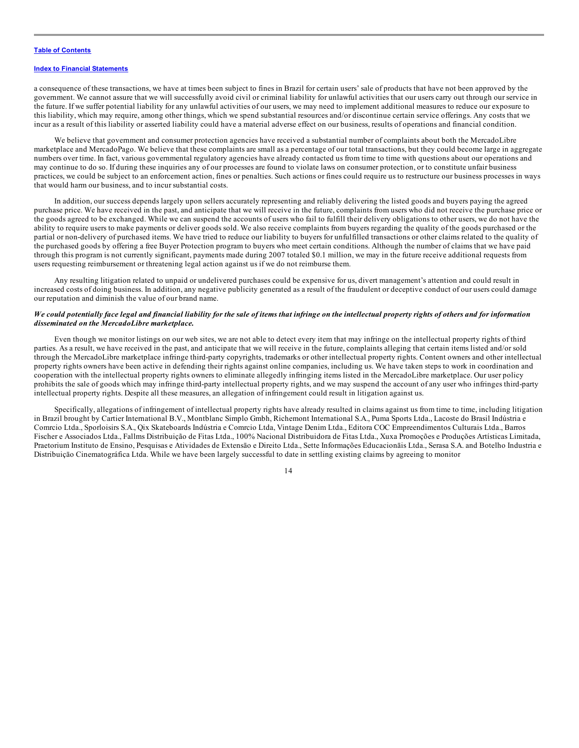a consequence of these transactions, we have at times been subject to fines in Brazil for certain users' sale of products that have not been approved by the government. We cannot assure that we will successfully avoid civil or criminal liability for unlawful activities that our users carry out through our service in the future. If we suffer potential liability for any unlawful activities of our users, we may need to implement additional measures to reduce our exposure to this liability, which may require, among other things, which we spend substantial resources and/or discontinue certain service offerings. Any costs that we incur as a result of this liability or asserted liability could have a material adverse effect on our business, results of operations and financial condition.

We believe that government and consumer protection agencies have received a substantial number of complaints about both the MercadoLibre marketplace and MercadoPago. We believe that these complaints are small as a percentage of our total transactions, but they could become large in aggregate numbers over time. In fact, various governmental regulatory agencies have already contacted us from time to time with questions about our operations and may continue to do so. If during these inquiries any of our processes are found to violate laws on consumer protection, or to constitute unfair business practices, we could be subject to an enforcement action, fines or penalties. Such actions or fines could require us to restructure our business processes in ways that would harm our business, and to incur substantial costs.

In addition, our success depends largely upon sellers accurately representing and reliably delivering the listed goods and buyers paying the agreed purchase price. We have received in the past, and anticipate that we will receive in the future, complaints from users who did not receive the purchase price or the goods agreed to be exchanged. While we can suspend the accounts of users who fail to fulfill their delivery obligations to other users, we do not have the ability to require users to make payments or deliver goods sold. We also receive complaints from buyers regarding the quality of the goods purchased or the partial or non-delivery of purchased items. We have tried to reduce our liability to buyers for unfulfilled transactions or other claims related to the quality of the purchased goods by offering a free Buyer Protection program to buyers who meet certain conditions. Although the number of claims that we have paid through this program is not currently significant, payments made during 2007 totaled $0.1 million, we may in the future receive additional requests from users requesting reimbursement or threatening legal action against us if we do not reimburse them.

Any resulting litigation related to unpaid or undelivered purchases could be expensive for us, divert management's attention and could result in increased costs of doing business. In addition, any negative publicity generated as a result of the fraudulent or deceptive conduct of our users could damage our reputation and diminish the value of our brand name.

***We could potentially face legal and financial liability for the sale of items that infringe on the intellectual property rights of others and for information disseminated on the MercadoLibre marketplace.***

Even though we monitor listings on our web sites, we are not able to detect every item that may infringe on the intellectual property rights of third parties. As a result, we have received in the past, and anticipate that we will receive in the future, complaints alleging that certain items listed and/or sold through the MercadoLibre marketplace infringe third-party copyrights, trademarks or other intellectual property rights. Content owners and other intellectual property rights owners have been active in defending their rights against online companies, including us. We have taken steps to work in coordination and cooperation with the intellectual property rights owners to eliminate allegedly infringing items listed in the MercadoLibre marketplace. Our user policy prohibits the sale of goods which may infringe third-party intellectual property rights, and we may suspend the account of any user who infringes third-party intellectual property rights. Despite all these measures, an allegation of infringement could result in litigation against us.

Specifically, allegations of infringement of intellectual property rights have already resulted in claims against us from time to time, including litigation in Brazil brought by Cartier International B.V., Montblanc Simplo Gmbh, Richemont International S.A., Puma Sports Ltda., Lacoste do Brasil Indústria e Comrcio Ltda., Sporloisirs S.A., Qix Skateboards Indústria e Comrcio Ltda, Vintage Denim Ltda., Editora COC Empreendimentos Culturais Ltda., Barros Fischer e Associados Ltda., Fallms Distribuição de Fitas Ltda., 100% Nacional Distribuidora de Fitas Ltda., Xuxa Promoções e Produções Artísticas Limitada, Praetorium Instituto de Ensino, Pesquisas e Atividades de Extensão e Direito Ltda., Sette Informações Educacionãis Ltda., Serasa S.A. and Botelho Industria e Distribuição Cinematográfica Ltda. While we have been largely successful to date in settling existing claims by agreeing to monitor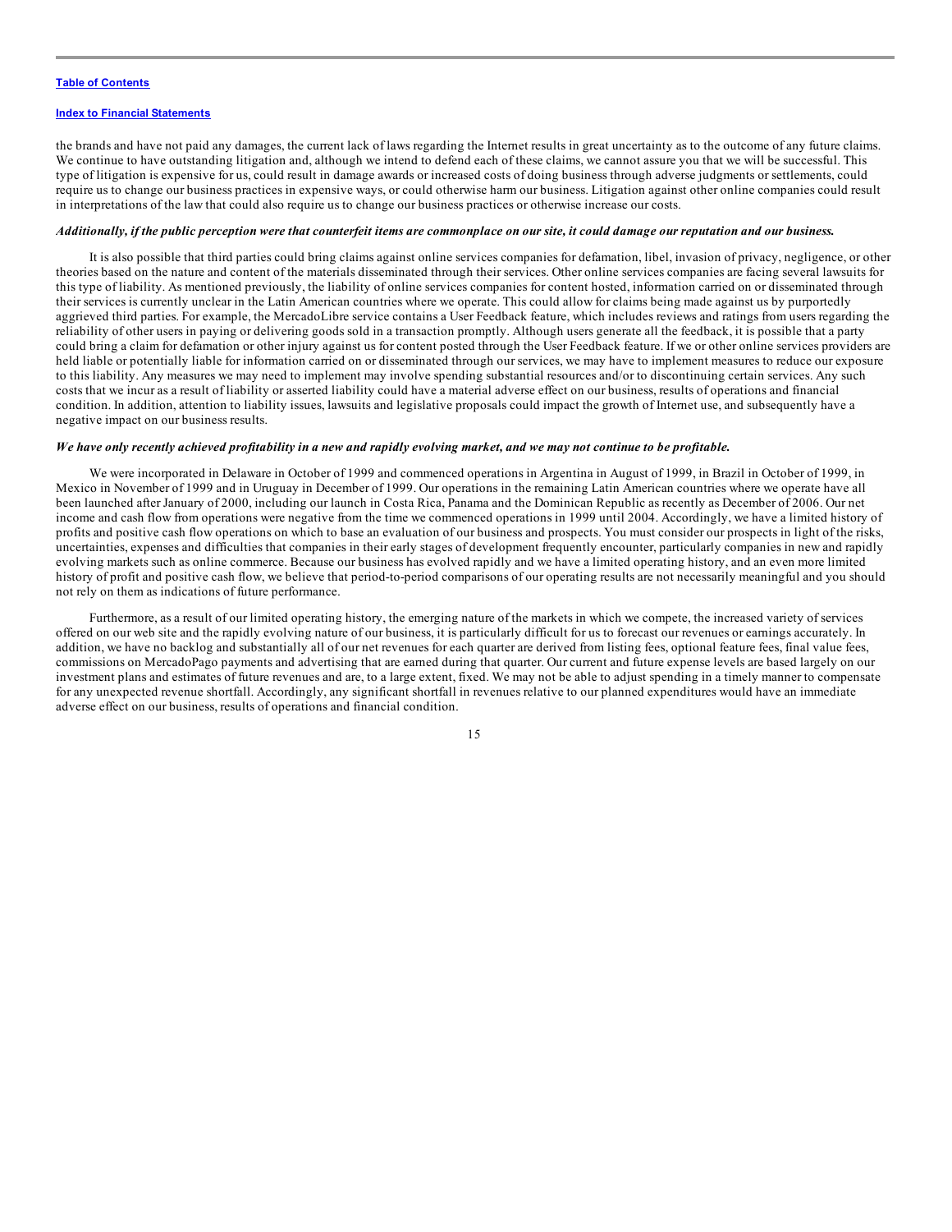the brands and have not paid any damages, the current lack of laws regarding the Internet results in great uncertainty as to the outcome of any future claims. We continue to have outstanding litigation and, although we intend to defend each of these claims, we cannot assure you that we will be successful. This type of litigation is expensive for us, could result in damage awards or increased costs of doing business through adverse judgments or settlements, could require us to change our business practices in expensive ways, or could otherwise harm our business. Litigation against other online companies could result in interpretations of the law that could also require us to change our business practices or otherwise increase our costs.

***Additionally, if the public perception were that counterfeit items are commonplace on our site, it could damage our reputation and our business.***

It is also possible that third parties could bring claims against online services companies for defamation, libel, invasion of privacy, negligence, or other theories based on the nature and content of the materials disseminated through their services. Other online services companies are facing several lawsuits for this type of liability. As mentioned previously, the liability of online services companies for content hosted, information carried on or disseminated through their services is currently unclear in the Latin American countries where we operate. This could allow for claims being made against us by purportedly aggrieved third parties. For example, the MercadoLibre service contains a User Feedback feature, which includes reviews and ratings from users regarding the reliability of other users in paying or delivering goods sold in a transaction promptly. Although users generate all the feedback, it is possible that a party could bring a claim for defamation or other injury against us for content posted through the User Feedback feature. If we or other online services providers are held liable or potentially liable for information carried on or disseminated through our services, we may have to implement measures to reduce our exposure to this liability. Any measures we may need to implement may involve spending substantial resources and/or to discontinuing certain services. Any such costs that we incur as a result of liability or asserted liability could have a material adverse effect on our business, results of operations and financial condition. In addition, attention to liability issues, lawsuits and legislative proposals could impact the growth of Internet use, and subsequently have a negative impact on our business results.

***We have only recently achieved profitability in a new and rapidly evolving market, and we may not continue to be profitable.***

We were incorporated in Delaware in October of 1999 and commenced operations in Argentina in August of 1999, in Brazil in October of 1999, in Mexico in November of 1999 and in Uruguay in December of 1999. Our operations in the remaining Latin American countries where we operate have all been launched after January of 2000, including our launch in Costa Rica, Panama and the Dominican Republic as recently as December of 2006. Our net income and cash flow from operations were negative from the time we commenced operations in 1999 until 2004. Accordingly, we have a limited history of profits and positive cash flow operations on which to base an evaluation of our business and prospects. You must consider our prospects in light of the risks, uncertainties, expenses and difficulties that companies in their early stages of development frequently encounter, particularly companies in new and rapidly evolving markets such as online commerce. Because our business has evolved rapidly and we have a limited operating history, and an even more limited history of profit and positive cash flow, we believe that period-to-period comparisons of our operating results are not necessarily meaningful and you should not rely on them as indications of future performance.

Furthermore, as a result of our limited operating history, the emerging nature of the markets in which we compete, the increased variety of services offered on our web site and the rapidly evolving nature of our business, it is particularly difficult for us to forecast our revenues or earnings accurately. In addition, we have no backlog and substantially all of our net revenues for each quarter are derived from listing fees, optional feature fees, final value fees, commissions on MercadoPago payments and advertising that are earned during that quarter. Our current and future expense levels are based largely on our investment plans and estimates of future revenues and are, to a large extent, fixed. We may not be able to adjust spending in a timely manner to compensate for any unexpected revenue shortfall. Accordingly, any significant shortfall in revenues relative to our planned expenditures would have an immediate adverse effect on our business, results of operations and financial condition.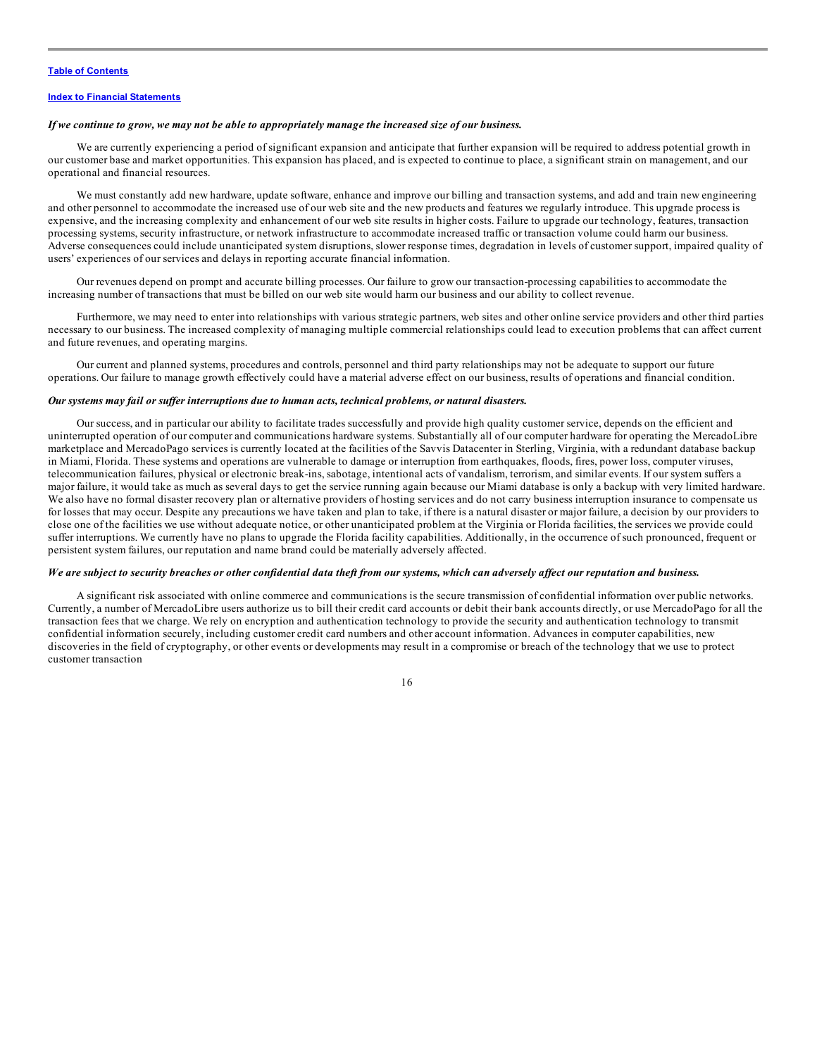*If we continue to grow, we may not be able to appropriately manage the increased size of our business.*

We are currently experiencing a period of significant expansion and anticipate that further expansion will be required to address potential growth in our customer base and market opportunities. This expansion has placed, and is expected to continue to place, a significant strain on management, and our operational and financial resources.

We must constantly add new hardware, update software, enhance and improve our billing and transaction systems, and add and train new engineering and other personnel to accommodate the increased use of our web site and the new products and features we regularly introduce. This upgrade process is expensive, and the increasing complexity and enhancement of our web site results in higher costs. Failure to upgrade our technology, features, transaction processing systems, security infrastructure, or network infrastructure to accommodate increased traffic or transaction volume could harm our business. Adverse consequences could include unanticipated system disruptions, slower response times, degradation in levels of customer support, impaired quality of users' experiences of our services and delays in reporting accurate financial information.

Our revenues depend on prompt and accurate billing processes. Our failure to grow our transaction-processing capabilities to accommodate the increasing number of transactions that must be billed on our web site would harm our business and our ability to collect revenue.

Furthermore, we may need to enter into relationships with various strategic partners, web sites and other online service providers and other third parties necessary to our business. The increased complexity of managing multiple commercial relationships could lead to execution problems that can affect current and future revenues, and operating margins.

Our current and planned systems, procedures and controls, personnel and third party relationships may not be adequate to support our future operations. Our failure to manage growth effectively could have a material adverse effect on our business, results of operations and financial condition.

***Our systems may fail or suffer interruptions due to human acts, technical problems, or natural disasters.***

Our success, and in particular our ability to facilitate trades successfully and provide high quality customer service, depends on the efficient and uninterrupted operation of our computer and communications hardware systems. Substantially all of our computer hardware for operating the MercadoLibre marketplace and MercadoPago services is currently located at the facilities of the Savvis Datacenter in Sterling, Virginia, with a redundant database backup in Miami, Florida. These systems and operations are vulnerable to damage or interruption from earthquakes, floods, fires, power loss, computer viruses, telecommunication failures, physical or electronic break-ins, sabotage, intentional acts of vandalism, terrorism, and similar events. If our system suffers a major failure, it would take as much as several days to get the service running again because our Miami database is only a backup with very limited hardware. We also have no formal disaster recovery plan or alternative providers of hosting services and do not carry business interruption insurance to compensate us for losses that may occur. Despite any precautions we have taken and plan to take, if there is a natural disaster or major failure, a decision by our providers to close one of the facilities we use without adequate notice, or other unanticipated problem at the Virginia or Florida facilities, the services we provide could suffer interruptions. We currently have no plans to upgrade the Florida facility capabilities. Additionally, in the occurrence of such pronounced, frequent or persistent system failures, our reputation and name brand could be materially adversely affected.

***We are subject to security breaches or other confidential data theft from our systems, which can adversely affect our reputation and business.***

A significant risk associated with online commerce and communications is the secure transmission of confidential information over public networks. Currently, a number of MercadoLibre users authorize us to bill their credit card accounts or debit their bank accounts directly, or use MercadoPago for all the transaction fees that we charge. We rely on encryption and authentication technology to provide the security and authentication technology to transmit confidential information securely, including customer credit card numbers and other account information. Advances in computer capabilities, new discoveries in the field of cryptography, or other events or developments may result in a compromise or breach of the technology that we use to protect customer transaction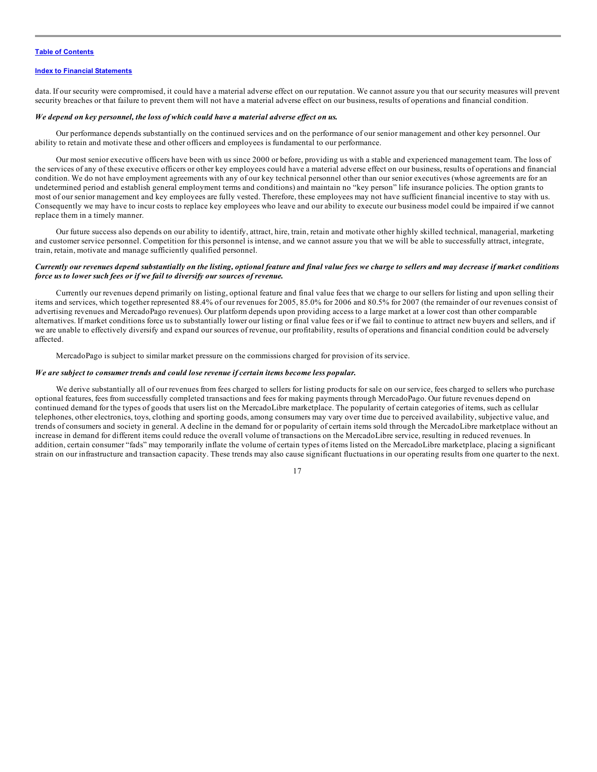data. If our security were compromised, it could have a material adverse effect on our reputation. We cannot assure you that our security measures will prevent security breaches or that failure to prevent them will not have a material adverse effect on our business, results of operations and financial condition.

***We depend on key personnel, the loss of which could have a material adverse effect on us.***

Our performance depends substantially on the continued services and on the performance of our senior management and other key personnel. Our ability to retain and motivate these and other officers and employees is fundamental to our performance.

Our most senior executive officers have been with us since 2000 or before, providing us with a stable and experienced management team. The loss of the services of any of these executive officers or other key employees could have a material adverse effect on our business, results of operations and financial condition. We do not have employment agreements with any of our key technical personnel other than our senior executives (whose agreements are for an undetermined period and establish general employment terms and conditions) and maintain no "key person" life insurance policies. The option grants to most of our senior management and key employees are fully vested. Therefore, these employees may not have sufficient financial incentive to stay with us. Consequently we may have to incur costs to replace key employees who leave and our ability to execute our business model could be impaired if we cannot replace them in a timely manner.

Our future success also depends on our ability to identify, attract, hire, train, retain and motivate other highly skilled technical, managerial, marketing and customer service personnel. Competition for this personnel is intense, and we cannot assure you that we will be able to successfully attract, integrate, train, retain, motivate and manage sufficiently qualified personnel.

***Currently our revenues depend substantially on the listing, optional feature and final value fees we charge to sellers and may decrease if market conditions force us to lower such fees or if we fail to diversify our sources of revenue.***

Currently our revenues depend primarily on listing, optional feature and final value fees that we charge to our sellers for listing and upon selling their items and services, which together represented 88.4% of our revenues for 2005, 85.0% for 2006 and 80.5% for 2007 (the remainder of our revenues consist of advertising revenues and MercadoPago revenues). Our platform depends upon providing access to a large market at a lower cost than other comparable alternatives. If market conditions force us to substantially lower our listing or final value fees or if we fail to continue to attract new buyers and sellers, and if we are unable to effectively diversify and expand our sources of revenue, our profitability, results of operations and financial condition could be adversely affected.

MercadoPago is subject to similar market pressure on the commissions charged for provision of its service.

***We are subject to consumer trends and could lose revenue if certain items become less popular.***

We derive substantially all of our revenues from fees charged to sellers for listing products for sale on our service, fees charged to sellers who purchase optional features, fees from successfully completed transactions and fees for making payments through MercadoPago. Our future revenues depend on continued demand for the types of goods that users list on the MercadoLibre marketplace. The popularity of certain categories of items, such as cellular telephones, other electronics, toys, clothing and sporting goods, among consumers may vary over time due to perceived availability, subjective value, and trends of consumers and society in general. A decline in the demand for or popularity of certain items sold through the MercadoLibre marketplace without an increase in demand for different items could reduce the overall volume of transactions on the MercadoLibre service, resulting in reduced revenues. In addition, certain consumer "fads" may temporarily inflate the volume of certain types of items listed on the MercadoLibre marketplace, placing a significant strain on our infrastructure and transaction capacity. These trends may also cause significant fluctuations in our operating results from one quarter to the next.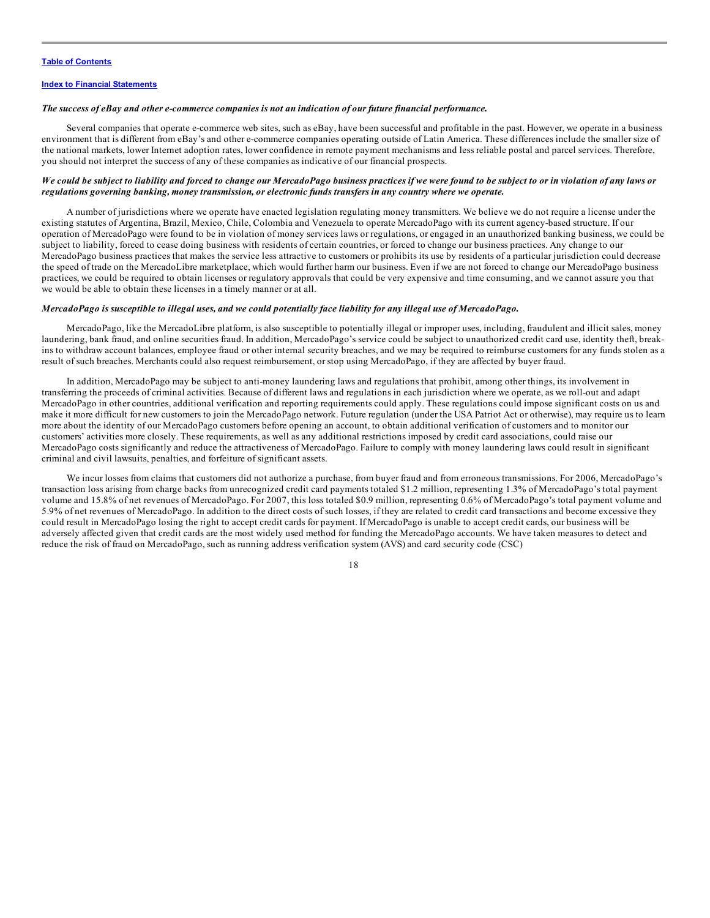*The success of eBay and other e-commerce companies is not an indication of our future financial performance.*

Several companies that operate e-commerce web sites, such as eBay, have been successful and profitable in the past. However, we operate in a business environment that is different from eBay's and other e-commerce companies operating outside of Latin America. These differences include the smaller size of the national markets, lower Internet adoption rates, lower confidence in remote payment mechanisms and less reliable postal and parcel services. Therefore, you should not interpret the success of any of these companies as indicative of our financial prospects.

*We could be subject to liability and forced to change our MercadoPago business practices if we were found to be subject to or in violation of any laws or regulations governing banking, money transmission, or electronic funds transfers in any country where we operate.*

A number of jurisdictions where we operate have enacted legislation regulating money transmitters. We believe we do not require a license under the existing statutes of Argentina, Brazil, Mexico, Chile, Colombia and Venezuela to operate MercadoPago with its current agency-based structure. If our operation of MercadoPago were found to be in violation of money services laws or regulations, or engaged in an unauthorized banking business, we could be subject to liability, forced to cease doing business with residents of certain countries, or forced to change our business practices. Any change to our MercadoPago business practices that makes the service less attractive to customers or prohibits its use by residents of a particular jurisdiction could decrease the speed of trade on the MercadoLibre marketplace, which would further harm our business. Even if we are not forced to change our MercadoPago business practices, we could be required to obtain licenses or regulatory approvals that could be very expensive and time consuming, and we cannot assure you that we would be able to obtain these licenses in a timely manner or at all.

*MercadoPago is susceptible to illegal uses, and we could potentially face liability for any illegal use of MercadoPago.*

MercadoPago, like the MercadoLibre platform, is also susceptible to potentially illegal or improper uses, including, fraudulent and illicit sales, money laundering, bank fraud, and online securities fraud. In addition, MercadoPago's service could be subject to unauthorized credit card use, identity theft, break-ins to withdraw account balances, employee fraud or other internal security breaches, and we may be required to reimburse customers for any funds stolen as a result of such breaches. Merchants could also request reimbursement, or stop using MercadoPago, if they are affected by buyer fraud.

In addition, MercadoPago may be subject to anti-money laundering laws and regulations that prohibit, among other things, its involvement in transferring the proceeds of criminal activities. Because of different laws and regulations in each jurisdiction where we operate, as we roll-out and adapt MercadoPago in other countries, additional verification and reporting requirements could apply. These regulations could impose significant costs on us and make it more difficult for new customers to join the MercadoPago network. Future regulation (under the USA Patriot Act or otherwise), may require us to learn more about the identity of our MercadoPago customers before opening an account, to obtain additional verification of customers and to monitor our customers' activities more closely. These requirements, as well as any additional restrictions imposed by credit card associations, could raise our MercadoPago costs significantly and reduce the attractiveness of MercadoPago. Failure to comply with money laundering laws could result in significant criminal and civil lawsuits, penalties, and forfeiture of significant assets.

We incur losses from claims that customers did not authorize a purchase, from buyer fraud and from erroneous transmissions. For 2006, MercadoPago's transaction loss arising from charge backs from unrecognized credit card payments totaled $1.2 million, representing 1.3% of MercadoPago's total payment volume and 15.8% of net revenues of MercadoPago. For 2007, this loss totaled $0.9 million, representing 0.6% of MercadoPago's total payment volume and 5.9% of net revenues of MercadoPago. In addition to the direct costs of such losses, if they are related to credit card transactions and become excessive they could result in MercadoPago losing the right to accept credit cards for payment. If MercadoPago is unable to accept credit cards, our business will be adversely affected given that credit cards are the most widely used method for funding the MercadoPago accounts. We have taken measures to detect and reduce the risk of fraud on MercadoPago, such as running address verification system (AVS) and card security code (CSC)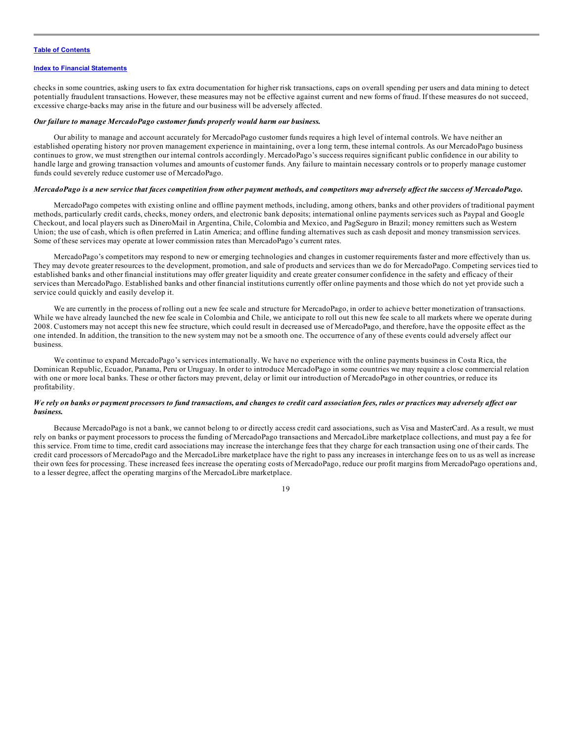checks in some countries, asking users to fax extra documentation for higher risk transactions, caps on overall spending per users and data mining to detect potentially fraudulent transactions. However, these measures may not be effective against current and new forms of fraud. If these measures do not succeed, excessive charge-backs may arise in the future and our business will be adversely affected.

***Our failure to manage MercadoPago customer funds properly would harm our business.***

Our ability to manage and account accurately for MercadoPago customer funds requires a high level of internal controls. We have neither an established operating history nor proven management experience in maintaining, over a long term, these internal controls. As our MercadoPago business continues to grow, we must strengthen our internal controls accordingly. MercadoPago's success requires significant public confidence in our ability to handle large and growing transaction volumes and amounts of customer funds. Any failure to maintain necessary controls or to properly manage customer funds could severely reduce customer use of MercadoPago.

***MercadoPago is a new service that faces competition from other payment methods, and competitors may adversely affect the success of MercadoPago.***

MercadoPago competes with existing online and offline payment methods, including, among others, banks and other providers of traditional payment methods, particularly credit cards, checks, money orders, and electronic bank deposits; international online payments services such as Paypal and Google Checkout, and local players such as DineroMail in Argentina, Chile, Colombia and Mexico, and PagSeguro in Brazil; money remitters such as Western Union; the use of cash, which is often preferred in Latin America; and offline funding alternatives such as cash deposit and money transmission services. Some of these services may operate at lower commission rates than MercadoPago's current rates.

MercadoPago's competitors may respond to new or emerging technologies and changes in customer requirements faster and more effectively than us. They may devote greater resources to the development, promotion, and sale of products and services than we do for MercadoPago. Competing services tied to established banks and other financial institutions may offer greater liquidity and create greater consumer confidence in the safety and efficacy of their services than MercadoPago. Established banks and other financial institutions currently offer online payments and those which do not yet provide such a service could quickly and easily develop it.

We are currently in the process of rolling out a new fee scale and structure for MercadoPago, in order to achieve better monetization of transactions. While we have already launched the new fee scale in Colombia and Chile, we anticipate to roll out this new fee scale to all markets where we operate during 2008. Customers may not accept this new fee structure, which could result in decreased use of MercadoPago, and therefore, have the opposite effect as the one intended. In addition, the transition to the new system may not be a smooth one. The occurrence of any of these events could adversely affect our business.

We continue to expand MercadoPago's services internationally. We have no experience with the online payments business in Costa Rica, the Dominican Republic, Ecuador, Panama, Peru or Uruguay. In order to introduce MercadoPago in some countries we may require a close commercial relation with one or more local banks. These or other factors may prevent, delay or limit our introduction of MercadoPago in other countries, or reduce its profitability.

***We rely on banks or payment processors to fund transactions, and changes to credit card association fees, rules or practices may adversely affect our business.***

Because MercadoPago is not a bank, we cannot belong to or directly access credit card associations, such as Visa and MasterCard. As a result, we must rely on banks or payment processors to process the funding of MercadoPago transactions and MercadoLibre marketplace collections, and must pay a fee for this service. From time to time, credit card associations may increase the interchange fees that they charge for each transaction using one of their cards. The credit card processors of MercadoPago and the MercadoLibre marketplace have the right to pass any increases in interchange fees on to us as well as increase their own fees for processing. These increased fees increase the operating costs of MercadoPago, reduce our profit margins from MercadoPago operations and, to a lesser degree, affect the operating margins of the MercadoLibre marketplace.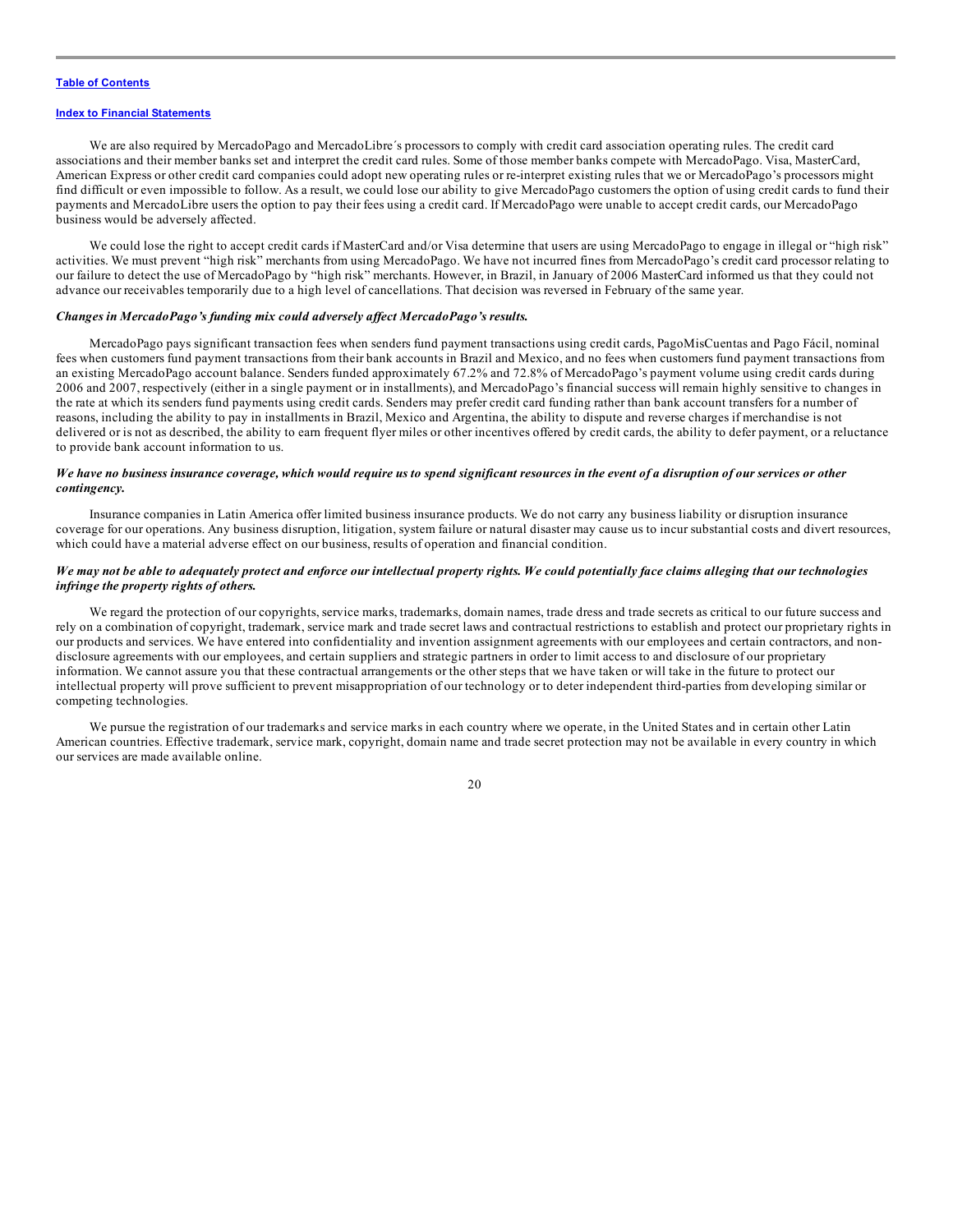We are also required by MercadoPago and MercadoLibre´s processors to comply with credit card association operating rules. The credit card associations and their member banks set and interpret the credit card rules. Some of those member banks compete with MercadoPago. Visa, MasterCard, American Express or other credit card companies could adopt new operating rules or re-interpret existing rules that we or MercadoPago's processors might find difficult or even impossible to follow. As a result, we could lose our ability to give MercadoPago customers the option of using credit cards to fund their payments and MercadoLibre users the option to pay their fees using a credit card. If MercadoPago were unable to accept credit cards, our MercadoPago business would be adversely affected.

We could lose the right to accept credit cards if MasterCard and/or Visa determine that users are using MercadoPago to engage in illegal or "high risk" activities. We must prevent "high risk" merchants from using MercadoPago. We have not incurred fines from MercadoPago's credit card processor relating to our failure to detect the use of MercadoPago by "high risk" merchants. However, in Brazil, in January of 2006 MasterCard informed us that they could not advance our receivables temporarily due to a high level of cancellations. That decision was reversed in February of the same year.

***Changes in MercadoPago's funding mix could adversely affect MercadoPago's results.***

MercadoPago pays significant transaction fees when senders fund payment transactions using credit cards, PagoMisCuentas and Pago Fácil, nominal fees when customers fund payment transactions from their bank accounts in Brazil and Mexico, and no fees when customers fund payment transactions from an existing MercadoPago account balance. Senders funded approximately 67.2% and 72.8% of MercadoPago's payment volume using credit cards during 2006 and 2007, respectively (either in a single payment or in installments), and MercadoPago's financial success will remain highly sensitive to changes in the rate at which its senders fund payments using credit cards. Senders may prefer credit card funding rather than bank account transfers for a number of reasons, including the ability to pay in installments in Brazil, Mexico and Argentina, the ability to dispute and reverse charges if merchandise is not delivered or is not as described, the ability to earn frequent flyer miles or other incentives offered by credit cards, the ability to defer payment, or a reluctance to provide bank account information to us.

***We have no business insurance coverage, which would require us to spend significant resources in the event of a disruption of our services or other contingency.***

Insurance companies in Latin America offer limited business insurance products. We do not carry any business liability or disruption insurance coverage for our operations. Any business disruption, litigation, system failure or natural disaster may cause us to incur substantial costs and divert resources, which could have a material adverse effect on our business, results of operation and financial condition.

***We may not be able to adequately protect and enforce our intellectual property rights. We could potentially face claims alleging that our technologies infringe the property rights of others.***

We regard the protection of our copyrights, service marks, trademarks, domain names, trade dress and trade secrets as critical to our future success and rely on a combination of copyright, trademark, service mark and trade secret laws and contractual restrictions to establish and protect our proprietary rights in our products and services. We have entered into confidentiality and invention assignment agreements with our employees and certain contractors, and non-disclosure agreements with our employees, and certain suppliers and strategic partners in order to limit access to and disclosure of our proprietary information. We cannot assure you that these contractual arrangements or the other steps that we have taken or will take in the future to protect our intellectual property will prove sufficient to prevent misappropriation of our technology or to deter independent third-parties from developing similar or competing technologies.

We pursue the registration of our trademarks and service marks in each country where we operate, in the United States and in certain other Latin American countries. Effective trademark, service mark, copyright, domain name and trade secret protection may not be available in every country in which our services are made available online.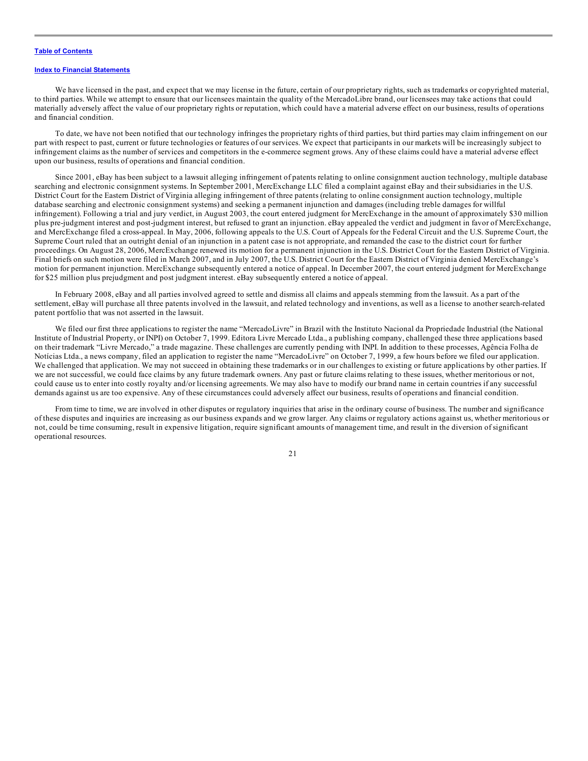We have licensed in the past, and expect that we may license in the future, certain of our proprietary rights, such as trademarks or copyrighted material, to third parties. While we attempt to ensure that our licensees maintain the quality of the MercadoLibre brand, our licensees may take actions that could materially adversely affect the value of our proprietary rights or reputation, which could have a material adverse effect on our business, results of operations and financial condition.

To date, we have not been notified that our technology infringes the proprietary rights of third parties, but third parties may claim infringement on our part with respect to past, current or future technologies or features of our services. We expect that participants in our markets will be increasingly subject to infringement claims as the number of services and competitors in the e-commerce segment grows. Any of these claims could have a material adverse effect upon our business, results of operations and financial condition.

Since 2001, eBay has been subject to a lawsuit alleging infringement of patents relating to online consignment auction technology, multiple database searching and electronic consignment systems. In September 2001, MercExchange LLC filed a complaint against eBay and their subsidiaries in the U.S. District Court for the Eastern District of Virginia alleging infringement of three patents (relating to online consignment auction technology, multiple database searching and electronic consignment systems) and seeking a permanent injunction and damages (including treble damages for willful infringement). Following a trial and jury verdict, in August 2003, the court entered judgment for MercExchange in the amount of approximately $30 million plus pre-judgment interest and post-judgment interest, but refused to grant an injunction. eBay appealed the verdict and judgment in favor of MercExchange, and MercExchange filed a cross-appeal. In May, 2006, following appeals to the U.S. Court of Appeals for the Federal Circuit and the U.S. Supreme Court, the Supreme Court ruled that an outright denial of an injunction in a patent case is not appropriate, and remanded the case to the district court for further proceedings. On August 28, 2006, MercExchange renewed its motion for a permanent injunction in the U.S. District Court for the Eastern District of Virginia. Final briefs on such motion were filed in March 2007, and in July 2007, the U.S. District Court for the Eastern District of Virginia denied MercExchange's motion for permanent injunction. MercExchange subsequently entered a notice of appeal. In December 2007, the court entered judgment for MercExchange for $25 million plus prejudgment and post judgment interest. eBay subsequently entered a notice of appeal.

In February 2008, eBay and all parties involved agreed to settle and dismiss all claims and appeals stemming from the lawsuit. As a part of the settlement, eBay will purchase all three patents involved in the lawsuit, and related technology and inventions, as well as a license to another search-related patent portfolio that was not asserted in the lawsuit.

We filed our first three applications to register the name "MercadoLivre" in Brazil with the Instituto Nacional da Propriedade Industrial (the National Institute of Industrial Property, or INPI) on October 7, 1999. Editora Livre Mercado Ltda., a publishing company, challenged these three applications based on their trademark "Livre Mercado," a trade magazine. These challenges are currently pending with INPI. In addition to these processes, Agência Folha de Notícias Ltda., a news company, filed an application to register the name "MercadoLivre" on October 7, 1999, a few hours before we filed our application. We challenged that application. We may not succeed in obtaining these trademarks or in our challenges to existing or future applications by other parties. If we are not successful, we could face claims by any future trademark owners. Any past or future claims relating to these issues, whether meritorious or not, could cause us to enter into costly royalty and/or licensing agreements. We may also have to modify our brand name in certain countries if any successful demands against us are too expensive. Any of these circumstances could adversely affect our business, results of operations and financial condition.

From time to time, we are involved in other disputes or regulatory inquiries that arise in the ordinary course of business. The number and significance of these disputes and inquiries are increasing as our business expands and we grow larger. Any claims or regulatory actions against us, whether meritorious or not, could be time consuming, result in expensive litigation, require significant amounts of management time, and result in the diversion of significant operational resources.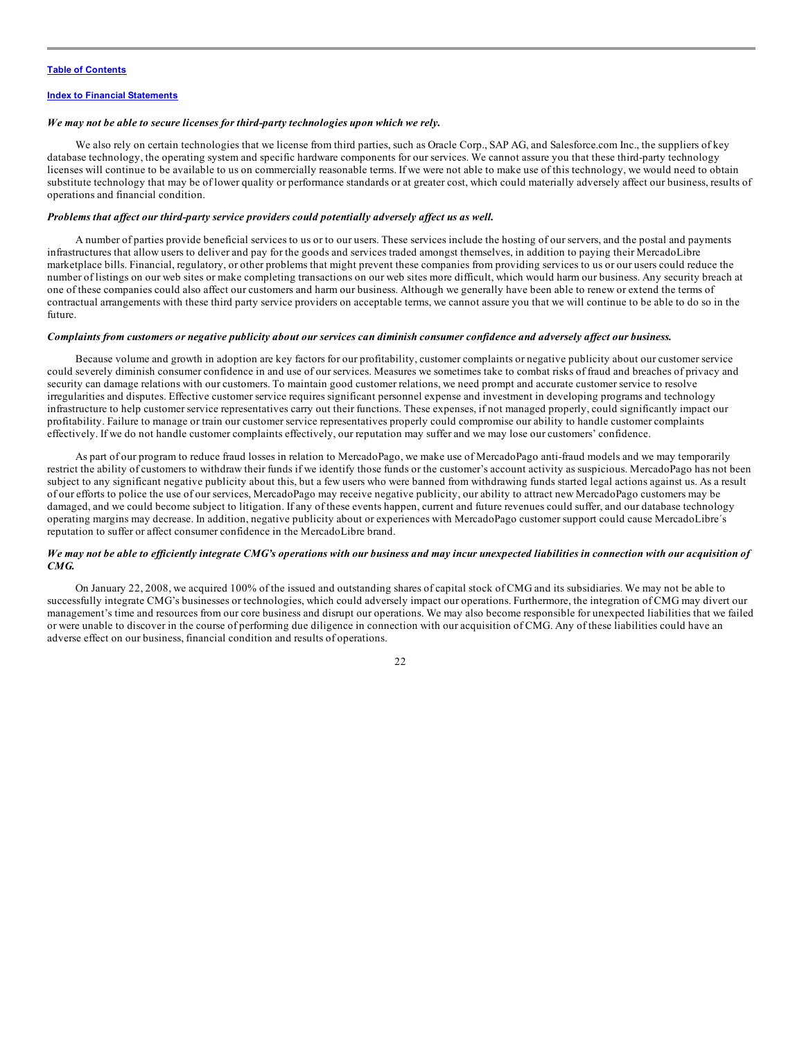*We may not be able to secure licenses for third-party technologies upon which we rely.*

We also rely on certain technologies that we license from third parties, such as Oracle Corp., SAP AG, and Salesforce.com Inc., the suppliers of key database technology, the operating system and specific hardware components for our services. We cannot assure you that these third-party technology licenses will continue to be available to us on commercially reasonable terms. If we were not able to make use of this technology, we would need to obtain substitute technology that may be of lower quality or performance standards or at greater cost, which could materially adversely affect our business, results of operations and financial condition.

*Problems that affect our third-party service providers could potentially adversely affect us as well.*

A number of parties provide beneficial services to us or to our users. These services include the hosting of our servers, and the postal and payments infrastructures that allow users to deliver and pay for the goods and services traded amongst themselves, in addition to paying their MercadoLibre marketplace bills. Financial, regulatory, or other problems that might prevent these companies from providing services to us or our users could reduce the number of listings on our web sites or make completing transactions on our web sites more difficult, which would harm our business. Any security breach at one of these companies could also affect our customers and harm our business. Although we generally have been able to renew or extend the terms of contractual arrangements with these third party service providers on acceptable terms, we cannot assure you that we will continue to be able to do so in the future.

*Complaints from customers or negative publicity about our services can diminish consumer confidence and adversely affect our business.*

Because volume and growth in adoption are key factors for our profitability, customer complaints or negative publicity about our customer service could severely diminish consumer confidence in and use of our services. Measures we sometimes take to combat risks of fraud and breaches of privacy and security can damage relations with our customers. To maintain good customer relations, we need prompt and accurate customer service to resolve irregularities and disputes. Effective customer service requires significant personnel expense and investment in developing programs and technology infrastructure to help customer service representatives carry out their functions. These expenses, if not managed properly, could significantly impact our profitability. Failure to manage or train our customer service representatives properly could compromise our ability to handle customer complaints effectively. If we do not handle customer complaints effectively, our reputation may suffer and we may lose our customers' confidence.

As part of our program to reduce fraud losses in relation to MercadoPago, we make use of MercadoPago anti-fraud models and we may temporarily restrict the ability of customers to withdraw their funds if we identify those funds or the customer's account activity as suspicious. MercadoPago has not been subject to any significant negative publicity about this, but a few users who were banned from withdrawing funds started legal actions against us. As a result of our efforts to police the use of our services, MercadoPago may receive negative publicity, our ability to attract new MercadoPago customers may be damaged, and we could become subject to litigation. If any of these events happen, current and future revenues could suffer, and our database technology operating margins may decrease. In addition, negative publicity about or experiences with MercadoPago customer support could cause MercadoLibre´s reputation to suffer or affect consumer confidence in the MercadoLibre brand.

*We may not be able to efficiently integrate CMG's operations with our business and may incur unexpected liabilities in connection with our acquisition of CMG.*

On January 22, 2008, we acquired 100% of the issued and outstanding shares of capital stock of CMG and its subsidiaries. We may not be able to successfully integrate CMG's businesses or technologies, which could adversely impact our operations. Furthermore, the integration of CMG may divert our management's time and resources from our core business and disrupt our operations. We may also become responsible for unexpected liabilities that we failed or were unable to discover in the course of performing due diligence in connection with our acquisition of CMG. Any of these liabilities could have an adverse effect on our business, financial condition and results of operations.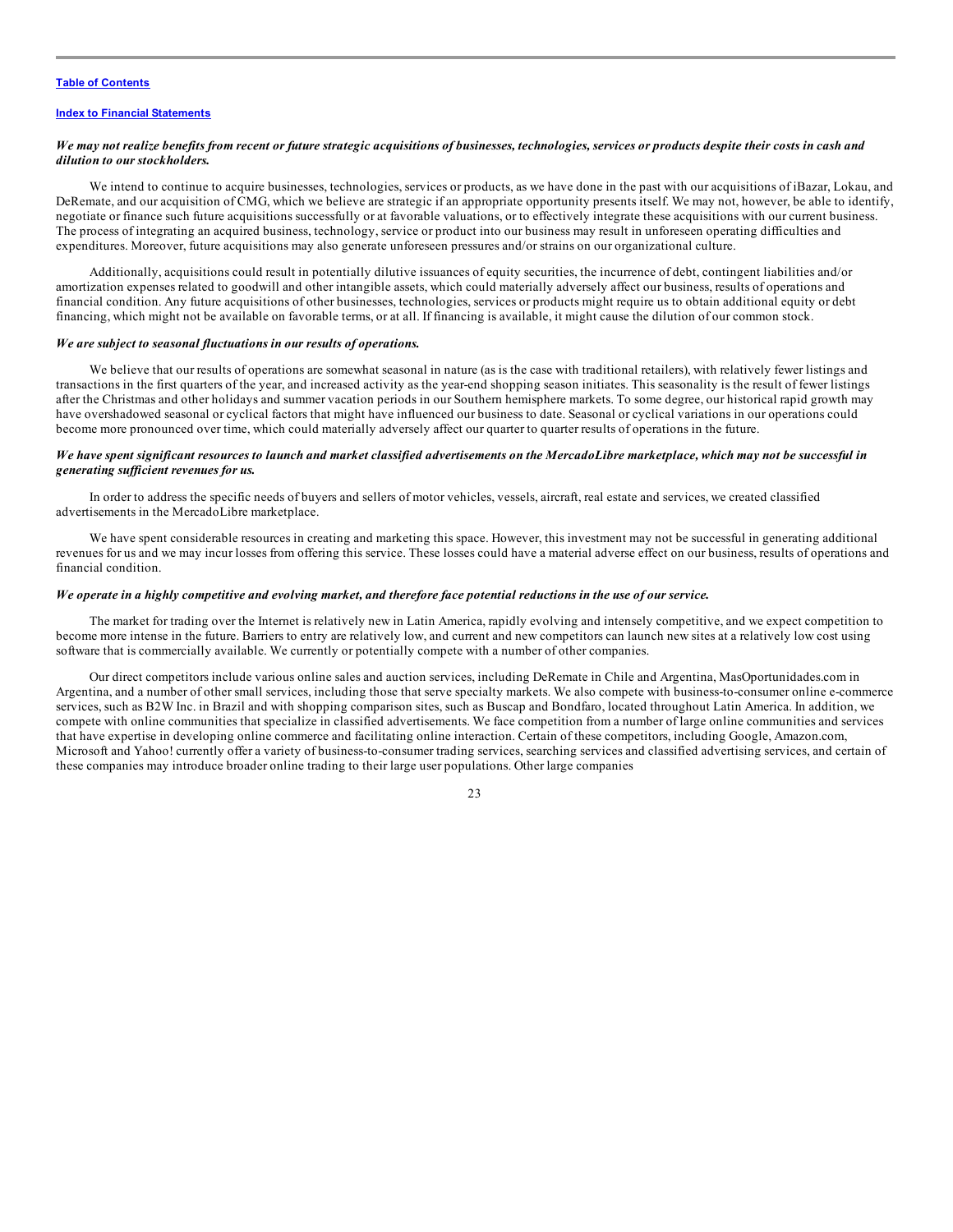*We may not realize benefits from recent or future strategic acquisitions of businesses, technologies, services or products despite their costs in cash and dilution to our stockholders.*

We intend to continue to acquire businesses, technologies, services or products, as we have done in the past with our acquisitions of iBazar, Lokau, and DeRemate, and our acquisition of CMG, which we believe are strategic if an appropriate opportunity presents itself. We may not, however, be able to identify, negotiate or finance such future acquisitions successfully or at favorable valuations, or to effectively integrate these acquisitions with our current business. The process of integrating an acquired business, technology, service or product into our business may result in unforeseen operating difficulties and expenditures. Moreover, future acquisitions may also generate unforeseen pressures and/or strains on our organizational culture.

Additionally, acquisitions could result in potentially dilutive issuances of equity securities, the incurrence of debt, contingent liabilities and/or amortization expenses related to goodwill and other intangible assets, which could materially adversely affect our business, results of operations and financial condition. Any future acquisitions of other businesses, technologies, services or products might require us to obtain additional equity or debt financing, which might not be available on favorable terms, or at all. If financing is available, it might cause the dilution of our common stock.

*We are subject to seasonal fluctuations in our results of operations.*

We believe that our results of operations are somewhat seasonal in nature (as is the case with traditional retailers), with relatively fewer listings and transactions in the first quarters of the year, and increased activity as the year-end shopping season initiates. This seasonality is the result of fewer listings after the Christmas and other holidays and summer vacation periods in our Southern hemisphere markets. To some degree, our historical rapid growth may have overshadowed seasonal or cyclical factors that might have influenced our business to date. Seasonal or cyclical variations in our operations could become more pronounced over time, which could materially adversely affect our quarter to quarter results of operations in the future.

*We have spent significant resources to launch and market classified advertisements on the MercadoLibre marketplace, which may not be successful in generating sufficient revenues for us.*

In order to address the specific needs of buyers and sellers of motor vehicles, vessels, aircraft, real estate and services, we created classified advertisements in the MercadoLibre marketplace.

We have spent considerable resources in creating and marketing this space. However, this investment may not be successful in generating additional revenues for us and we may incur losses from offering this service. These losses could have a material adverse effect on our business, results of operations and financial condition.

*We operate in a highly competitive and evolving market, and therefore face potential reductions in the use of our service.*

The market for trading over the Internet is relatively new in Latin America, rapidly evolving and intensely competitive, and we expect competition to become more intense in the future. Barriers to entry are relatively low, and current and new competitors can launch new sites at a relatively low cost using software that is commercially available. We currently or potentially compete with a number of other companies.

Our direct competitors include various online sales and auction services, including DeRemate in Chile and Argentina, MasOportunidades.com in Argentina, and a number of other small services, including those that serve specialty markets. We also compete with business-to-consumer online e-commerce services, such as B2W Inc. in Brazil and with shopping comparison sites, such as Buscap and Bondfaro, located throughout Latin America. In addition, we compete with online communities that specialize in classified advertisements. We face competition from a number of large online communities and services that have expertise in developing online commerce and facilitating online interaction. Certain of these competitors, including Google, Amazon.com, Microsoft and Yahoo! currently offer a variety of business-to-consumer trading services, searching services and classified advertising services, and certain of these companies may introduce broader online trading to their large user populations. Other large companies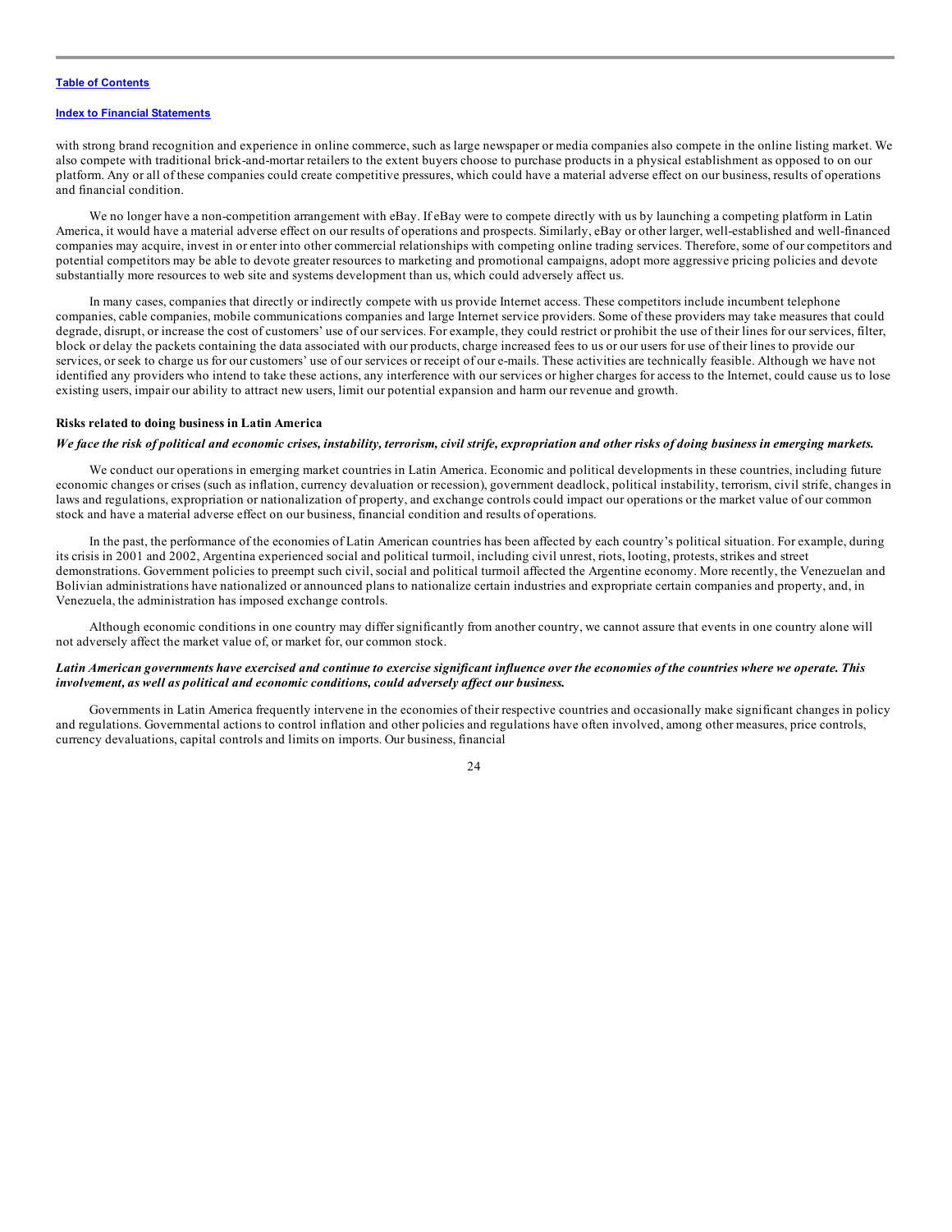with strong brand recognition and experience in online commerce, such as large newspaper or media companies also compete in the online listing market. We also compete with traditional brick-and-mortar retailers to the extent buyers choose to purchase products in a physical establishment as opposed to on our platform. Any or all of these companies could create competitive pressures, which could have a material adverse effect on our business, results of operations and financial condition.

We no longer have a non-competition arrangement with eBay. If eBay were to compete directly with us by launching a competing platform in Latin America, it would have a material adverse effect on our results of operations and prospects. Similarly, eBay or other larger, well-established and well-financed companies may acquire, invest in or enter into other commercial relationships with competing online trading services. Therefore, some of our competitors and potential competitors may be able to devote greater resources to marketing and promotional campaigns, adopt more aggressive pricing policies and devote substantially more resources to web site and systems development than us, which could adversely affect us.

In many cases, companies that directly or indirectly compete with us provide Internet access. These competitors include incumbent telephone companies, cable companies, mobile communications companies and large Internet service providers. Some of these providers may take measures that could degrade, disrupt, or increase the cost of customers' use of our services. For example, they could restrict or prohibit the use of their lines for our services, filter, block or delay the packets containing the data associated with our products, charge increased fees to us or our users for use of their lines to provide our services, or seek to charge us for our customers' use of our services or receipt of our e-mails. These activities are technically feasible. Although we have not identified any providers who intend to take these actions, any interference with our services or higher charges for access to the Internet, could cause us to lose existing users, impair our ability to attract new users, limit our potential expansion and harm our revenue and growth.

**Risks related to doing business in Latin America**

***We face the risk of political and economic crises, instability, terrorism, civil strife, expropriation and other risks of doing business in emerging markets.***

We conduct our operations in emerging market countries in Latin America. Economic and political developments in these countries, including future economic changes or crises (such as inflation, currency devaluation or recession), government deadlock, political instability, terrorism, civil strife, changes in laws and regulations, expropriation or nationalization of property, and exchange controls could impact our operations or the market value of our common stock and have a material adverse effect on our business, financial condition and results of operations.

In the past, the performance of the economies of Latin American countries has been affected by each country's political situation. For example, during its crisis in 2001 and 2002, Argentina experienced social and political turmoil, including civil unrest, riots, looting, protests, strikes and street demonstrations. Government policies to preempt such civil, social and political turmoil affected the Argentine economy. More recently, the Venezuelan and Bolivian administrations have nationalized or announced plans to nationalize certain industries and expropriate certain companies and property, and, in Venezuela, the administration has imposed exchange controls.

Although economic conditions in one country may differ significantly from another country, we cannot assure that events in one country alone will not adversely affect the market value of, or market for, our common stock.

***Latin American governments have exercised and continue to exercise significant influence over the economies of the countries where we operate. This involvement, as well as political and economic conditions, could adversely affect our business.***

Governments in Latin America frequently intervene in the economies of their respective countries and occasionally make significant changes in policy and regulations. Governmental actions to control inflation and other policies and regulations have often involved, among other measures, price controls, currency devaluations, capital controls and limits on imports. Our business, financial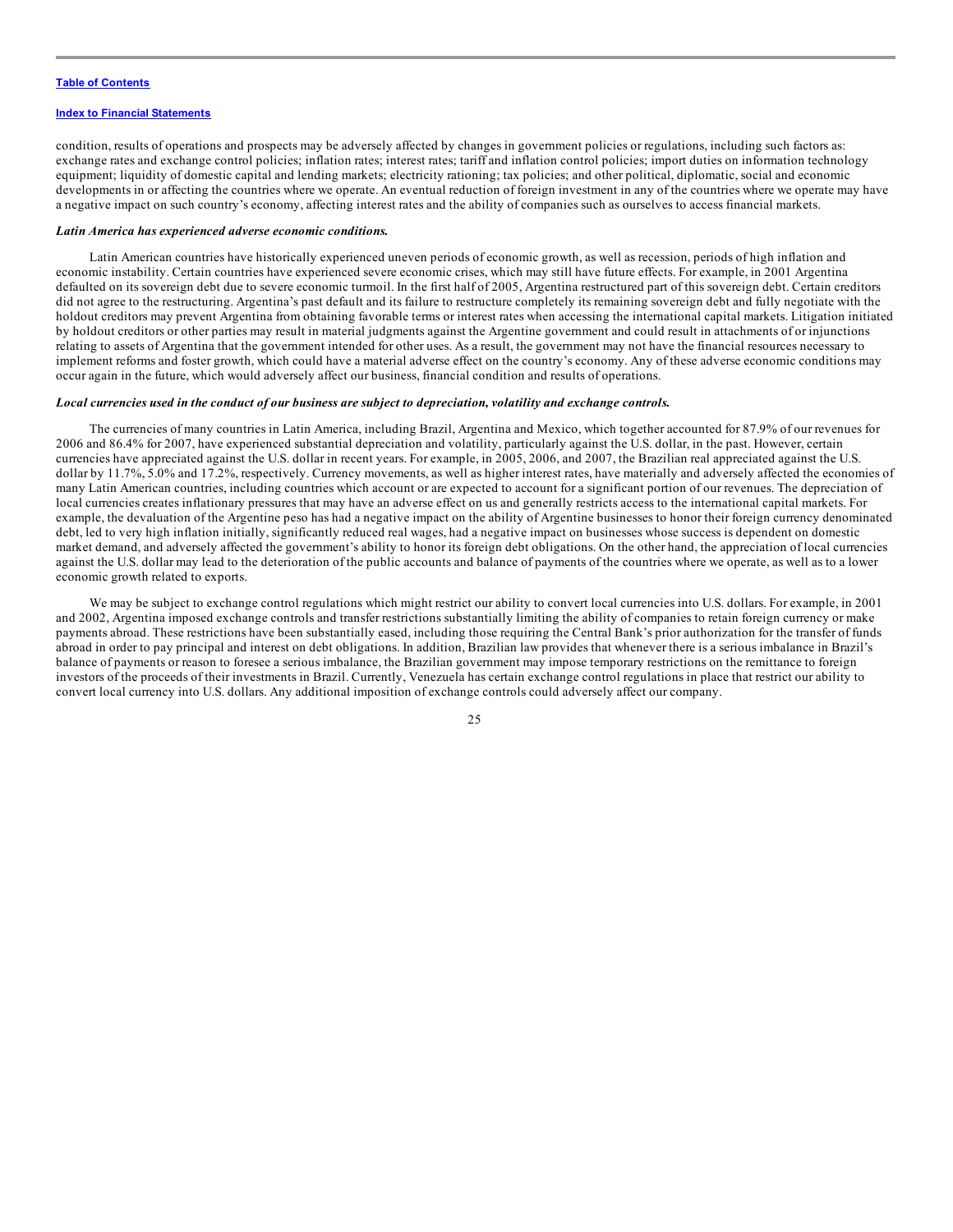condition, results of operations and prospects may be adversely affected by changes in government policies or regulations, including such factors as: exchange rates and exchange control policies; inflation rates; interest rates; tariff and inflation control policies; import duties on information technology equipment; liquidity of domestic capital and lending markets; electricity rationing; tax policies; and other political, diplomatic, social and economic developments in or affecting the countries where we operate. An eventual reduction of foreign investment in any of the countries where we operate may have a negative impact on such country's economy, affecting interest rates and the ability of companies such as ourselves to access financial markets.

***Latin America has experienced adverse economic conditions.***

Latin American countries have historically experienced uneven periods of economic growth, as well as recession, periods of high inflation and economic instability. Certain countries have experienced severe economic crises, which may still have future effects. For example, in 2001 Argentina defaulted on its sovereign debt due to severe economic turmoil. In the first half of 2005, Argentina restructured part of this sovereign debt. Certain creditors did not agree to the restructuring. Argentina's past default and its failure to restructure completely its remaining sovereign debt and fully negotiate with the holdout creditors may prevent Argentina from obtaining favorable terms or interest rates when accessing the international capital markets. Litigation initiated by holdout creditors or other parties may result in material judgments against the Argentine government and could result in attachments of or injunctions relating to assets of Argentina that the government intended for other uses. As a result, the government may not have the financial resources necessary to implement reforms and foster growth, which could have a material adverse effect on the country's economy. Any of these adverse economic conditions may occur again in the future, which would adversely affect our business, financial condition and results of operations.

***Local currencies used in the conduct of our business are subject to depreciation, volatility and exchange controls.***

The currencies of many countries in Latin America, including Brazil, Argentina and Mexico, which together accounted for 87.9% of our revenues for 2006 and 86.4% for 2007, have experienced substantial depreciation and volatility, particularly against the U.S. dollar, in the past. However, certain currencies have appreciated against the U.S. dollar in recent years. For example, in 2005, 2006, and 2007, the Brazilian real appreciated against the U.S. dollar by 11.7%, 5.0% and 17.2%, respectively. Currency movements, as well as higher interest rates, have materially and adversely affected the economies of many Latin American countries, including countries which account or are expected to account for a significant portion of our revenues. The depreciation of local currencies creates inflationary pressures that may have an adverse effect on us and generally restricts access to the international capital markets. For example, the devaluation of the Argentine peso has had a negative impact on the ability of Argentine businesses to honor their foreign currency denominated debt, led to very high inflation initially, significantly reduced real wages, had a negative impact on businesses whose success is dependent on domestic market demand, and adversely affected the government's ability to honor its foreign debt obligations. On the other hand, the appreciation of local currencies against the U.S. dollar may lead to the deterioration of the public accounts and balance of payments of the countries where we operate, as well as to a lower economic growth related to exports.

We may be subject to exchange control regulations which might restrict our ability to convert local currencies into U.S. dollars. For example, in 2001 and 2002, Argentina imposed exchange controls and transfer restrictions substantially limiting the ability of companies to retain foreign currency or make payments abroad. These restrictions have been substantially eased, including those requiring the Central Bank's prior authorization for the transfer of funds abroad in order to pay principal and interest on debt obligations. In addition, Brazilian law provides that whenever there is a serious imbalance in Brazil's balance of payments or reason to foresee a serious imbalance, the Brazilian government may impose temporary restrictions on the remittance to foreign investors of the proceeds of their investments in Brazil. Currently, Venezuela has certain exchange control regulations in place that restrict our ability to convert local currency into U.S. dollars. Any additional imposition of exchange controls could adversely affect our company.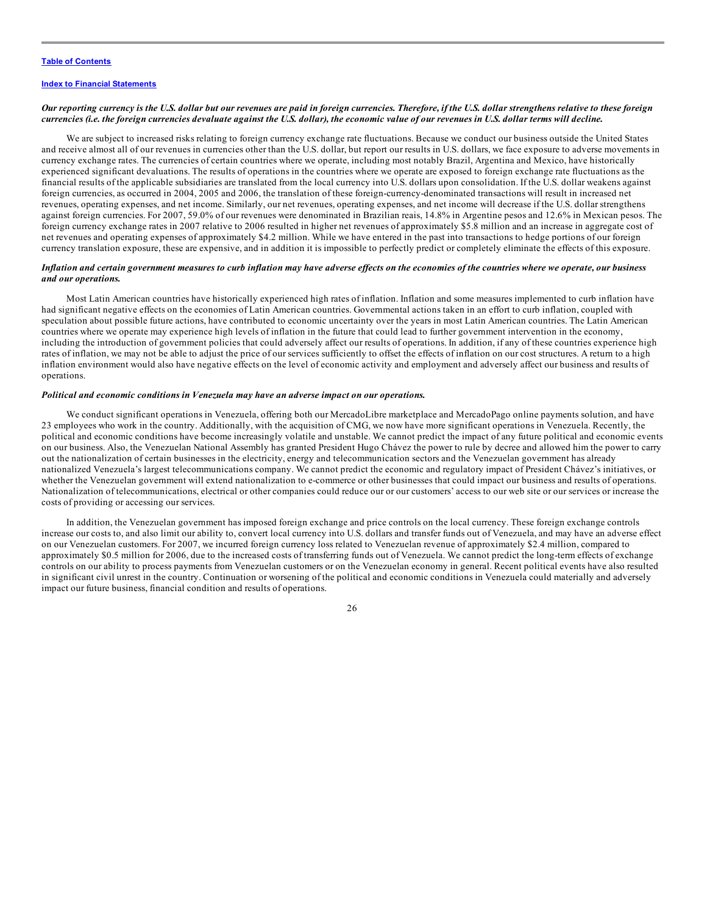*Our reporting currency is the U.S. dollar but our revenues are paid in foreign currencies. Therefore, if the U.S. dollar strengthens relative to these foreign currencies (i.e. the foreign currencies devaluate against the U.S. dollar), the economic value of our revenues in U.S. dollar terms will decline.*

We are subject to increased risks relating to foreign currency exchange rate fluctuations. Because we conduct our business outside the United States and receive almost all of our revenues in currencies other than the U.S. dollar, but report our results in U.S. dollars, we face exposure to adverse movements in currency exchange rates. The currencies of certain countries where we operate, including most notably Brazil, Argentina and Mexico, have historically experienced significant devaluations. The results of operations in the countries where we operate are exposed to foreign exchange rate fluctuations as the financial results of the applicable subsidiaries are translated from the local currency into U.S. dollars upon consolidation. If the U.S. dollar weakens against foreign currencies, as occurred in 2004, 2005 and 2006, the translation of these foreign-currency-denominated transactions will result in increased net revenues, operating expenses, and net income. Similarly, our net revenues, operating expenses, and net income will decrease if the U.S. dollar strengthens against foreign currencies. For 2007, 59.0% of our revenues were denominated in Brazilian reais, 14.8% in Argentine pesos and 12.6% in Mexican pesos. The foreign currency exchange rates in 2007 relative to 2006 resulted in higher net revenues of approximately $5.8 million and an increase in aggregate cost of net revenues and operating expenses of approximately $4.2 million. While we have entered in the past into transactions to hedge portions of our foreign currency translation exposure, these are expensive, and in addition it is impossible to perfectly predict or completely eliminate the effects of this exposure.

*Inflation and certain government measures to curb inflation may have adverse effects on the economies of the countries where we operate, our business and our operations.*

Most Latin American countries have historically experienced high rates of inflation. Inflation and some measures implemented to curb inflation have had significant negative effects on the economies of Latin American countries. Governmental actions taken in an effort to curb inflation, coupled with speculation about possible future actions, have contributed to economic uncertainty over the years in most Latin American countries. The Latin American countries where we operate may experience high levels of inflation in the future that could lead to further government intervention in the economy, including the introduction of government policies that could adversely affect our results of operations. In addition, if any of these countries experience high rates of inflation, we may not be able to adjust the price of our services sufficiently to offset the effects of inflation on our cost structures. A return to a high inflation environment would also have negative effects on the level of economic activity and employment and adversely affect our business and results of operations.

*Political and economic conditions in Venezuela may have an adverse impact on our operations.*

We conduct significant operations in Venezuela, offering both our MercadoLibre marketplace and MercadoPago online payments solution, and have 23 employees who work in the country. Additionally, with the acquisition of CMG, we now have more significant operations in Venezuela. Recently, the political and economic conditions have become increasingly volatile and unstable. We cannot predict the impact of any future political and economic events on our business. Also, the Venezuelan National Assembly has granted President Hugo Chávez the power to rule by decree and allowed him the power to carry out the nationalization of certain businesses in the electricity, energy and telecommunication sectors and the Venezuelan government has already nationalized Venezuela's largest telecommunications company. We cannot predict the economic and regulatory impact of President Chávez's initiatives, or whether the Venezuelan government will extend nationalization to e-commerce or other businesses that could impact our business and results of operations. Nationalization of telecommunications, electrical or other companies could reduce our or our customers' access to our web site or our services or increase the costs of providing or accessing our services.

In addition, the Venezuelan government has imposed foreign exchange and price controls on the local currency. These foreign exchange controls increase our costs to, and also limit our ability to, convert local currency into U.S. dollars and transfer funds out of Venezuela, and may have an adverse effect on our Venezuelan customers. For 2007, we incurred foreign currency loss related to Venezuelan revenue of approximately $2.4 million, compared to approximately $0.5 million for 2006, due to the increased costs of transferring funds out of Venezuela. We cannot predict the long-term effects of exchange controls on our ability to process payments from Venezuelan customers or on the Venezuelan economy in general. Recent political events have also resulted in significant civil unrest in the country. Continuation or worsening of the political and economic conditions in Venezuela could materially and adversely impact our future business, financial condition and results of operations.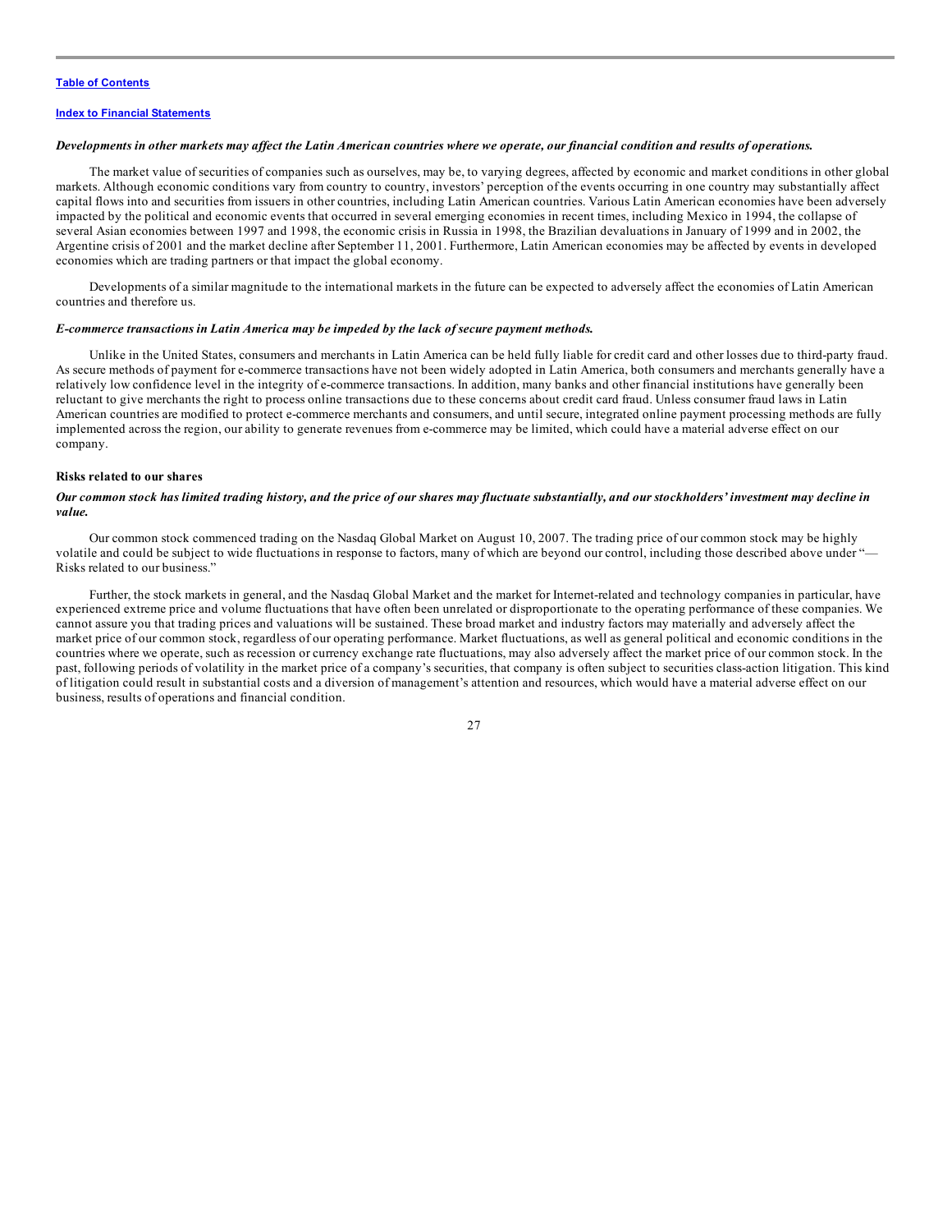*Developments in other markets may affect the Latin American countries where we operate, our financial condition and results of operations.*

The market value of securities of companies such as ourselves, may be, to varying degrees, affected by economic and market conditions in other global markets. Although economic conditions vary from country to country, investors' perception of the events occurring in one country may substantially affect capital flows into and securities from issuers in other countries, including Latin American countries. Various Latin American economies have been adversely impacted by the political and economic events that occurred in several emerging economies in recent times, including Mexico in 1994, the collapse of several Asian economies between 1997 and 1998, the economic crisis in Russia in 1998, the Brazilian devaluations in January of 1999 and in 2002, the Argentine crisis of 2001 and the market decline after September 11, 2001. Furthermore, Latin American economies may be affected by events in developed economies which are trading partners or that impact the global economy.

Developments of a similar magnitude to the international markets in the future can be expected to adversely affect the economies of Latin American countries and therefore us.

*E-commerce transactions in Latin America may be impeded by the lack of secure payment methods.*

Unlike in the United States, consumers and merchants in Latin America can be held fully liable for credit card and other losses due to third-party fraud. As secure methods of payment for e-commerce transactions have not been widely adopted in Latin America, both consumers and merchants generally have a relatively low confidence level in the integrity of e-commerce transactions. In addition, many banks and other financial institutions have generally been reluctant to give merchants the right to process online transactions due to these concerns about credit card fraud. Unless consumer fraud laws in Latin American countries are modified to protect e-commerce merchants and consumers, and until secure, integrated online payment processing methods are fully implemented across the region, our ability to generate revenues from e-commerce may be limited, which could have a material adverse effect on our company.

**Risks related to our shares**

*Our common stock has limited trading history, and the price of our shares may fluctuate substantially, and our stockholders' investment may decline in value.*

Our common stock commenced trading on the Nasdaq Global Market on August 10, 2007. The trading price of our common stock may be highly volatile and could be subject to wide fluctuations in response to factors, many of which are beyond our control, including those described above under "—Risks related to our business."

Further, the stock markets in general, and the Nasdaq Global Market and the market for Internet-related and technology companies in particular, have experienced extreme price and volume fluctuations that have often been unrelated or disproportionate to the operating performance of these companies. We cannot assure you that trading prices and valuations will be sustained. These broad market and industry factors may materially and adversely affect the market price of our common stock, regardless of our operating performance. Market fluctuations, as well as general political and economic conditions in the countries where we operate, such as recession or currency exchange rate fluctuations, may also adversely affect the market price of our common stock. In the past, following periods of volatility in the market price of a company's securities, that company is often subject to securities class-action litigation. This kind of litigation could result in substantial costs and a diversion of management's attention and resources, which would have a material adverse effect on our business, results of operations and financial condition.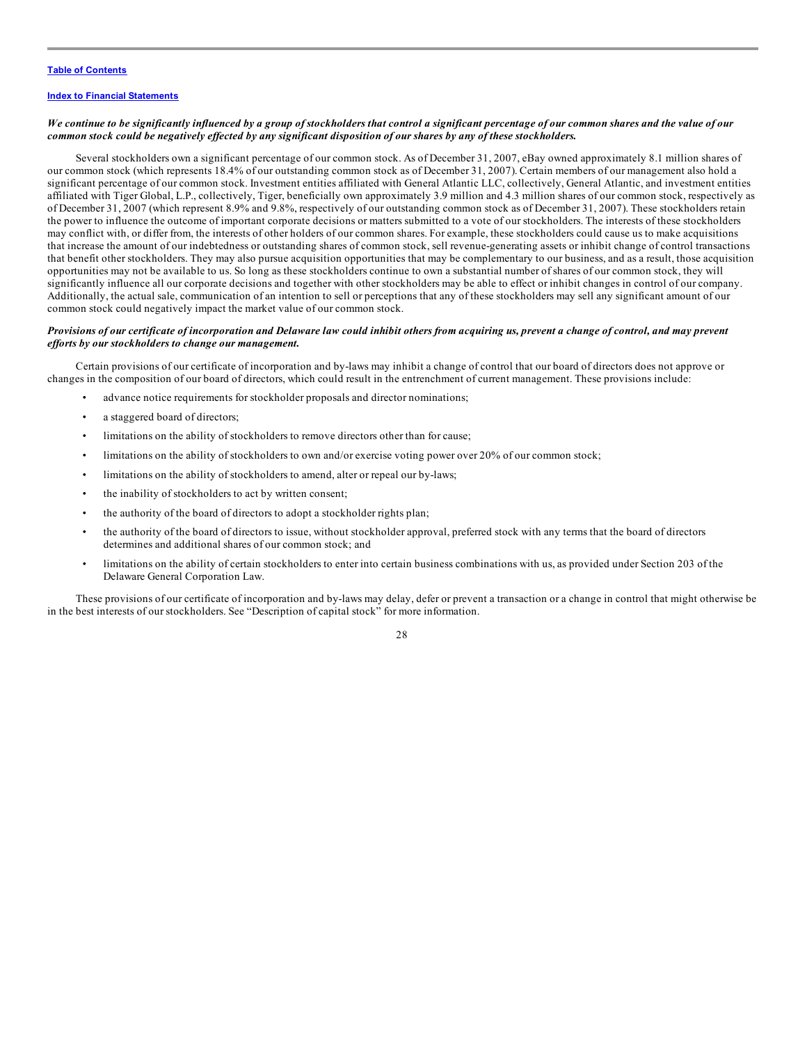***We continue to be significantly influenced by a group of stockholders that control a significant percentage of our common shares and the value of our common stock could be negatively effected by any significant disposition of our shares by any of these stockholders.***

Several stockholders own a significant percentage of our common stock. As of December 31, 2007, eBay owned approximately 8.1 million shares of our common stock (which represents 18.4% of our outstanding common stock as of December 31, 2007). Certain members of our management also hold a significant percentage of our common stock. Investment entities affiliated with General Atlantic LLC, collectively, General Atlantic, and investment entities affiliated with Tiger Global, L.P., collectively, Tiger, beneficially own approximately 3.9 million and 4.3 million shares of our common stock, respectively as of December 31, 2007 (which represent 8.9% and 9.8%, respectively of our outstanding common stock as of December 31, 2007). These stockholders retain the power to influence the outcome of important corporate decisions or matters submitted to a vote of our stockholders. The interests of these stockholders may conflict with, or differ from, the interests of other holders of our common shares. For example, these stockholders could cause us to make acquisitions that increase the amount of our indebtedness or outstanding shares of common stock, sell revenue-generating assets or inhibit change of control transactions that benefit other stockholders. They may also pursue acquisition opportunities that may be complementary to our business, and as a result, those acquisition opportunities may not be available to us. So long as these stockholders continue to own a substantial number of shares of our common stock, they will significantly influence all our corporate decisions and together with other stockholders may be able to effect or inhibit changes in control of our company. Additionally, the actual sale, communication of an intention to sell or perceptions that any of these stockholders may sell any significant amount of our common stock could negatively impact the market value of our common stock.

***Provisions of our certificate of incorporation and Delaware law could inhibit others from acquiring us, prevent a change of control, and may prevent efforts by our stockholders to change our management.***

Certain provisions of our certificate of incorporation and by-laws may inhibit a change of control that our board of directors does not approve or changes in the composition of our board of directors, which could result in the entrenchment of current management. These provisions include:

- advance notice requirements for stockholder proposals and director nominations;
- a staggered board of directors;
- limitations on the ability of stockholders to remove directors other than for cause;
- limitations on the ability of stockholders to own and/or exercise voting power over 20% of our common stock;
- limitations on the ability of stockholders to amend, alter or repeal our by-laws;
- the inability of stockholders to act by written consent;
- the authority of the board of directors to adopt a stockholder rights plan;
- the authority of the board of directors to issue, without stockholder approval, preferred stock with any terms that the board of directors determines and additional shares of our common stock; and
- limitations on the ability of certain stockholders to enter into certain business combinations with us, as provided under Section 203 of the Delaware General Corporation Law.

These provisions of our certificate of incorporation and by-laws may delay, defer or prevent a transaction or a change in control that might otherwise be in the best interests of our stockholders. See "Description of capital stock" for more information.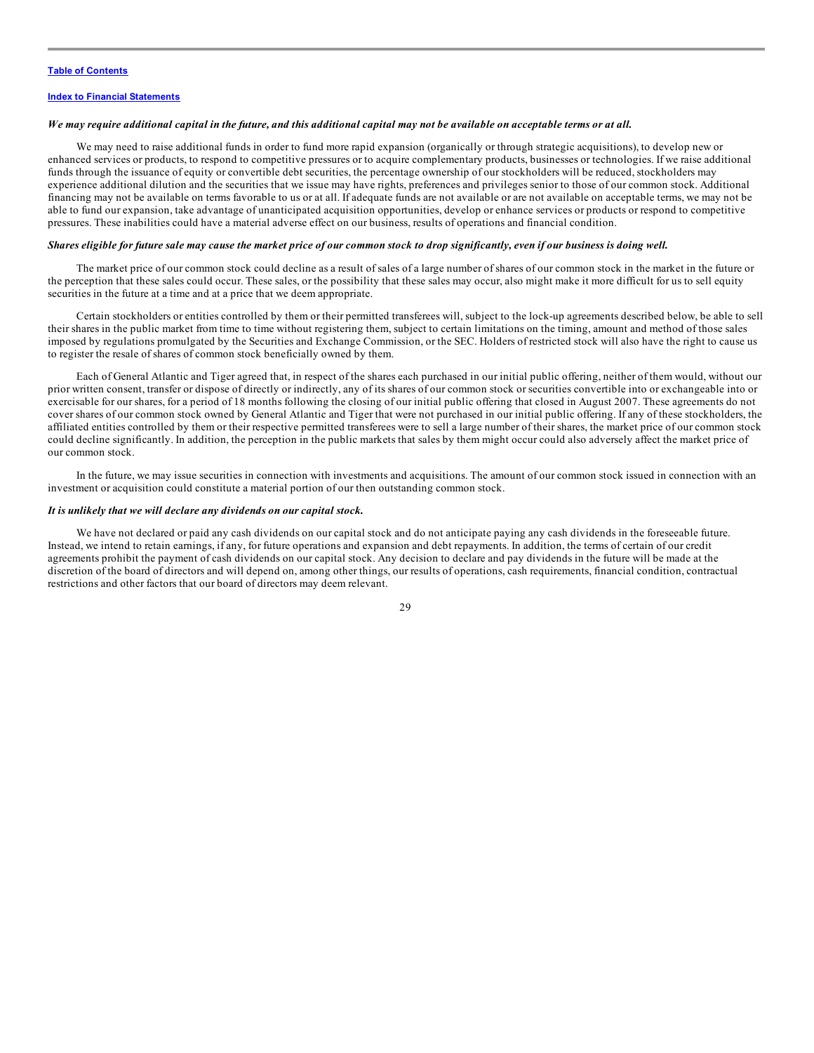***We may require additional capital in the future, and this additional capital may not be available on acceptable terms or at all.***

We may need to raise additional funds in order to fund more rapid expansion (organically or through strategic acquisitions), to develop new or enhanced services or products, to respond to competitive pressures or to acquire complementary products, businesses or technologies. If we raise additional funds through the issuance of equity or convertible debt securities, the percentage ownership of our stockholders will be reduced, stockholders may experience additional dilution and the securities that we issue may have rights, preferences and privileges senior to those of our common stock. Additional financing may not be available on terms favorable to us or at all. If adequate funds are not available or are not available on acceptable terms, we may not be able to fund our expansion, take advantage of unanticipated acquisition opportunities, develop or enhance services or products or respond to competitive pressures. These inabilities could have a material adverse effect on our business, results of operations and financial condition.

***Shares eligible for future sale may cause the market price of our common stock to drop significantly, even if our business is doing well.***

The market price of our common stock could decline as a result of sales of a large number of shares of our common stock in the market in the future or the perception that these sales could occur. These sales, or the possibility that these sales may occur, also might make it more difficult for us to sell equity securities in the future at a time and at a price that we deem appropriate.

Certain stockholders or entities controlled by them or their permitted transferees will, subject to the lock-up agreements described below, be able to sell their shares in the public market from time to time without registering them, subject to certain limitations on the timing, amount and method of those sales imposed by regulations promulgated by the Securities and Exchange Commission, or the SEC. Holders of restricted stock will also have the right to cause us to register the resale of shares of common stock beneficially owned by them.

Each of General Atlantic and Tiger agreed that, in respect of the shares each purchased in our initial public offering, neither of them would, without our prior written consent, transfer or dispose of directly or indirectly, any of its shares of our common stock or securities convertible into or exchangeable into or exercisable for our shares, for a period of 18 months following the closing of our initial public offering that closed in August 2007. These agreements do not cover shares of our common stock owned by General Atlantic and Tiger that were not purchased in our initial public offering. If any of these stockholders, the affiliated entities controlled by them or their respective permitted transferees were to sell a large number of their shares, the market price of our common stock could decline significantly. In addition, the perception in the public markets that sales by them might occur could also adversely affect the market price of our common stock.

In the future, we may issue securities in connection with investments and acquisitions. The amount of our common stock issued in connection with an investment or acquisition could constitute a material portion of our then outstanding common stock.

***It is unlikely that we will declare any dividends on our capital stock.***

We have not declared or paid any cash dividends on our capital stock and do not anticipate paying any cash dividends in the foreseeable future. Instead, we intend to retain earnings, if any, for future operations and expansion and debt repayments. In addition, the terms of certain of our credit agreements prohibit the payment of cash dividends on our capital stock. Any decision to declare and pay dividends in the future will be made at the discretion of the board of directors and will depend on, among other things, our results of operations, cash requirements, financial condition, contractual restrictions and other factors that our board of directors may deem relevant.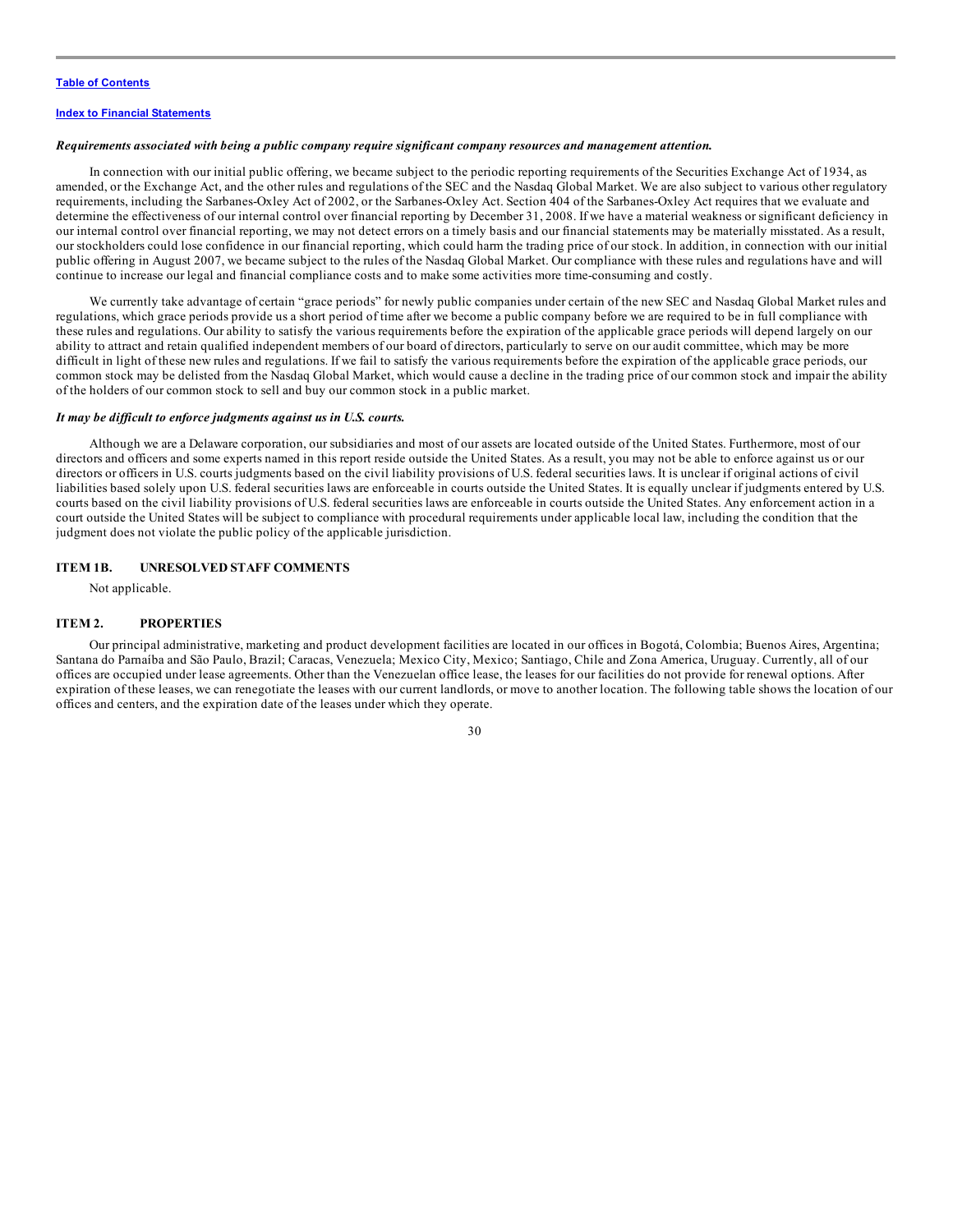***Requirements associated with being a public company require significant company resources and management attention.***

In connection with our initial public offering, we became subject to the periodic reporting requirements of the Securities Exchange Act of 1934, as amended, or the Exchange Act, and the other rules and regulations of the SEC and the Nasdaq Global Market. We are also subject to various other regulatory requirements, including the Sarbanes-Oxley Act of 2002, or the Sarbanes-Oxley Act. Section 404 of the Sarbanes-Oxley Act requires that we evaluate and determine the effectiveness of our internal control over financial reporting by December 31, 2008. If we have a material weakness or significant deficiency in our internal control over financial reporting, we may not detect errors on a timely basis and our financial statements may be materially misstated. As a result, our stockholders could lose confidence in our financial reporting, which could harm the trading price of our stock. In addition, in connection with our initial public offering in August 2007, we became subject to the rules of the Nasdaq Global Market. Our compliance with these rules and regulations have and will continue to increase our legal and financial compliance costs and to make some activities more time-consuming and costly.

We currently take advantage of certain "grace periods" for newly public companies under certain of the new SEC and Nasdaq Global Market rules and regulations, which grace periods provide us a short period of time after we become a public company before we are required to be in full compliance with these rules and regulations. Our ability to satisfy the various requirements before the expiration of the applicable grace periods will depend largely on our ability to attract and retain qualified independent members of our board of directors, particularly to serve on our audit committee, which may be more difficult in light of these new rules and regulations. If we fail to satisfy the various requirements before the expiration of the applicable grace periods, our common stock may be delisted from the Nasdaq Global Market, which would cause a decline in the trading price of our common stock and impair the ability of the holders of our common stock to sell and buy our common stock in a public market.

***It may be difficult to enforce judgments against us in U.S. courts.***

Although we are a Delaware corporation, our subsidiaries and most of our assets are located outside of the United States. Furthermore, most of our directors and officers and some experts named in this report reside outside the United States. As a result, you may not be able to enforce against us or our directors or officers in U.S. courts judgments based on the civil liability provisions of U.S. federal securities laws. It is unclear if original actions of civil liabilities based solely upon U.S. federal securities laws are enforceable in courts outside the United States. It is equally unclear if judgments entered by U.S. courts based on the civil liability provisions of U.S. federal securities laws are enforceable in courts outside the United States. Any enforcement action in a court outside the United States will be subject to compliance with procedural requirements under applicable local law, including the condition that the judgment does not violate the public policy of the applicable jurisdiction.

## ITEM 1B. UNRESOLVED STAFF COMMENTS

Not applicable.

## ITEM 2. PROPERTIES

Our principal administrative, marketing and product development facilities are located in our offices in Bogotá, Colombia; Buenos Aires, Argentina; Santana do Parnaíba and São Paulo, Brazil; Caracas, Venezuela; Mexico City, Mexico; Santiago, Chile and Zona America, Uruguay. Currently, all of our offices are occupied under lease agreements. Other than the Venezuelan office lease, the leases for our facilities do not provide for renewal options. After expiration of these leases, we can renegotiate the leases with our current landlords, or move to another location. The following table shows the location of our offices and centers, and the expiration date of the leases under which they operate.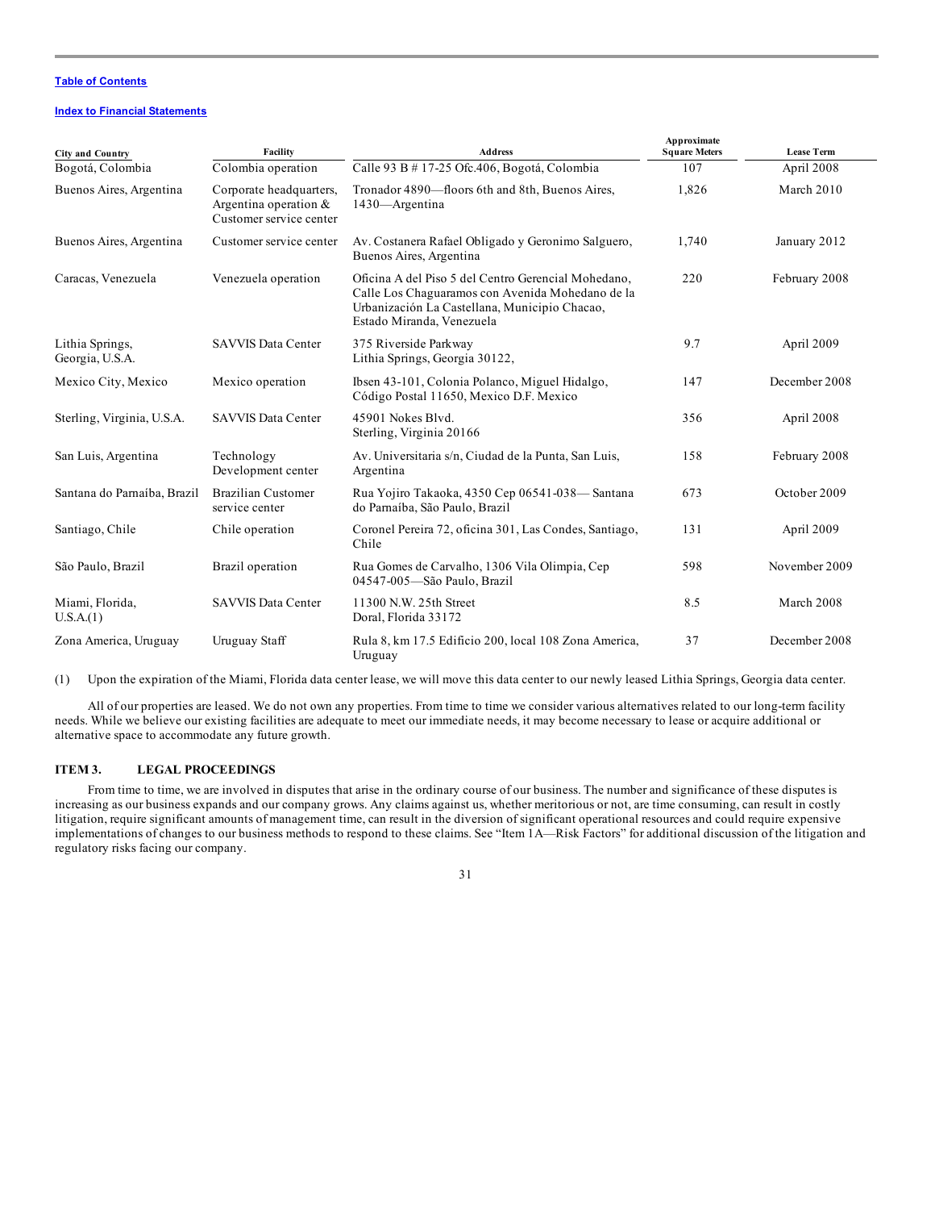[Table of Contents](#)

[Index to Financial Statements](#)

| City and Country | Facility | Address | Approximate Square Meters | Lease Term |
|---|---|---|---|---|
| Bogotá, Colombia | Colombia operation | Calle 93 B # 17-25 Ofc.406, Bogotá, Colombia | 107 | April 2008 |
| Buenos Aires, Argentina | Corporate headquarters, Argentina operation & Customer service center | Tronador 4890—floors 6th and 8th, Buenos Aires, 1430—Argentina | 1,826 | March 2010 |
| Buenos Aires, Argentina | Customer service center | Av. Costanera Rafael Obligado y Geronimo Salguero, Buenos Aires, Argentina | 1,740 | January 2012 |
| Caracas, Venezuela | Venezuela operation | Oficina A del Piso 5 del Centro Gerencial Mohedano, Calle Los Chaguaramos con Avenida Mohedano de la Urbanización La Castellana, Municipio Chacao, Estado Miranda, Venezuela | 220 | February 2008 |
| Lithia Springs, Georgia, U.S.A. | SAVVIS Data Center | 375 Riverside Parkway Lithia Springs, Georgia 30122, | 9.7 | April 2009 |
| Mexico City, Mexico | Mexico operation | Ibsen 43-101, Colonia Polanco, Miguel Hidalgo, Código Postal 11650, Mexico D.F. Mexico | 147 | December 2008 |
| Sterling, Virginia, U.S.A. | SAVVIS Data Center | 45901 Nokes Blvd. Sterling, Virginia 20166 | 356 | April 2008 |
| San Luis, Argentina | Technology Development center | Av. Universitaria s/n, Ciudad de la Punta, San Luis, Argentina | 158 | February 2008 |
| Santana do Parnaíba, Brazil | Brazilian Customer service center | Rua Yojiro Takaoka, 4350 Cep 06541-038— Santana do Parnaíba, São Paulo, Brazil | 673 | October 2009 |
| Santiago, Chile | Chile operation | Coronel Pereira 72, oficina 301, Las Condes, Santiago, Chile | 131 | April 2009 |
| São Paulo, Brazil | Brazil operation | Rua Gomes de Carvalho, 1306 Vila Olimpia, Cep 04547-005—São Paulo, Brazil | 598 | November 2009 |
| Miami, Florida, U.S.A.(1) | SAVVIS Data Center | 11300 N.W. 25th Street Doral, Florida 33172 | 8.5 | March 2008 |
| Zona America, Uruguay | Uruguay Staff | Rula 8, km 17.5 Edificio 200, local 108 Zona America, Uruguay | 37 | December 2008 |

(1) Upon the expiration of the Miami, Florida data center lease, we will move this data center to our newly leased Lithia Springs, Georgia data center.

All of our properties are leased. We do not own any properties. From time to time we consider various alternatives related to our long-term facility needs. While we believe our existing facilities are adequate to meet our immediate needs, it may become necessary to lease or acquire additional or alternative space to accommodate any future growth.

## ITEM 3. LEGAL PROCEEDINGS

From time to time, we are involved in disputes that arise in the ordinary course of our business. The number and significance of these disputes is increasing as our business expands and our company grows. Any claims against us, whether meritorious or not, are time consuming, can result in costly litigation, require significant amounts of management time, can result in the diversion of significant operational resources and could require expensive implementations of changes to our business methods to respond to these claims. See "Item 1A—Risk Factors" for additional discussion of the litigation and regulatory risks facing our company.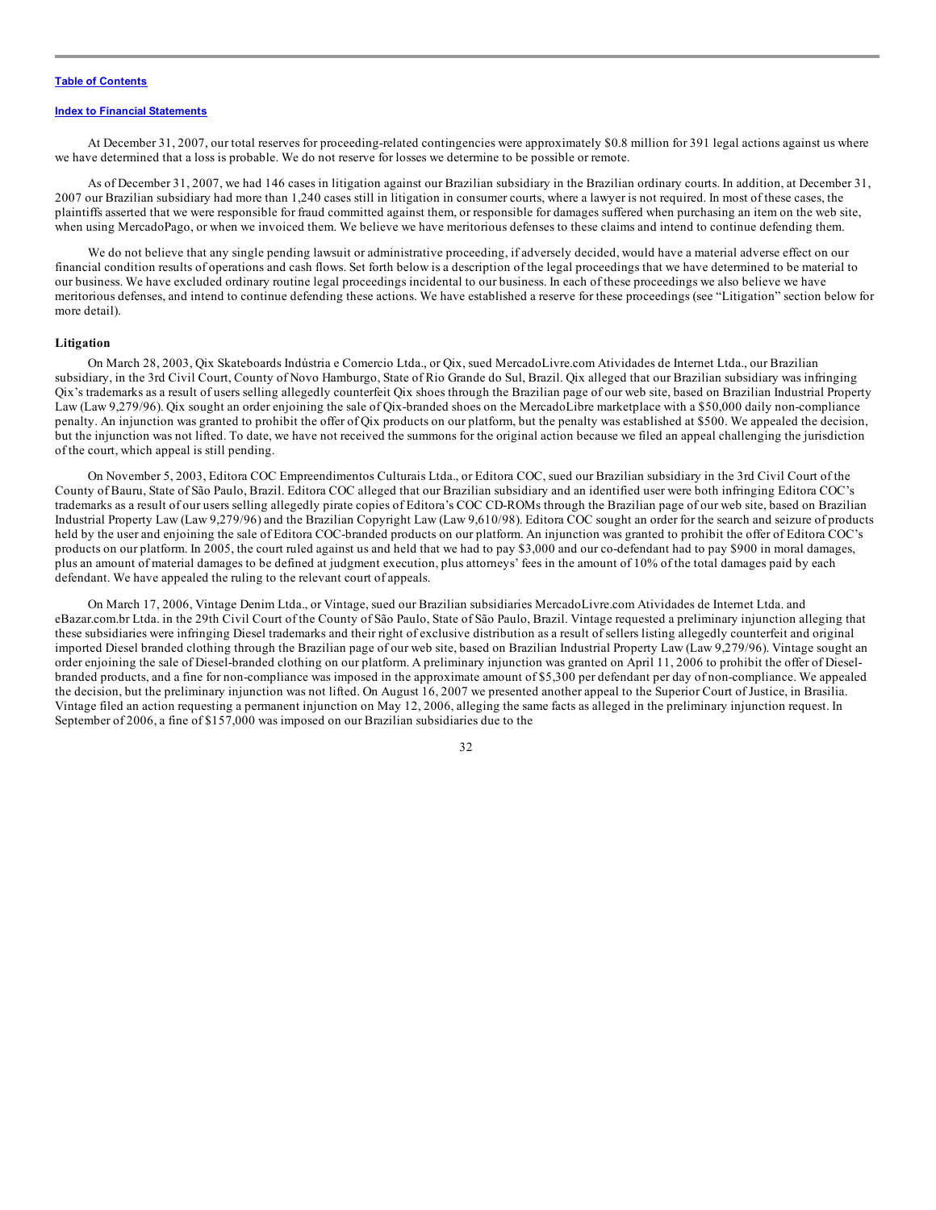At December 31, 2007, our total reserves for proceeding-related contingencies were approximately $0.8 million for 391 legal actions against us where we have determined that a loss is probable. We do not reserve for losses we determine to be possible or remote.

As of December 31, 2007, we had 146 cases in litigation against our Brazilian subsidiary in the Brazilian ordinary courts. In addition, at December 31, 2007 our Brazilian subsidiary had more than 1,240 cases still in litigation in consumer courts, where a lawyer is not required. In most of these cases, the plaintiffs asserted that we were responsible for fraud committed against them, or responsible for damages suffered when purchasing an item on the web site, when using MercadoPago, or when we invoiced them. We believe we have meritorious defenses to these claims and intend to continue defending them.

We do not believe that any single pending lawsuit or administrative proceeding, if adversely decided, would have a material adverse effect on our financial condition results of operations and cash flows. Set forth below is a description of the legal proceedings that we have determined to be material to our business. We have excluded ordinary routine legal proceedings incidental to our business. In each of these proceedings we also believe we have meritorious defenses, and intend to continue defending these actions. We have established a reserve for these proceedings (see "Litigation" section below for more detail).

**Litigation**

On March 28, 2003, Qix Skateboards Indústria e Comercio Ltda., or Qix, sued MercadoLivre.com Atividades de Internet Ltda., our Brazilian subsidiary, in the 3rd Civil Court, County of Novo Hamburgo, State of Rio Grande do Sul, Brazil. Qix alleged that our Brazilian subsidiary was infringing Qix's trademarks as a result of users selling allegedly counterfeit Qix shoes through the Brazilian page of our web site, based on Brazilian Industrial Property Law (Law 9,279/96). Qix sought an order enjoining the sale of Qix-branded shoes on the MercadoLibre marketplace with a $50,000 daily non-compliance penalty. An injunction was granted to prohibit the offer of Qix products on our platform, but the penalty was established at $500. We appealed the decision, but the injunction was not lifted. To date, we have not received the summons for the original action because we filed an appeal challenging the jurisdiction of the court, which appeal is still pending.

On November 5, 2003, Editora COC Empreendimentos Culturais Ltda., or Editora COC, sued our Brazilian subsidiary in the 3rd Civil Court of the County of Bauru, State of São Paulo, Brazil. Editora COC alleged that our Brazilian subsidiary and an identified user were both infringing Editora COC's trademarks as a result of our users selling allegedly pirate copies of Editora's COC CD-ROMs through the Brazilian page of our web site, based on Brazilian Industrial Property Law (Law 9,279/96) and the Brazilian Copyright Law (Law 9,610/98). Editora COC sought an order for the search and seizure of products held by the user and enjoining the sale of Editora COC-branded products on our platform. An injunction was granted to prohibit the offer of Editora COC's products on our platform. In 2005, the court ruled against us and held that we had to pay $3,000 and our co-defendant had to pay $900 in moral damages, plus an amount of material damages to be defined at judgment execution, plus attorneys' fees in the amount of 10% of the total damages paid by each defendant. We have appealed the ruling to the relevant court of appeals.

On March 17, 2006, Vintage Denim Ltda., or Vintage, sued our Brazilian subsidiaries MercadoLivre.com Atividades de Internet Ltda. and eBazar.com.br Ltda. in the 29th Civil Court of the County of São Paulo, State of São Paulo, Brazil. Vintage requested a preliminary injunction alleging that these subsidiaries were infringing Diesel trademarks and their right of exclusive distribution as a result of sellers listing allegedly counterfeit and original imported Diesel branded clothing through the Brazilian page of our web site, based on Brazilian Industrial Property Law (Law 9,279/96). Vintage sought an order enjoining the sale of Diesel-branded clothing on our platform. A preliminary injunction was granted on April 11, 2006 to prohibit the offer of Diesel-branded products, and a fine for non-compliance was imposed in the approximate amount of $5,300 per defendant per day of non-compliance. We appealed the decision, but the preliminary injunction was not lifted. On August 16, 2007 we presented another appeal to the Superior Court of Justice, in Brasilia. Vintage filed an action requesting a permanent injunction on May 12, 2006, alleging the same facts as alleged in the preliminary injunction request. In September of 2006, a fine of $157,000 was imposed on our Brazilian subsidiaries due to the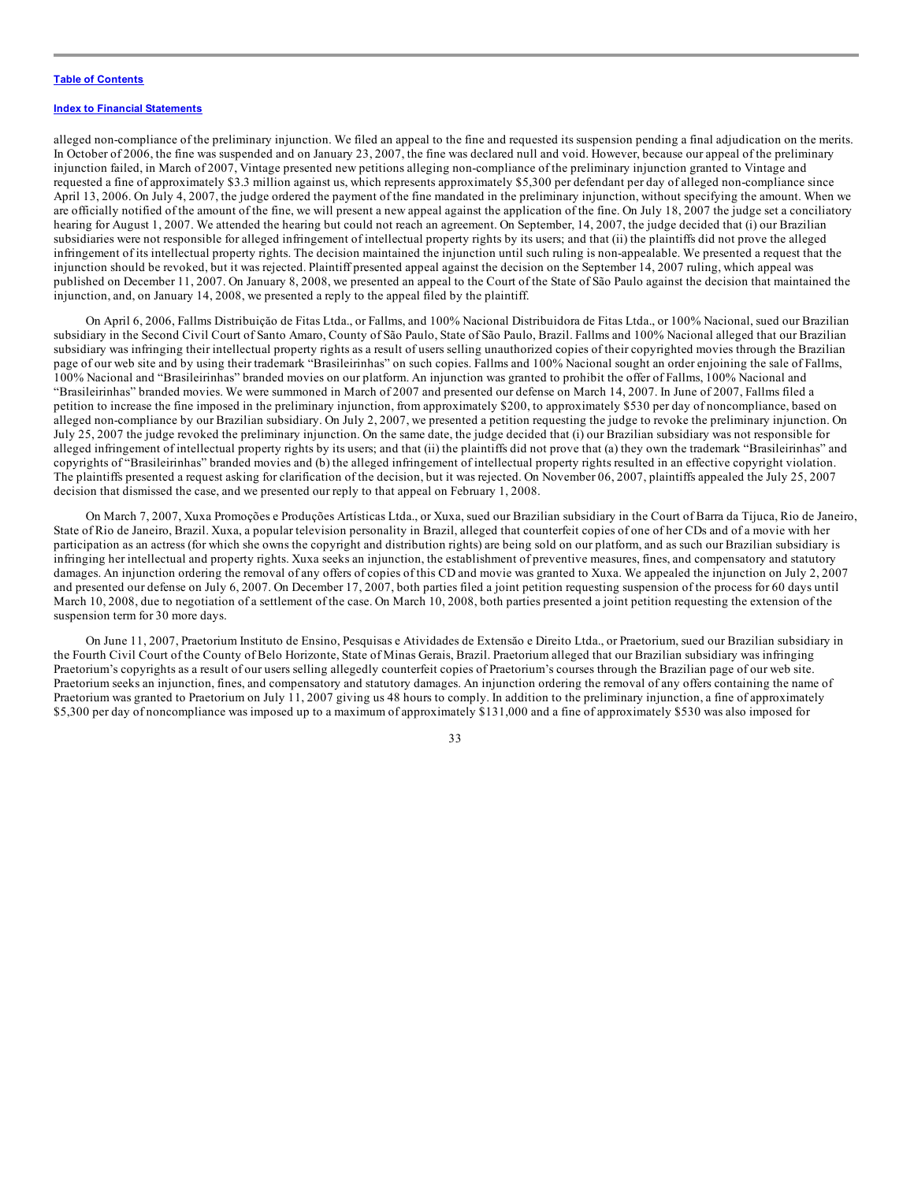alleged non-compliance of the preliminary injunction. We filed an appeal to the fine and requested its suspension pending a final adjudication on the merits. In October of 2006, the fine was suspended and on January 23, 2007, the fine was declared null and void. However, because our appeal of the preliminary injunction failed, in March of 2007, Vintage presented new petitions alleging non-compliance of the preliminary injunction granted to Vintage and requested a fine of approximately $3.3 million against us, which represents approximately $5,300 per defendant per day of alleged non-compliance since April 13, 2006. On July 4, 2007, the judge ordered the payment of the fine mandated in the preliminary injunction, without specifying the amount. When we are officially notified of the amount of the fine, we will present a new appeal against the application of the fine. On July 18, 2007 the judge set a conciliatory hearing for August 1, 2007. We attended the hearing but could not reach an agreement. On September, 14, 2007, the judge decided that (i) our Brazilian subsidiaries were not responsible for alleged infringement of intellectual property rights by its users; and that (ii) the plaintiffs did not prove the alleged infringement of its intellectual property rights. The decision maintained the injunction until such ruling is non-appealable. We presented a request that the injunction should be revoked, but it was rejected. Plaintiff presented appeal against the decision on the September 14, 2007 ruling, which appeal was published on December 11, 2007. On January 8, 2008, we presented an appeal to the Court of the State of São Paulo against the decision that maintained the injunction, and, on January 14, 2008, we presented a reply to the appeal filed by the plaintiff.

On April 6, 2006, Fallms Distribuição de Fitas Ltda., or Fallms, and 100% Nacional Distribuidora de Fitas Ltda., or 100% Nacional, sued our Brazilian subsidiary in the Second Civil Court of Santo Amaro, County of São Paulo, State of São Paulo, Brazil. Fallms and 100% Nacional alleged that our Brazilian subsidiary was infringing their intellectual property rights as a result of users selling unauthorized copies of their copyrighted movies through the Brazilian page of our web site and by using their trademark "Brasileirinhas" on such copies. Fallms and 100% Nacional sought an order enjoining the sale of Fallms, 100% Nacional and "Brasileirinhas" branded movies on our platform. An injunction was granted to prohibit the offer of Fallms, 100% Nacional and "Brasileirinhas" branded movies. We were summoned in March of 2007 and presented our defense on March 14, 2007. In June of 2007, Fallms filed a petition to increase the fine imposed in the preliminary injunction, from approximately $200, to approximately $530 per day of noncompliance, based on alleged non-compliance by our Brazilian subsidiary. On July 2, 2007, we presented a petition requesting the judge to revoke the preliminary injunction. On July 25, 2007 the judge revoked the preliminary injunction. On the same date, the judge decided that (i) our Brazilian subsidiary was not responsible for alleged infringement of intellectual property rights by its users; and that (ii) the plaintiffs did not prove that (a) they own the trademark "Brasileirinhas" and copyrights of "Brasileirinhas" branded movies and (b) the alleged infringement of intellectual property rights resulted in an effective copyright violation. The plaintiffs presented a request asking for clarification of the decision, but it was rejected. On November 06, 2007, plaintiffs appealed the July 25, 2007 decision that dismissed the case, and we presented our reply to that appeal on February 1, 2008.

On March 7, 2007, Xuxa Promoções e Produções Artísticas Ltda., or Xuxa, sued our Brazilian subsidiary in the Court of Barra da Tijuca, Rio de Janeiro, State of Rio de Janeiro, Brazil. Xuxa, a popular television personality in Brazil, alleged that counterfeit copies of one of her CDs and of a movie with her participation as an actress (for which she owns the copyright and distribution rights) are being sold on our platform, and as such our Brazilian subsidiary is infringing her intellectual and property rights. Xuxa seeks an injunction, the establishment of preventive measures, fines, and compensatory and statutory damages. An injunction ordering the removal of any offers of copies of this CD and movie was granted to Xuxa. We appealed the injunction on July 2, 2007 and presented our defense on July 6, 2007. On December 17, 2007, both parties filed a joint petition requesting suspension of the process for 60 days until March 10, 2008, due to negotiation of a settlement of the case. On March 10, 2008, both parties presented a joint petition requesting the extension of the suspension term for 30 more days.

On June 11, 2007, Praetorium Instituto de Ensino, Pesquisas e Atividades de Extensão e Direito Ltda., or Praetorium, sued our Brazilian subsidiary in the Fourth Civil Court of the County of Belo Horizonte, State of Minas Gerais, Brazil. Praetorium alleged that our Brazilian subsidiary was infringing Praetorium's copyrights as a result of our users selling allegedly counterfeit copies of Praetorium's courses through the Brazilian page of our web site. Praetorium seeks an injunction, fines, and compensatory and statutory damages. An injunction ordering the removal of any offers containing the name of Praetorium was granted to Praetorium on July 11, 2007 giving us 48 hours to comply. In addition to the preliminary injunction, a fine of approximately $5,300 per day of noncompliance was imposed up to a maximum of approximately $131,000 and a fine of approximately $530 was also imposed for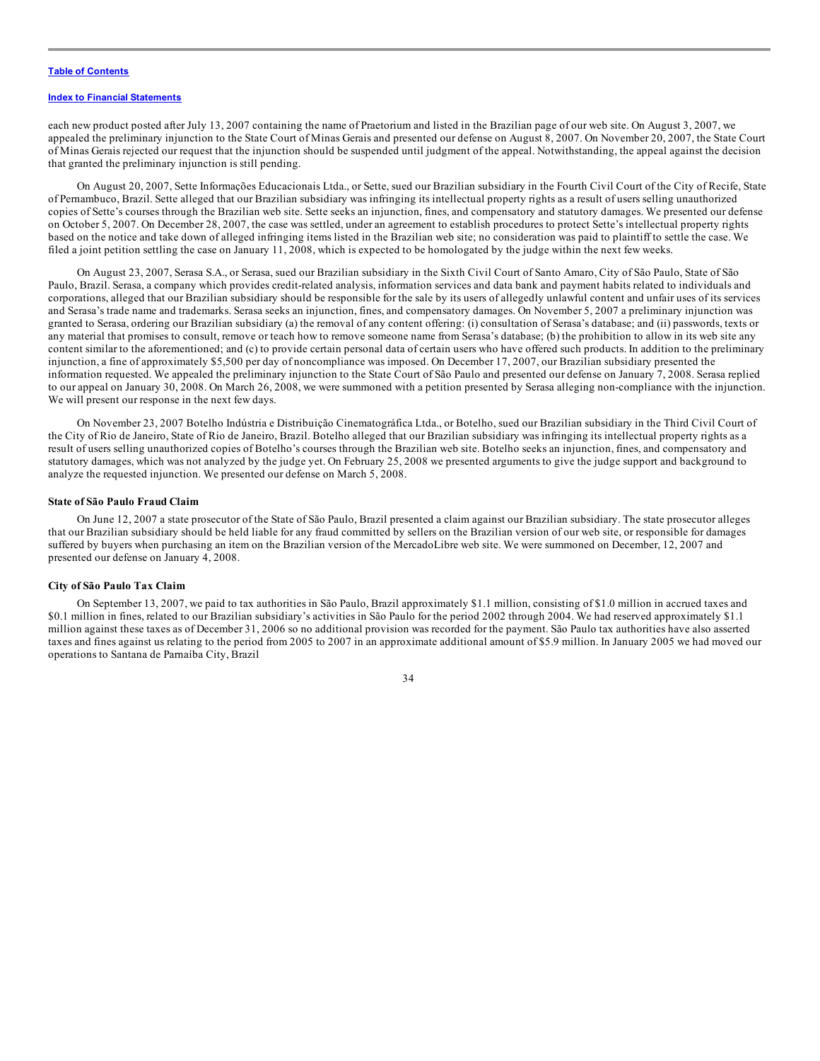each new product posted after July 13, 2007 containing the name of Praetorium and listed in the Brazilian page of our web site. On August 3, 2007, we appealed the preliminary injunction to the State Court of Minas Gerais and presented our defense on August 8, 2007. On November 20, 2007, the State Court of Minas Gerais rejected our request that the injunction should be suspended until judgment of the appeal. Notwithstanding, the appeal against the decision that granted the preliminary injunction is still pending.

On August 20, 2007, Sette Informações Educacionais Ltda., or Sette, sued our Brazilian subsidiary in the Fourth Civil Court of the City of Recife, State of Pernambuco, Brazil. Sette alleged that our Brazilian subsidiary was infringing its intellectual property rights as a result of users selling unauthorized copies of Sette's courses through the Brazilian web site. Sette seeks an injunction, fines, and compensatory and statutory damages. We presented our defense on October 5, 2007. On December 28, 2007, the case was settled, under an agreement to establish procedures to protect Sette's intellectual property rights based on the notice and take down of alleged infringing items listed in the Brazilian web site; no consideration was paid to plaintiff to settle the case. We filed a joint petition settling the case on January 11, 2008, which is expected to be homologated by the judge within the next few weeks.

On August 23, 2007, Serasa S.A., or Serasa, sued our Brazilian subsidiary in the Sixth Civil Court of Santo Amaro, City of São Paulo, State of São Paulo, Brazil. Serasa, a company which provides credit-related analysis, information services and data bank and payment habits related to individuals and corporations, alleged that our Brazilian subsidiary should be responsible for the sale by its users of allegedly unlawful content and unfair uses of its services and Serasa's trade name and trademarks. Serasa seeks an injunction, fines, and compensatory damages. On November 5, 2007 a preliminary injunction was granted to Serasa, ordering our Brazilian subsidiary (a) the removal of any content offering: (i) consultation of Serasa's database; and (ii) passwords, texts or any material that promises to consult, remove or teach how to remove someone name from Serasa's database; (b) the prohibition to allow in its web site any content similar to the aforementioned; and (c) to provide certain personal data of certain users who have offered such products. In addition to the preliminary injunction, a fine of approximately $5,500 per day of noncompliance was imposed. On December 17, 2007, our Brazilian subsidiary presented the information requested. We appealed the preliminary injunction to the State Court of São Paulo and presented our defense on January 7, 2008. Serasa replied to our appeal on January 30, 2008. On March 26, 2008, we were summoned with a petition presented by Serasa alleging non-compliance with the injunction. We will present our response in the next few days.

On November 23, 2007 Botelho Indústria e Distribuição Cinematográfica Ltda., or Botelho, sued our Brazilian subsidiary in the Third Civil Court of the City of Rio de Janeiro, State of Rio de Janeiro, Brazil. Botelho alleged that our Brazilian subsidiary was infringing its intellectual property rights as a result of users selling unauthorized copies of Botelho's courses through the Brazilian web site. Botelho seeks an injunction, fines, and compensatory and statutory damages, which was not analyzed by the judge yet. On February 25, 2008 we presented arguments to give the judge support and background to analyze the requested injunction. We presented our defense on March 5, 2008.

#### State of São Paulo Fraud Claim

On June 12, 2007 a state prosecutor of the State of São Paulo, Brazil presented a claim against our Brazilian subsidiary. The state prosecutor alleges that our Brazilian subsidiary should be held liable for any fraud committed by sellers on the Brazilian version of our web site, or responsible for damages suffered by buyers when purchasing an item on the Brazilian version of the MercadoLibre web site. We were summoned on December, 12, 2007 and presented our defense on January 4, 2008.

#### City of São Paulo Tax Claim

On September 13, 2007, we paid to tax authorities in São Paulo, Brazil approximately $1.1 million, consisting of $1.0 million in accrued taxes and $0.1 million in fines, related to our Brazilian subsidiary's activities in São Paulo for the period 2002 through 2004. We had reserved approximately $1.1 million against these taxes as of December 31, 2006 so no additional provision was recorded for the payment. São Paulo tax authorities have also asserted taxes and fines against us relating to the period from 2005 to 2007 in an approximate additional amount of $5.9 million. In January 2005 we had moved our operations to Santana de Parnaíba City, Brazil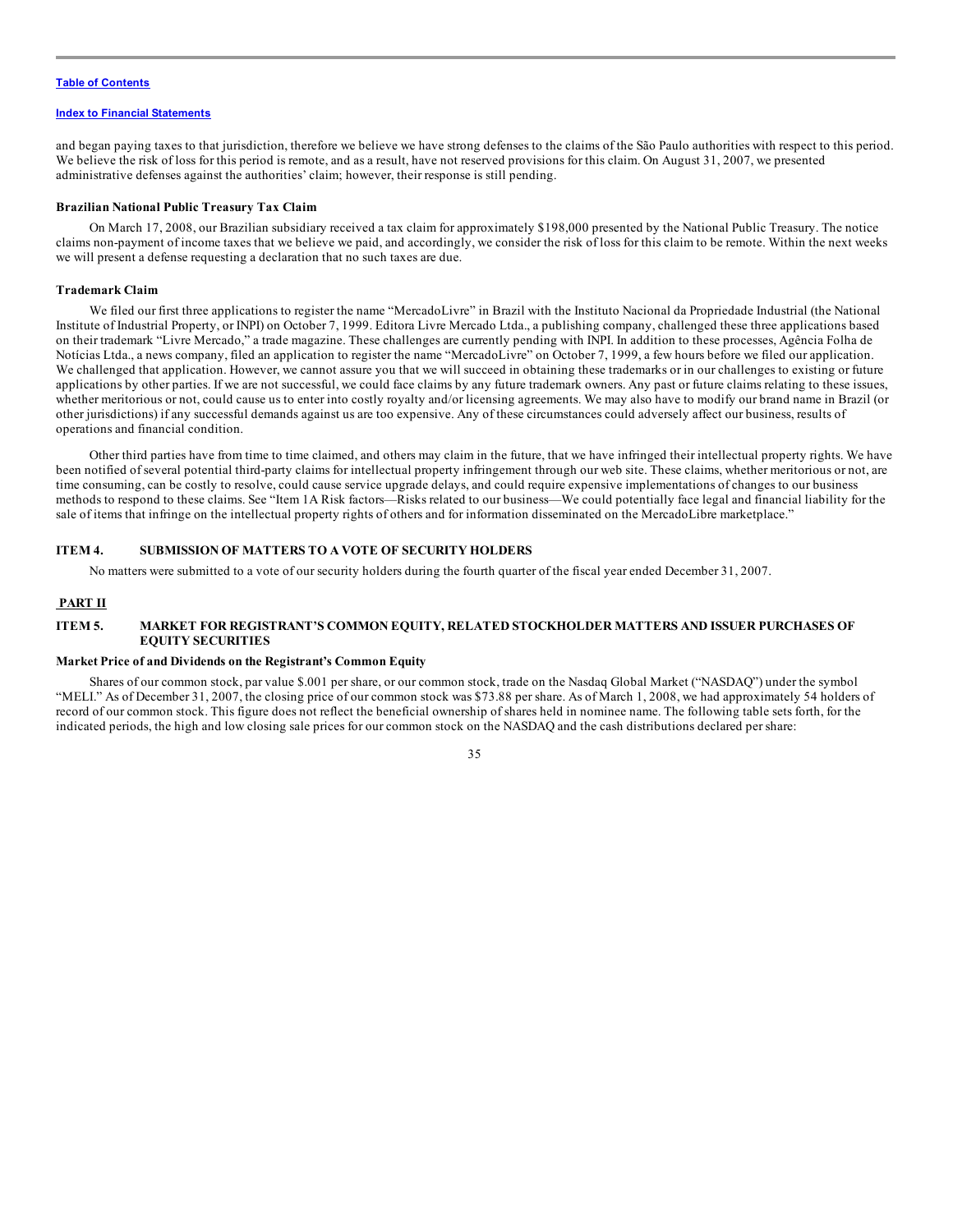and began paying taxes to that jurisdiction, therefore we believe we have strong defenses to the claims of the São Paulo authorities with respect to this period. We believe the risk of loss for this period is remote, and as a result, have not reserved provisions for this claim. On August 31, 2007, we presented administrative defenses against the authorities' claim; however, their response is still pending.

### Brazilian National Public Treasury Tax Claim

On March 17, 2008, our Brazilian subsidiary received a tax claim for approximately $198,000 presented by the National Public Treasury. The notice claims non-payment of income taxes that we believe we paid, and accordingly, we consider the risk of loss for this claim to be remote. Within the next weeks we will present a defense requesting a declaration that no such taxes are due.

### Trademark Claim

We filed our first three applications to register the name "MercadoLivre" in Brazil with the Instituto Nacional da Propriedade Industrial (the National Institute of Industrial Property, or INPI) on October 7, 1999. Editora Livre Mercado Ltda., a publishing company, challenged these three applications based on their trademark "Livre Mercado," a trade magazine. These challenges are currently pending with INPI. In addition to these processes, Agência Folha de Notícias Ltda., a news company, filed an application to register the name "MercadoLivre" on October 7, 1999, a few hours before we filed our application. We challenged that application. However, we cannot assure you that we will succeed in obtaining these trademarks or in our challenges to existing or future applications by other parties. If we are not successful, we could face claims by any future trademark owners. Any past or future claims relating to these issues, whether meritorious or not, could cause us to enter into costly royalty and/or licensing agreements. We may also have to modify our brand name in Brazil (or other jurisdictions) if any successful demands against us are too expensive. Any of these circumstances could adversely affect our business, results of operations and financial condition.

Other third parties have from time to time claimed, and others may claim in the future, that we have infringed their intellectual property rights. We have been notified of several potential third-party claims for intellectual property infringement through our web site. These claims, whether meritorious or not, are time consuming, can be costly to resolve, could cause service upgrade delays, and could require expensive implementations of changes to our business methods to respond to these claims. See "Item 1A Risk factors—Risks related to our business—We could potentially face legal and financial liability for the sale of items that infringe on the intellectual property rights of others and for information disseminated on the MercadoLibre marketplace."

## ITEM 4. SUBMISSION OF MATTERS TO A VOTE OF SECURITY HOLDERS

No matters were submitted to a vote of our security holders during the fourth quarter of the fiscal year ended December 31, 2007.

# PART II

## ITEM 5. MARKET FOR REGISTRANT'S COMMON EQUITY, RELATED STOCKHOLDER MATTERS AND ISSUER PURCHASES OF EQUITY SECURITIES

### Market Price of and Dividends on the Registrant's Common Equity

Shares of our common stock, par value $.001 per share, or our common stock, trade on the Nasdaq Global Market ("NASDAQ") under the symbol "MELI." As of December 31, 2007, the closing price of our common stock was $73.88 per share. As of March 1, 2008, we had approximately 54 holders of record of our common stock. This figure does not reflect the beneficial ownership of shares held in nominee name. The following table sets forth, for the indicated periods, the high and low closing sale prices for our common stock on the NASDAQ and the cash distributions declared per share: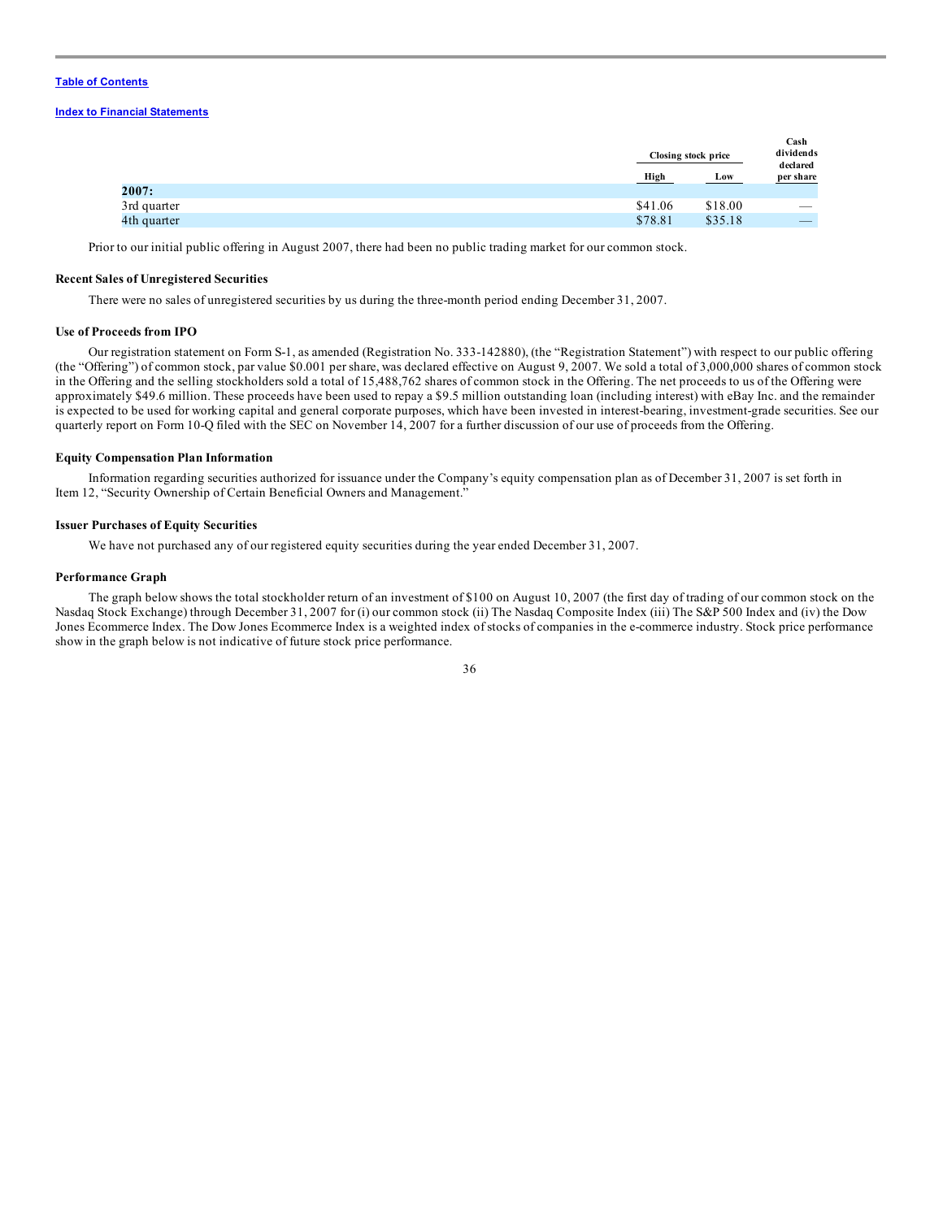[Table of Contents](#)

[Index to Financial Statements](#)

| | Closing stock price | | Cash dividends declared per share |
|---|---|---|---|
| | High | Low | |
| **2007:** | | | |
| 3rd quarter | $41.06 | $18.00 | — |
| 4th quarter | $78.81 | $35.18 | — |

Prior to our initial public offering in August 2007, there had been no public trading market for our common stock.

**Recent Sales of Unregistered Securities**

There were no sales of unregistered securities by us during the three-month period ending December 31, 2007.

**Use of Proceeds from IPO**

Our registration statement on Form S-1, as amended (Registration No. 333-142880), (the "Registration Statement") with respect to our public offering (the "Offering") of common stock, par value $0.001 per share, was declared effective on August 9, 2007. We sold a total of 3,000,000 shares of common stock in the Offering and the selling stockholders sold a total of 15,488,762 shares of common stock in the Offering. The net proceeds to us of the Offering were approximately $49.6 million. These proceeds have been used to repay a $9.5 million outstanding loan (including interest) with eBay Inc. and the remainder is expected to be used for working capital and general corporate purposes, which have been invested in interest-bearing, investment-grade securities. See our quarterly report on Form 10-Q filed with the SEC on November 14, 2007 for a further discussion of our use of proceeds from the Offering.

**Equity Compensation Plan Information**

Information regarding securities authorized for issuance under the Company's equity compensation plan as of December 31, 2007 is set forth in Item 12, "Security Ownership of Certain Beneficial Owners and Management."

**Issuer Purchases of Equity Securities**

We have not purchased any of our registered equity securities during the year ended December 31, 2007.

**Performance Graph**

The graph below shows the total stockholder return of an investment of $100 on August 10, 2007 (the first day of trading of our common stock on the Nasdaq Stock Exchange) through December 31, 2007 for (i) our common stock (ii) The Nasdaq Composite Index (iii) The S&P 500 Index and (iv) the Dow Jones Ecommerce Index. The Dow Jones Ecommerce Index is a weighted index of stocks of companies in the e-commerce industry. Stock price performance show in the graph below is not indicative of future stock price performance.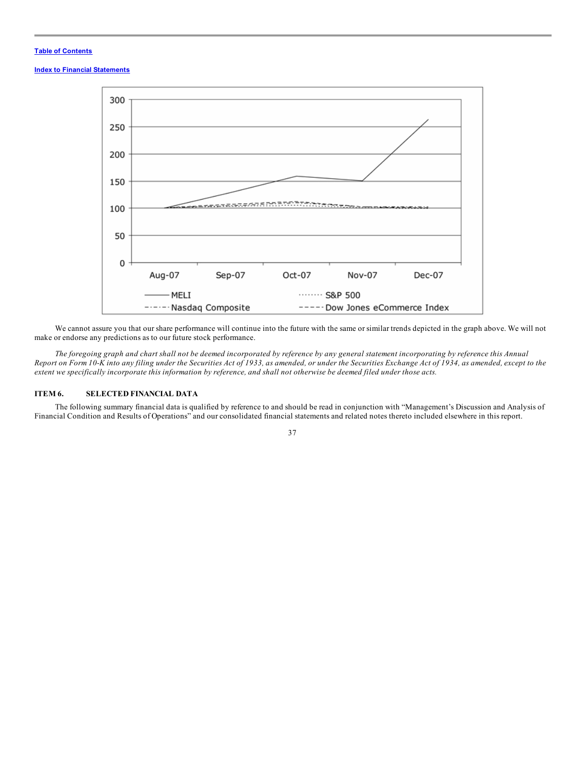Table of Contents

Index to Financial Statements

We cannot assure you that our share performance will continue into the future with the same or similar trends depicted in the graph above. We will not make or endorse any predictions as to our future stock performance.

*The foregoing graph and chart shall not be deemed incorporated by reference by any general statement incorporating by reference this Annual Report on Form 10-K into any filing under the Securities Act of 1933, as amended, or under the Securities Exchange Act of 1934, as amended, except to the extent we specifically incorporate this information by reference, and shall not otherwise be deemed filed under those acts.*

## ITEM 6. SELECTED FINANCIAL DATA

The following summary financial data is qualified by reference to and should be read in conjunction with "Management's Discussion and Analysis of Financial Condition and Results of Operations" and our consolidated financial statements and related notes thereto included elsewhere in this report.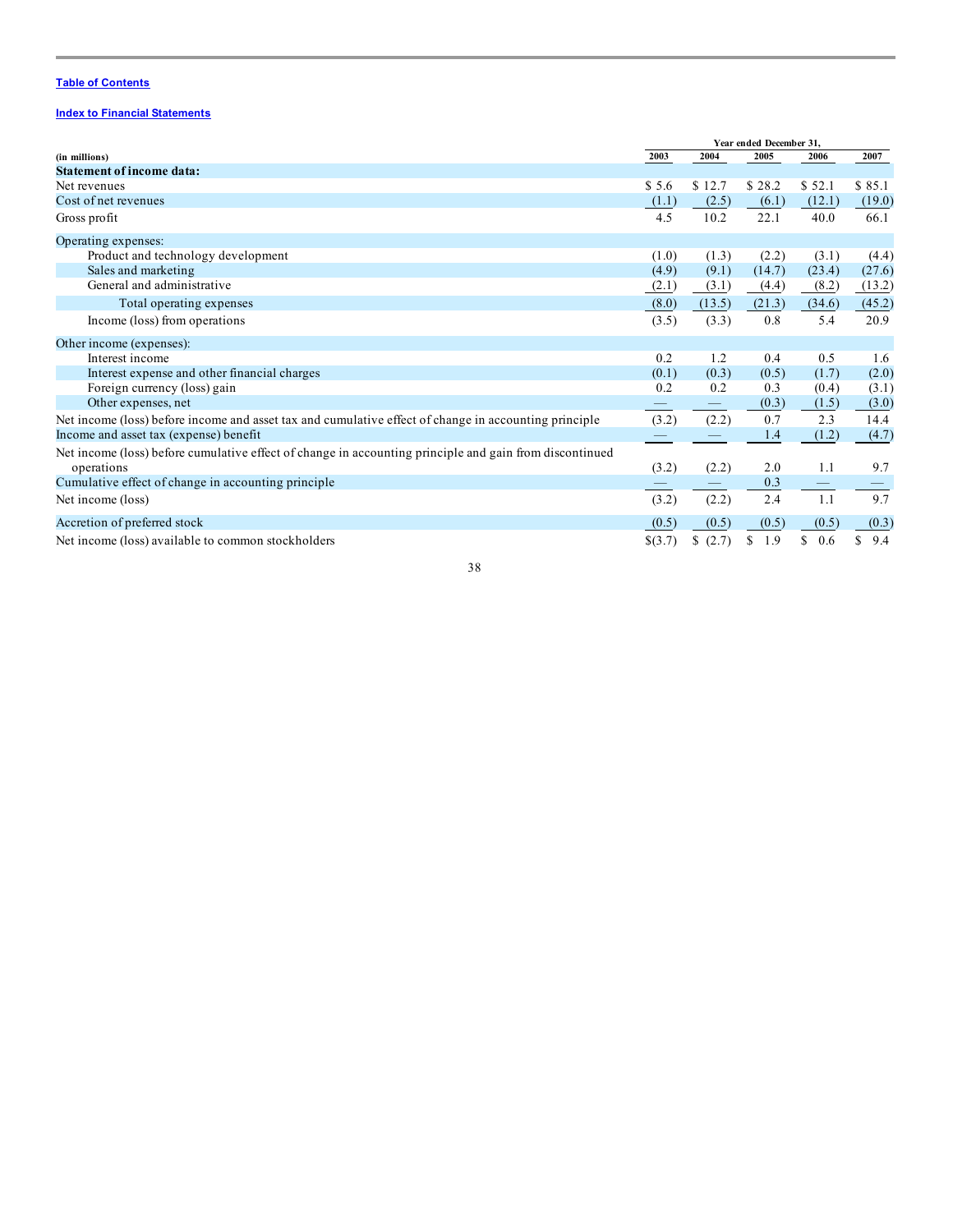[Table of Contents](#)

[Index to Financial Statements](#)

| (in millions) | Year ended December 31, 2003 | 2004 | 2005 | 2006 | 2007 |
|---|---|---|---|---|---|
| **Statement of income data:** | | | | | |
| Net revenues | $ 5.6 | $ 12.7 | $ 28.2 | $ 52.1 | $ 85.1 |
| Cost of net revenues | (1.1) | (2.5) | (6.1) | (12.1) | (19.0) |
| Gross profit | 4.5 | 10.2 | 22.1 | 40.0 | 66.1 |
| Operating expenses: | | | | | |
| Product and technology development | (1.0) | (1.3) | (2.2) | (3.1) | (4.4) |
| Sales and marketing | (4.9) | (9.1) | (14.7) | (23.4) | (27.6) |
| General and administrative | (2.1) | (3.1) | (4.4) | (8.2) | (13.2) |
| Total operating expenses | (8.0) | (13.5) | (21.3) | (34.6) | (45.2) |
| Income (loss) from operations | (3.5) | (3.3) | 0.8 | 5.4 | 20.9 |
| Other income (expenses): | | | | | |
| Interest income | 0.2 | 1.2 | 0.4 | 0.5 | 1.6 |
| Interest expense and other financial charges | (0.1) | (0.3) | (0.5) | (1.7) | (2.0) |
| Foreign currency (loss) gain | 0.2 | 0.2 | 0.3 | (0.4) | (3.1) |
| Other expenses, net | — | — | (0.3) | (1.5) | (3.0) |
| Net income (loss) before income and asset tax and cumulative effect of change in accounting principle | (3.2) | (2.2) | 0.7 | 2.3 | 14.4 |
| Income and asset tax (expense) benefit | — | — | 1.4 | (1.2) | (4.7) |
| Net income (loss) before cumulative effect of change in accounting principle and gain from discontinued operations | (3.2) | (2.2) | 2.0 | 1.1 | 9.7 |
| Cumulative effect of change in accounting principle | — | — | 0.3 | — | — |
| Net income (loss) | (3.2) | (2.2) | 2.4 | 1.1 | 9.7 |
| Accretion of preferred stock | (0.5) | (0.5) | (0.5) | (0.5) | (0.3) |
| Net income (loss) available to common stockholders | $(3.7) | $ (2.7) | $ 1.9 | $ 0.6 | $ 9.4 |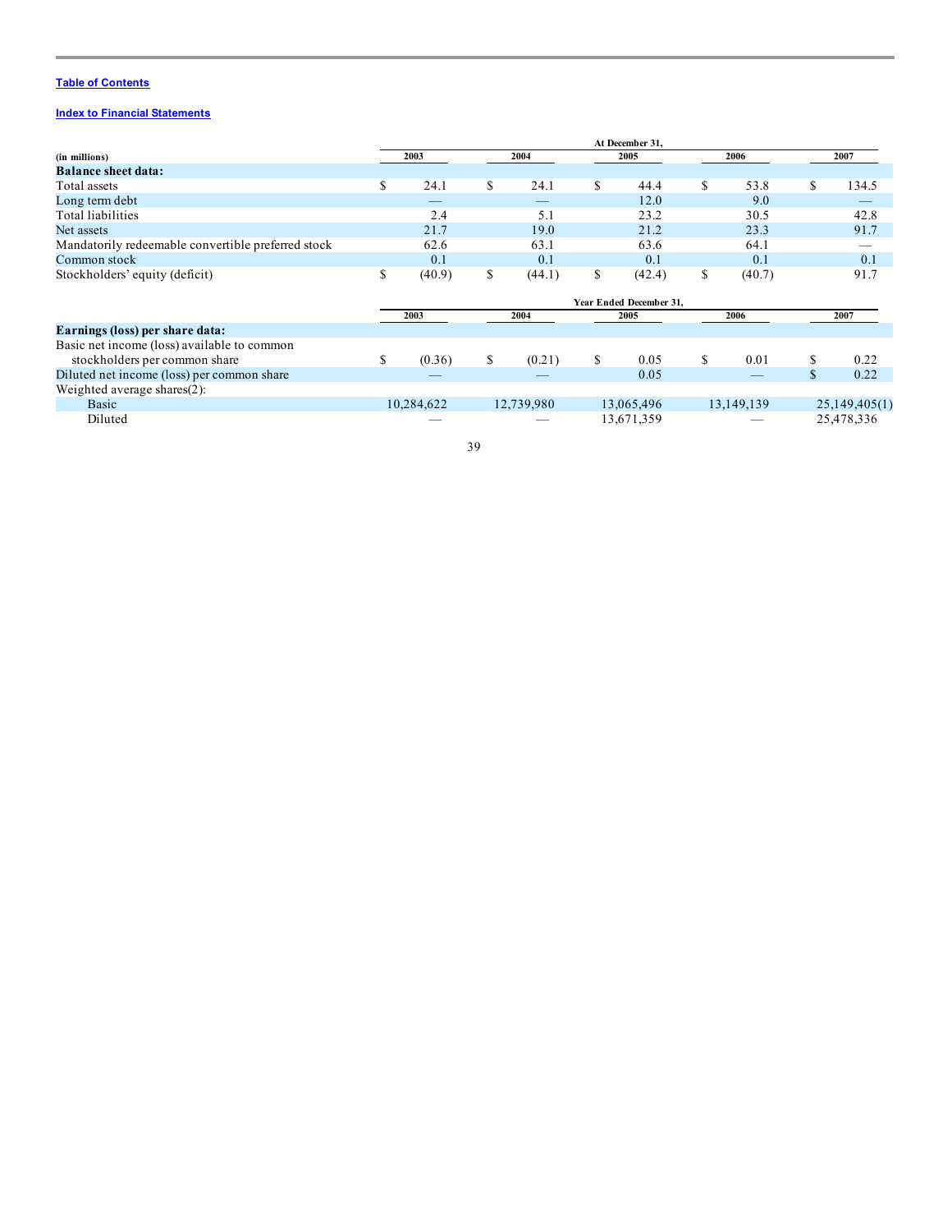[Table of Contents](#)

[Index to Financial Statements](#)

| (in millions) | At December 31, 2003 | 2004 | 2005 | 2006 | 2007 |
|---|---|---|---|---|---|
| **Balance sheet data:** | | | | | |
| Total assets | $ 24.1 | $ 24.1 | $ 44.4 | $ 53.8 | $ 134.5 |
| Long term debt | — | — | 12.0 | 9.0 | — |
| Total liabilities | 2.4 | 5.1 | 23.2 | 30.5 | 42.8 |
| Net assets | 21.7 | 19.0 | 21.2 | 23.3 | 91.7 |
| Mandatorily redeemable convertible preferred stock | 62.6 | 63.1 | 63.6 | 64.1 | — |
| Common stock | 0.1 | 0.1 | 0.1 | 0.1 | 0.1 |
| Stockholders' equity (deficit) | $ (40.9) | $ (44.1) | $ (42.4) | $ (40.7) | 91.7 |

| | Year Ended December 31, 2003 | 2004 | 2005 | 2006 | 2007 |
|---|---|---|---|---|---|
| **Earnings (loss) per share data:** | | | | | |
| Basic net income (loss) available to common stockholders per common share | $ (0.36) | $ (0.21) | $ 0.05 | $ 0.01 | $ 0.22 |
| Diluted net income (loss) per common share | — | — | 0.05 | — | $ 0.22 |
| Weighted average shares(2): | | | | | |
| Basic | 10,284,622 | 12,739,980 | 13,065,496 | 13,149,139 | 25,149,405(1) |
| Diluted | — | — | 13,671,359 | — | 25,478,336 |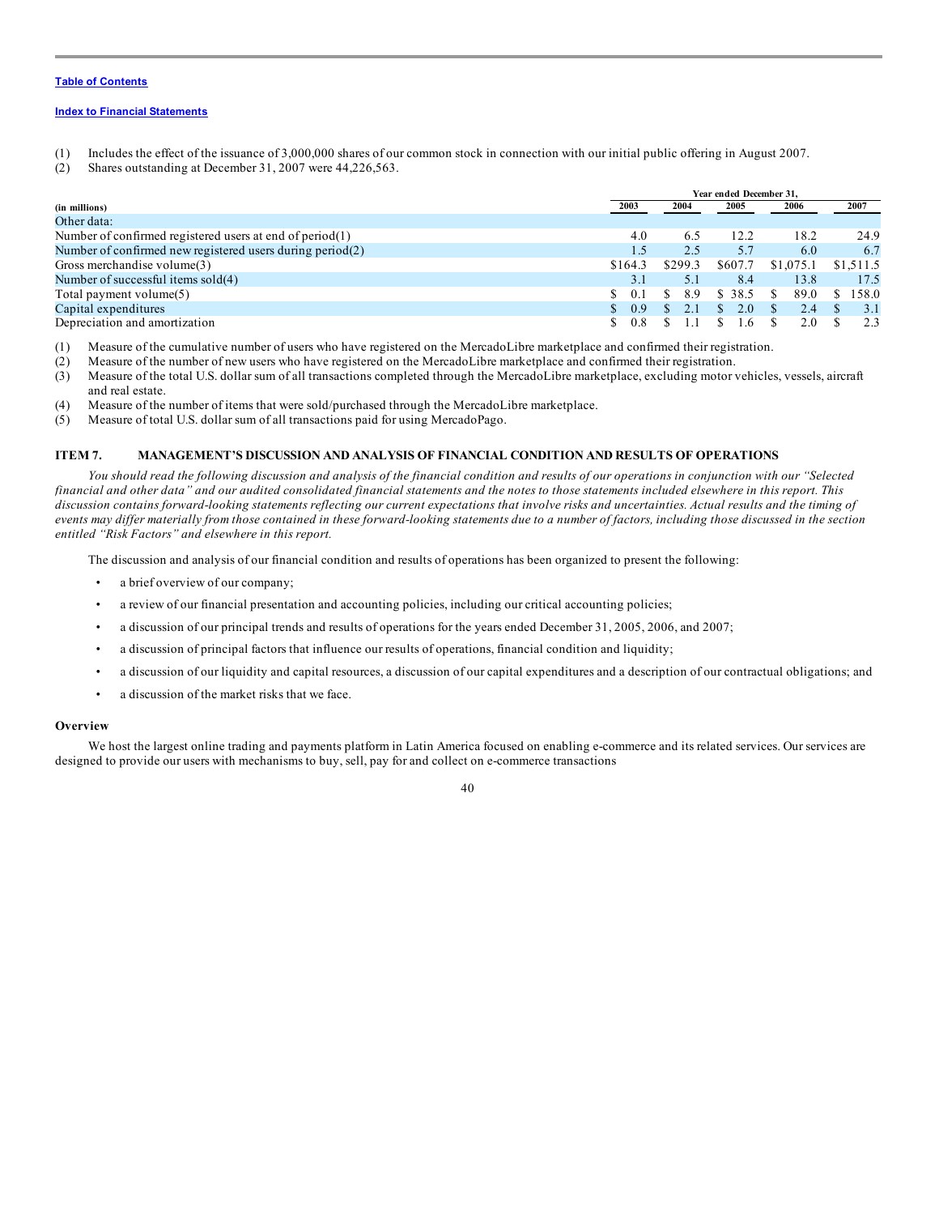[Table of Contents](#)

[Index to Financial Statements](#)

(1) Includes the effect of the issuance of 3,000,000 shares of our common stock in connection with our initial public offering in August 2007.
(2) Shares outstanding at December 31, 2007 were 44,226,563.

| (in millions) | Year ended December 31, 2003 | 2004 | 2005 | 2006 | 2007 |
|---|---|---|---|---|---|
| Other data: | | | | | |
| Number of confirmed registered users at end of period(1) | 4.0 | 6.5 | 12.2 | 18.2 | 24.9 |
| Number of confirmed new registered users during period(2) | 1.5 | 2.5 | 5.7 | 6.0 | 6.7 |
| Gross merchandise volume(3) | $164.3 | $299.3 | $607.7 | $1,075.1 | $1,511.5 |
| Number of successful items sold(4) | 3.1 | 5.1 | 8.4 | 13.8 | 17.5 |
| Total payment volume(5) | $ 0.1 | $ 8.9 | $ 38.5 | $ 89.0 | $ 158.0 |
| Capital expenditures | $ 0.9 | $ 2.1 | $ 2.0 | $ 2.4 | $ 3.1 |
| Depreciation and amortization | $ 0.8 | $ 1.1 | $ 1.6 | $ 2.0 | $ 2.3 |

(1) Measure of the cumulative number of users who have registered on the MercadoLibre marketplace and confirmed their registration.
(2) Measure of the number of new users who have registered on the MercadoLibre marketplace and confirmed their registration.
(3) Measure of the total U.S. dollar sum of all transactions completed through the MercadoLibre marketplace, excluding motor vehicles, vessels, aircraft and real estate.
(4) Measure of the number of items that were sold/purchased through the MercadoLibre marketplace.
(5) Measure of total U.S. dollar sum of all transactions paid for using MercadoPago.

## ITEM 7. MANAGEMENT'S DISCUSSION AND ANALYSIS OF FINANCIAL CONDITION AND RESULTS OF OPERATIONS

*You should read the following discussion and analysis of the financial condition and results of our operations in conjunction with our "Selected financial and other data" and our audited consolidated financial statements and the notes to those statements included elsewhere in this report. This discussion contains forward-looking statements reflecting our current expectations that involve risks and uncertainties. Actual results and the timing of events may differ materially from those contained in these forward-looking statements due to a number of factors, including those discussed in the section entitled "Risk Factors" and elsewhere in this report.*

The discussion and analysis of our financial condition and results of operations has been organized to present the following:

- a brief overview of our company;
- a review of our financial presentation and accounting policies, including our critical accounting policies;
- a discussion of our principal trends and results of operations for the years ended December 31, 2005, 2006, and 2007;
- a discussion of principal factors that influence our results of operations, financial condition and liquidity;
- a discussion of our liquidity and capital resources, a discussion of our capital expenditures and a description of our contractual obligations; and
- a discussion of the market risks that we face.

### Overview

We host the largest online trading and payments platform in Latin America focused on enabling e-commerce and its related services. Our services are designed to provide our users with mechanisms to buy, sell, pay for and collect on e-commerce transactions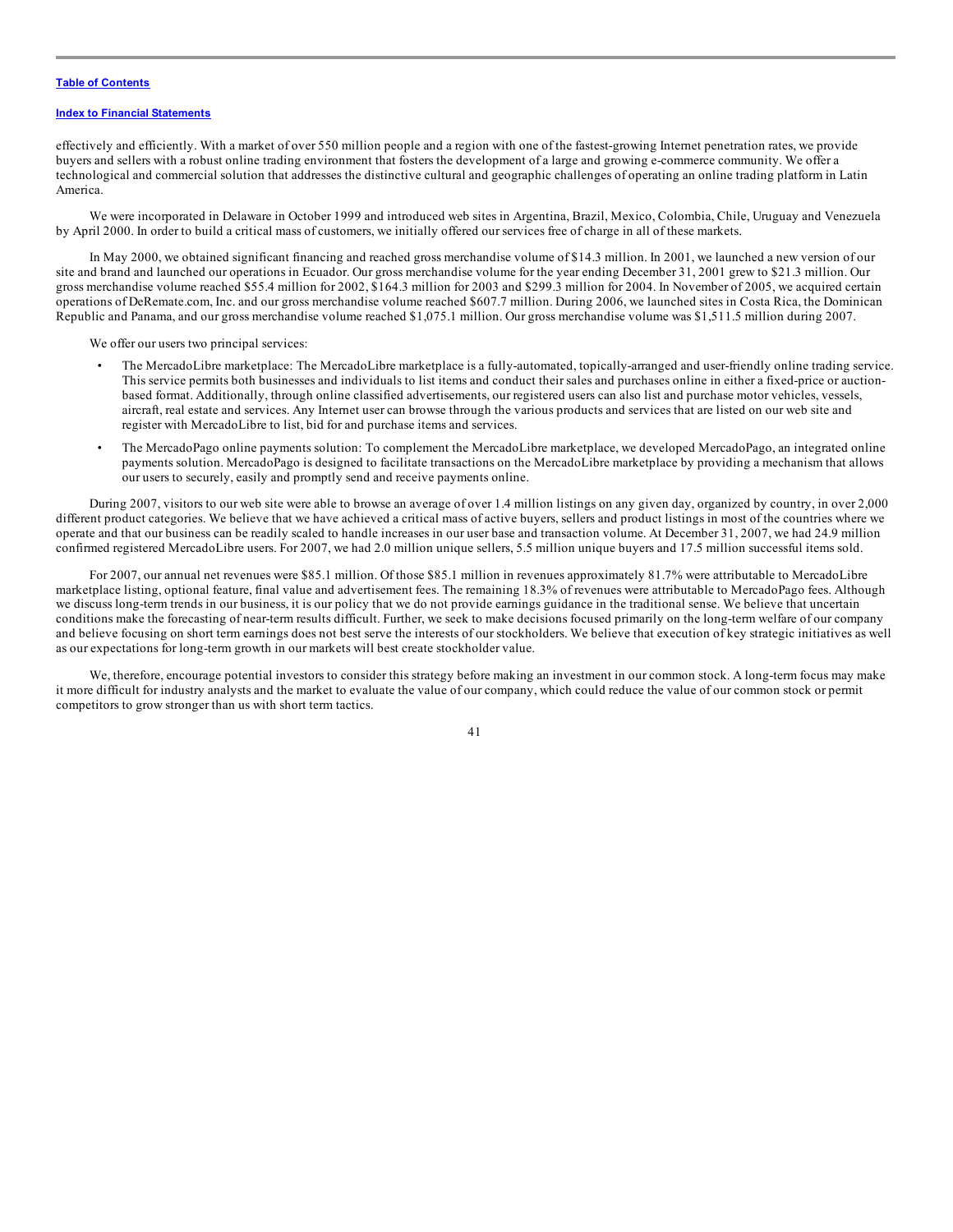effectively and efficiently. With a market of over 550 million people and a region with one of the fastest-growing Internet penetration rates, we provide buyers and sellers with a robust online trading environment that fosters the development of a large and growing e-commerce community. We offer a technological and commercial solution that addresses the distinctive cultural and geographic challenges of operating an online trading platform in Latin America.

We were incorporated in Delaware in October 1999 and introduced web sites in Argentina, Brazil, Mexico, Colombia, Chile, Uruguay and Venezuela by April 2000. In order to build a critical mass of customers, we initially offered our services free of charge in all of these markets.

In May 2000, we obtained significant financing and reached gross merchandise volume of $14.3 million. In 2001, we launched a new version of our site and brand and launched our operations in Ecuador. Our gross merchandise volume for the year ending December 31, 2001 grew to $21.3 million. Our gross merchandise volume reached $55.4 million for 2002, $164.3 million for 2003 and $299.3 million for 2004. In November of 2005, we acquired certain operations of DeRemate.com, Inc. and our gross merchandise volume reached $607.7 million. During 2006, we launched sites in Costa Rica, the Dominican Republic and Panama, and our gross merchandise volume reached $1,075.1 million. Our gross merchandise volume was $1,511.5 million during 2007.

We offer our users two principal services:

- The MercadoLibre marketplace: The MercadoLibre marketplace is a fully-automated, topically-arranged and user-friendly online trading service. This service permits both businesses and individuals to list items and conduct their sales and purchases online in either a fixed-price or auction-based format. Additionally, through online classified advertisements, our registered users can also list and purchase motor vehicles, vessels, aircraft, real estate and services. Any Internet user can browse through the various products and services that are listed on our web site and register with MercadoLibre to list, bid for and purchase items and services.
- The MercadoPago online payments solution: To complement the MercadoLibre marketplace, we developed MercadoPago, an integrated online payments solution. MercadoPago is designed to facilitate transactions on the MercadoLibre marketplace by providing a mechanism that allows our users to securely, easily and promptly send and receive payments online.

During 2007, visitors to our web site were able to browse an average of over 1.4 million listings on any given day, organized by country, in over 2,000 different product categories. We believe that we have achieved a critical mass of active buyers, sellers and product listings in most of the countries where we operate and that our business can be readily scaled to handle increases in our user base and transaction volume. At December 31, 2007, we had 24.9 million confirmed registered MercadoLibre users. For 2007, we had 2.0 million unique sellers, 5.5 million unique buyers and 17.5 million successful items sold.

For 2007, our annual net revenues were $85.1 million. Of those $85.1 million in revenues approximately 81.7% were attributable to MercadoLibre marketplace listing, optional feature, final value and advertisement fees. The remaining 18.3% of revenues were attributable to MercadoPago fees. Although we discuss long-term trends in our business, it is our policy that we do not provide earnings guidance in the traditional sense. We believe that uncertain conditions make the forecasting of near-term results difficult. Further, we seek to make decisions focused primarily on the long-term welfare of our company and believe focusing on short term earnings does not best serve the interests of our stockholders. We believe that execution of key strategic initiatives as well as our expectations for long-term growth in our markets will best create stockholder value.

We, therefore, encourage potential investors to consider this strategy before making an investment in our common stock. A long-term focus may make it more difficult for industry analysts and the market to evaluate the value of our company, which could reduce the value of our common stock or permit competitors to grow stronger than us with short term tactics.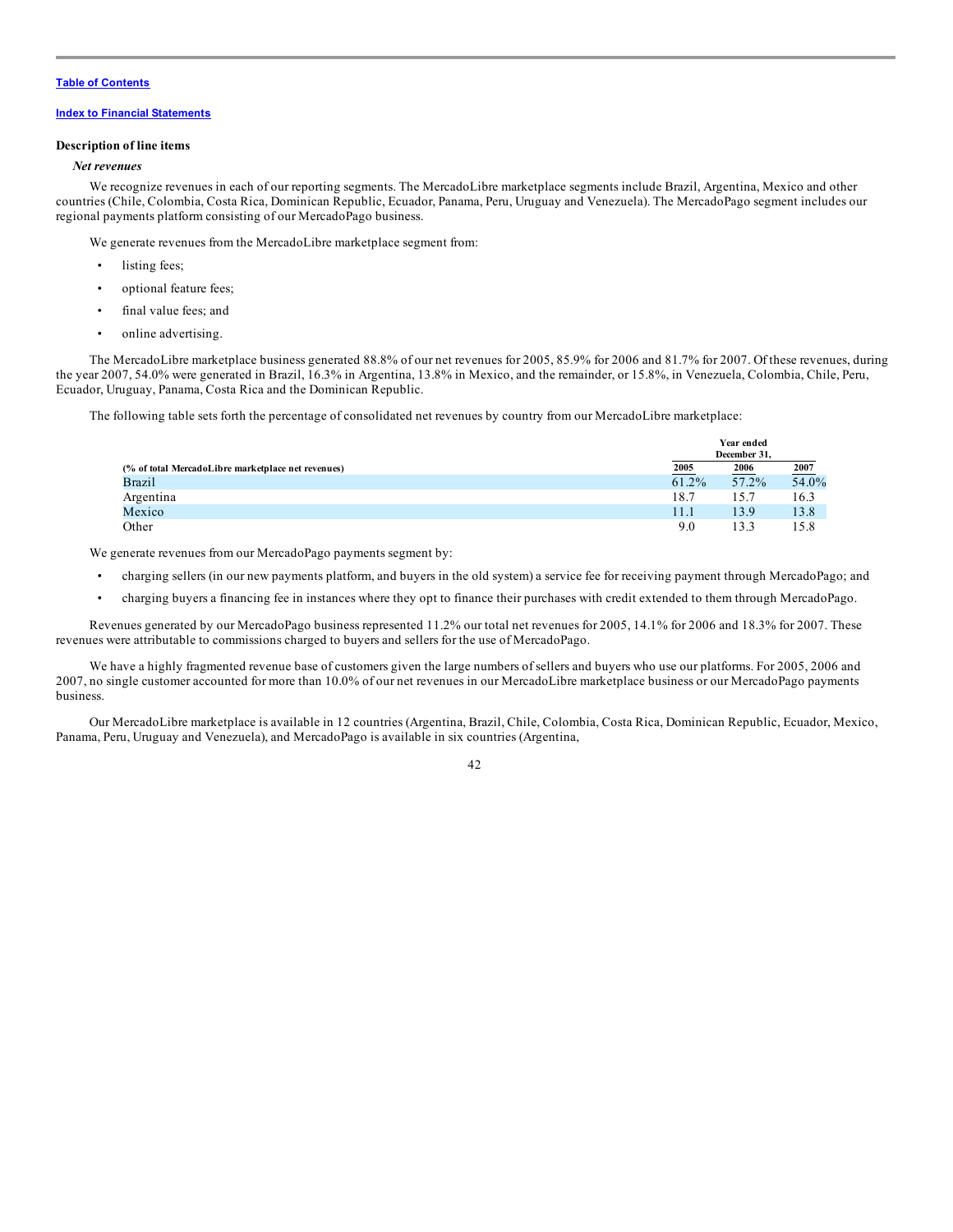[Table of Contents](#)

[Index to Financial Statements](#)

### Description of line items

#### *Net revenues*

We recognize revenues in each of our reporting segments. The MercadoLibre marketplace segments include Brazil, Argentina, Mexico and other countries (Chile, Colombia, Costa Rica, Dominican Republic, Ecuador, Panama, Peru, Uruguay and Venezuela). The MercadoPago segment includes our regional payments platform consisting of our MercadoPago business.

We generate revenues from the MercadoLibre marketplace segment from:

- listing fees;
- optional feature fees;
- final value fees; and
- online advertising.

The MercadoLibre marketplace business generated 88.8% of our net revenues for 2005, 85.9% for 2006 and 81.7% for 2007. Of these revenues, during the year 2007, 54.0% were generated in Brazil, 16.3% in Argentina, 13.8% in Mexico, and the remainder, or 15.8%, in Venezuela, Colombia, Chile, Peru, Ecuador, Uruguay, Panama, Costa Rica and the Dominican Republic.

The following table sets forth the percentage of consolidated net revenues by country from our MercadoLibre marketplace:

| | Year ended December 31, | | |
|---|---|---|---|
| (% of total MercadoLibre marketplace net revenues) | 2005 | 2006 | 2007 |
| Brazil | 61.2% | 57.2% | 54.0% |
| Argentina | 18.7 | 15.7 | 16.3 |
| Mexico | 11.1 | 13.9 | 13.8 |
| Other | 9.0 | 13.3 | 15.8 |

We generate revenues from our MercadoPago payments segment by:

- charging sellers (in our new payments platform, and buyers in the old system) a service fee for receiving payment through MercadoPago; and
- charging buyers a financing fee in instances where they opt to finance their purchases with credit extended to them through MercadoPago.

Revenues generated by our MercadoPago business represented 11.2% our total net revenues for 2005, 14.1% for 2006 and 18.3% for 2007. These revenues were attributable to commissions charged to buyers and sellers for the use of MercadoPago.

We have a highly fragmented revenue base of customers given the large numbers of sellers and buyers who use our platforms. For 2005, 2006 and 2007, no single customer accounted for more than 10.0% of our net revenues in our MercadoLibre marketplace business or our MercadoPago payments business.

Our MercadoLibre marketplace is available in 12 countries (Argentina, Brazil, Chile, Colombia, Costa Rica, Dominican Republic, Ecuador, Mexico, Panama, Peru, Uruguay and Venezuela), and MercadoPago is available in six countries (Argentina,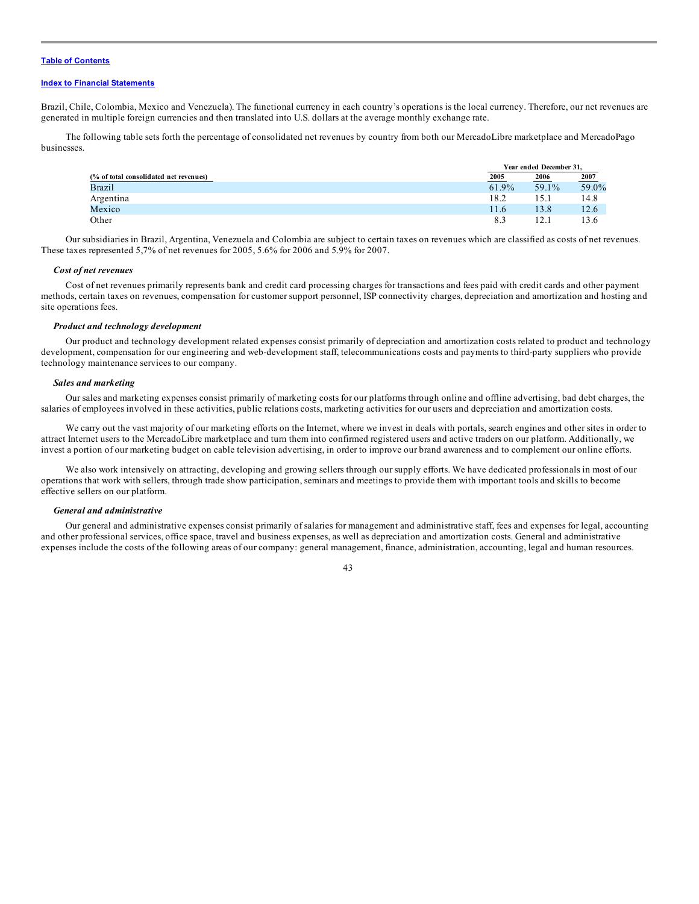Brazil, Chile, Colombia, Mexico and Venezuela). The functional currency in each country's operations is the local currency. Therefore, our net revenues are generated in multiple foreign currencies and then translated into U.S. dollars at the average monthly exchange rate.

The following table sets forth the percentage of consolidated net revenues by country from both our MercadoLibre marketplace and MercadoPago businesses.

| | Year ended December 31, | | |
|---|---|---|---|
| (% of total consolidated net revenues) | 2005 | 2006 | 2007 |
| Brazil | 61.9% | 59.1% | 59.0% |
| Argentina | 18.2 | 15.1 | 14.8 |
| Mexico | 11.6 | 13.8 | 12.6 |
| Other | 8.3 | 12.1 | 13.6 |

Our subsidiaries in Brazil, Argentina, Venezuela and Colombia are subject to certain taxes on revenues which are classified as costs of net revenues. These taxes represented 5,7% of net revenues for 2005, 5.6% for 2006 and 5.9% for 2007.

***Cost of net revenues***

Cost of net revenues primarily represents bank and credit card processing charges for transactions and fees paid with credit cards and other payment methods, certain taxes on revenues, compensation for customer support personnel, ISP connectivity charges, depreciation and amortization and hosting and site operations fees.

***Product and technology development***

Our product and technology development related expenses consist primarily of depreciation and amortization costs related to product and technology development, compensation for our engineering and web-development staff, telecommunications costs and payments to third-party suppliers who provide technology maintenance services to our company.

***Sales and marketing***

Our sales and marketing expenses consist primarily of marketing costs for our platforms through online and offline advertising, bad debt charges, the salaries of employees involved in these activities, public relations costs, marketing activities for our users and depreciation and amortization costs.

We carry out the vast majority of our marketing efforts on the Internet, where we invest in deals with portals, search engines and other sites in order to attract Internet users to the MercadoLibre marketplace and turn them into confirmed registered users and active traders on our platform. Additionally, we invest a portion of our marketing budget on cable television advertising, in order to improve our brand awareness and to complement our online efforts.

We also work intensively on attracting, developing and growing sellers through our supply efforts. We have dedicated professionals in most of our operations that work with sellers, through trade show participation, seminars and meetings to provide them with important tools and skills to become effective sellers on our platform.

***General and administrative***

Our general and administrative expenses consist primarily of salaries for management and administrative staff, fees and expenses for legal, accounting and other professional services, office space, travel and business expenses, as well as depreciation and amortization costs. General and administrative expenses include the costs of the following areas of our company: general management, finance, administration, accounting, legal and human resources.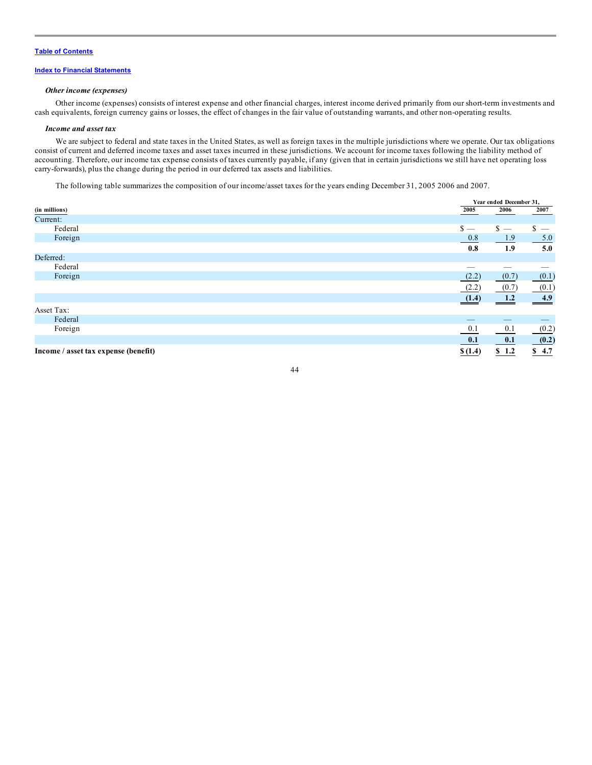[Table of Contents](#)

[Index to Financial Statements](#)

***Other income (expenses)***

Other income (expenses) consists of interest expense and other financial charges, interest income derived primarily from our short-term investments and cash equivalents, foreign currency gains or losses, the effect of changes in the fair value of outstanding warrants, and other non-operating results.

***Income and asset tax***

We are subject to federal and state taxes in the United States, as well as foreign taxes in the multiple jurisdictions where we operate. Our tax obligations consist of current and deferred income taxes and asset taxes incurred in these jurisdictions. We account for income taxes following the liability method of accounting. Therefore, our income tax expense consists of taxes currently payable, if any (given that in certain jurisdictions we still have net operating loss carry-forwards), plus the change during the period in our deferred tax assets and liabilities.

The following table summarizes the composition of our income/asset taxes for the years ending December 31, 2005 2006 and 2007.

| | Year ended December 31, | | |
|---|---|---|---|
| **(in millions)** | **2005** | **2006** | **2007** |
| Current: | | | |
| Federal | $ — | $ — | $ — |
| Foreign | 0.8 | 1.9 | 5.0 |
| | **0.8** | **1.9** | **5.0** |
| Deferred: | | | |
| Federal | — | — | — |
| Foreign | (2.2) | (0.7) | (0.1) |
| | (2.2) | (0.7) | (0.1) |
| | **(1.4)** | **1.2** | **4.9** |
| Asset Tax: | | | |
| Federal | — | — | — |
| Foreign | 0.1 | 0.1 | (0.2) |
| | **0.1** | **0.1** | **(0.2)** |
| **Income / asset tax expense (benefit)** | **$ (1.4)** | **$ 1.2** | **$ 4.7** |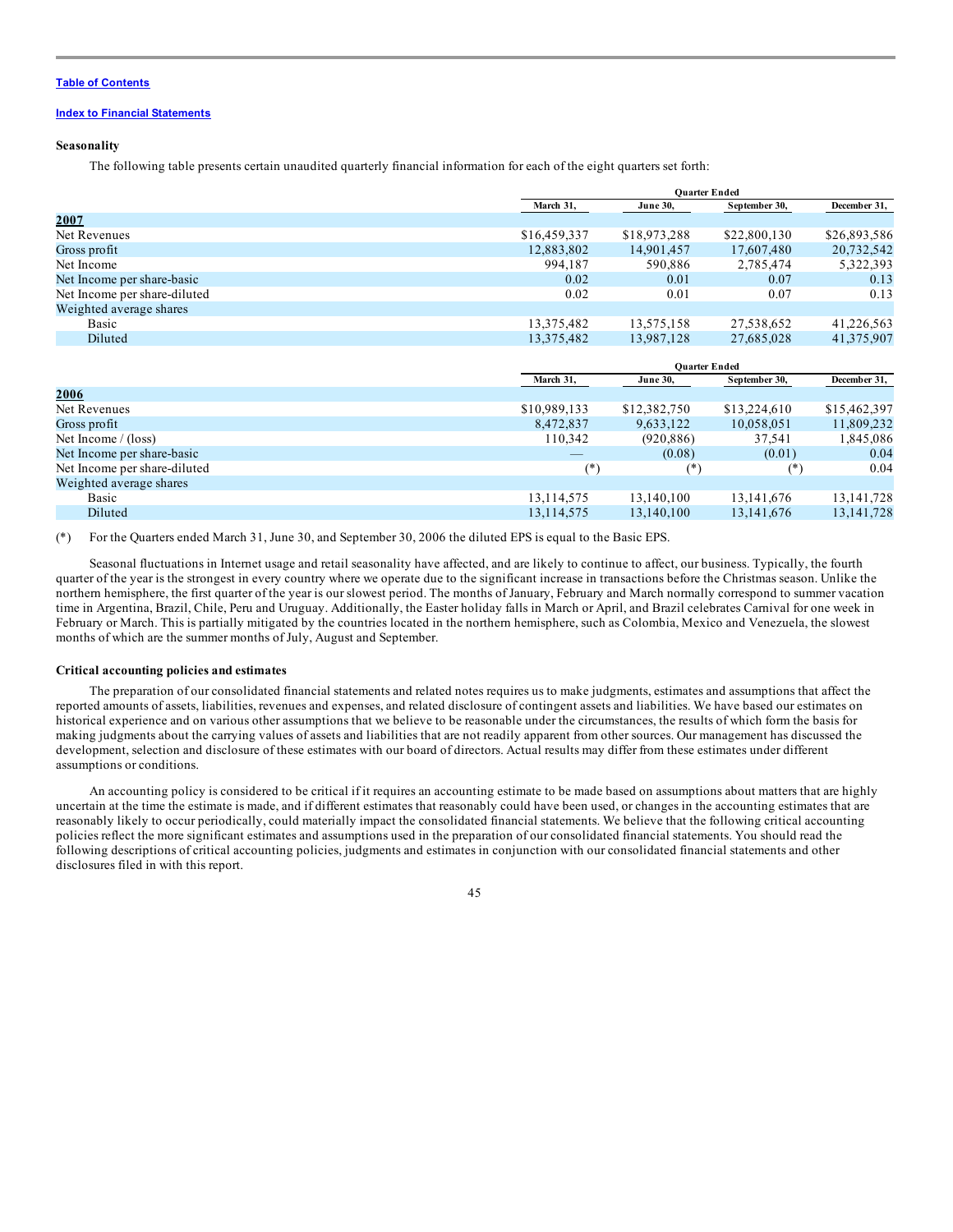[Table of Contents](#)

[Index to Financial Statements](#)

**Seasonality**

The following table presents certain unaudited quarterly financial information for each of the eight quarters set forth:

| | Quarter Ended | | | |
|---|---|---|---|---|
| | March 31, | June 30, | September 30, | December 31, |
| **2007** | | | | |
| Net Revenues | $16,459,337 | $18,973,288 | $22,800,130 | $26,893,586 |
| Gross profit | 12,883,802 | 14,901,457 | 17,607,480 | 20,732,542 |
| Net Income | 994,187 | 590,886 | 2,785,474 | 5,322,393 |
| Net Income per share-basic | 0.02 | 0.01 | 0.07 | 0.13 |
| Net Income per share-diluted | 0.02 | 0.01 | 0.07 | 0.13 |
| Weighted average shares | | | | |
| Basic | 13,375,482 | 13,575,158 | 27,538,652 | 41,226,563 |
| Diluted | 13,375,482 | 13,987,128 | 27,685,028 | 41,375,907 |

| | Quarter Ended | | | |
|---|---|---|---|---|
| | March 31, | June 30, | September 30, | December 31, |
| **2006** | | | | |
| Net Revenues | $10,989,133 | $12,382,750 | $13,224,610 | $15,462,397 |
| Gross profit | 8,472,837 | 9,633,122 | 10,058,051 | 11,809,232 |
| Net Income / (loss) | 110,342 | (920,886) | 37,541 | 1,845,086 |
| Net Income per share-basic | — | (0.08) | (0.01) | 0.04 |
| Net Income per share-diluted | (*) | (*) | (*) | 0.04 |
| Weighted average shares | | | | |
| Basic | 13,114,575 | 13,140,100 | 13,141,676 | 13,141,728 |
| Diluted | 13,114,575 | 13,140,100 | 13,141,676 | 13,141,728 |

(*) For the Quarters ended March 31, June 30, and September 30, 2006 the diluted EPS is equal to the Basic EPS.

Seasonal fluctuations in Internet usage and retail seasonality have affected, and are likely to continue to affect, our business. Typically, the fourth quarter of the year is the strongest in every country where we operate due to the significant increase in transactions before the Christmas season. Unlike the northern hemisphere, the first quarter of the year is our slowest period. The months of January, February and March normally correspond to summer vacation time in Argentina, Brazil, Chile, Peru and Uruguay. Additionally, the Easter holiday falls in March or April, and Brazil celebrates Carnival for one week in February or March. This is partially mitigated by the countries located in the northern hemisphere, such as Colombia, Mexico and Venezuela, the slowest months of which are the summer months of July, August and September.

**Critical accounting policies and estimates**

The preparation of our consolidated financial statements and related notes requires us to make judgments, estimates and assumptions that affect the reported amounts of assets, liabilities, revenues and expenses, and related disclosure of contingent assets and liabilities. We have based our estimates on historical experience and on various other assumptions that we believe to be reasonable under the circumstances, the results of which form the basis for making judgments about the carrying values of assets and liabilities that are not readily apparent from other sources. Our management has discussed the development, selection and disclosure of these estimates with our board of directors. Actual results may differ from these estimates under different assumptions or conditions.

An accounting policy is considered to be critical if it requires an accounting estimate to be made based on assumptions about matters that are highly uncertain at the time the estimate is made, and if different estimates that reasonably could have been used, or changes in the accounting estimates that are reasonably likely to occur periodically, could materially impact the consolidated financial statements. We believe that the following critical accounting policies reflect the more significant estimates and assumptions used in the preparation of our consolidated financial statements. You should read the following descriptions of critical accounting policies, judgments and estimates in conjunction with our consolidated financial statements and other disclosures filed in with this report.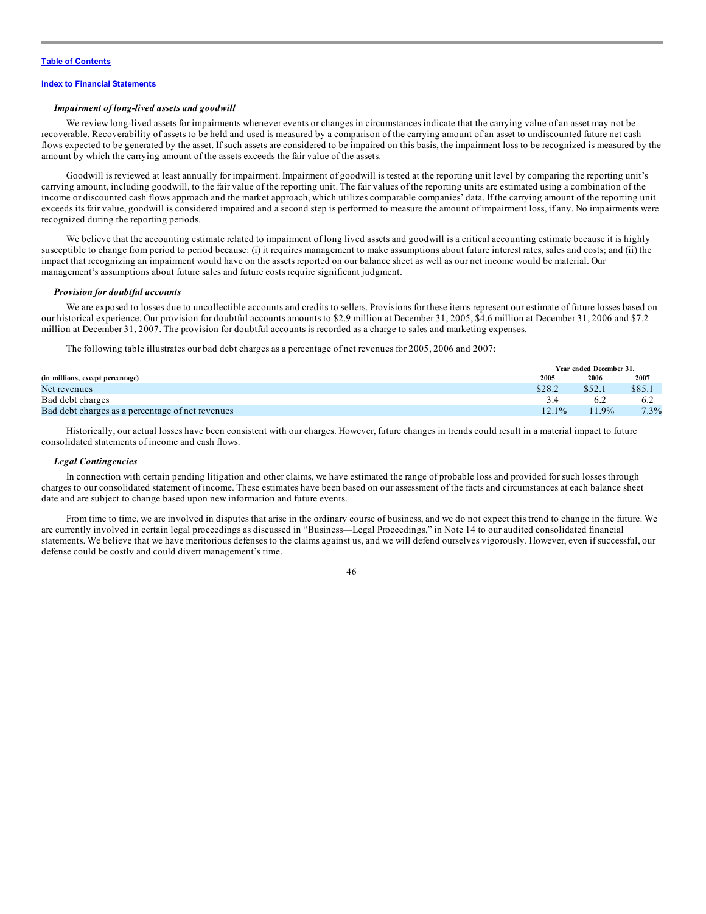[Table of Contents](#)

[Index to Financial Statements](#)

***Impairment of long-lived assets and goodwill***

We review long-lived assets for impairments whenever events or changes in circumstances indicate that the carrying value of an asset may not be recoverable. Recoverability of assets to be held and used is measured by a comparison of the carrying amount of an asset to undiscounted future net cash flows expected to be generated by the asset. If such assets are considered to be impaired on this basis, the impairment loss to be recognized is measured by the amount by which the carrying amount of the assets exceeds the fair value of the assets.

Goodwill is reviewed at least annually for impairment. Impairment of goodwill is tested at the reporting unit level by comparing the reporting unit's carrying amount, including goodwill, to the fair value of the reporting unit. The fair values of the reporting units are estimated using a combination of the income or discounted cash flows approach and the market approach, which utilizes comparable companies' data. If the carrying amount of the reporting unit exceeds its fair value, goodwill is considered impaired and a second step is performed to measure the amount of impairment loss, if any. No impairments were recognized during the reporting periods.

We believe that the accounting estimate related to impairment of long lived assets and goodwill is a critical accounting estimate because it is highly susceptible to change from period to period because: (i) it requires management to make assumptions about future interest rates, sales and costs; and (ii) the impact that recognizing an impairment would have on the assets reported on our balance sheet as well as our net income would be material. Our management's assumptions about future sales and future costs require significant judgment.

***Provision for doubtful accounts***

We are exposed to losses due to uncollectible accounts and credits to sellers. Provisions for these items represent our estimate of future losses based on our historical experience. Our provision for doubtful accounts amounts to $2.9 million at December 31, 2005, $4.6 million at December 31, 2006 and $7.2 million at December 31, 2007. The provision for doubtful accounts is recorded as a charge to sales and marketing expenses.

The following table illustrates our bad debt charges as a percentage of net revenues for 2005, 2006 and 2007:

| (in millions, except percentage) | Year ended December 31, | | |
|---|---|---|---|
| | 2005 | 2006 | 2007 |
| Net revenues | $28.2 | $52.1 | $85.1 |
| Bad debt charges | 3.4 | 6.2 | 6.2 |
| Bad debt charges as a percentage of net revenues | 12.1% | 11.9% | 7.3% |

Historically, our actual losses have been consistent with our charges. However, future changes in trends could result in a material impact to future consolidated statements of income and cash flows.

***Legal Contingencies***

In connection with certain pending litigation and other claims, we have estimated the range of probable loss and provided for such losses through charges to our consolidated statement of income. These estimates have been based on our assessment of the facts and circumstances at each balance sheet date and are subject to change based upon new information and future events.

From time to time, we are involved in disputes that arise in the ordinary course of business, and we do not expect this trend to change in the future. We are currently involved in certain legal proceedings as discussed in "Business—Legal Proceedings," in Note 14 to our audited consolidated financial statements. We believe that we have meritorious defenses to the claims against us, and we will defend ourselves vigorously. However, even if successful, our defense could be costly and could divert management's time.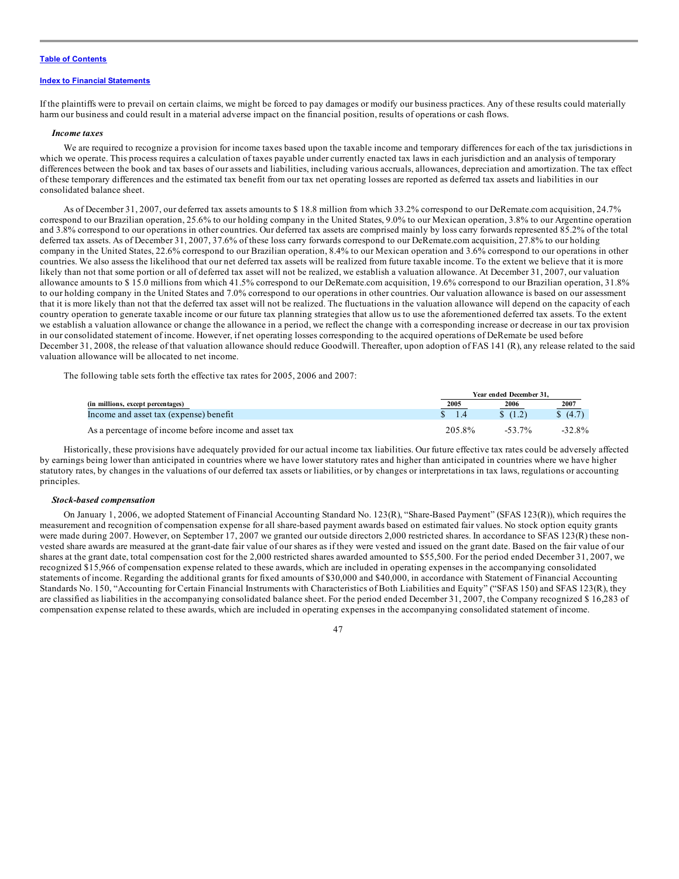[Table of Contents](#)

[Index to Financial Statements](#)

If the plaintiffs were to prevail on certain claims, we might be forced to pay damages or modify our business practices. Any of these results could materially harm our business and could result in a material adverse impact on the financial position, results of operations or cash flows.

***Income taxes***

We are required to recognize a provision for income taxes based upon the taxable income and temporary differences for each of the tax jurisdictions in which we operate. This process requires a calculation of taxes payable under currently enacted tax laws in each jurisdiction and an analysis of temporary differences between the book and tax bases of our assets and liabilities, including various accruals, allowances, depreciation and amortization. The tax effect of these temporary differences and the estimated tax benefit from our tax net operating losses are reported as deferred tax assets and liabilities in our consolidated balance sheet.

As of December 31, 2007, our deferred tax assets amounts to $ 18.8 million from which 33.2% correspond to our DeRemate.com acquisition, 24.7% correspond to our Brazilian operation, 25.6% to our holding company in the United States, 9.0% to our Mexican operation, 3.8% to our Argentine operation and 3.8% correspond to our operations in other countries. Our deferred tax assets are comprised mainly by loss carry forwards represented 85.2% of the total deferred tax assets. As of December 31, 2007, 37.6% of these loss carry forwards correspond to our DeRemate.com acquisition, 27.8% to our holding company in the United States, 22.6% correspond to our Brazilian operation, 8.4% to our Mexican operation and 3.6% correspond to our operations in other countries. We also assess the likelihood that our net deferred tax assets will be realized from future taxable income. To the extent we believe that it is more likely than not that some portion or all of deferred tax asset will not be realized, we establish a valuation allowance. At December 31, 2007, our valuation allowance amounts to $ 15.0 millions from which 41.5% correspond to our DeRemate.com acquisition, 19.6% correspond to our Brazilian operation, 31.8% to our holding company in the United States and 7.0% correspond to our operations in other countries. Our valuation allowance is based on our assessment that it is more likely than not that the deferred tax asset will not be realized. The fluctuations in the valuation allowance will depend on the capacity of each country operation to generate taxable income or our future tax planning strategies that allow us to use the aforementioned deferred tax assets. To the extent we establish a valuation allowance or change the allowance in a period, we reflect the change with a corresponding increase or decrease in our tax provision in our consolidated statement of income. However, if net operating losses corresponding to the acquired operations of DeRemate be used before December 31, 2008, the release of that valuation allowance should reduce Goodwill. Thereafter, upon adoption of FAS 141 (R), any release related to the said valuation allowance will be allocated to net income.

The following table sets forth the effective tax rates for 2005, 2006 and 2007:

| (in millions, except percentages) | Year ended December 31, 2005 | 2006 | 2007 |
|---|---|---|---|
| Income and asset tax (expense) benefit | $ 1.4 | $ (1.2) | $ (4.7) |
| As a percentage of income before income and asset tax | 205.8% | -53.7% | -32.8% |

Historically, these provisions have adequately provided for our actual income tax liabilities. Our future effective tax rates could be adversely affected by earnings being lower than anticipated in countries where we have lower statutory rates and higher than anticipated in countries where we have higher statutory rates, by changes in the valuations of our deferred tax assets or liabilities, or by changes or interpretations in tax laws, regulations or accounting principles.

***Stock-based compensation***

On January 1, 2006, we adopted Statement of Financial Accounting Standard No. 123(R), "Share-Based Payment" (SFAS 123(R)), which requires the measurement and recognition of compensation expense for all share-based payment awards based on estimated fair values. No stock option equity grants were made during 2007. However, on September 17, 2007 we granted our outside directors 2,000 restricted shares. In accordance to SFAS 123(R) these non-vested share awards are measured at the grant-date fair value of our shares as if they were vested and issued on the grant date. Based on the fair value of our shares at the grant date, total compensation cost for the 2,000 restricted shares awarded amounted to $55,500. For the period ended December 31, 2007, we recognized $15,966 of compensation expense related to these awards, which are included in operating expenses in the accompanying consolidated statements of income. Regarding the additional grants for fixed amounts of $30,000 and $40,000, in accordance with Statement of Financial Accounting Standards No. 150, "Accounting for Certain Financial Instruments with Characteristics of Both Liabilities and Equity" ("SFAS 150) and SFAS 123(R), they are classified as liabilities in the accompanying consolidated balance sheet. For the period ended December 31, 2007, the Company recognized $ 16,283 of compensation expense related to these awards, which are included in operating expenses in the accompanying consolidated statement of income.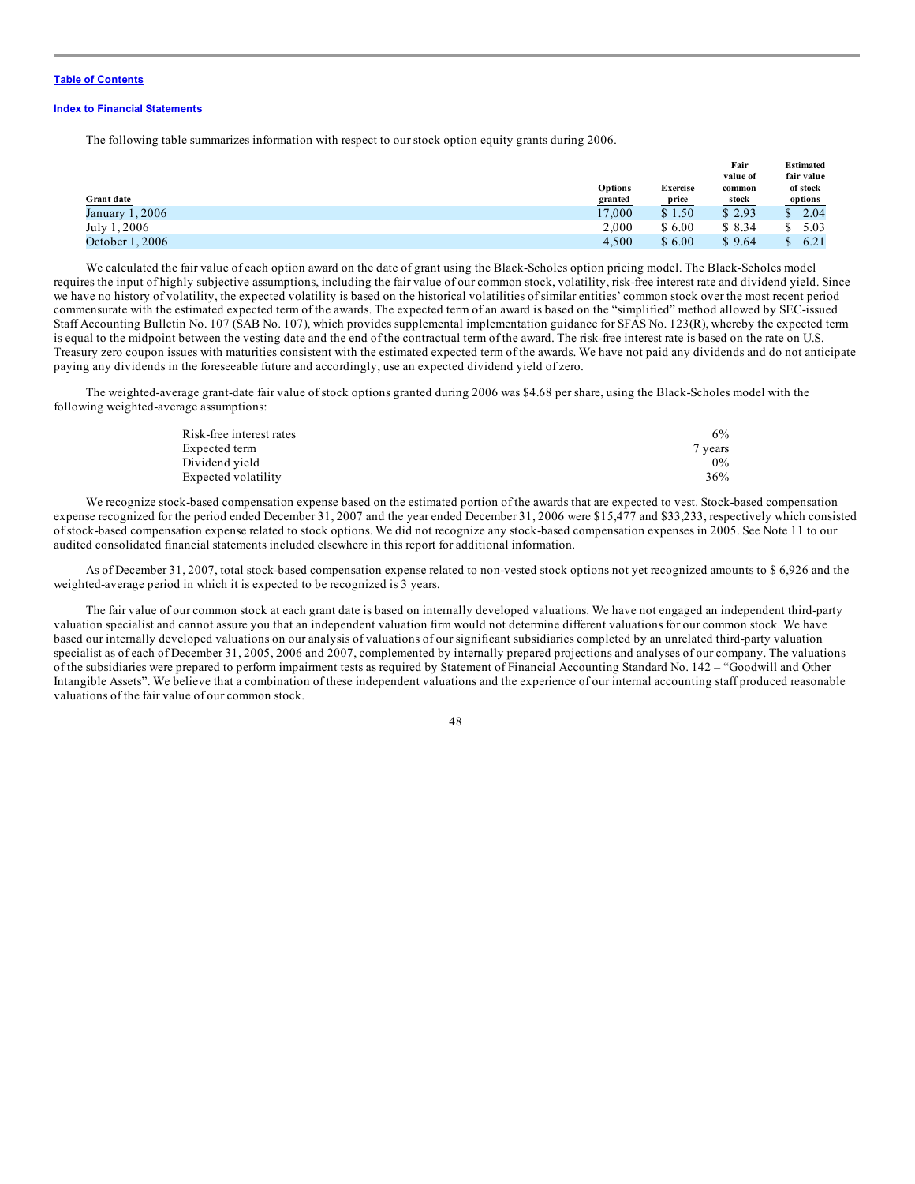The following table summarizes information with respect to our stock option equity grants during 2006.

| Grant date | Options granted | Exercise price | Fair value of common stock | Estimated fair value of stock options |
|---|---|---|---|---|
| January 1, 2006 | 17,000 | $ 1.50 | $ 2.93 | $ 2.04 |
| July 1, 2006 | 2,000 | $ 6.00 | $ 8.34 | $ 5.03 |
| October 1, 2006 | 4,500 | $ 6.00 | $ 9.64 | $ 6.21 |

We calculated the fair value of each option award on the date of grant using the Black-Scholes option pricing model. The Black-Scholes model requires the input of highly subjective assumptions, including the fair value of our common stock, volatility, risk-free interest rate and dividend yield. Since we have no history of volatility, the expected volatility is based on the historical volatilities of similar entities' common stock over the most recent period commensurate with the estimated expected term of the awards. The expected term of an award is based on the "simplified" method allowed by SEC-issued Staff Accounting Bulletin No. 107 (SAB No. 107), which provides supplemental implementation guidance for SFAS No. 123(R), whereby the expected term is equal to the midpoint between the vesting date and the end of the contractual term of the award. The risk-free interest rate is based on the rate on U.S. Treasury zero coupon issues with maturities consistent with the estimated expected term of the awards. We have not paid any dividends and do not anticipate paying any dividends in the foreseeable future and accordingly, use an expected dividend yield of zero.

The weighted-average grant-date fair value of stock options granted during 2006 was $4.68 per share, using the Black-Scholes model with the following weighted-average assumptions:

| | |
|---|---|
| Risk-free interest rates | 6% |
| Expected term | 7 years |
| Dividend yield | 0% |
| Expected volatility | 36% |

We recognize stock-based compensation expense based on the estimated portion of the awards that are expected to vest. Stock-based compensation expense recognized for the period ended December 31, 2007 and the year ended December 31, 2006 were $15,477 and $33,233, respectively which consisted of stock-based compensation expense related to stock options. We did not recognize any stock-based compensation expenses in 2005. See Note 11 to our audited consolidated financial statements included elsewhere in this report for additional information.

As of December 31, 2007, total stock-based compensation expense related to non-vested stock options not yet recognized amounts to $ 6,926 and the weighted-average period in which it is expected to be recognized is 3 years.

The fair value of our common stock at each grant date is based on internally developed valuations. We have not engaged an independent third-party valuation specialist and cannot assure you that an independent valuation firm would not determine different valuations for our common stock. We have based our internally developed valuations on our analysis of valuations of our significant subsidiaries completed by an unrelated third-party valuation specialist as of each of December 31, 2005, 2006 and 2007, complemented by internally prepared projections and analyses of our company. The valuations of the subsidiaries were prepared to perform impairment tests as required by Statement of Financial Accounting Standard No. 142 – "Goodwill and Other Intangible Assets". We believe that a combination of these independent valuations and the experience of our internal accounting staff produced reasonable valuations of the fair value of our common stock.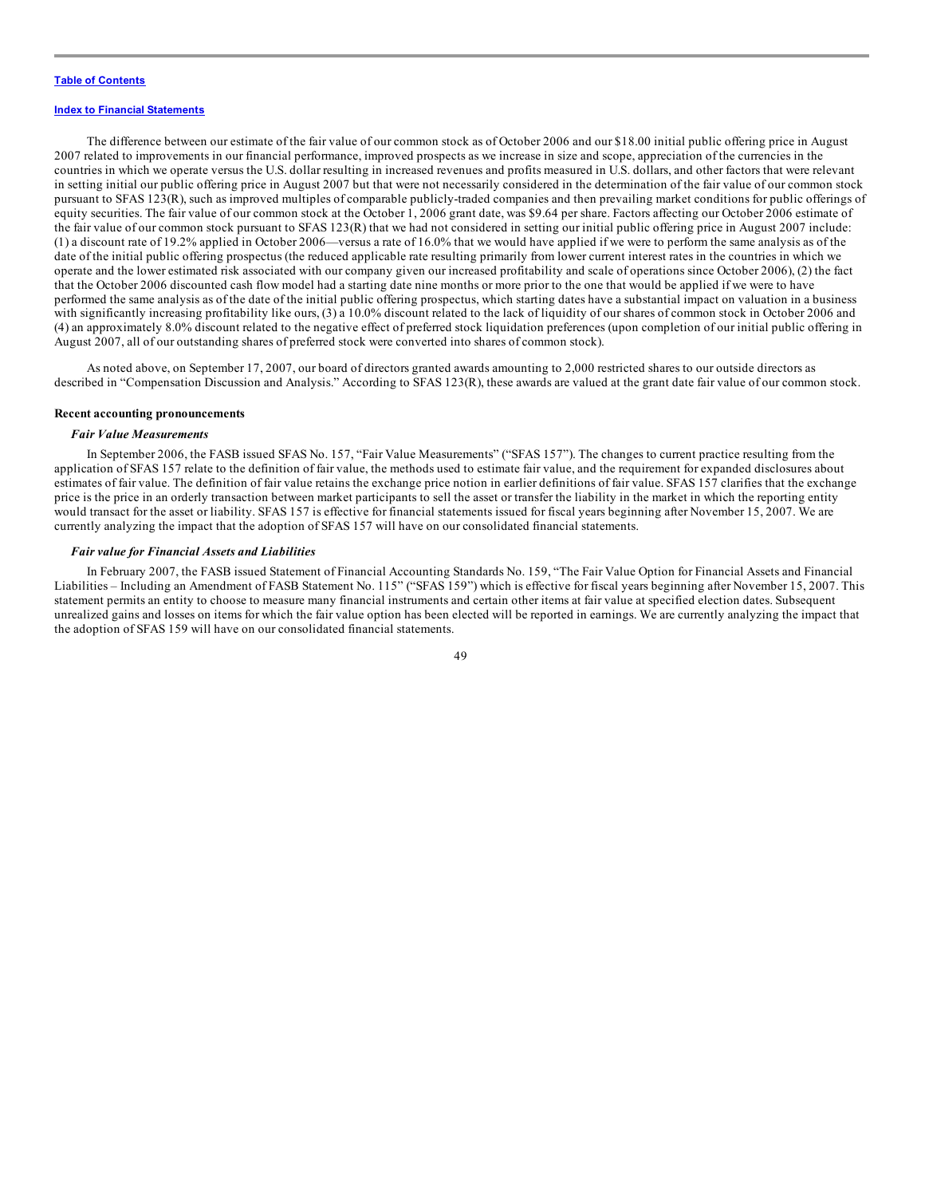The difference between our estimate of the fair value of our common stock as of October 2006 and our $18.00 initial public offering price in August 2007 related to improvements in our financial performance, improved prospects as we increase in size and scope, appreciation of the currencies in the countries in which we operate versus the U.S. dollar resulting in increased revenues and profits measured in U.S. dollars, and other factors that were relevant in setting initial our public offering price in August 2007 but that were not necessarily considered in the determination of the fair value of our common stock pursuant to SFAS 123(R), such as improved multiples of comparable publicly-traded companies and then prevailing market conditions for public offerings of equity securities. The fair value of our common stock at the October 1, 2006 grant date, was $9.64 per share. Factors affecting our October 2006 estimate of the fair value of our common stock pursuant to SFAS 123(R) that we had not considered in setting our initial public offering price in August 2007 include: (1) a discount rate of 19.2% applied in October 2006—versus a rate of 16.0% that we would have applied if we were to perform the same analysis as of the date of the initial public offering prospectus (the reduced applicable rate resulting primarily from lower current interest rates in the countries in which we operate and the lower estimated risk associated with our company given our increased profitability and scale of operations since October 2006), (2) the fact that the October 2006 discounted cash flow model had a starting date nine months or more prior to the one that would be applied if we were to have performed the same analysis as of the date of the initial public offering prospectus, which starting dates have a substantial impact on valuation in a business with significantly increasing profitability like ours, (3) a 10.0% discount related to the lack of liquidity of our shares of common stock in October 2006 and (4) an approximately 8.0% discount related to the negative effect of preferred stock liquidation preferences (upon completion of our initial public offering in August 2007, all of our outstanding shares of preferred stock were converted into shares of common stock).

As noted above, on September 17, 2007, our board of directors granted awards amounting to 2,000 restricted shares to our outside directors as described in "Compensation Discussion and Analysis." According to SFAS 123(R), these awards are valued at the grant date fair value of our common stock.

**Recent accounting pronouncements**

***Fair Value Measurements***

In September 2006, the FASB issued SFAS No. 157, "Fair Value Measurements" ("SFAS 157"). The changes to current practice resulting from the application of SFAS 157 relate to the definition of fair value, the methods used to estimate fair value, and the requirement for expanded disclosures about estimates of fair value. The definition of fair value retains the exchange price notion in earlier definitions of fair value. SFAS 157 clarifies that the exchange price is the price in an orderly transaction between market participants to sell the asset or transfer the liability in the market in which the reporting entity would transact for the asset or liability. SFAS 157 is effective for financial statements issued for fiscal years beginning after November 15, 2007. We are currently analyzing the impact that the adoption of SFAS 157 will have on our consolidated financial statements.

***Fair value for Financial Assets and Liabilities***

In February 2007, the FASB issued Statement of Financial Accounting Standards No. 159, "The Fair Value Option for Financial Assets and Financial Liabilities – Including an Amendment of FASB Statement No. 115" ("SFAS 159") which is effective for fiscal years beginning after November 15, 2007. This statement permits an entity to choose to measure many financial instruments and certain other items at fair value at specified election dates. Subsequent unrealized gains and losses on items for which the fair value option has been elected will be reported in earnings. We are currently analyzing the impact that the adoption of SFAS 159 will have on our consolidated financial statements.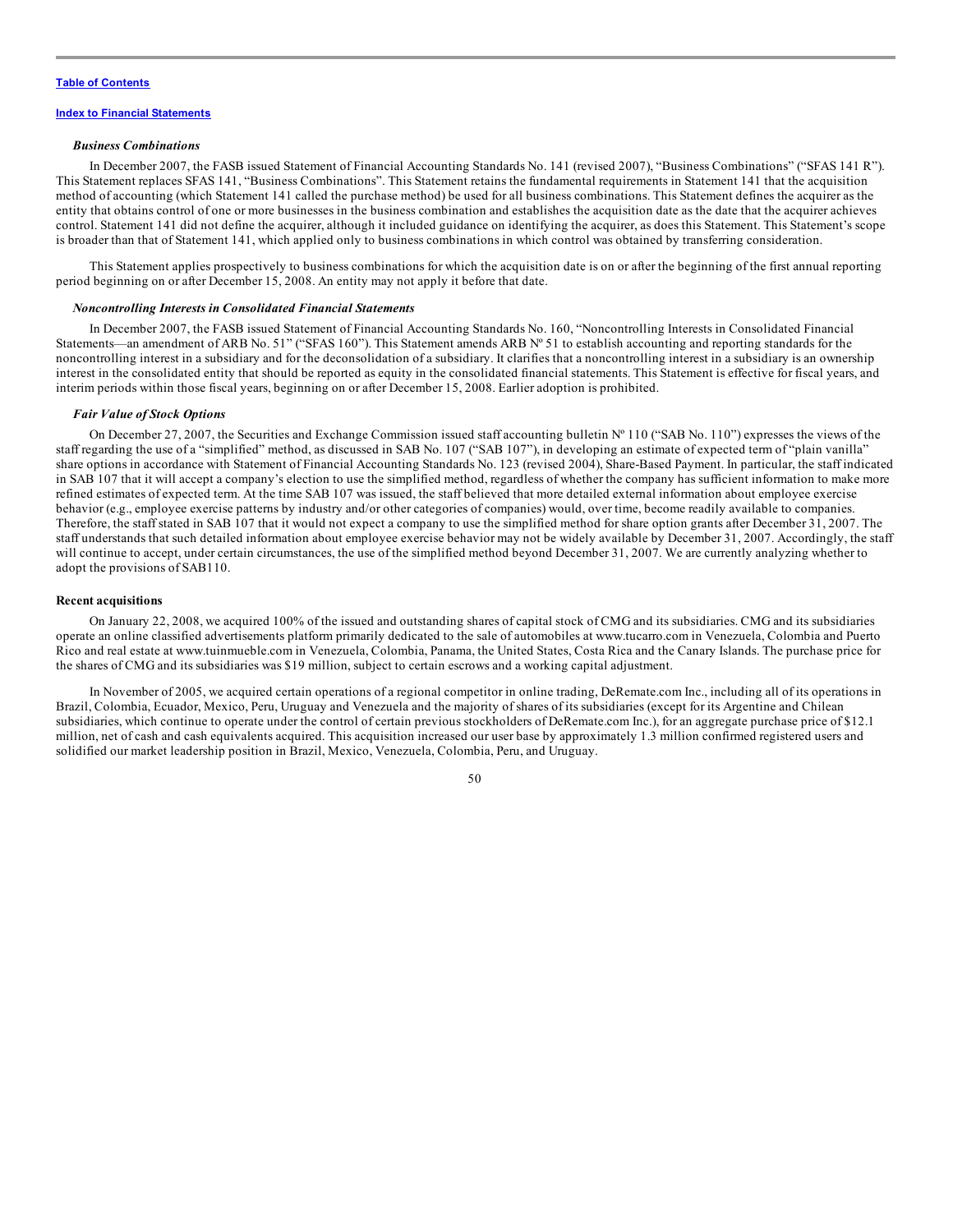*Business Combinations*

In December 2007, the FASB issued Statement of Financial Accounting Standards No. 141 (revised 2007), "Business Combinations" ("SFAS 141 R"). This Statement replaces SFAS 141, "Business Combinations". This Statement retains the fundamental requirements in Statement 141 that the acquisition method of accounting (which Statement 141 called the purchase method) be used for all business combinations. This Statement defines the acquirer as the entity that obtains control of one or more businesses in the business combination and establishes the acquisition date as the date that the acquirer achieves control. Statement 141 did not define the acquirer, although it included guidance on identifying the acquirer, as does this Statement. This Statement's scope is broader than that of Statement 141, which applied only to business combinations in which control was obtained by transferring consideration.

This Statement applies prospectively to business combinations for which the acquisition date is on or after the beginning of the first annual reporting period beginning on or after December 15, 2008. An entity may not apply it before that date.

*Noncontrolling Interests in Consolidated Financial Statements*

In December 2007, the FASB issued Statement of Financial Accounting Standards No. 160, "Noncontrolling Interests in Consolidated Financial Statements—an amendment of ARB No. 51" ("SFAS 160"). This Statement amends ARB Nº 51 to establish accounting and reporting standards for the noncontrolling interest in a subsidiary and for the deconsolidation of a subsidiary. It clarifies that a noncontrolling interest in a subsidiary is an ownership interest in the consolidated entity that should be reported as equity in the consolidated financial statements. This Statement is effective for fiscal years, and interim periods within those fiscal years, beginning on or after December 15, 2008. Earlier adoption is prohibited.

*Fair Value of Stock Options*

On December 27, 2007, the Securities and Exchange Commission issued staff accounting bulletin Nº 110 ("SAB No. 110") expresses the views of the staff regarding the use of a "simplified" method, as discussed in SAB No. 107 ("SAB 107"), in developing an estimate of expected term of "plain vanilla" share options in accordance with Statement of Financial Accounting Standards No. 123 (revised 2004), Share-Based Payment. In particular, the staff indicated in SAB 107 that it will accept a company's election to use the simplified method, regardless of whether the company has sufficient information to make more refined estimates of expected term. At the time SAB 107 was issued, the staff believed that more detailed external information about employee exercise behavior (e.g., employee exercise patterns by industry and/or other categories of companies) would, over time, become readily available to companies. Therefore, the staff stated in SAB 107 that it would not expect a company to use the simplified method for share option grants after December 31, 2007. The staff understands that such detailed information about employee exercise behavior may not be widely available by December 31, 2007. Accordingly, the staff will continue to accept, under certain circumstances, the use of the simplified method beyond December 31, 2007. We are currently analyzing whether to adopt the provisions of SAB110.

**Recent acquisitions**

On January 22, 2008, we acquired 100% of the issued and outstanding shares of capital stock of CMG and its subsidiaries. CMG and its subsidiaries operate an online classified advertisements platform primarily dedicated to the sale of automobiles at www.tucarro.com in Venezuela, Colombia and Puerto Rico and real estate at www.tuinmueble.com in Venezuela, Colombia, Panama, the United States, Costa Rica and the Canary Islands. The purchase price for the shares of CMG and its subsidiaries was $19 million, subject to certain escrows and a working capital adjustment.

In November of 2005, we acquired certain operations of a regional competitor in online trading, DeRemate.com Inc., including all of its operations in Brazil, Colombia, Ecuador, Mexico, Peru, Uruguay and Venezuela and the majority of shares of its subsidiaries (except for its Argentine and Chilean subsidiaries, which continue to operate under the control of certain previous stockholders of DeRemate.com Inc.), for an aggregate purchase price of $12.1 million, net of cash and cash equivalents acquired. This acquisition increased our user base by approximately 1.3 million confirmed registered users and solidified our market leadership position in Brazil, Mexico, Venezuela, Colombia, Peru, and Uruguay.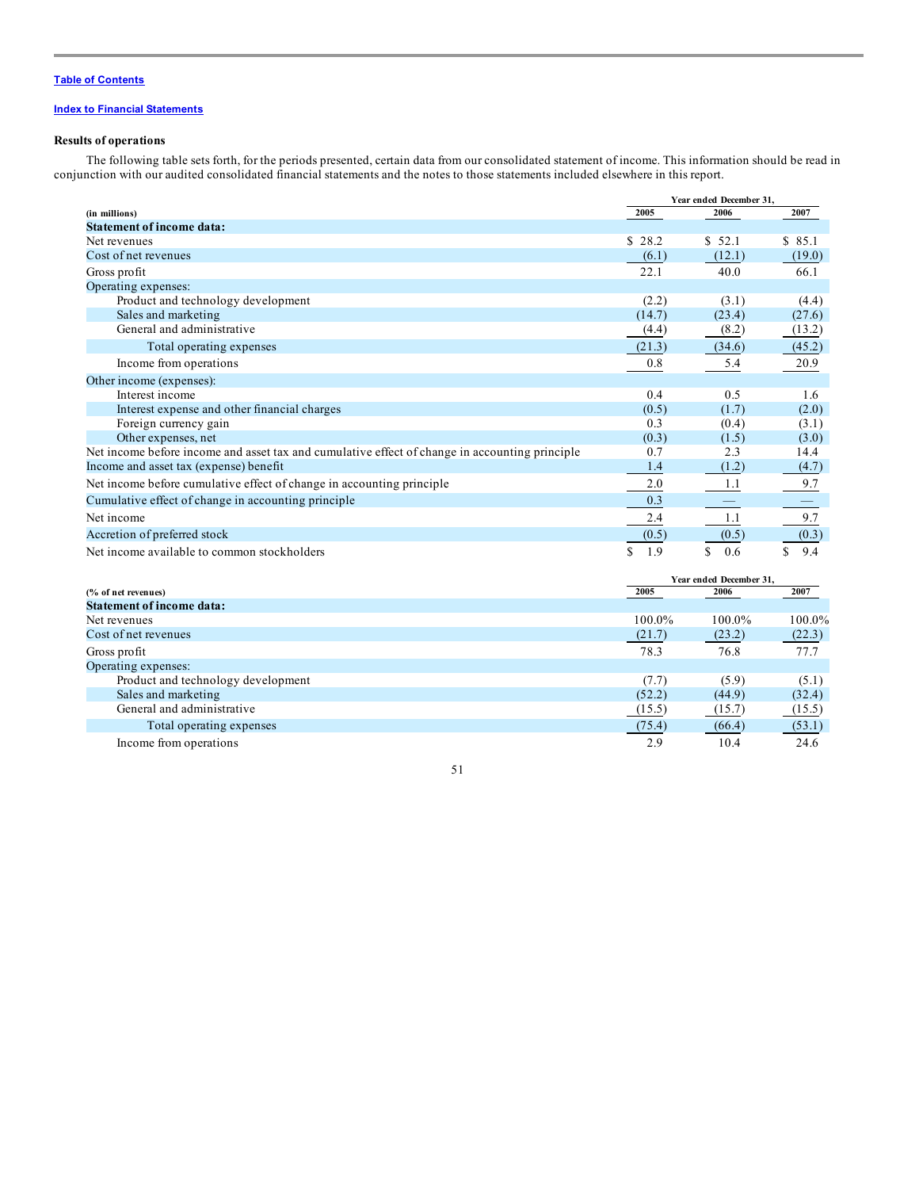[Table of Contents](#)

[Index to Financial Statements](#)

### Results of operations

The following table sets forth, for the periods presented, certain data from our consolidated statement of income. This information should be read in conjunction with our audited consolidated financial statements and the notes to those statements included elsewhere in this report.

| (in millions) | Year ended December 31, 2005 | 2006 | 2007 |
|---|---|---|---|
| **Statement of income data:** | | | |
| Net revenues | $ 28.2 | $ 52.1 | $ 85.1 |
| Cost of net revenues | (6.1) | (12.1) | (19.0) |
| Gross profit | 22.1 | 40.0 | 66.1 |
| Operating expenses: | | | |
| Product and technology development | (2.2) | (3.1) | (4.4) |
| Sales and marketing | (14.7) | (23.4) | (27.6) |
| General and administrative | (4.4) | (8.2) | (13.2) |
| Total operating expenses | (21.3) | (34.6) | (45.2) |
| Income from operations | 0.8 | 5.4 | 20.9 |
| Other income (expenses): | | | |
| Interest income | 0.4 | 0.5 | 1.6 |
| Interest expense and other financial charges | (0.5) | (1.7) | (2.0) |
| Foreign currency gain | 0.3 | (0.4) | (3.1) |
| Other expenses, net | (0.3) | (1.5) | (3.0) |
| Net income before income and asset tax and cumulative effect of change in accounting principle | 0.7 | 2.3 | 14.4 |
| Income and asset tax (expense) benefit | 1.4 | (1.2) | (4.7) |
| Net income before cumulative effect of change in accounting principle | 2.0 | 1.1 | 9.7 |
| Cumulative effect of change in accounting principle | 0.3 | — | — |
| Net income | 2.4 | 1.1 | 9.7 |
| Accretion of preferred stock | (0.5) | (0.5) | (0.3) |
| Net income available to common stockholders | $ 1.9 | $ 0.6 | $ 9.4 |

| (% of net revenues) | Year ended December 31, 2005 | 2006 | 2007 |
|---|---|---|---|
| **Statement of income data:** | | | |
| Net revenues | 100.0% | 100.0% | 100.0% |
| Cost of net revenues | (21.7) | (23.2) | (22.3) |
| Gross profit | 78.3 | 76.8 | 77.7 |
| Operating expenses: | | | |
| Product and technology development | (7.7) | (5.9) | (5.1) |
| Sales and marketing | (52.2) | (44.9) | (32.4) |
| General and administrative | (15.5) | (15.7) | (15.5) |
| Total operating expenses | (75.4) | (66.4) | (53.1) |
| Income from operations | 2.9 | 10.4 | 24.6 |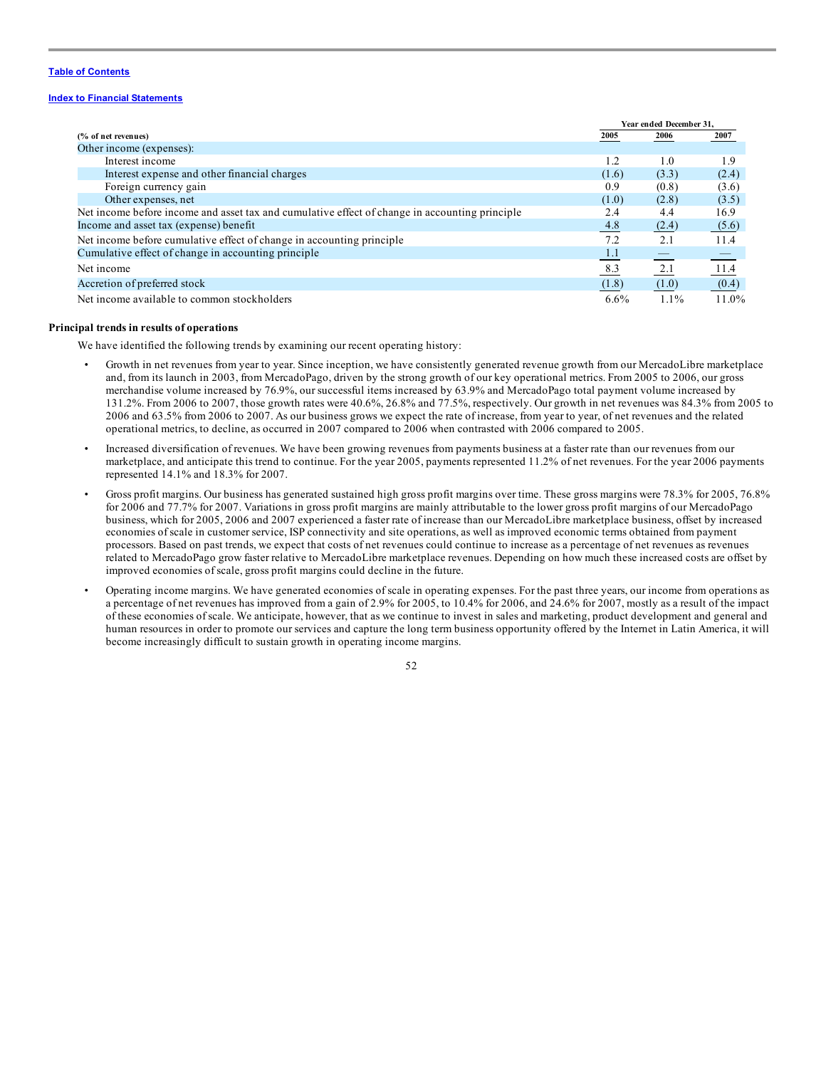[Table of Contents](#)

[Index to Financial Statements](#)

| (% of net revenues) | Year ended December 31, 2005 | 2006 | 2007 |
|---|---|---|---|
| Other income (expenses): | | | |
| Interest income | 1.2 | 1.0 | 1.9 |
| Interest expense and other financial charges | (1.6) | (3.3) | (2.4) |
| Foreign currency gain | 0.9 | (0.8) | (3.6) |
| Other expenses, net | (1.0) | (2.8) | (3.5) |
| Net income before income and asset tax and cumulative effect of change in accounting principle | 2.4 | 4.4 | 16.9 |
| Income and asset tax (expense) benefit | 4.8 | (2.4) | (5.6) |
| Net income before cumulative effect of change in accounting principle | 7.2 | 2.1 | 11.4 |
| Cumulative effect of change in accounting principle | 1.1 | — | — |
| Net income | 8.3 | 2.1 | 11.4 |
| Accretion of preferred stock | (1.8) | (1.0) | (0.4) |
| Net income available to common stockholders | 6.6% | 1.1% | 11.0% |

**Principal trends in results of operations**

We have identified the following trends by examining our recent operating history:

- Growth in net revenues from year to year. Since inception, we have consistently generated revenue growth from our MercadoLibre marketplace and, from its launch in 2003, from MercadoPago, driven by the strong growth of our key operational metrics. From 2005 to 2006, our gross merchandise volume increased by 76.9%, our successful items increased by 63.9% and MercadoPago total payment volume increased by 131.2%. From 2006 to 2007, those growth rates were 40.6%, 26.8% and 77.5%, respectively. Our growth in net revenues was 84.3% from 2005 to 2006 and 63.5% from 2006 to 2007. As our business grows we expect the rate of increase, from year to year, of net revenues and the related operational metrics, to decline, as occurred in 2007 compared to 2006 when contrasted with 2006 compared to 2005.

- Increased diversification of revenues. We have been growing revenues from payments business at a faster rate than our revenues from our marketplace, and anticipate this trend to continue. For the year 2005, payments represented 11.2% of net revenues. For the year 2006 payments represented 14.1% and 18.3% for 2007.

- Gross profit margins. Our business has generated sustained high gross profit margins over time. These gross margins were 78.3% for 2005, 76.8% for 2006 and 77.7% for 2007. Variations in gross profit margins are mainly attributable to the lower gross profit margins of our MercadoPago business, which for 2005, 2006 and 2007 experienced a faster rate of increase than our MercadoLibre marketplace business, offset by increased economies of scale in customer service, ISP connectivity and site operations, as well as improved economic terms obtained from payment processors. Based on past trends, we expect that costs of net revenues could continue to increase as a percentage of net revenues as revenues related to MercadoPago grow faster relative to MercadoLibre marketplace revenues. Depending on how much these increased costs are offset by improved economies of scale, gross profit margins could decline in the future.

- Operating income margins. We have generated economies of scale in operating expenses. For the past three years, our income from operations as a percentage of net revenues has improved from a gain of 2.9% for 2005, to 10.4% for 2006, and 24.6% for 2007, mostly as a result of the impact of these economies of scale. We anticipate, however, that as we continue to invest in sales and marketing, product development and general and human resources in order to promote our services and capture the long term business opportunity offered by the Internet in Latin America, it will become increasingly difficult to sustain growth in operating income margins.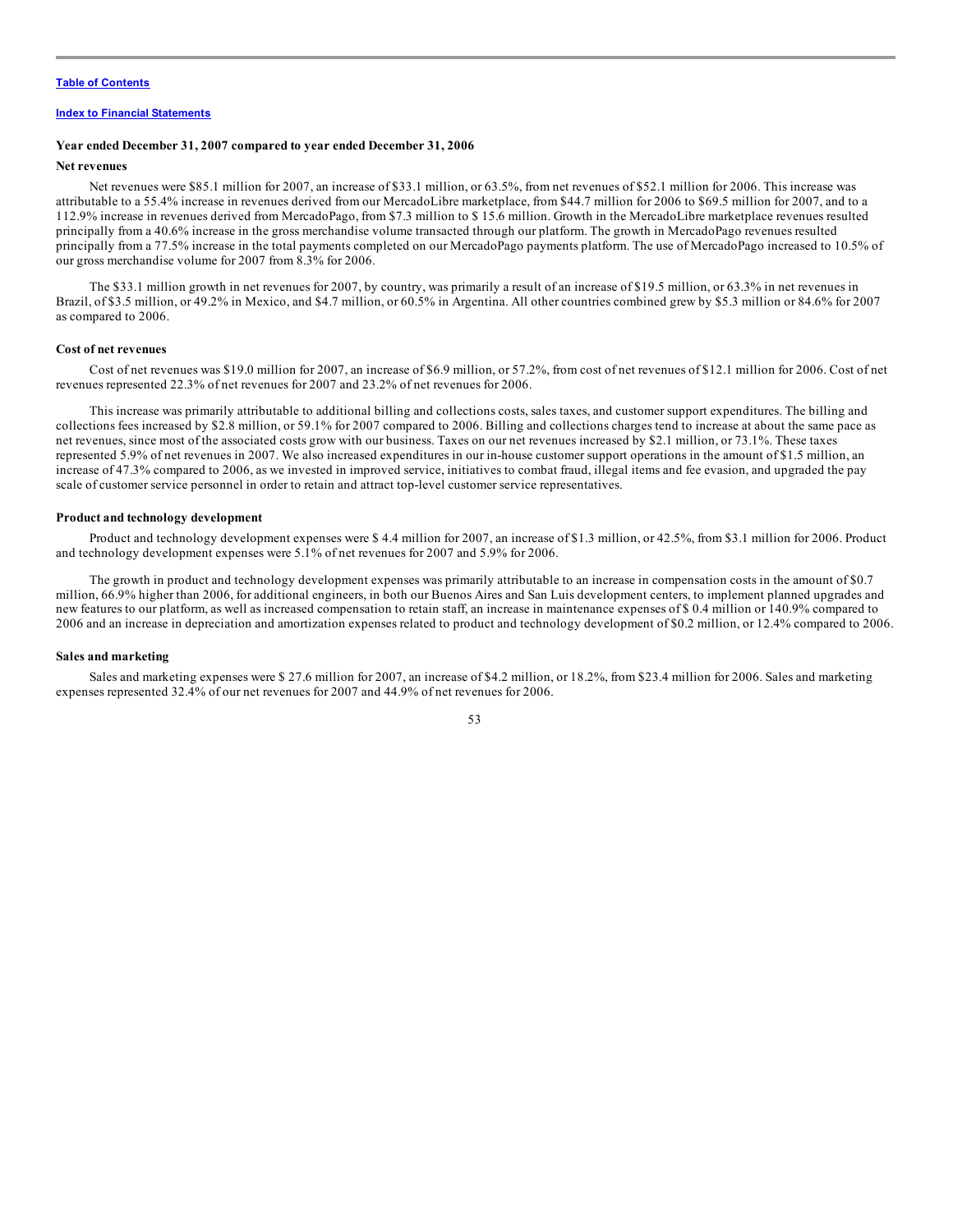### Year ended December 31, 2007 compared to year ended December 31, 2006

#### Net revenues

Net revenues were $85.1 million for 2007, an increase of $33.1 million, or 63.5%, from net revenues of $52.1 million for 2006. This increase was attributable to a 55.4% increase in revenues derived from our MercadoLibre marketplace, from $44.7 million for 2006 to $69.5 million for 2007, and to a 112.9% increase in revenues derived from MercadoPago, from $7.3 million to $ 15.6 million. Growth in the MercadoLibre marketplace revenues resulted principally from a 40.6% increase in the gross merchandise volume transacted through our platform. The growth in MercadoPago revenues resulted principally from a 77.5% increase in the total payments completed on our MercadoPago payments platform. The use of MercadoPago increased to 10.5% of our gross merchandise volume for 2007 from 8.3% for 2006.

The $33.1 million growth in net revenues for 2007, by country, was primarily a result of an increase of $19.5 million, or 63.3% in net revenues in Brazil, of $3.5 million, or 49.2% in Mexico, and $4.7 million, or 60.5% in Argentina. All other countries combined grew by $5.3 million or 84.6% for 2007 as compared to 2006.

#### Cost of net revenues

Cost of net revenues was $19.0 million for 2007, an increase of $6.9 million, or 57.2%, from cost of net revenues of $12.1 million for 2006. Cost of net revenues represented 22.3% of net revenues for 2007 and 23.2% of net revenues for 2006.

This increase was primarily attributable to additional billing and collections costs, sales taxes, and customer support expenditures. The billing and collections fees increased by $2.8 million, or 59.1% for 2007 compared to 2006. Billing and collections charges tend to increase at about the same pace as net revenues, since most of the associated costs grow with our business. Taxes on our net revenues increased by $2.1 million, or 73.1%. These taxes represented 5.9% of net revenues in 2007. We also increased expenditures in our in-house customer support operations in the amount of $1.5 million, an increase of 47.3% compared to 2006, as we invested in improved service, initiatives to combat fraud, illegal items and fee evasion, and upgraded the pay scale of customer service personnel in order to retain and attract top-level customer service representatives.

#### Product and technology development

Product and technology development expenses were $ 4.4 million for 2007, an increase of $1.3 million, or 42.5%, from $3.1 million for 2006. Product and technology development expenses were 5.1% of net revenues for 2007 and 5.9% for 2006.

The growth in product and technology development expenses was primarily attributable to an increase in compensation costs in the amount of $0.7 million, 66.9% higher than 2006, for additional engineers, in both our Buenos Aires and San Luis development centers, to implement planned upgrades and new features to our platform, as well as increased compensation to retain staff, an increase in maintenance expenses of $ 0.4 million or 140.9% compared to 2006 and an increase in depreciation and amortization expenses related to product and technology development of $0.2 million, or 12.4% compared to 2006.

#### Sales and marketing

Sales and marketing expenses were $ 27.6 million for 2007, an increase of $4.2 million, or 18.2%, from $23.4 million for 2006. Sales and marketing expenses represented 32.4% of our net revenues for 2007 and 44.9% of net revenues for 2006.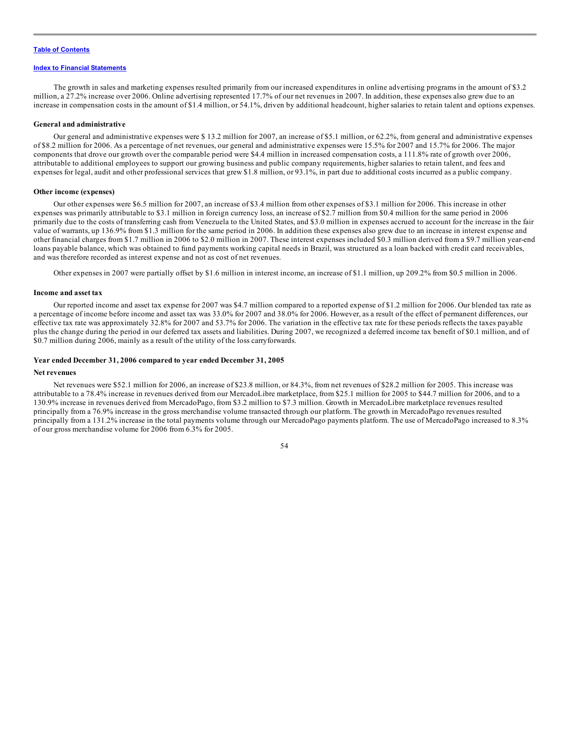The growth in sales and marketing expenses resulted primarily from our increased expenditures in online advertising programs in the amount of $3.2 million, a 27.2% increase over 2006. Online advertising represented 17.7% of our net revenues in 2007. In addition, these expenses also grew due to an increase in compensation costs in the amount of $1.4 million, or 54.1%, driven by additional headcount, higher salaries to retain talent and options expenses.

### General and administrative

Our general and administrative expenses were $ 13.2 million for 2007, an increase of $5.1 million, or 62.2%, from general and administrative expenses of $8.2 million for 2006. As a percentage of net revenues, our general and administrative expenses were 15.5% for 2007 and 15.7% for 2006. The major components that drove our growth over the comparable period were $4.4 million in increased compensation costs, a 111.8% rate of growth over 2006, attributable to additional employees to support our growing business and public company requirements, higher salaries to retain talent, and fees and expenses for legal, audit and other professional services that grew $1.8 million, or 93.1%, in part due to additional costs incurred as a public company.

### Other income (expenses)

Our other expenses were $6.5 million for 2007, an increase of $3.4 million from other expenses of $3.1 million for 2006. This increase in other expenses was primarily attributable to $3.1 million in foreign currency loss, an increase of $2.7 million from $0.4 million for the same period in 2006 primarily due to the costs of transferring cash from Venezuela to the United States, and $3.0 million in expenses accrued to account for the increase in the fair value of warrants, up 136.9% from $1.3 million for the same period in 2006. In addition these expenses also grew due to an increase in interest expense and other financial charges from $1.7 million in 2006 to $2.0 million in 2007. These interest expenses included $0.3 million derived from a $9.7 million year-end loans payable balance, which was obtained to fund payments working capital needs in Brazil, was structured as a loan backed with credit card receivables, and was therefore recorded as interest expense and not as cost of net revenues.

Other expenses in 2007 were partially offset by $1.6 million in interest income, an increase of $1.1 million, up 209.2% from $0.5 million in 2006.

### Income and asset tax

Our reported income and asset tax expense for 2007 was $4.7 million compared to a reported expense of $1.2 million for 2006. Our blended tax rate as a percentage of income before income and asset tax was 33.0% for 2007 and 38.0% for 2006. However, as a result of the effect of permanent differences, our effective tax rate was approximately 32.8% for 2007 and 53.7% for 2006. The variation in the effective tax rate for these periods reflects the taxes payable plus the change during the period in our deferred tax assets and liabilities. During 2007, we recognized a deferred income tax benefit of $0.1 million, and of $0.7 million during 2006, mainly as a result of the utility of the loss carryforwards.

## Year ended December 31, 2006 compared to year ended December 31, 2005

### Net revenues

Net revenues were $52.1 million for 2006, an increase of $23.8 million, or 84.3%, from net revenues of $28.2 million for 2005. This increase was attributable to a 78.4% increase in revenues derived from our MercadoLibre marketplace, from $25.1 million for 2005 to $44.7 million for 2006, and to a 130.9% increase in revenues derived from MercadoPago, from $3.2 million to $7.3 million. Growth in MercadoLibre marketplace revenues resulted principally from a 76.9% increase in the gross merchandise volume transacted through our platform. The growth in MercadoPago revenues resulted principally from a 131.2% increase in the total payments volume through our MercadoPago payments platform. The use of MercadoPago increased to 8.3% of our gross merchandise volume for 2006 from 6.3% for 2005.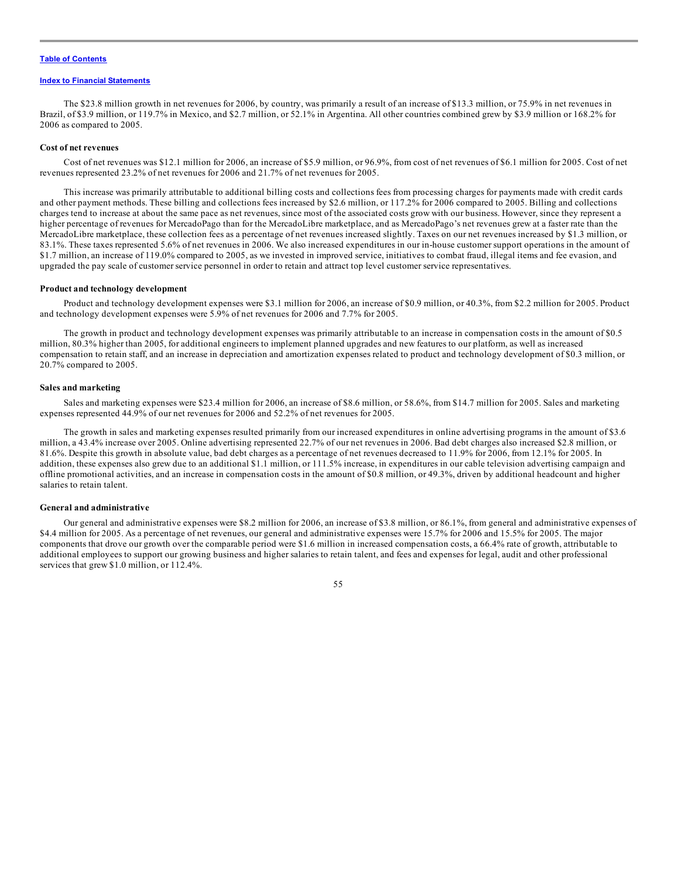The $23.8 million growth in net revenues for 2006, by country, was primarily a result of an increase of $13.3 million, or 75.9% in net revenues in Brazil, of $3.9 million, or 119.7% in Mexico, and $2.7 million, or 52.1% in Argentina. All other countries combined grew by $3.9 million or 168.2% for 2006 as compared to 2005.

#### Cost of net revenues

Cost of net revenues was $12.1 million for 2006, an increase of $5.9 million, or 96.9%, from cost of net revenues of $6.1 million for 2005. Cost of net revenues represented 23.2% of net revenues for 2006 and 21.7% of net revenues for 2005.

This increase was primarily attributable to additional billing costs and collections fees from processing charges for payments made with credit cards and other payment methods. These billing and collections fees increased by $2.6 million, or 117.2% for 2006 compared to 2005. Billing and collections charges tend to increase at about the same pace as net revenues, since most of the associated costs grow with our business. However, since they represent a higher percentage of revenues for MercadoPago than for the MercadoLibre marketplace, and as MercadoPago's net revenues grew at a faster rate than the MercadoLibre marketplace, these collection fees as a percentage of net revenues increased slightly. Taxes on our net revenues increased by $1.3 million, or 83.1%. These taxes represented 5.6% of net revenues in 2006. We also increased expenditures in our in-house customer support operations in the amount of $1.7 million, an increase of 119.0% compared to 2005, as we invested in improved service, initiatives to combat fraud, illegal items and fee evasion, and upgraded the pay scale of customer service personnel in order to retain and attract top level customer service representatives.

#### Product and technology development

Product and technology development expenses were $3.1 million for 2006, an increase of $0.9 million, or 40.3%, from $2.2 million for 2005. Product and technology development expenses were 5.9% of net revenues for 2006 and 7.7% for 2005.

The growth in product and technology development expenses was primarily attributable to an increase in compensation costs in the amount of $0.5 million, 80.3% higher than 2005, for additional engineers to implement planned upgrades and new features to our platform, as well as increased compensation to retain staff, and an increase in depreciation and amortization expenses related to product and technology development of $0.3 million, or 20.7% compared to 2005.

#### Sales and marketing

Sales and marketing expenses were $23.4 million for 2006, an increase of $8.6 million, or 58.6%, from $14.7 million for 2005. Sales and marketing expenses represented 44.9% of our net revenues for 2006 and 52.2% of net revenues for 2005.

The growth in sales and marketing expenses resulted primarily from our increased expenditures in online advertising programs in the amount of $3.6 million, a 43.4% increase over 2005. Online advertising represented 22.7% of our net revenues in 2006. Bad debt charges also increased $2.8 million, or 81.6%. Despite this growth in absolute value, bad debt charges as a percentage of net revenues decreased to 11.9% for 2006, from 12.1% for 2005. In addition, these expenses also grew due to an additional $1.1 million, or 111.5% increase, in expenditures in our cable television advertising campaign and offline promotional activities, and an increase in compensation costs in the amount of $0.8 million, or 49.3%, driven by additional headcount and higher salaries to retain talent.

#### General and administrative

Our general and administrative expenses were $8.2 million for 2006, an increase of $3.8 million, or 86.1%, from general and administrative expenses of $4.4 million for 2005. As a percentage of net revenues, our general and administrative expenses were 15.7% for 2006 and 15.5% for 2005. The major components that drove our growth over the comparable period were $1.6 million in increased compensation costs, a 66.4% rate of growth, attributable to additional employees to support our growing business and higher salaries to retain talent, and fees and expenses for legal, audit and other professional services that grew $1.0 million, or 112.4%.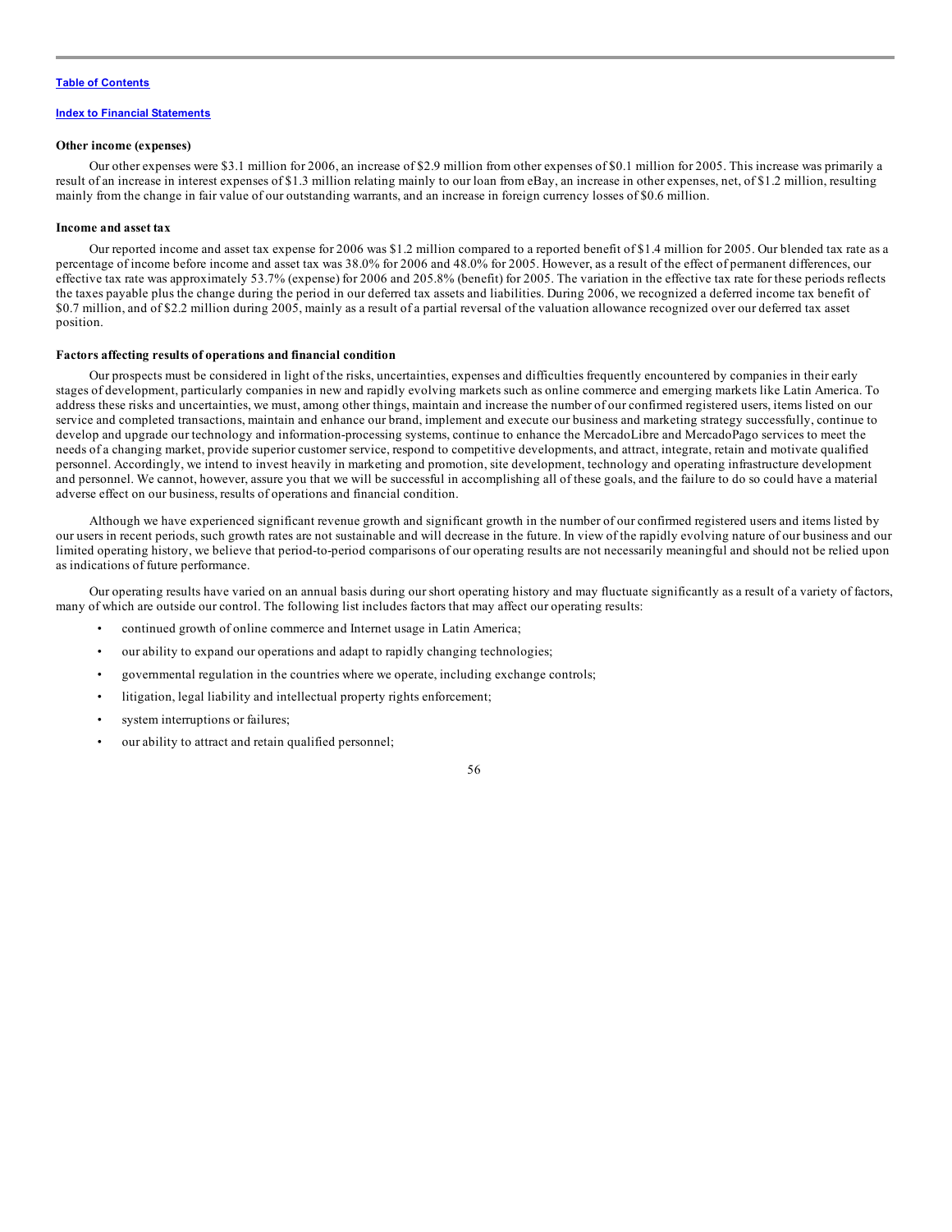**Other income (expenses)**

Our other expenses were $3.1 million for 2006, an increase of $2.9 million from other expenses of $0.1 million for 2005. This increase was primarily a result of an increase in interest expenses of $1.3 million relating mainly to our loan from eBay, an increase in other expenses, net, of $1.2 million, resulting mainly from the change in fair value of our outstanding warrants, and an increase in foreign currency losses of $0.6 million.

**Income and asset tax**

Our reported income and asset tax expense for 2006 was $1.2 million compared to a reported benefit of $1.4 million for 2005. Our blended tax rate as a percentage of income before income and asset tax was 38.0% for 2006 and 48.0% for 2005. However, as a result of the effect of permanent differences, our effective tax rate was approximately 53.7% (expense) for 2006 and 205.8% (benefit) for 2005. The variation in the effective tax rate for these periods reflects the taxes payable plus the change during the period in our deferred tax assets and liabilities. During 2006, we recognized a deferred income tax benefit of $0.7 million, and of $2.2 million during 2005, mainly as a result of a partial reversal of the valuation allowance recognized over our deferred tax asset position.

**Factors affecting results of operations and financial condition**

Our prospects must be considered in light of the risks, uncertainties, expenses and difficulties frequently encountered by companies in their early stages of development, particularly companies in new and rapidly evolving markets such as online commerce and emerging markets like Latin America. To address these risks and uncertainties, we must, among other things, maintain and increase the number of our confirmed registered users, items listed on our service and completed transactions, maintain and enhance our brand, implement and execute our business and marketing strategy successfully, continue to develop and upgrade our technology and information-processing systems, continue to enhance the MercadoLibre and MercadoPago services to meet the needs of a changing market, provide superior customer service, respond to competitive developments, and attract, integrate, retain and motivate qualified personnel. Accordingly, we intend to invest heavily in marketing and promotion, site development, technology and operating infrastructure development and personnel. We cannot, however, assure you that we will be successful in accomplishing all of these goals, and the failure to do so could have a material adverse effect on our business, results of operations and financial condition.

Although we have experienced significant revenue growth and significant growth in the number of our confirmed registered users and items listed by our users in recent periods, such growth rates are not sustainable and will decrease in the future. In view of the rapidly evolving nature of our business and our limited operating history, we believe that period-to-period comparisons of our operating results are not necessarily meaningful and should not be relied upon as indications of future performance.

Our operating results have varied on an annual basis during our short operating history and may fluctuate significantly as a result of a variety of factors, many of which are outside our control. The following list includes factors that may affect our operating results:

- continued growth of online commerce and Internet usage in Latin America;
- our ability to expand our operations and adapt to rapidly changing technologies;
- governmental regulation in the countries where we operate, including exchange controls;
- litigation, legal liability and intellectual property rights enforcement;
- system interruptions or failures;
- our ability to attract and retain qualified personnel;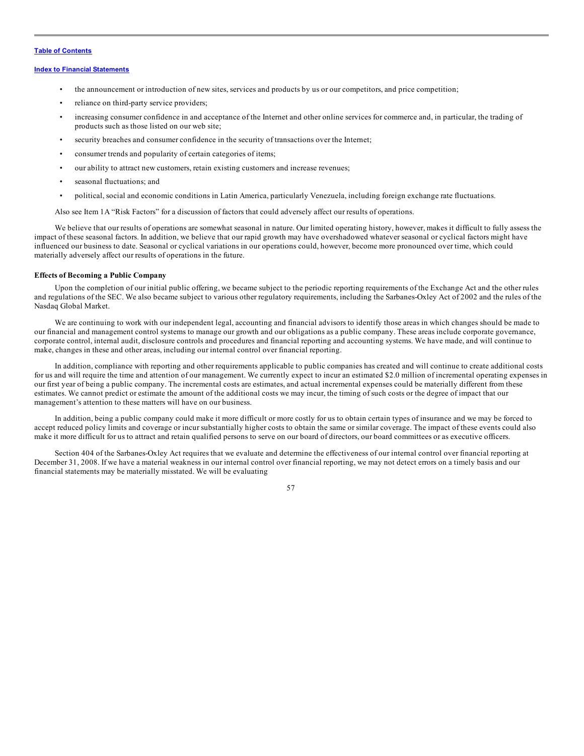- the announcement or introduction of new sites, services and products by us or our competitors, and price competition;
- reliance on third-party service providers;
- increasing consumer confidence in and acceptance of the Internet and other online services for commerce and, in particular, the trading of products such as those listed on our web site;
- security breaches and consumer confidence in the security of transactions over the Internet;
- consumer trends and popularity of certain categories of items;
- our ability to attract new customers, retain existing customers and increase revenues;
- seasonal fluctuations; and
- political, social and economic conditions in Latin America, particularly Venezuela, including foreign exchange rate fluctuations.

Also see Item 1A "Risk Factors" for a discussion of factors that could adversely affect our results of operations.

We believe that our results of operations are somewhat seasonal in nature. Our limited operating history, however, makes it difficult to fully assess the impact of these seasonal factors. In addition, we believe that our rapid growth may have overshadowed whatever seasonal or cyclical factors might have influenced our business to date. Seasonal or cyclical variations in our operations could, however, become more pronounced over time, which could materially adversely affect our results of operations in the future.

**Effects of Becoming a Public Company**

Upon the completion of our initial public offering, we became subject to the periodic reporting requirements of the Exchange Act and the other rules and regulations of the SEC. We also became subject to various other regulatory requirements, including the Sarbanes-Oxley Act of 2002 and the rules of the Nasdaq Global Market.

We are continuing to work with our independent legal, accounting and financial advisors to identify those areas in which changes should be made to our financial and management control systems to manage our growth and our obligations as a public company. These areas include corporate governance, corporate control, internal audit, disclosure controls and procedures and financial reporting and accounting systems. We have made, and will continue to make, changes in these and other areas, including our internal control over financial reporting.

In addition, compliance with reporting and other requirements applicable to public companies has created and will continue to create additional costs for us and will require the time and attention of our management. We currently expect to incur an estimated $2.0 million of incremental operating expenses in our first year of being a public company. The incremental costs are estimates, and actual incremental expenses could be materially different from these estimates. We cannot predict or estimate the amount of the additional costs we may incur, the timing of such costs or the degree of impact that our management's attention to these matters will have on our business.

In addition, being a public company could make it more difficult or more costly for us to obtain certain types of insurance and we may be forced to accept reduced policy limits and coverage or incur substantially higher costs to obtain the same or similar coverage. The impact of these events could also make it more difficult for us to attract and retain qualified persons to serve on our board of directors, our board committees or as executive officers.

Section 404 of the Sarbanes-Oxley Act requires that we evaluate and determine the effectiveness of our internal control over financial reporting at December 31, 2008. If we have a material weakness in our internal control over financial reporting, we may not detect errors on a timely basis and our financial statements may be materially misstated. We will be evaluating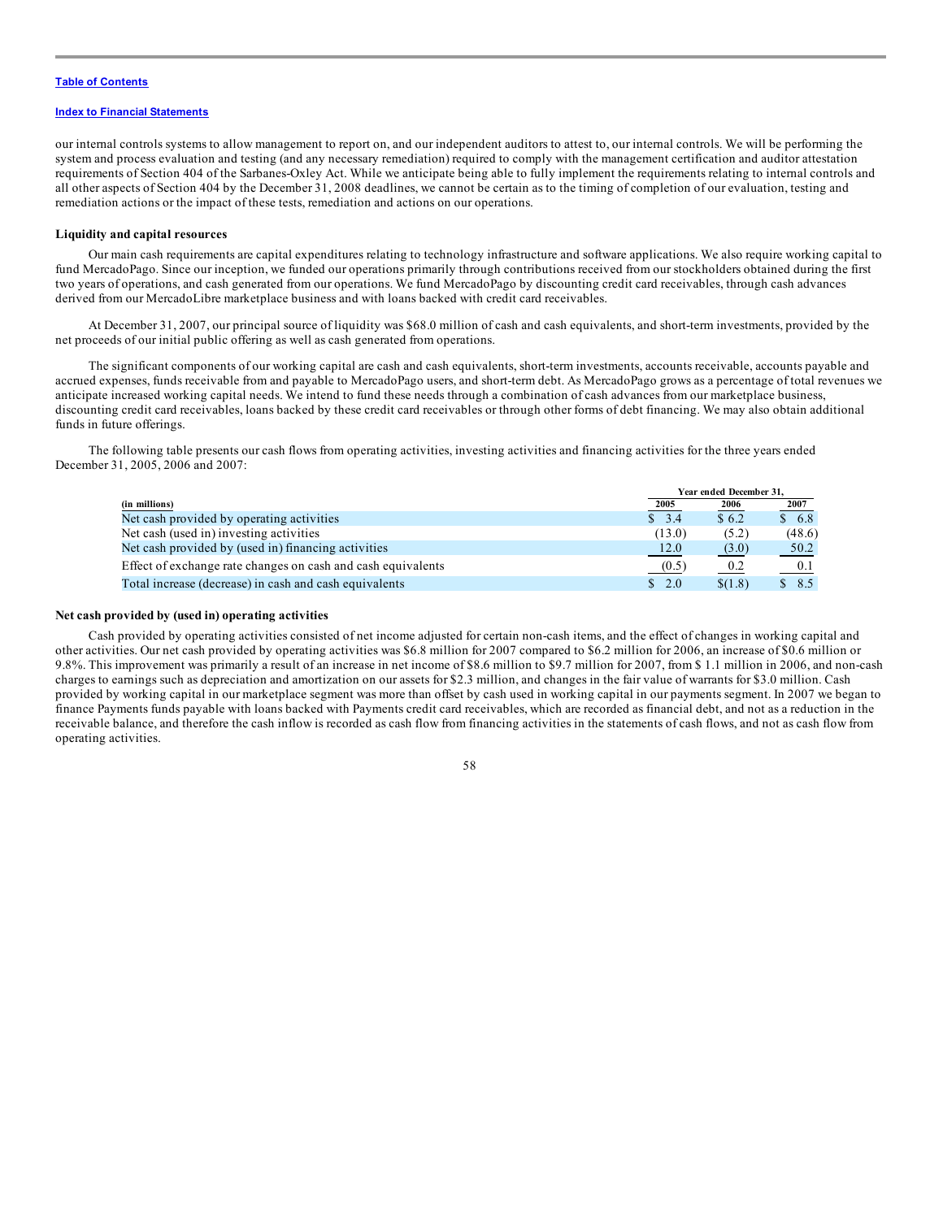our internal controls systems to allow management to report on, and our independent auditors to attest to, our internal controls. We will be performing the system and process evaluation and testing (and any necessary remediation) required to comply with the management certification and auditor attestation requirements of Section 404 of the Sarbanes-Oxley Act. While we anticipate being able to fully implement the requirements relating to internal controls and all other aspects of Section 404 by the December 31, 2008 deadlines, we cannot be certain as to the timing of completion of our evaluation, testing and remediation actions or the impact of these tests, remediation and actions on our operations.

**Liquidity and capital resources**

Our main cash requirements are capital expenditures relating to technology infrastructure and software applications. We also require working capital to fund MercadoPago. Since our inception, we funded our operations primarily through contributions received from our stockholders obtained during the first two years of operations, and cash generated from our operations. We fund MercadoPago by discounting credit card receivables, through cash advances derived from our MercadoLibre marketplace business and with loans backed with credit card receivables.

At December 31, 2007, our principal source of liquidity was $68.0 million of cash and cash equivalents, and short-term investments, provided by the net proceeds of our initial public offering as well as cash generated from operations.

The significant components of our working capital are cash and cash equivalents, short-term investments, accounts receivable, accounts payable and accrued expenses, funds receivable from and payable to MercadoPago users, and short-term debt. As MercadoPago grows as a percentage of total revenues we anticipate increased working capital needs. We intend to fund these needs through a combination of cash advances from our marketplace business, discounting credit card receivables, loans backed by these credit card receivables or through other forms of debt financing. We may also obtain additional funds in future offerings.

The following table presents our cash flows from operating activities, investing activities and financing activities for the three years ended December 31, 2005, 2006 and 2007:

| | Year ended December 31, | | |
|---|---|---|---|
| **(in millions)** | **2005** | **2006** | **2007** |
| Net cash provided by operating activities | $ 3.4 | $ 6.2 | $ 6.8 |
| Net cash (used in) investing activities | (13.0) | (5.2) | (48.6) |
| Net cash provided by (used in) financing activities | 12.0 | (3.0) | 50.2 |
| Effect of exchange rate changes on cash and cash equivalents | (0.5) | 0.2 | 0.1 |
| Total increase (decrease) in cash and cash equivalents | $ 2.0 | $(1.8) | $ 8.5 |

**Net cash provided by (used in) operating activities**

Cash provided by operating activities consisted of net income adjusted for certain non-cash items, and the effect of changes in working capital and other activities. Our net cash provided by operating activities was $6.8 million for 2007 compared to $6.2 million for 2006, an increase of $0.6 million or 9.8%. This improvement was primarily a result of an increase in net income of $8.6 million to $9.7 million for 2007, from $ 1.1 million in 2006, and non-cash charges to earnings such as depreciation and amortization on our assets for $2.3 million, and changes in the fair value of warrants for $3.0 million. Cash provided by working capital in our marketplace segment was more than offset by cash used in working capital in our payments segment. In 2007 we began to finance Payments funds payable with loans backed with Payments credit card receivables, which are recorded as financial debt, and not as a reduction in the receivable balance, and therefore the cash inflow is recorded as cash flow from financing activities in the statements of cash flows, and not as cash flow from operating activities.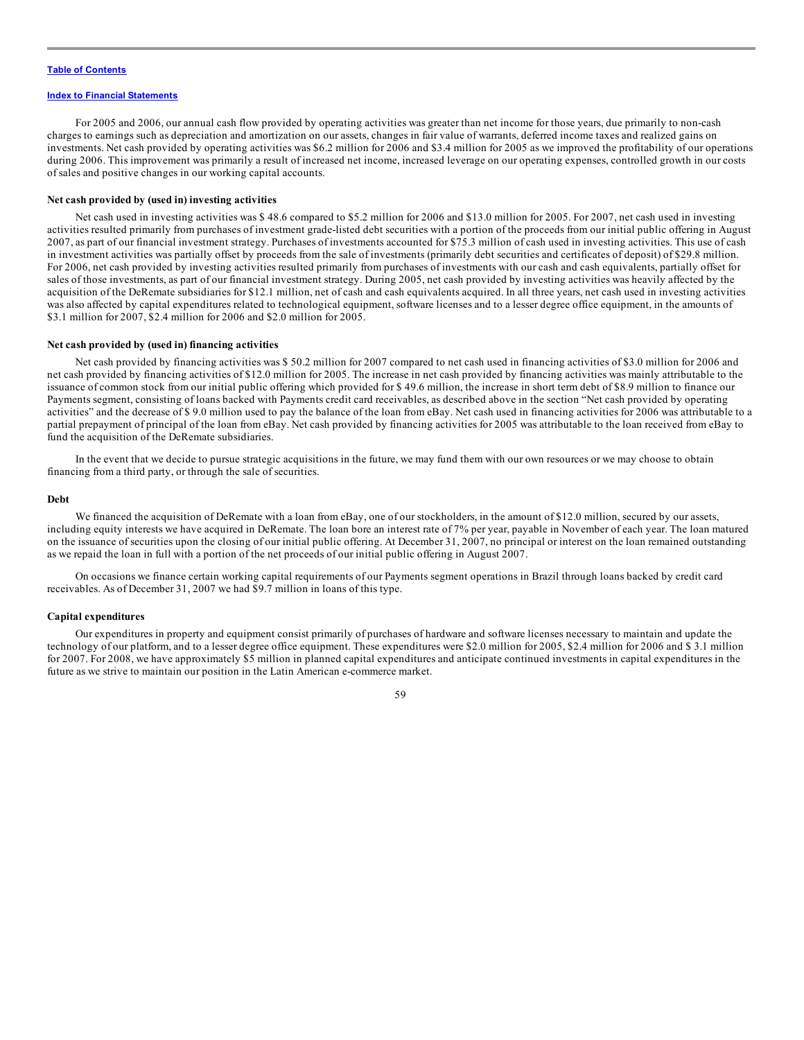For 2005 and 2006, our annual cash flow provided by operating activities was greater than net income for those years, due primarily to non-cash charges to earnings such as depreciation and amortization on our assets, changes in fair value of warrants, deferred income taxes and realized gains on investments. Net cash provided by operating activities was $6.2 million for 2006 and $3.4 million for 2005 as we improved the profitability of our operations during 2006. This improvement was primarily a result of increased net income, increased leverage on our operating expenses, controlled growth in our costs of sales and positive changes in our working capital accounts.

**Net cash provided by (used in) investing activities**

Net cash used in investing activities was $ 48.6 compared to $5.2 million for 2006 and $13.0 million for 2005. For 2007, net cash used in investing activities resulted primarily from purchases of investment grade-listed debt securities with a portion of the proceeds from our initial public offering in August 2007, as part of our financial investment strategy. Purchases of investments accounted for $75.3 million of cash used in investing activities. This use of cash in investment activities was partially offset by proceeds from the sale of investments (primarily debt securities and certificates of deposit) of $29.8 million. For 2006, net cash provided by investing activities resulted primarily from purchases of investments with our cash and cash equivalents, partially offset for sales of those investments, as part of our financial investment strategy. During 2005, net cash provided by investing activities was heavily affected by the acquisition of the DeRemate subsidiaries for $12.1 million, net of cash and cash equivalents acquired. In all three years, net cash used in investing activities was also affected by capital expenditures related to technological equipment, software licenses and to a lesser degree office equipment, in the amounts of $3.1 million for 2007, $2.4 million for 2006 and $2.0 million for 2005.

**Net cash provided by (used in) financing activities**

Net cash provided by financing activities was $ 50.2 million for 2007 compared to net cash used in financing activities of $3.0 million for 2006 and net cash provided by financing activities of $12.0 million for 2005. The increase in net cash provided by financing activities was mainly attributable to the issuance of common stock from our initial public offering which provided for $ 49.6 million, the increase in short term debt of $8.9 million to finance our Payments segment, consisting of loans backed with Payments credit card receivables, as described above in the section "Net cash provided by operating activities" and the decrease of $ 9.0 million used to pay the balance of the loan from eBay. Net cash used in financing activities for 2006 was attributable to a partial prepayment of principal of the loan from eBay. Net cash provided by financing activities for 2005 was attributable to the loan received from eBay to fund the acquisition of the DeRemate subsidiaries.

In the event that we decide to pursue strategic acquisitions in the future, we may fund them with our own resources or we may choose to obtain financing from a third party, or through the sale of securities.

**Debt**

We financed the acquisition of DeRemate with a loan from eBay, one of our stockholders, in the amount of $12.0 million, secured by our assets, including equity interests we have acquired in DeRemate. The loan bore an interest rate of 7% per year, payable in November of each year. The loan matured on the issuance of securities upon the closing of our initial public offering. At December 31, 2007, no principal or interest on the loan remained outstanding as we repaid the loan in full with a portion of the net proceeds of our initial public offering in August 2007.

On occasions we finance certain working capital requirements of our Payments segment operations in Brazil through loans backed by credit card receivables. As of December 31, 2007 we had $9.7 million in loans of this type.

**Capital expenditures**

Our expenditures in property and equipment consist primarily of purchases of hardware and software licenses necessary to maintain and update the technology of our platform, and to a lesser degree office equipment. These expenditures were $2.0 million for 2005, $2.4 million for 2006 and $ 3.1 million for 2007. For 2008, we have approximately $5 million in planned capital expenditures and anticipate continued investments in capital expenditures in the future as we strive to maintain our position in the Latin American e-commerce market.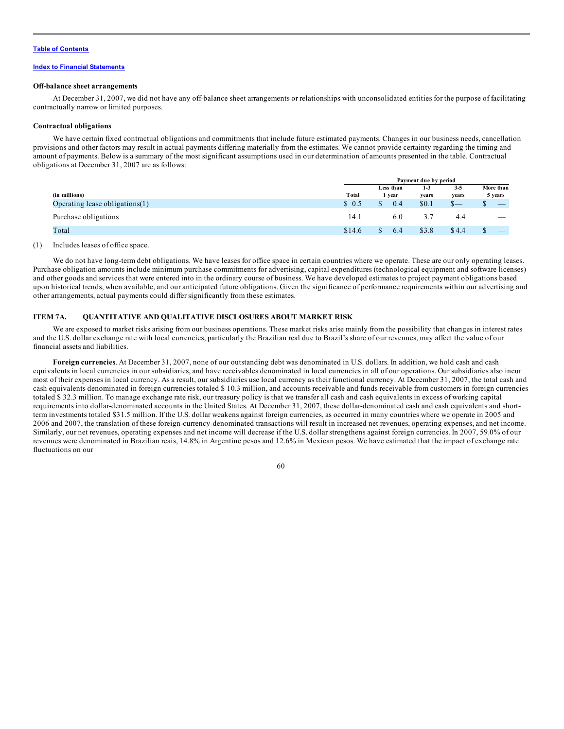[Table of Contents](#)

[Index to Financial Statements](#)

### Off-balance sheet arrangements

At December 31, 2007, we did not have any off-balance sheet arrangements or relationships with unconsolidated entities for the purpose of facilitating contractually narrow or limited purposes.

### Contractual obligations

We have certain fixed contractual obligations and commitments that include future estimated payments. Changes in our business needs, cancellation provisions and other factors may result in actual payments differing materially from the estimates. We cannot provide certainty regarding the timing and amount of payments. Below is a summary of the most significant assumptions used in our determination of amounts presented in the table. Contractual obligations at December 31, 2007 are as follows:

| | Payment due by period | | | | |
|---|---|---|---|---|---|
| (in millions) | Total | Less than 1 year | 1-3 years | 3-5 years | More than 5 years |
| Operating lease obligations(1) | $ 0.5 | $ 0.4 | $0.1 | $— | $ — |
| Purchase obligations | 14.1 | 6.0 | 3.7 | 4.4 | — |
| Total | $14.6 | $ 6.4 | $3.8 | $4.4 | $ — |

(1) Includes leases of office space.

We do not have long-term debt obligations. We have leases for office space in certain countries where we operate. These are our only operating leases. Purchase obligation amounts include minimum purchase commitments for advertising, capital expenditures (technological equipment and software licenses) and other goods and services that were entered into in the ordinary course of business. We have developed estimates to project payment obligations based upon historical trends, when available, and our anticipated future obligations. Given the significance of performance requirements within our advertising and other arrangements, actual payments could differ significantly from these estimates.

## ITEM 7A. QUANTITATIVE AND QUALITATIVE DISCLOSURES ABOUT MARKET RISK

We are exposed to market risks arising from our business operations. These market risks arise mainly from the possibility that changes in interest rates and the U.S. dollar exchange rate with local currencies, particularly the Brazilian real due to Brazil's share of our revenues, may affect the value of our financial assets and liabilities.

**Foreign currencies**. At December 31, 2007, none of our outstanding debt was denominated in U.S. dollars. In addition, we hold cash and cash equivalents in local currencies in our subsidiaries, and have receivables denominated in local currencies in all of our operations. Our subsidiaries also incur most of their expenses in local currency. As a result, our subsidiaries use local currency as their functional currency. At December 31, 2007, the total cash and cash equivalents denominated in foreign currencies totaled $ 10.3 million, and accounts receivable and funds receivable from customers in foreign currencies totaled $ 32.3 million. To manage exchange rate risk, our treasury policy is that we transfer all cash and cash equivalents in excess of working capital requirements into dollar-denominated accounts in the United States. At December 31, 2007, these dollar-denominated cash and cash equivalents and short-term investments totaled $31.5 million. If the U.S. dollar weakens against foreign currencies, as occurred in many countries where we operate in 2005 and 2006 and 2007, the translation of these foreign-currency-denominated transactions will result in increased net revenues, operating expenses, and net income. Similarly, our net revenues, operating expenses and net income will decrease if the U.S. dollar strengthens against foreign currencies. In 2007, 59.0% of our revenues were denominated in Brazilian reais, 14.8% in Argentine pesos and 12.6% in Mexican pesos. We have estimated that the impact of exchange rate fluctuations on our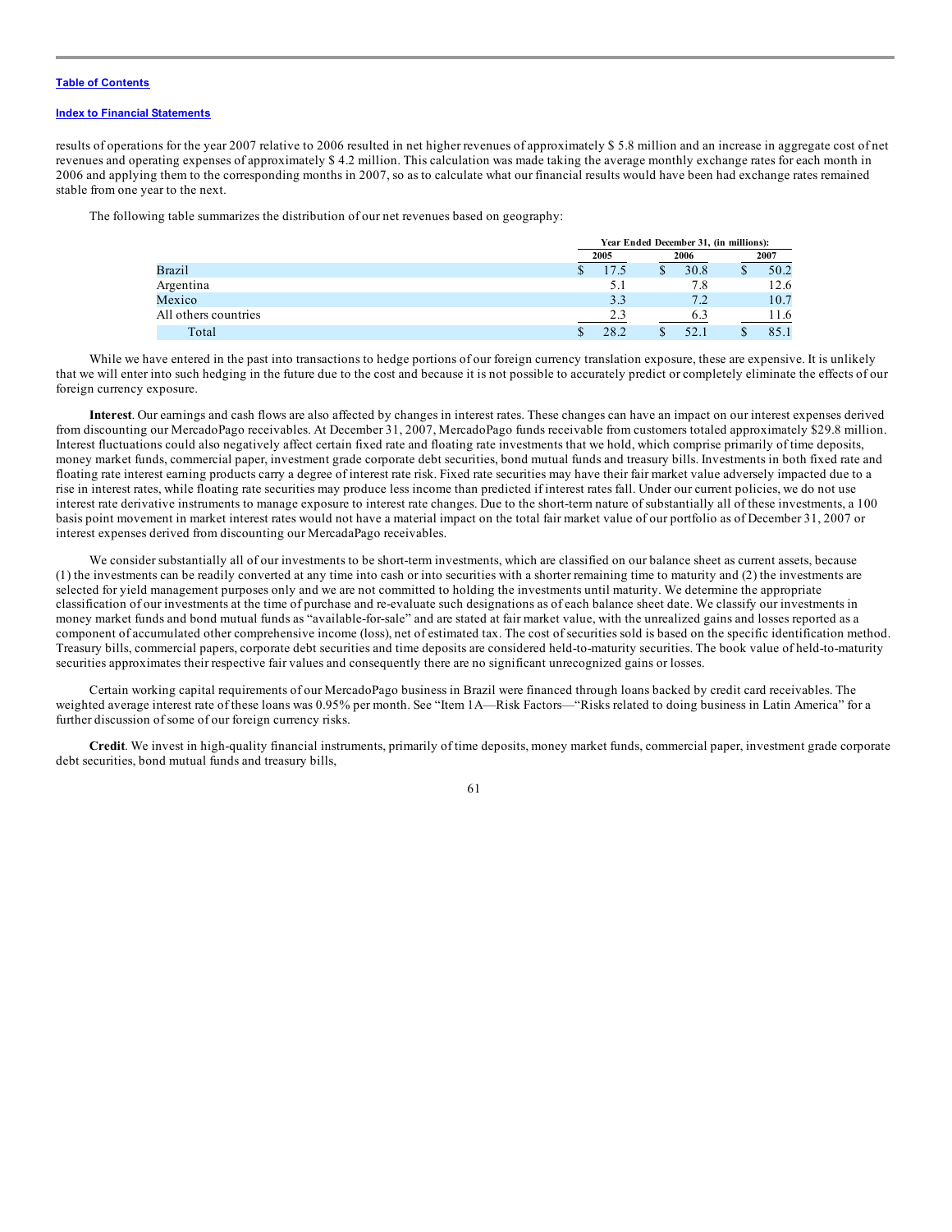results of operations for the year 2007 relative to 2006 resulted in net higher revenues of approximately $ 5.8 million and an increase in aggregate cost of net revenues and operating expenses of approximately $ 4.2 million. This calculation was made taking the average monthly exchange rates for each month in 2006 and applying them to the corresponding months in 2007, so as to calculate what our financial results would have been had exchange rates remained stable from one year to the next.

The following table summarizes the distribution of our net revenues based on geography:

| | Year Ended December 31, (in millions): | | |
|---|---|---|---|
| | 2005 | 2006 | 2007 |
| Brazil | $ 17.5 | $ 30.8 | $ 50.2 |
| Argentina | 5.1 | 7.8 | 12.6 |
| Mexico | 3.3 | 7.2 | 10.7 |
| All others countries | 2.3 | 6.3 | 11.6 |
| Total | $ 28.2 | $ 52.1 | $ 85.1 |

While we have entered in the past into transactions to hedge portions of our foreign currency translation exposure, these are expensive. It is unlikely that we will enter into such hedging in the future due to the cost and because it is not possible to accurately predict or completely eliminate the effects of our foreign currency exposure.

**Interest**. Our earnings and cash flows are also affected by changes in interest rates. These changes can have an impact on our interest expenses derived from discounting our MercadoPago receivables. At December 31, 2007, MercadoPago funds receivable from customers totaled approximately $29.8 million. Interest fluctuations could also negatively affect certain fixed rate and floating rate investments that we hold, which comprise primarily of time deposits, money market funds, commercial paper, investment grade corporate debt securities, bond mutual funds and treasury bills. Investments in both fixed rate and floating rate interest earning products carry a degree of interest rate risk. Fixed rate securities may have their fair market value adversely impacted due to a rise in interest rates, while floating rate securities may produce less income than predicted if interest rates fall. Under our current policies, we do not use interest rate derivative instruments to manage exposure to interest rate changes. Due to the short-term nature of substantially all of these investments, a 100 basis point movement in market interest rates would not have a material impact on the total fair market value of our portfolio as of December 31, 2007 or interest expenses derived from discounting our MercadaPago receivables.

We consider substantially all of our investments to be short-term investments, which are classified on our balance sheet as current assets, because (1) the investments can be readily converted at any time into cash or into securities with a shorter remaining time to maturity and (2) the investments are selected for yield management purposes only and we are not committed to holding the investments until maturity. We determine the appropriate classification of our investments at the time of purchase and re-evaluate such designations as of each balance sheet date. We classify our investments in money market funds and bond mutual funds as "available-for-sale" and are stated at fair market value, with the unrealized gains and losses reported as a component of accumulated other comprehensive income (loss), net of estimated tax. The cost of securities sold is based on the specific identification method. Treasury bills, commercial papers, corporate debt securities and time deposits are considered held-to-maturity securities. The book value of held-to-maturity securities approximates their respective fair values and consequently there are no significant unrecognized gains or losses.

Certain working capital requirements of our MercadoPago business in Brazil were financed through loans backed by credit card receivables. The weighted average interest rate of these loans was 0.95% per month. See "Item 1A—Risk Factors—"Risks related to doing business in Latin America" for a further discussion of some of our foreign currency risks.

**Credit**. We invest in high-quality financial instruments, primarily of time deposits, money market funds, commercial paper, investment grade corporate debt securities, bond mutual funds and treasury bills,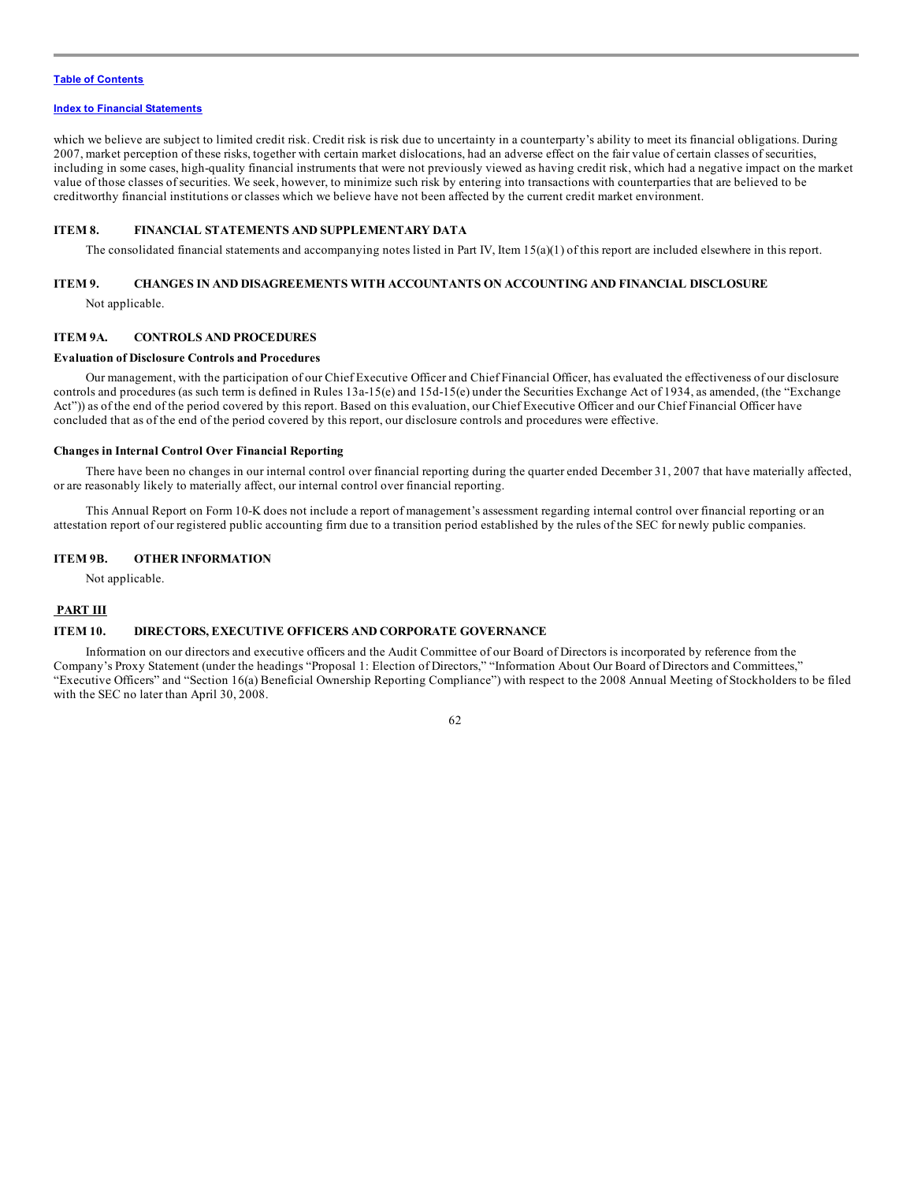which we believe are subject to limited credit risk. Credit risk is risk due to uncertainty in a counterparty's ability to meet its financial obligations. During 2007, market perception of these risks, together with certain market dislocations, had an adverse effect on the fair value of certain classes of securities, including in some cases, high-quality financial instruments that were not previously viewed as having credit risk, which had a negative impact on the market value of those classes of securities. We seek, however, to minimize such risk by entering into transactions with counterparties that are believed to be creditworthy financial institutions or classes which we believe have not been affected by the current credit market environment.

## ITEM 8. FINANCIAL STATEMENTS AND SUPPLEMENTARY DATA

The consolidated financial statements and accompanying notes listed in Part IV, Item 15(a)(1) of this report are included elsewhere in this report.

## ITEM 9. CHANGES IN AND DISAGREEMENTS WITH ACCOUNTANTS ON ACCOUNTING AND FINANCIAL DISCLOSURE

Not applicable.

## ITEM 9A. CONTROLS AND PROCEDURES

### Evaluation of Disclosure Controls and Procedures

Our management, with the participation of our Chief Executive Officer and Chief Financial Officer, has evaluated the effectiveness of our disclosure controls and procedures (as such term is defined in Rules 13a-15(e) and 15d-15(e) under the Securities Exchange Act of 1934, as amended, (the "Exchange Act")) as of the end of the period covered by this report. Based on this evaluation, our Chief Executive Officer and our Chief Financial Officer have concluded that as of the end of the period covered by this report, our disclosure controls and procedures were effective.

### Changes in Internal Control Over Financial Reporting

There have been no changes in our internal control over financial reporting during the quarter ended December 31, 2007 that have materially affected, or are reasonably likely to materially affect, our internal control over financial reporting.

This Annual Report on Form 10-K does not include a report of management's assessment regarding internal control over financial reporting or an attestation report of our registered public accounting firm due to a transition period established by the rules of the SEC for newly public companies.

## ITEM 9B. OTHER INFORMATION

Not applicable.

# PART III

## ITEM 10. DIRECTORS, EXECUTIVE OFFICERS AND CORPORATE GOVERNANCE

Information on our directors and executive officers and the Audit Committee of our Board of Directors is incorporated by reference from the Company's Proxy Statement (under the headings "Proposal 1: Election of Directors," "Information About Our Board of Directors and Committees," "Executive Officers" and "Section 16(a) Beneficial Ownership Reporting Compliance") with respect to the 2008 Annual Meeting of Stockholders to be filed with the SEC no later than April 30, 2008.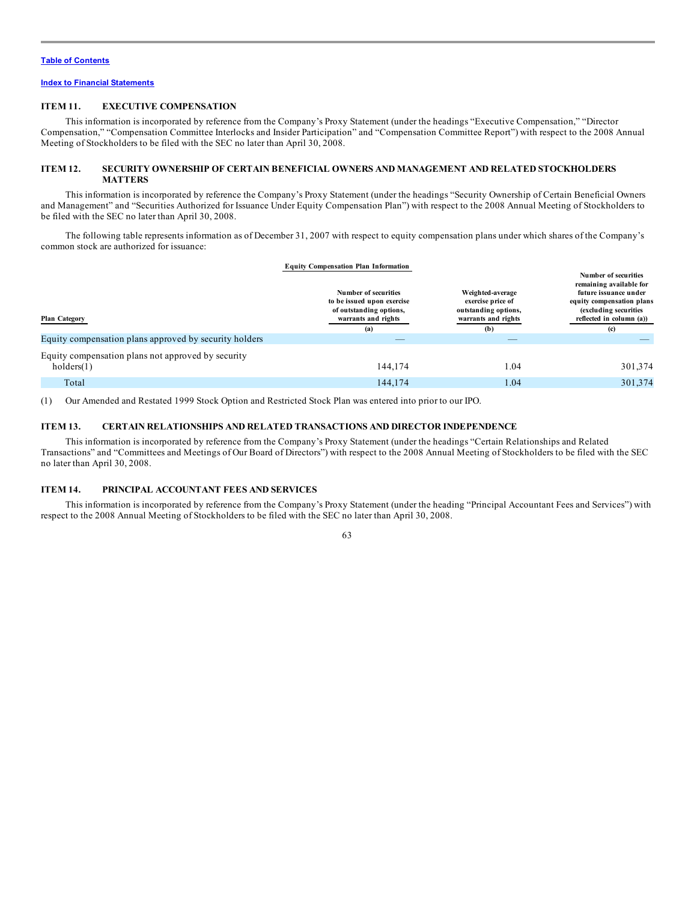[Table of Contents](#)

[Index to Financial Statements](#)

### ITEM 11. EXECUTIVE COMPENSATION

This information is incorporated by reference from the Company's Proxy Statement (under the headings "Executive Compensation," "Director Compensation," "Compensation Committee Interlocks and Insider Participation" and "Compensation Committee Report") with respect to the 2008 Annual Meeting of Stockholders to be filed with the SEC no later than April 30, 2008.

### ITEM 12. SECURITY OWNERSHIP OF CERTAIN BENEFICIAL OWNERS AND MANAGEMENT AND RELATED STOCKHOLDERS MATTERS

This information is incorporated by reference the Company's Proxy Statement (under the headings "Security Ownership of Certain Beneficial Owners and Management" and "Securities Authorized for Issuance Under Equity Compensation Plan") with respect to the 2008 Annual Meeting of Stockholders to be filed with the SEC no later than April 30, 2008.

The following table represents information as of December 31, 2007 with respect to equity compensation plans under which shares of the Company's common stock are authorized for issuance:

**Equity Compensation Plan Information**

| Plan Category | Number of securities to be issued upon exercise of outstanding options, warrants and rights | Weighted-average exercise price of outstanding options, warrants and rights | Number of securities remaining available for future issuance under equity compensation plans (excluding securities reflected in column (a)) |
|---|---|---|---|
| | (a) | (b) | (c) |
| Equity compensation plans approved by security holders | — | — | — |
| Equity compensation plans not approved by security holders(1) | 144,174 | 1.04 | 301,374 |
| Total | 144,174 | 1.04 | 301,374 |

(1) Our Amended and Restated 1999 Stock Option and Restricted Stock Plan was entered into prior to our IPO.

### ITEM 13. CERTAIN RELATIONSHIPS AND RELATED TRANSACTIONS AND DIRECTOR INDEPENDENCE

This information is incorporated by reference from the Company's Proxy Statement (under the headings "Certain Relationships and Related Transactions" and "Committees and Meetings of Our Board of Directors") with respect to the 2008 Annual Meeting of Stockholders to be filed with the SEC no later than April 30, 2008.

### ITEM 14. PRINCIPAL ACCOUNTANT FEES AND SERVICES

This information is incorporated by reference from the Company's Proxy Statement (under the heading "Principal Accountant Fees and Services") with respect to the 2008 Annual Meeting of Stockholders to be filed with the SEC no later than April 30, 2008.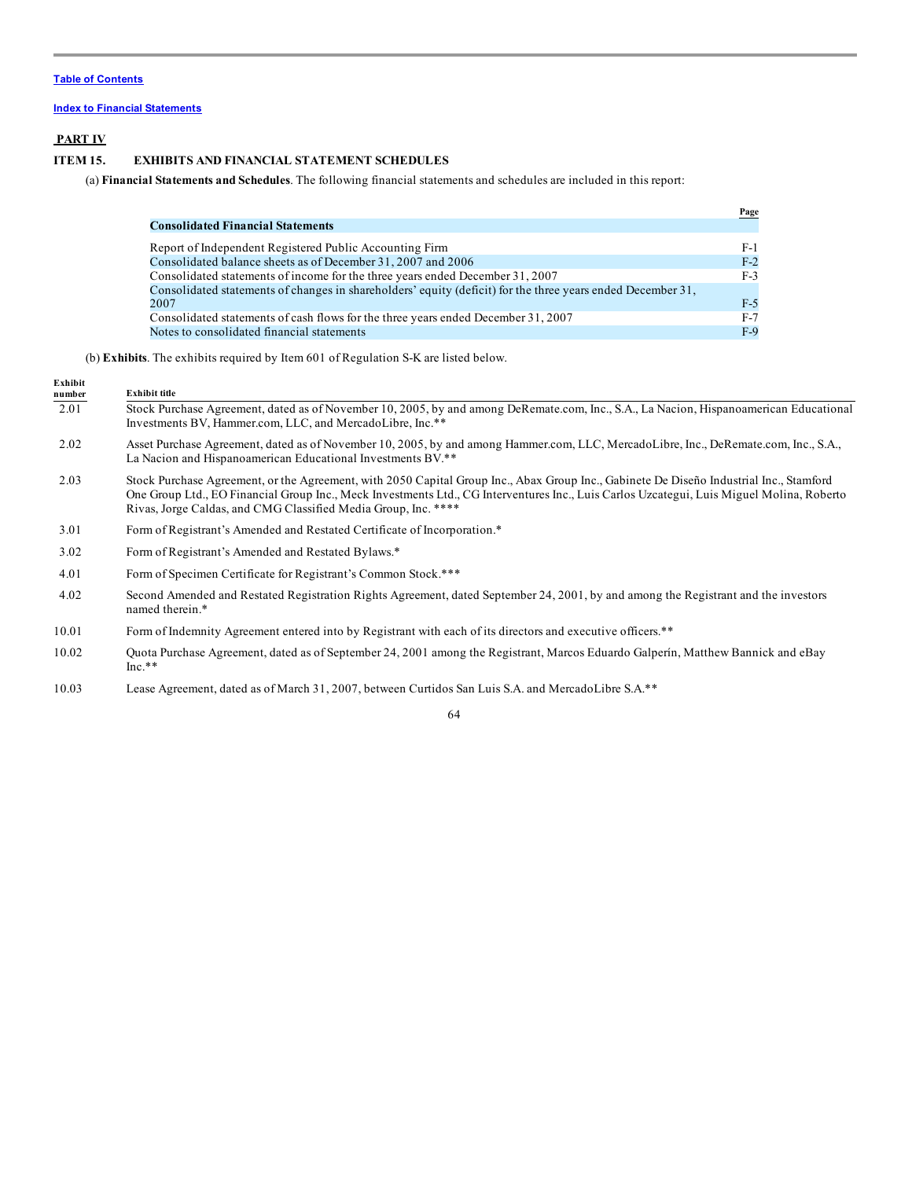Table of Contents

Index to Financial Statements

**PART IV**

**ITEM 15. EXHIBITS AND FINANCIAL STATEMENT SCHEDULES**

(a) **Financial Statements and Schedules**. The following financial statements and schedules are included in this report:

| | Page |
|---|---|
| **Consolidated Financial Statements** | |
| Report of Independent Registered Public Accounting Firm | F-1 |
| Consolidated balance sheets as of December 31, 2007 and 2006 | F-2 |
| Consolidated statements of income for the three years ended December 31, 2007 | F-3 |
| Consolidated statements of changes in shareholders' equity (deficit) for the three years ended December 31, 2007 | F-5 |
| Consolidated statements of cash flows for the three years ended December 31, 2007 | F-7 |
| Notes to consolidated financial statements | F-9 |

(b) **Exhibits**. The exhibits required by Item 601 of Regulation S-K are listed below.

| Exhibit number | Exhibit title |
|---|---|
| 2.01 | Stock Purchase Agreement, dated as of November 10, 2005, by and among DeRemate.com, Inc., S.A., La Nacion, Hispanoamerican Educational Investments BV, Hammer.com, LLC, and MercadoLibre, Inc.** |
| 2.02 | Asset Purchase Agreement, dated as of November 10, 2005, by and among Hammer.com, LLC, MercadoLibre, Inc., DeRemate.com, Inc., S.A., La Nacion and Hispanoamerican Educational Investments BV.** |
| 2.03 | Stock Purchase Agreement, or the Agreement, with 2050 Capital Group Inc., Abax Group Inc., Gabinete De Diseño Industrial Inc., Stamford One Group Ltd., EO Financial Group Inc., Meck Investments Ltd., CG Interventures Inc., Luis Carlos Uzcategui, Luis Miguel Molina, Roberto Rivas, Jorge Caldas, and CMG Classified Media Group, Inc. **** |
| 3.01 | Form of Registrant's Amended and Restated Certificate of Incorporation.* |
| 3.02 | Form of Registrant's Amended and Restated Bylaws.* |
| 4.01 | Form of Specimen Certificate for Registrant's Common Stock.*** |
| 4.02 | Second Amended and Restated Registration Rights Agreement, dated September 24, 2001, by and among the Registrant and the investors named therein.* |
| 10.01 | Form of Indemnity Agreement entered into by Registrant with each of its directors and executive officers.** |
| 10.02 | Quota Purchase Agreement, dated as of September 24, 2001 among the Registrant, Marcos Eduardo Galperín, Matthew Bannick and eBay Inc.** |
| 10.03 | Lease Agreement, dated as of March 31, 2007, between Curtidos San Luis S.A. and MercadoLibre S.A.** |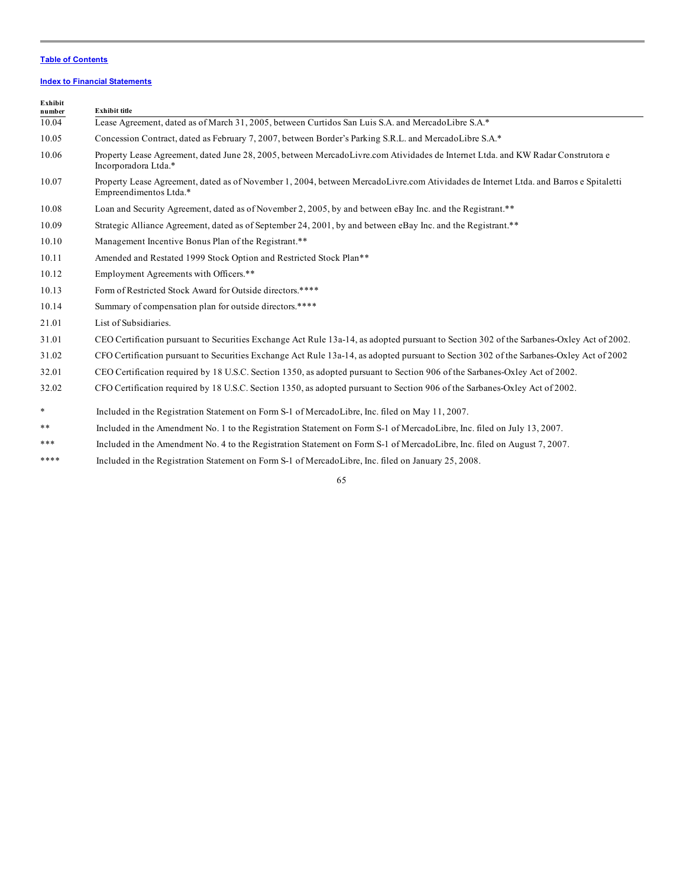[Table of Contents](#)

[Index to Financial Statements](#)

| Exhibit number | Exhibit title |
|---|---|
| 10.04 | Lease Agreement, dated as of March 31, 2005, between Curtidos San Luis S.A. and MercadoLibre S.A.* |
| 10.05 | Concession Contract, dated as February 7, 2007, between Border's Parking S.R.L. and MercadoLibre S.A.* |
| 10.06 | Property Lease Agreement, dated June 28, 2005, between MercadoLivre.com Atividades de Internet Ltda. and KW Radar Construtora e Incorporadora Ltda.* |
| 10.07 | Property Lease Agreement, dated as of November 1, 2004, between MercadoLivre.com Atividades de Internet Ltda. and Barros e Spitaletti Empreendimentos Ltda.* |
| 10.08 | Loan and Security Agreement, dated as of November 2, 2005, by and between eBay Inc. and the Registrant.** |
| 10.09 | Strategic Alliance Agreement, dated as of September 24, 2001, by and between eBay Inc. and the Registrant.** |
| 10.10 | Management Incentive Bonus Plan of the Registrant.** |
| 10.11 | Amended and Restated 1999 Stock Option and Restricted Stock Plan** |
| 10.12 | Employment Agreements with Officers.** |
| 10.13 | Form of Restricted Stock Award for Outside directors.**** |
| 10.14 | Summary of compensation plan for outside directors.**** |
| 21.01 | List of Subsidiaries. |
| 31.01 | CEO Certification pursuant to Securities Exchange Act Rule 13a-14, as adopted pursuant to Section 302 of the Sarbanes-Oxley Act of 2002. |
| 31.02 | CFO Certification pursuant to Securities Exchange Act Rule 13a-14, as adopted pursuant to Section 302 of the Sarbanes-Oxley Act of 2002 |
| 32.01 | CEO Certification required by 18 U.S.C. Section 1350, as adopted pursuant to Section 906 of the Sarbanes-Oxley Act of 2002. |
| 32.02 | CFO Certification required by 18 U.S.C. Section 1350, as adopted pursuant to Section 906 of the Sarbanes-Oxley Act of 2002. |

| | |
|---|---|
| * | Included in the Registration Statement on Form S-1 of MercadoLibre, Inc. filed on May 11, 2007. |
| ** | Included in the Amendment No. 1 to the Registration Statement on Form S-1 of MercadoLibre, Inc. filed on July 13, 2007. |
| *** | Included in the Amendment No. 4 to the Registration Statement on Form S-1 of MercadoLibre, Inc. filed on August 7, 2007. |
| **** | Included in the Registration Statement on Form S-1 of MercadoLibre, Inc. filed on January 25, 2008. |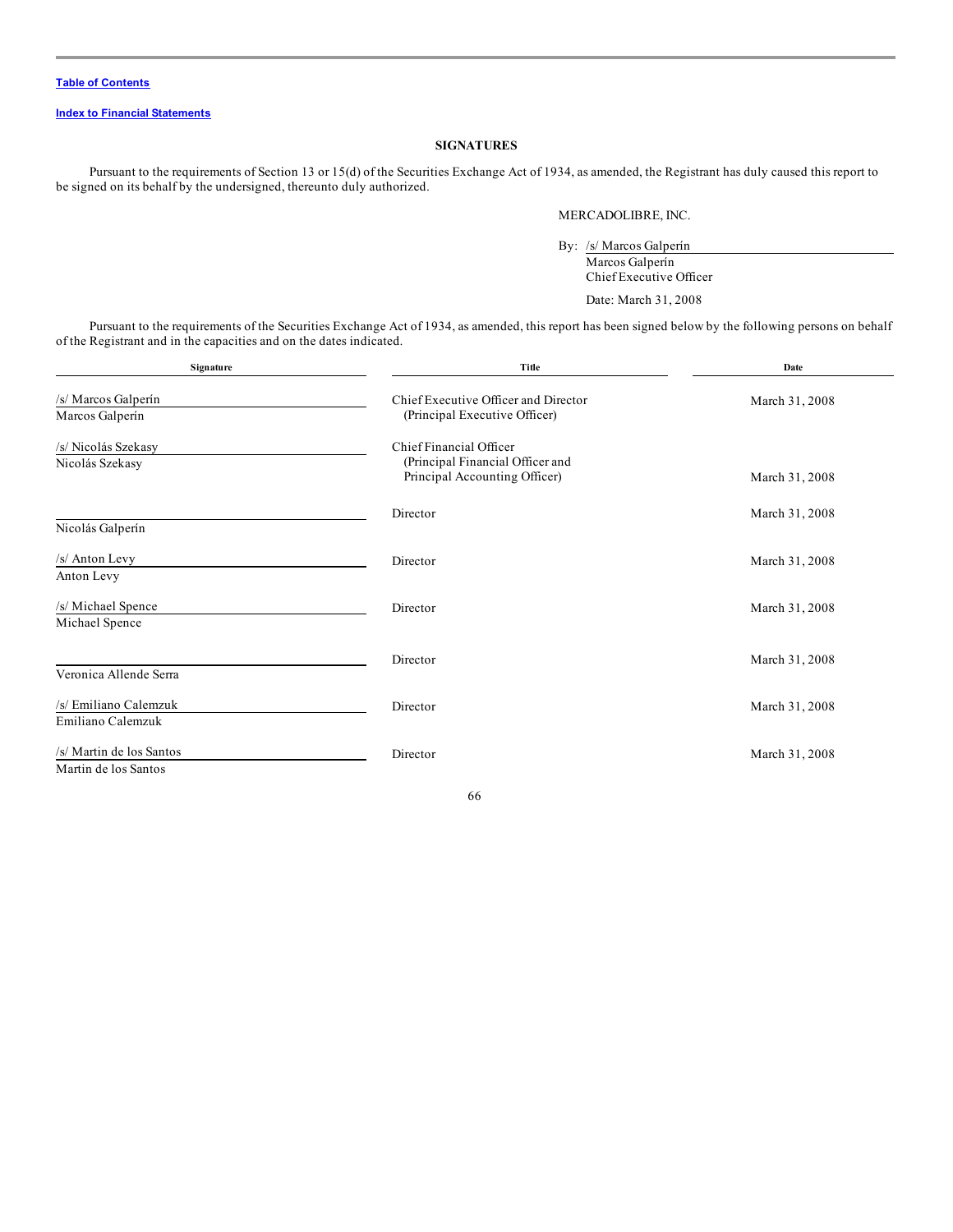[Table of Contents](#)

[Index to Financial Statements](#)

## SIGNATURES

Pursuant to the requirements of Section 13 or 15(d) of the Securities Exchange Act of 1934, as amended, the Registrant has duly caused this report to be signed on its behalf by the undersigned, thereunto duly authorized.

MERCADOLIBRE, INC.

By: /s/ Marcos Galperín
Marcos Galperín
Chief Executive Officer

Date: March 31, 2008

Pursuant to the requirements of the Securities Exchange Act of 1934, as amended, this report has been signed below by the following persons on behalf of the Registrant and in the capacities and on the dates indicated.

| Signature | Title | Date |
|---|---|---|
| /s/ Marcos Galperín<br>Marcos Galperín | Chief Executive Officer and Director<br>(Principal Executive Officer) | March 31, 2008 |
| /s/ Nicolás Szekasy<br>Nicolás Szekasy | Chief Financial Officer<br>(Principal Financial Officer and Principal Accounting Officer) | March 31, 2008 |
| <br>Nicolás Galperín | Director | March 31, 2008 |
| /s/ Anton Levy<br>Anton Levy | Director | March 31, 2008 |
| /s/ Michael Spence<br>Michael Spence | Director | March 31, 2008 |
| <br>Veronica Allende Serra | Director | March 31, 2008 |
| /s/ Emiliano Calemzuk<br>Emiliano Calemzuk | Director | March 31, 2008 |
| /s/ Martin de los Santos<br>Martin de los Santos | Director | March 31, 2008 |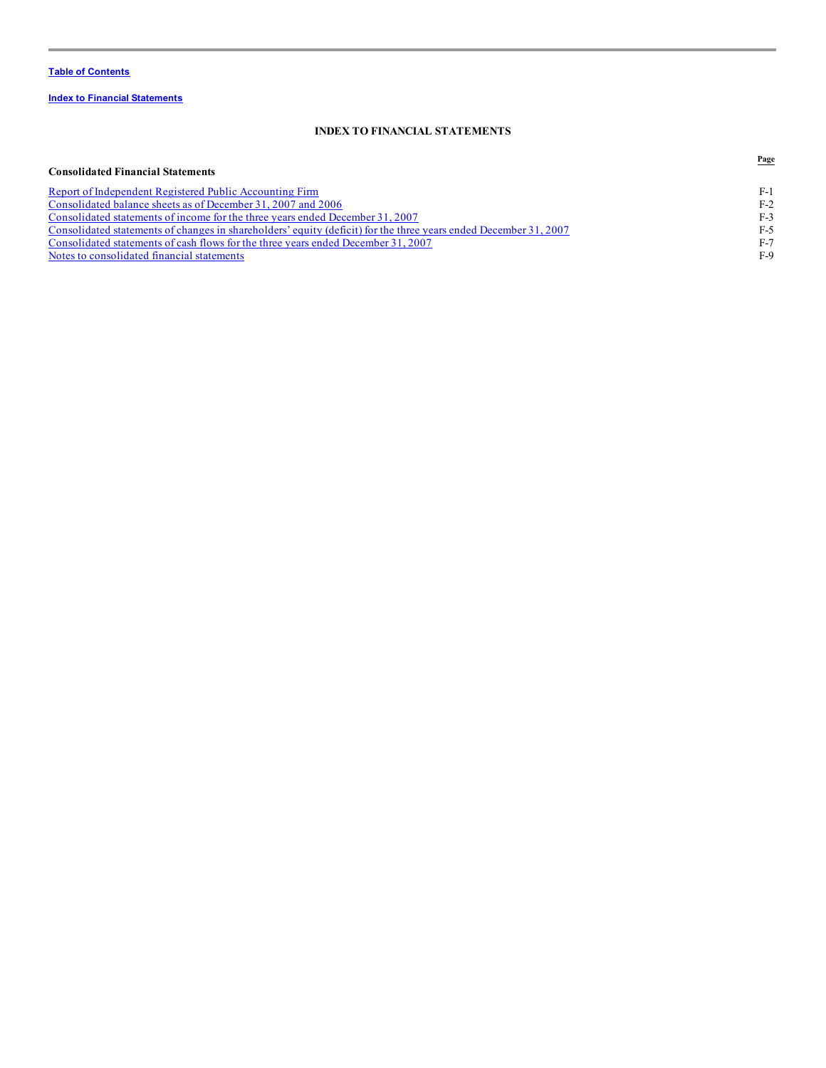[Table of Contents](#)

[Index to Financial Statements](#)

# INDEX TO FINANCIAL STATEMENTS

| Consolidated Financial Statements | Page |
|---|---|
| [Report of Independent Registered Public Accounting Firm](#) | F-1 |
| [Consolidated balance sheets as of December 31, 2007 and 2006](#) | F-2 |
| [Consolidated statements of income for the three years ended December 31, 2007](#) | F-3 |
| [Consolidated statements of changes in shareholders' equity (deficit) for the three years ended December 31, 2007](#) | F-5 |
| [Consolidated statements of cash flows for the three years ended December 31, 2007](#) | F-7 |
| [Notes to consolidated financial statements](#) | F-9 |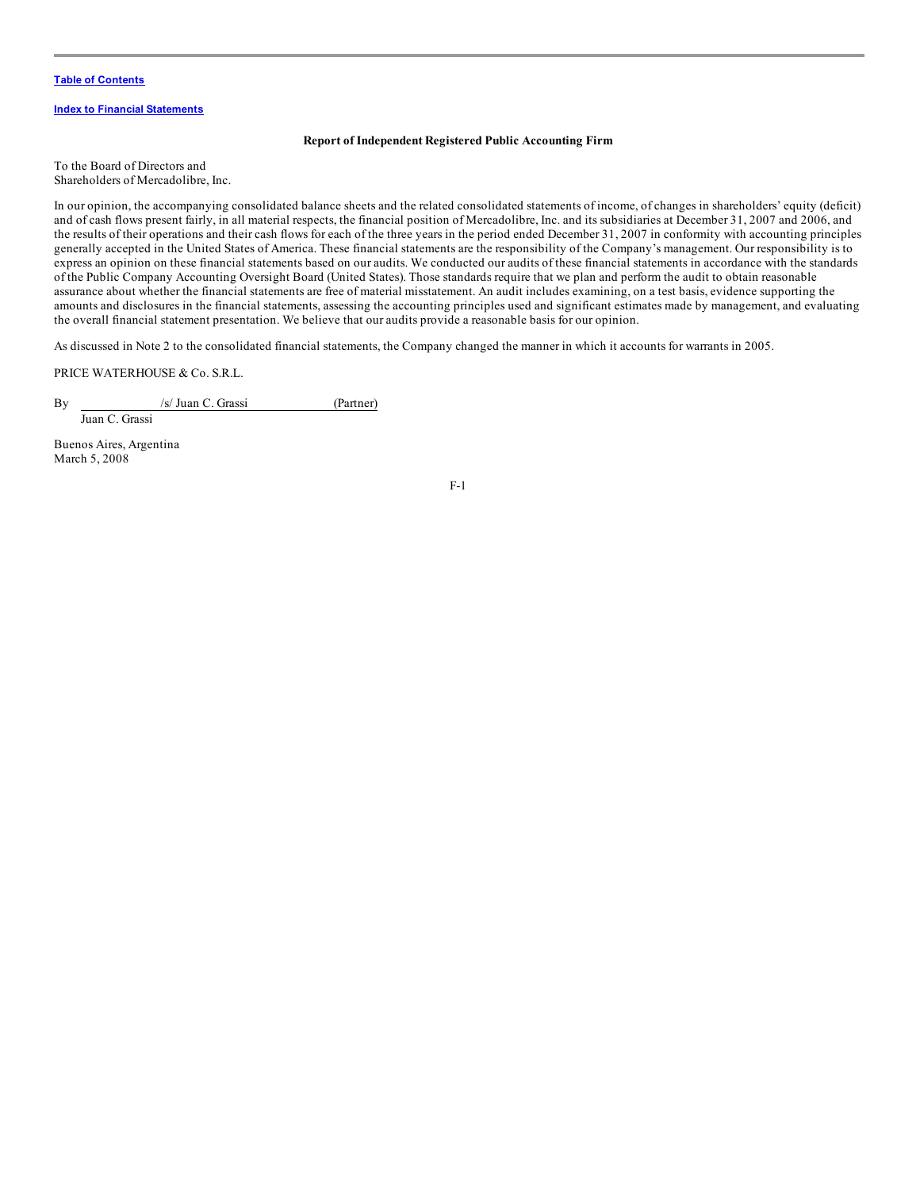Table of Contents

Index to Financial Statements

## Report of Independent Registered Public Accounting Firm

To the Board of Directors and
Shareholders of Mercadolibre, Inc.

In our opinion, the accompanying consolidated balance sheets and the related consolidated statements of income, of changes in shareholders' equity (deficit) and of cash flows present fairly, in all material respects, the financial position of Mercadolibre, Inc. and its subsidiaries at December 31, 2007 and 2006, and the results of their operations and their cash flows for each of the three years in the period ended December 31, 2007 in conformity with accounting principles generally accepted in the United States of America. These financial statements are the responsibility of the Company's management. Our responsibility is to express an opinion on these financial statements based on our audits. We conducted our audits of these financial statements in accordance with the standards of the Public Company Accounting Oversight Board (United States). Those standards require that we plan and perform the audit to obtain reasonable assurance about whether the financial statements are free of material misstatement. An audit includes examining, on a test basis, evidence supporting the amounts and disclosures in the financial statements, assessing the accounting principles used and significant estimates made by management, and evaluating the overall financial statement presentation. We believe that our audits provide a reasonable basis for our opinion.

As discussed in Note 2 to the consolidated financial statements, the Company changed the manner in which it accounts for warrants in 2005.

PRICE WATERHOUSE & Co. S.R.L.

By /s/ Juan C. Grassi (Partner)
Juan C. Grassi

Buenos Aires, Argentina
March 5, 2008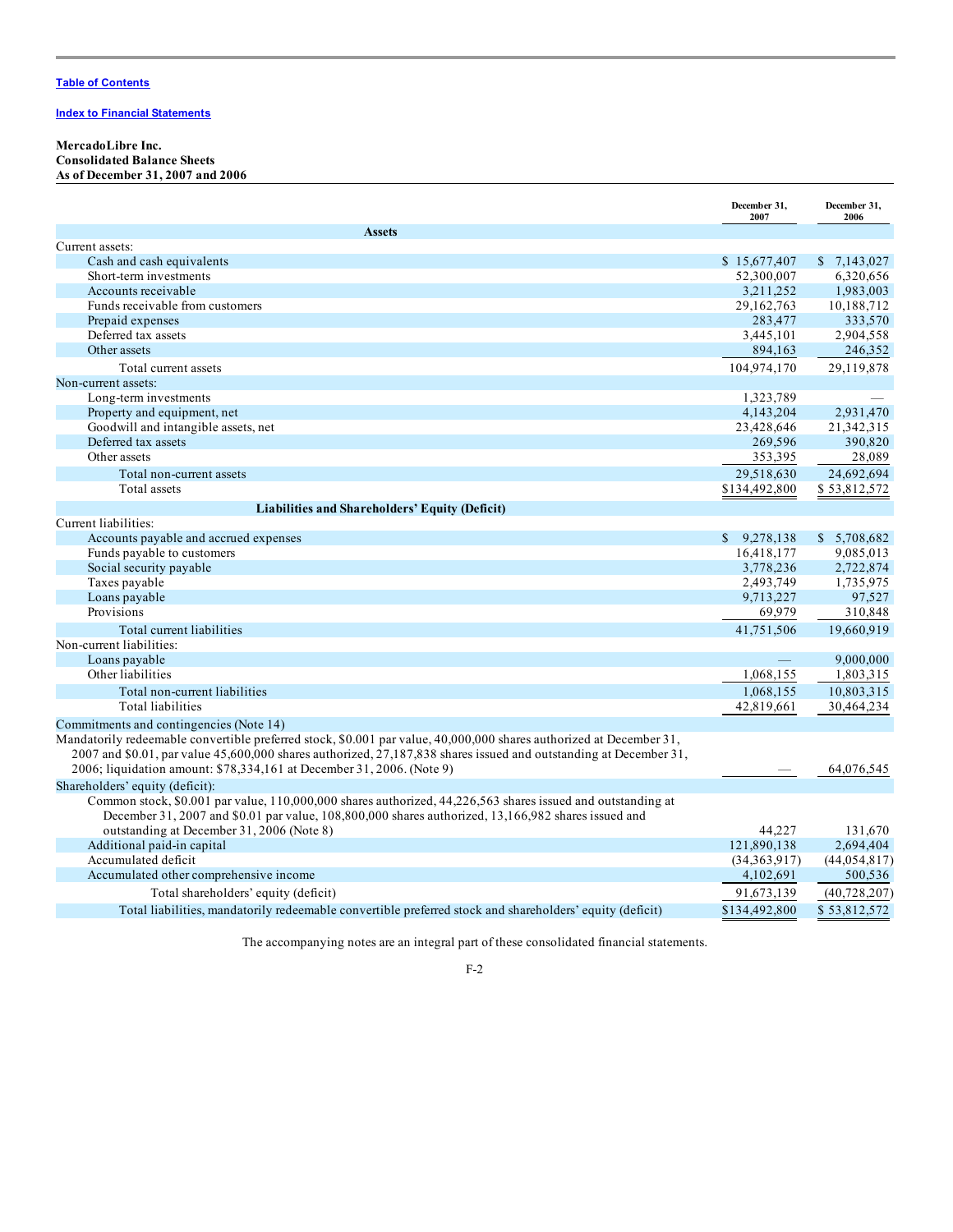[Table of Contents](#)

[Index to Financial Statements](#)

**MercadoLibre Inc.**
**Consolidated Balance Sheets**
**As of December 31, 2007 and 2006**

| | December 31, 2007 | December 31, 2006 |
|---|---|---|
| **Assets** | | |
| Current assets: | | |
| Cash and cash equivalents | $ 15,677,407 | $ 7,143,027 |
| Short-term investments | 52,300,007 | 6,320,656 |
| Accounts receivable | 3,211,252 | 1,983,003 |
| Funds receivable from customers | 29,162,763 | 10,188,712 |
| Prepaid expenses | 283,477 | 333,570 |
| Deferred tax assets | 3,445,101 | 2,904,558 |
| Other assets | 894,163 | 246,352 |
| Total current assets | 104,974,170 | 29,119,878 |
| Non-current assets: | | |
| Long-term investments | 1,323,789 | — |
| Property and equipment, net | 4,143,204 | 2,931,470 |
| Goodwill and intangible assets, net | 23,428,646 | 21,342,315 |
| Deferred tax assets | 269,596 | 390,820 |
| Other assets | 353,395 | 28,089 |
| Total non-current assets | 29,518,630 | 24,692,694 |
| Total assets | $134,492,800 | $ 53,812,572 |
| **Liabilities and Shareholders' Equity (Deficit)** | | |
| Current liabilities: | | |
| Accounts payable and accrued expenses | $ 9,278,138 | $ 5,708,682 |
| Funds payable to customers | 16,418,177 | 9,085,013 |
| Social security payable | 3,778,236 | 2,722,874 |
| Taxes payable | 2,493,749 | 1,735,975 |
| Loans payable | 9,713,227 | 97,527 |
| Provisions | 69,979 | 310,848 |
| Total current liabilities | 41,751,506 | 19,660,919 |
| Non-current liabilities: | | |
| Loans payable | — | 9,000,000 |
| Other liabilities | 1,068,155 | 1,803,315 |
| Total non-current liabilities | 1,068,155 | 10,803,315 |
| Total liabilities | 42,819,661 | 30,464,234 |
| Commitments and contingencies (Note 14) | | |
| Mandatorily redeemable convertible preferred stock, $0.001 par value, 40,000,000 shares authorized at December 31, 2007 and $0.01, par value 45,600,000 shares authorized, 27,187,838 shares issued and outstanding at December 31, 2006; liquidation amount: $78,334,161 at December 31, 2006. (Note 9) | — | 64,076,545 |
| Shareholders' equity (deficit): | | |
| Common stock, $0.001 par value, 110,000,000 shares authorized, 44,226,563 shares issued and outstanding at December 31, 2007 and $0.01 par value, 108,800,000 shares authorized, 13,166,982 shares issued and outstanding at December 31, 2006 (Note 8) | 44,227 | 131,670 |
| Additional paid-in capital | 121,890,138 | 2,694,404 |
| Accumulated deficit | (34,363,917) | (44,054,817) |
| Accumulated other comprehensive income | 4,102,691 | 500,536 |
| Total shareholders' equity (deficit) | 91,673,139 | (40,728,207) |
| Total liabilities, mandatorily redeemable convertible preferred stock and shareholders' equity (deficit) | $134,492,800 | $ 53,812,572 |

The accompanying notes are an integral part of these consolidated financial statements.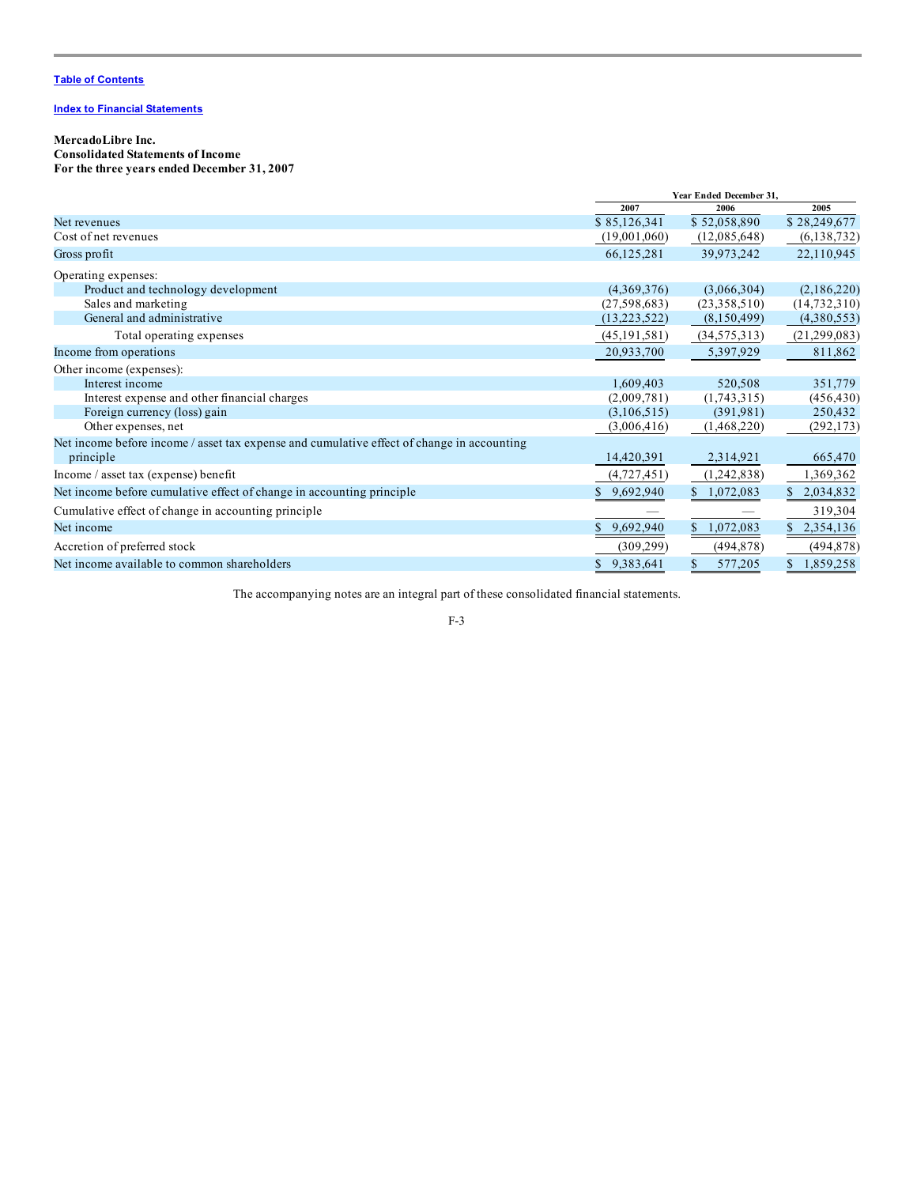[Table of Contents](#)

[Index to Financial Statements](#)

**MercadoLibre Inc.**
**Consolidated Statements of Income**
**For the three years ended December 31, 2007**

| | Year Ended December 31, | | |
|---|---|---|---|
| | 2007 | 2006 | 2005 |
| Net revenues | $ 85,126,341 | $ 52,058,890 | $ 28,249,677 |
| Cost of net revenues | (19,001,060) | (12,085,648) | (6,138,732) |
| Gross profit | 66,125,281 | 39,973,242 | 22,110,945 |
| Operating expenses: | | | |
| Product and technology development | (4,369,376) | (3,066,304) | (2,186,220) |
| Sales and marketing | (27,598,683) | (23,358,510) | (14,732,310) |
| General and administrative | (13,223,522) | (8,150,499) | (4,380,553) |
| Total operating expenses | (45,191,581) | (34,575,313) | (21,299,083) |
| Income from operations | 20,933,700 | 5,397,929 | 811,862 |
| Other income (expenses): | | | |
| Interest income | 1,609,403 | 520,508 | 351,779 |
| Interest expense and other financial charges | (2,009,781) | (1,743,315) | (456,430) |
| Foreign currency (loss) gain | (3,106,515) | (391,981) | 250,432 |
| Other expenses, net | (3,006,416) | (1,468,220) | (292,173) |
| Net income before income / asset tax expense and cumulative effect of change in accounting principle | 14,420,391 | 2,314,921 | 665,470 |
| Income / asset tax (expense) benefit | (4,727,451) | (1,242,838) | 1,369,362 |
| Net income before cumulative effect of change in accounting principle | $ 9,692,940 | $ 1,072,083 | $ 2,034,832 |
| Cumulative effect of change in accounting principle | — | — | 319,304 |
| Net income | $ 9,692,940 | $ 1,072,083 | $ 2,354,136 |
| Accretion of preferred stock | (309,299) | (494,878) | (494,878) |
| Net income available to common shareholders | $ 9,383,641 | $ 577,205 | $ 1,859,258 |

The accompanying notes are an integral part of these consolidated financial statements.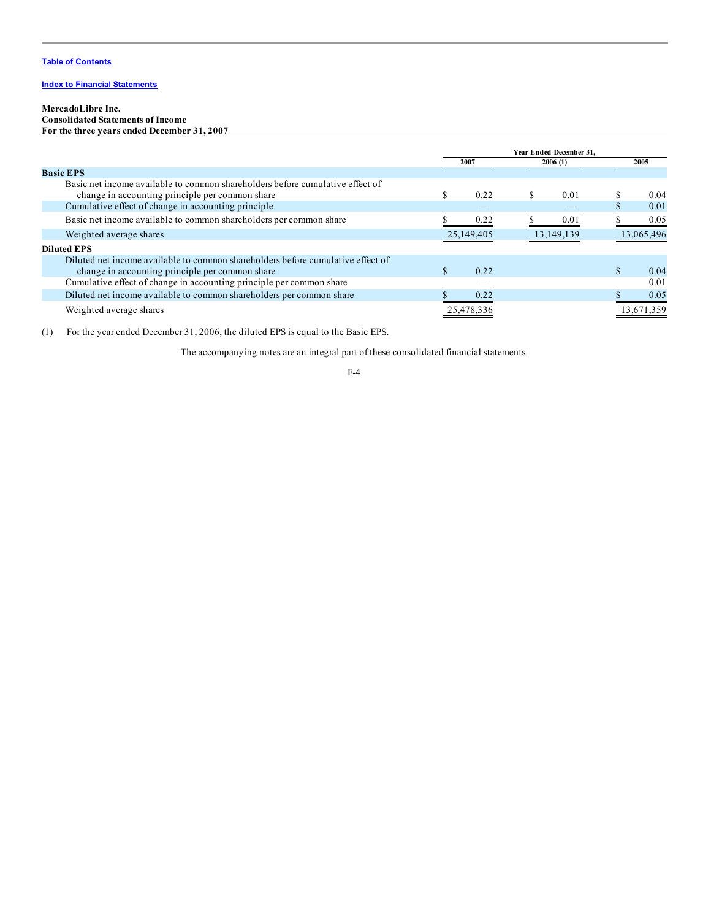[Table of Contents](#)

[Index to Financial Statements](#)

**MercadoLibre Inc.**
**Consolidated Statements of Income**
**For the three years ended December 31, 2007**

| | Year Ended December 31, | | |
|---|---|---|---|
| | 2007 | 2006 (1) | 2005 |
| **Basic EPS** | | | |
| Basic net income available to common shareholders before cumulative effect of change in accounting principle per common share | $ 0.22 | $ 0.01 | $ 0.04 |
| Cumulative effect of change in accounting principle | — | — | $ 0.01 |
| Basic net income available to common shareholders per common share | $ 0.22 | $ 0.01 | $ 0.05 |
| Weighted average shares | 25,149,405 | 13,149,139 | 13,065,496 |
| **Diluted EPS** | | | |
| Diluted net income available to common shareholders before cumulative effect of change in accounting principle per common share | $ 0.22 | | $ 0.04 |
| Cumulative effect of change in accounting principle per common share | — | | 0.01 |
| Diluted net income available to common shareholders per common share | $ 0.22 | | $ 0.05 |
| Weighted average shares | 25,478,336 | | 13,671,359 |

(1) For the year ended December 31, 2006, the diluted EPS is equal to the Basic EPS.

The accompanying notes are an integral part of these consolidated financial statements.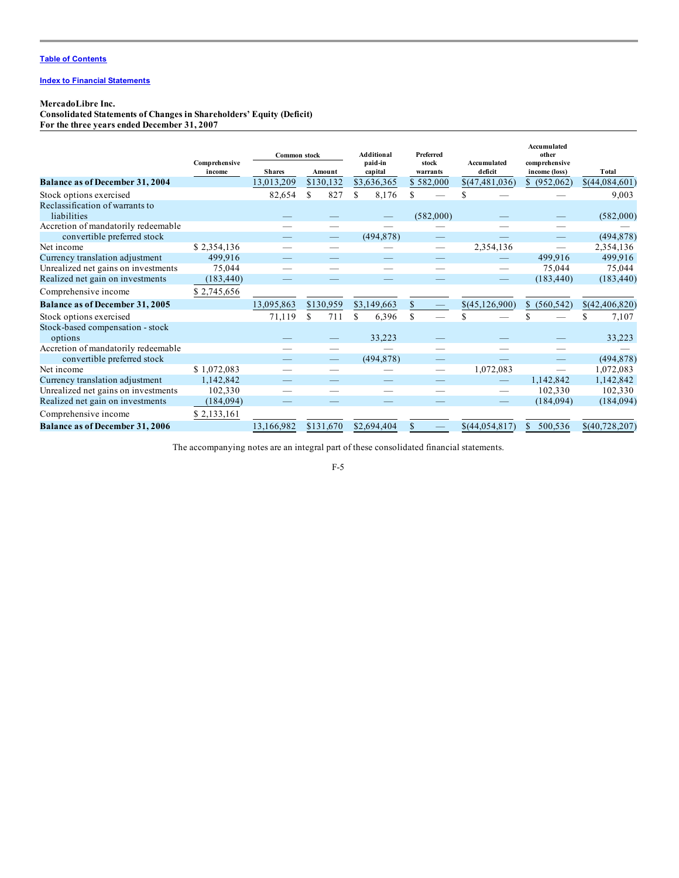[Table of Contents](#)

[Index to Financial Statements](#)

**MercadoLibre Inc.**
**Consolidated Statements of Changes in Shareholders' Equity (Deficit)**
**For the three years ended December 31, 2007**

| | Comprehensive income | Common stock | | Additional paid-in capital | Preferred stock warrants | Accumulated deficit | Accumulated other comprehensive income (loss) | Total |
|---|---|---|---|---|---|---|---|---|
| | | Shares | Amount | | | | | |
| **Balance as of December 31, 2004** | | 13,013,209 | $130,132 | $3,636,365 | $ 582,000 | $(47,481,036) | $ (952,062) | $(44,084,601) |
| Stock options exercised | | 82,654 | $ 827 | $ 8,176 | $ — | $ — | — | 9,003 |
| Reclassification of warrants to liabilities | | — | — | — | (582,000) | — | — | (582,000) |
| Accretion of mandatorily redeemable convertible preferred stock | | — | — | (494,878) | — | — | — | (494,878) |
| Net income | $ 2,354,136 | — | — | — | — | 2,354,136 | — | 2,354,136 |
| Currency translation adjustment | 499,916 | — | — | — | — | — | 499,916 | 499,916 |
| Unrealized net gains on investments | 75,044 | — | — | — | — | — | 75,044 | 75,044 |
| Realized net gain on investments | (183,440) | — | — | — | — | — | (183,440) | (183,440) |
| Comprehensive income | $ 2,745,656 | | | | | | | |
| **Balance as of December 31, 2005** | | 13,095,863 | $130,959 | $3,149,663 | $ — | $(45,126,900) | $ (560,542) | $(42,406,820) |
| Stock options exercised | | 71,119 | $ 711 | $ 6,396 | $ — | $ — | $ — | $ 7,107 |
| Stock-based compensation - stock options | | — | — | 33,223 | — | — | — | 33,223 |
| Accretion of mandatorily redeemable convertible preferred stock | | — | — | (494,878) | — | — | — | (494,878) |
| Net income | $ 1,072,083 | — | — | — | — | 1,072,083 | — | 1,072,083 |
| Currency translation adjustment | 1,142,842 | — | — | — | — | — | 1,142,842 | 1,142,842 |
| Unrealized net gains on investments | 102,330 | — | — | — | — | — | 102,330 | 102,330 |
| Realized net gain on investments | (184,094) | — | — | — | — | — | (184,094) | (184,094) |
| Comprehensive income | $ 2,133,161 | | | | | | | |
| **Balance as of December 31, 2006** | | 13,166,982 | $131,670 | $2,694,404 | $ — | $(44,054,817) | $ 500,536 | $(40,728,207) |

The accompanying notes are an integral part of these consolidated financial statements.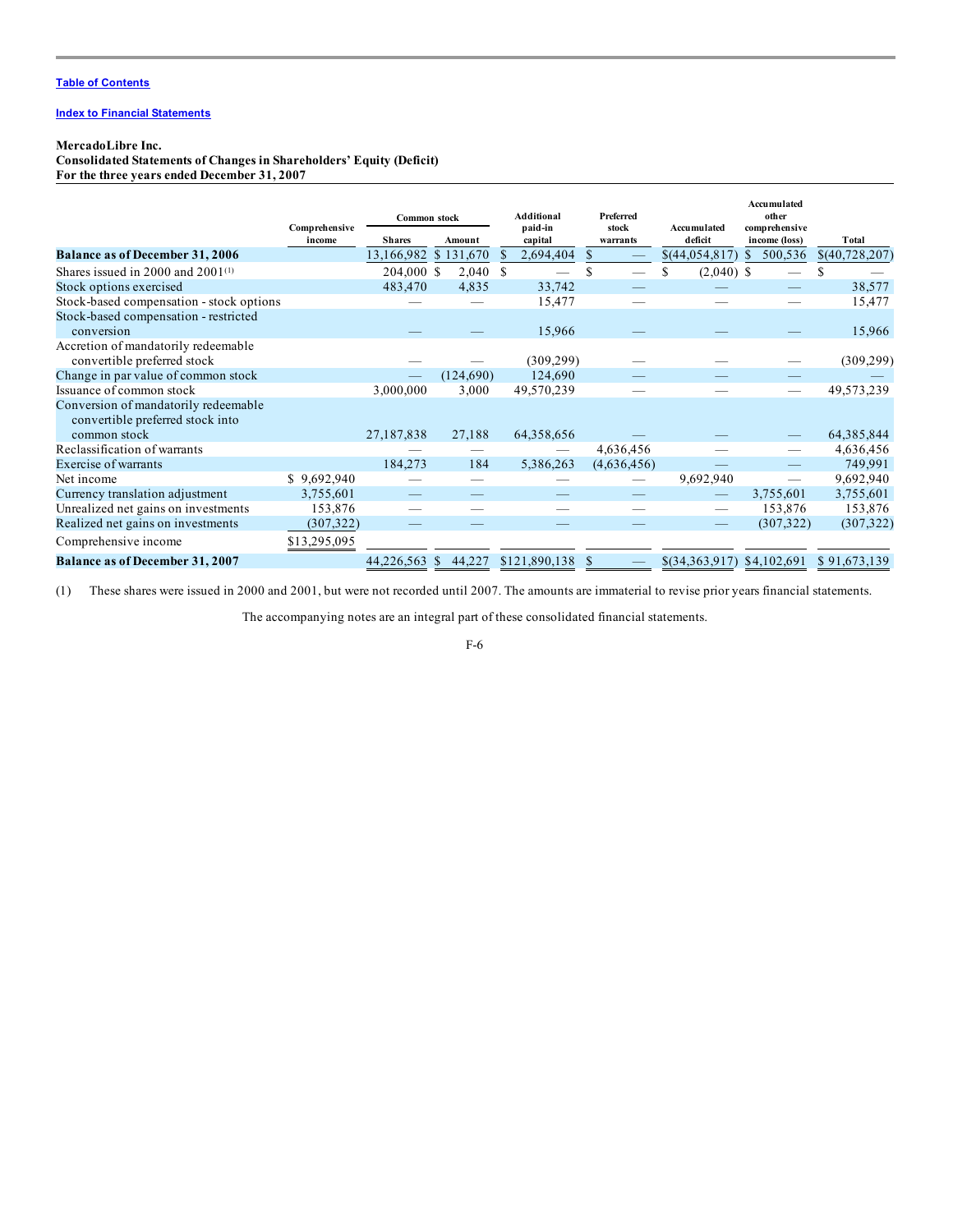[Table of Contents](#)

[Index to Financial Statements](#)

**MercadoLibre Inc.**
**Consolidated Statements of Changes in Shareholders' Equity (Deficit)**
**For the three years ended December 31, 2007**

| | Comprehensive income | Common stock | | Additional paid-in capital | Preferred stock warrants | Accumulated deficit | Accumulated other comprehensive income (loss) | Total |
|---|---|---|---|---|---|---|---|---|
| | | Shares | Amount | | | | | |
| **Balance as of December 31, 2006** | | 13,166,982 | $ 131,670 | $ 2,694,404 | $ — | $(44,054,817) | $ 500,536 | $(40,728,207) |
| Shares issued in 2000 and 2001(1) | | 204,000 | $ 2,040 | $ — | $ — | $ (2,040) | $ — | $ — |
| Stock options exercised | | 483,470 | 4,835 | 33,742 | — | — | — | 38,577 |
| Stock-based compensation - stock options | | — | — | 15,477 | — | — | — | 15,477 |
| Stock-based compensation - restricted conversion | | — | — | 15,966 | — | — | — | 15,966 |
| Accretion of mandatorily redeemable convertible preferred stock | | — | — | (309,299) | — | — | — | (309,299) |
| Change in par value of common stock | | — | (124,690) | 124,690 | — | — | — | — |
| Issuance of common stock | | 3,000,000 | 3,000 | 49,570,239 | — | — | — | 49,573,239 |
| Conversion of mandatorily redeemable convertible preferred stock into common stock | | 27,187,838 | 27,188 | 64,358,656 | — | — | — | 64,385,844 |
| Reclassification of warrants | | — | — | — | 4,636,456 | — | — | 4,636,456 |
| Exercise of warrants | | 184,273 | 184 | 5,386,263 | (4,636,456) | — | — | 749,991 |
| Net income | $ 9,692,940 | — | — | — | — | 9,692,940 | — | 9,692,940 |
| Currency translation adjustment | 3,755,601 | — | — | — | — | — | 3,755,601 | 3,755,601 |
| Unrealized net gains on investments | 153,876 | — | — | — | — | — | 153,876 | 153,876 |
| Realized net gains on investments | (307,322) | — | — | — | — | — | (307,322) | (307,322) |
| Comprehensive income | $13,295,095 | | | | | | | |
| **Balance as of December 31, 2007** | | 44,226,563 | $ 44,227 | $121,890,138 | $ — | $(34,363,917) | $4,102,691 | $ 91,673,139 |

(1) These shares were issued in 2000 and 2001, but were not recorded until 2007. The amounts are immaterial to revise prior years financial statements.

The accompanying notes are an integral part of these consolidated financial statements.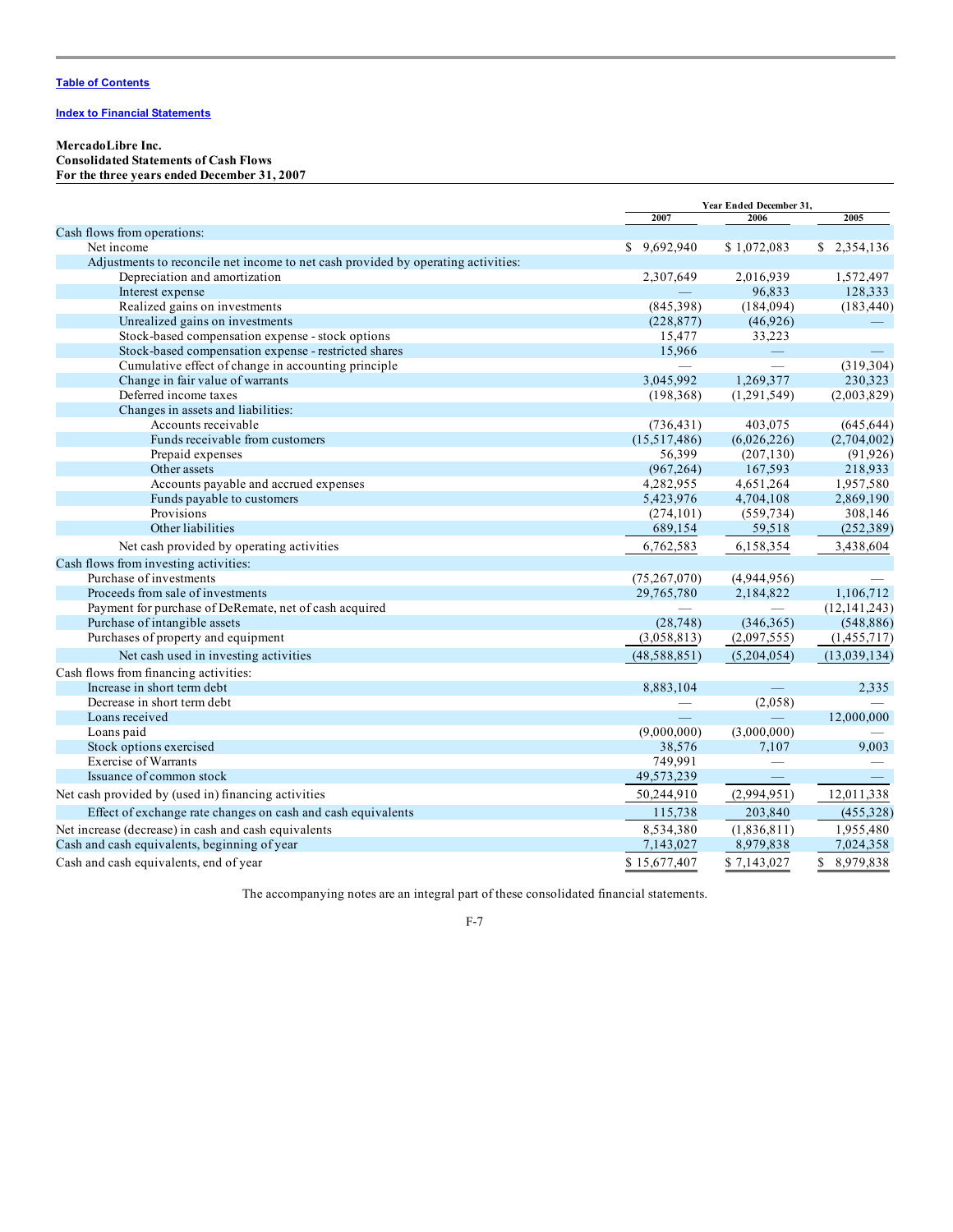Table of Contents

Index to Financial Statements

**MercadoLibre Inc.**
**Consolidated Statements of Cash Flows**
**For the three years ended December 31, 2007**

| | Year Ended December 31, | | |
|---|---|---|---|
| | 2007 | 2006 | 2005 |
| Cash flows from operations: | | | |
| Net income | $ 9,692,940 | $ 1,072,083 | $ 2,354,136 |
| Adjustments to reconcile net income to net cash provided by operating activities: | | | |
| Depreciation and amortization | 2,307,649 | 2,016,939 | 1,572,497 |
| Interest expense | — | 96,833 | 128,333 |
| Realized gains on investments | (845,398) | (184,094) | (183,440) |
| Unrealized gains on investments | (228,877) | (46,926) | — |
| Stock-based compensation expense - stock options | 15,477 | 33,223 | |
| Stock-based compensation expense - restricted shares | 15,966 | — | — |
| Cumulative effect of change in accounting principle | — | — | (319,304) |
| Change in fair value of warrants | 3,045,992 | 1,269,377 | 230,323 |
| Deferred income taxes | (198,368) | (1,291,549) | (2,003,829) |
| Changes in assets and liabilities: | | | |
| Accounts receivable | (736,431) | 403,075 | (645,644) |
| Funds receivable from customers | (15,517,486) | (6,026,226) | (2,704,002) |
| Prepaid expenses | 56,399 | (207,130) | (91,926) |
| Other assets | (967,264) | 167,593 | 218,933 |
| Accounts payable and accrued expenses | 4,282,955 | 4,651,264 | 1,957,580 |
| Funds payable to customers | 5,423,976 | 4,704,108 | 2,869,190 |
| Provisions | (274,101) | (559,734) | 308,146 |
| Other liabilities | 689,154 | 59,518 | (252,389) |
| Net cash provided by operating activities | 6,762,583 | 6,158,354 | 3,438,604 |
| Cash flows from investing activities: | | | |
| Purchase of investments | (75,267,070) | (4,944,956) | — |
| Proceeds from sale of investments | 29,765,780 | 2,184,822 | 1,106,712 |
| Payment for purchase of DeRemate, net of cash acquired | — | — | (12,141,243) |
| Purchase of intangible assets | (28,748) | (346,365) | (548,886) |
| Purchases of property and equipment | (3,058,813) | (2,097,555) | (1,455,717) |
| Net cash used in investing activities | (48,588,851) | (5,204,054) | (13,039,134) |
| Cash flows from financing activities: | | | |
| Increase in short term debt | 8,883,104 | — | 2,335 |
| Decrease in short term debt | — | (2,058) | — |
| Loans received | — | — | 12,000,000 |
| Loans paid | (9,000,000) | (3,000,000) | — |
| Stock options exercised | 38,576 | 7,107 | 9,003 |
| Exercise of Warrants | 749,991 | — | — |
| Issuance of common stock | 49,573,239 | — | — |
| Net cash provided by (used in) financing activities | 50,244,910 | (2,994,951) | 12,011,338 |
| Effect of exchange rate changes on cash and cash equivalents | 115,738 | 203,840 | (455,328) |
| Net increase (decrease) in cash and cash equivalents | 8,534,380 | (1,836,811) | 1,955,480 |
| Cash and cash equivalents, beginning of year | 7,143,027 | 8,979,838 | 7,024,358 |
| Cash and cash equivalents, end of year | $ 15,677,407 | $ 7,143,027 | $ 8,979,838 |

The accompanying notes are an integral part of these consolidated financial statements.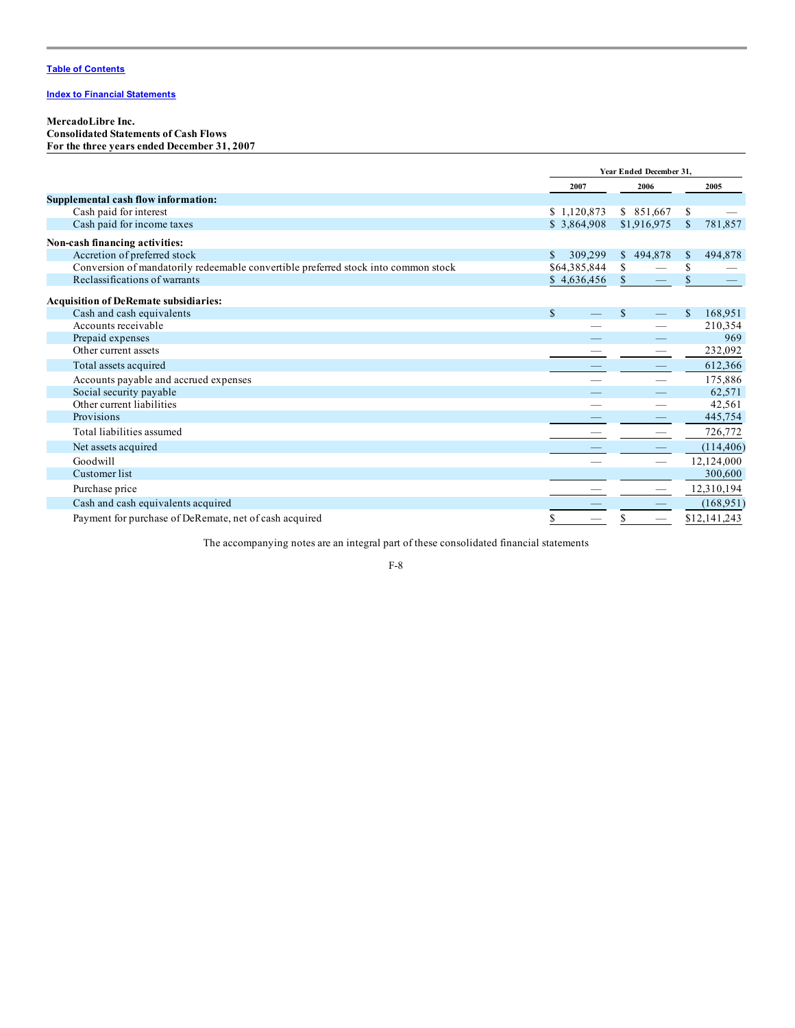Table of Contents

Index to Financial Statements

**MercadoLibre Inc.**
**Consolidated Statements of Cash Flows**
**For the three years ended December 31, 2007**

| | Year Ended December 31, | | |
|---|---|---|---|
| | 2007 | 2006 | 2005 |
| **Supplemental cash flow information:** | | | |
| Cash paid for interest | $ 1,120,873 | $ 851,667 | $ — |
| Cash paid for income taxes | $ 3,864,908 | $1,916,975 | $ 781,857 |
| **Non-cash financing activities:** | | | |
| Accretion of preferred stock | $ 309,299 | $ 494,878 | $ 494,878 |
| Conversion of mandatorily redeemable convertible preferred stock into common stock | $64,385,844 | $ — | $ — |
| Reclassifications of warrants | $ 4,636,456 | $ — | $ — |
| **Acquisition of DeRemate subsidiaries:** | | | |
| Cash and cash equivalents | $ — | $ — | $ 168,951 |
| Accounts receivable | — | — | 210,354 |
| Prepaid expenses | — | — | 969 |
| Other current assets | — | — | 232,092 |
| Total assets acquired | — | — | 612,366 |
| Accounts payable and accrued expenses | — | — | 175,886 |
| Social security payable | — | — | 62,571 |
| Other current liabilities | — | — | 42,561 |
| Provisions | — | — | 445,754 |
| Total liabilities assumed | — | — | 726,772 |
| Net assets acquired | — | — | (114,406) |
| Goodwill | — | — | 12,124,000 |
| Customer list | | | 300,600 |
| Purchase price | — | — | 12,310,194 |
| Cash and cash equivalents acquired | — | — | (168,951) |
| Payment for purchase of DeRemate, net of cash acquired | $ — | $ — | $12,141,243 |

The accompanying notes are an integral part of these consolidated financial statements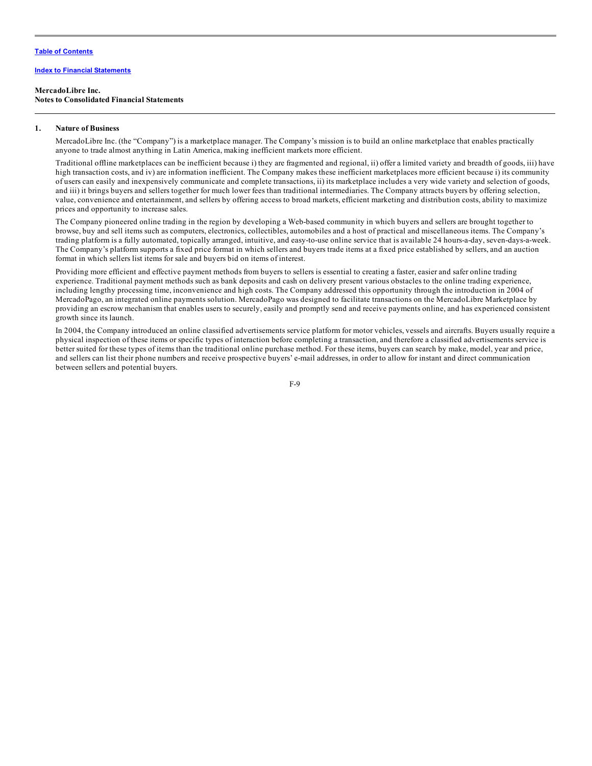**MercadoLibre Inc.**
**Notes to Consolidated Financial Statements**

## 1. Nature of Business

MercadoLibre Inc. (the "Company") is a marketplace manager. The Company's mission is to build an online marketplace that enables practically anyone to trade almost anything in Latin America, making inefficient markets more efficient.

Traditional offline marketplaces can be inefficient because i) they are fragmented and regional, ii) offer a limited variety and breadth of goods, iii) have high transaction costs, and iv) are information inefficient. The Company makes these inefficient marketplaces more efficient because i) its community of users can easily and inexpensively communicate and complete transactions, ii) its marketplace includes a very wide variety and selection of goods, and iii) it brings buyers and sellers together for much lower fees than traditional intermediaries. The Company attracts buyers by offering selection, value, convenience and entertainment, and sellers by offering access to broad markets, efficient marketing and distribution costs, ability to maximize prices and opportunity to increase sales.

The Company pioneered online trading in the region by developing a Web-based community in which buyers and sellers are brought together to browse, buy and sell items such as computers, electronics, collectibles, automobiles and a host of practical and miscellaneous items. The Company's trading platform is a fully automated, topically arranged, intuitive, and easy-to-use online service that is available 24 hours-a-day, seven-days-a-week. The Company's platform supports a fixed price format in which sellers and buyers trade items at a fixed price established by sellers, and an auction format in which sellers list items for sale and buyers bid on items of interest.

Providing more efficient and effective payment methods from buyers to sellers is essential to creating a faster, easier and safer online trading experience. Traditional payment methods such as bank deposits and cash on delivery present various obstacles to the online trading experience, including lengthy processing time, inconvenience and high costs. The Company addressed this opportunity through the introduction in 2004 of MercadoPago, an integrated online payments solution. MercadoPago was designed to facilitate transactions on the MercadoLibre Marketplace by providing an escrow mechanism that enables users to securely, easily and promptly send and receive payments online, and has experienced consistent growth since its launch.

In 2004, the Company introduced an online classified advertisements service platform for motor vehicles, vessels and aircrafts. Buyers usually require a physical inspection of these items or specific types of interaction before completing a transaction, and therefore a classified advertisements service is better suited for these types of items than the traditional online purchase method. For these items, buyers can search by make, model, year and price, and sellers can list their phone numbers and receive prospective buyers' e-mail addresses, in order to allow for instant and direct communication between sellers and potential buyers.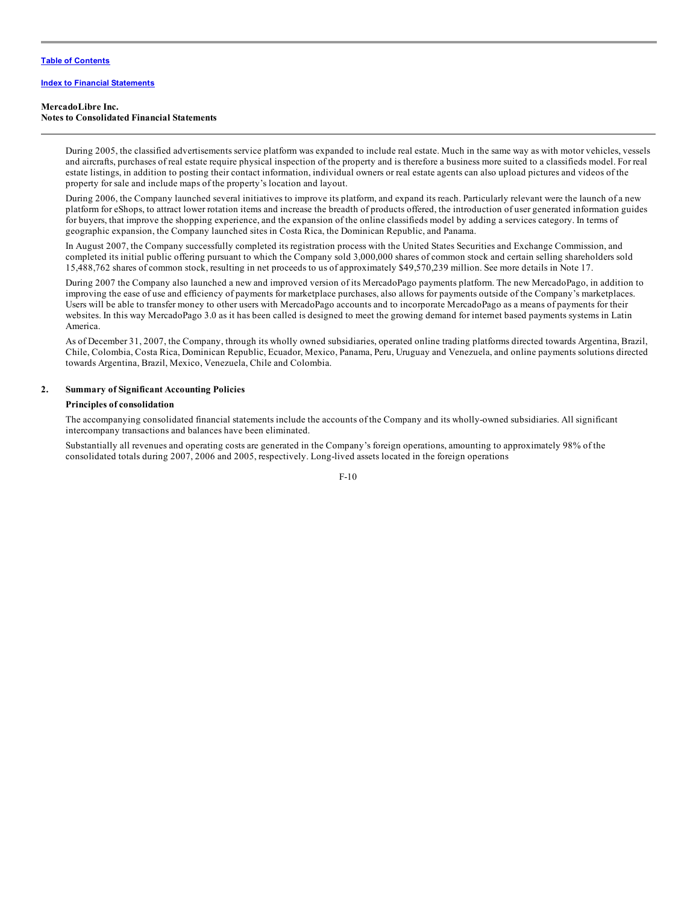During 2005, the classified advertisements service platform was expanded to include real estate. Much in the same way as with motor vehicles, vessels and aircrafts, purchases of real estate require physical inspection of the property and is therefore a business more suited to a classifieds model. For real estate listings, in addition to posting their contact information, individual owners or real estate agents can also upload pictures and videos of the property for sale and include maps of the property's location and layout.

During 2006, the Company launched several initiatives to improve its platform, and expand its reach. Particularly relevant were the launch of a new platform for eShops, to attract lower rotation items and increase the breadth of products offered, the introduction of user generated information guides for buyers, that improve the shopping experience, and the expansion of the online classifieds model by adding a services category. In terms of geographic expansion, the Company launched sites in Costa Rica, the Dominican Republic, and Panama.

In August 2007, the Company successfully completed its registration process with the United States Securities and Exchange Commission, and completed its initial public offering pursuant to which the Company sold 3,000,000 shares of common stock and certain selling shareholders sold 15,488,762 shares of common stock, resulting in net proceeds to us of approximately $49,570,239 million. See more details in Note 17.

During 2007 the Company also launched a new and improved version of its MercadoPago payments platform. The new MercadoPago, in addition to improving the ease of use and efficiency of payments for marketplace purchases, also allows for payments outside of the Company's marketplaces. Users will be able to transfer money to other users with MercadoPago accounts and to incorporate MercadoPago as a means of payments for their websites. In this way MercadoPago 3.0 as it has been called is designed to meet the growing demand for internet based payments systems in Latin America.

As of December 31, 2007, the Company, through its wholly owned subsidiaries, operated online trading platforms directed towards Argentina, Brazil, Chile, Colombia, Costa Rica, Dominican Republic, Ecuador, Mexico, Panama, Peru, Uruguay and Venezuela, and online payments solutions directed towards Argentina, Brazil, Mexico, Venezuela, Chile and Colombia.

## 2. Summary of Significant Accounting Policies

### Principles of consolidation

The accompanying consolidated financial statements include the accounts of the Company and its wholly-owned subsidiaries. All significant intercompany transactions and balances have been eliminated.

Substantially all revenues and operating costs are generated in the Company's foreign operations, amounting to approximately 98% of the consolidated totals during 2007, 2006 and 2005, respectively. Long-lived assets located in the foreign operations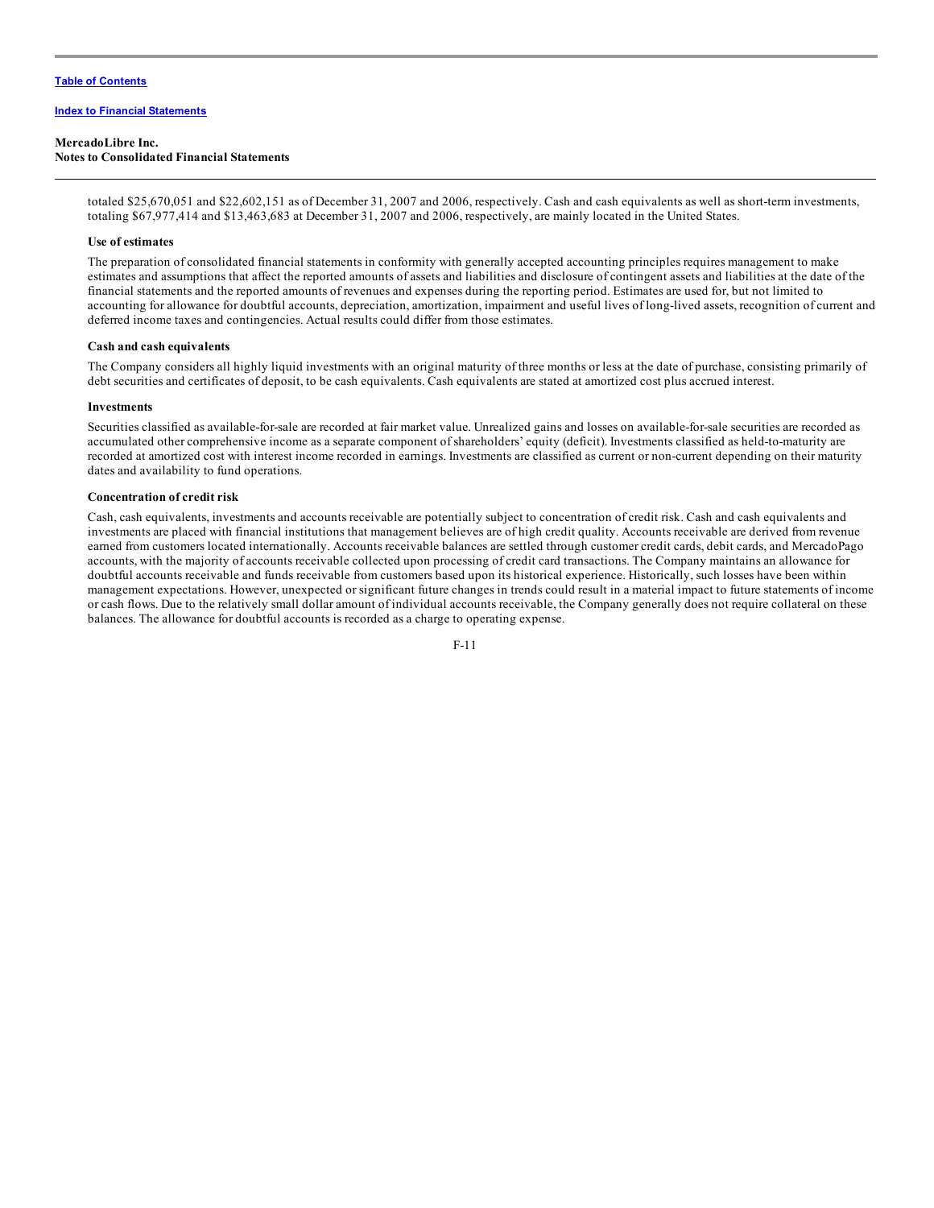totaled $25,670,051 and $22,602,151 as of December 31, 2007 and 2006, respectively. Cash and cash equivalents as well as short-term investments, totaling $67,977,414 and $13,463,683 at December 31, 2007 and 2006, respectively, are mainly located in the United States.

**Use of estimates**

The preparation of consolidated financial statements in conformity with generally accepted accounting principles requires management to make estimates and assumptions that affect the reported amounts of assets and liabilities and disclosure of contingent assets and liabilities at the date of the financial statements and the reported amounts of revenues and expenses during the reporting period. Estimates are used for, but not limited to accounting for allowance for doubtful accounts, depreciation, amortization, impairment and useful lives of long-lived assets, recognition of current and deferred income taxes and contingencies. Actual results could differ from those estimates.

**Cash and cash equivalents**

The Company considers all highly liquid investments with an original maturity of three months or less at the date of purchase, consisting primarily of debt securities and certificates of deposit, to be cash equivalents. Cash equivalents are stated at amortized cost plus accrued interest.

**Investments**

Securities classified as available-for-sale are recorded at fair market value. Unrealized gains and losses on available-for-sale securities are recorded as accumulated other comprehensive income as a separate component of shareholders' equity (deficit). Investments classified as held-to-maturity are recorded at amortized cost with interest income recorded in earnings. Investments are classified as current or non-current depending on their maturity dates and availability to fund operations.

**Concentration of credit risk**

Cash, cash equivalents, investments and accounts receivable are potentially subject to concentration of credit risk. Cash and cash equivalents and investments are placed with financial institutions that management believes are of high credit quality. Accounts receivable are derived from revenue earned from customers located internationally. Accounts receivable balances are settled through customer credit cards, debit cards, and MercadoPago accounts, with the majority of accounts receivable collected upon processing of credit card transactions. The Company maintains an allowance for doubtful accounts receivable and funds receivable from customers based upon its historical experience. Historically, such losses have been within management expectations. However, unexpected or significant future changes in trends could result in a material impact to future statements of income or cash flows. Due to the relatively small dollar amount of individual accounts receivable, the Company generally does not require collateral on these balances. The allowance for doubtful accounts is recorded as a charge to operating expense.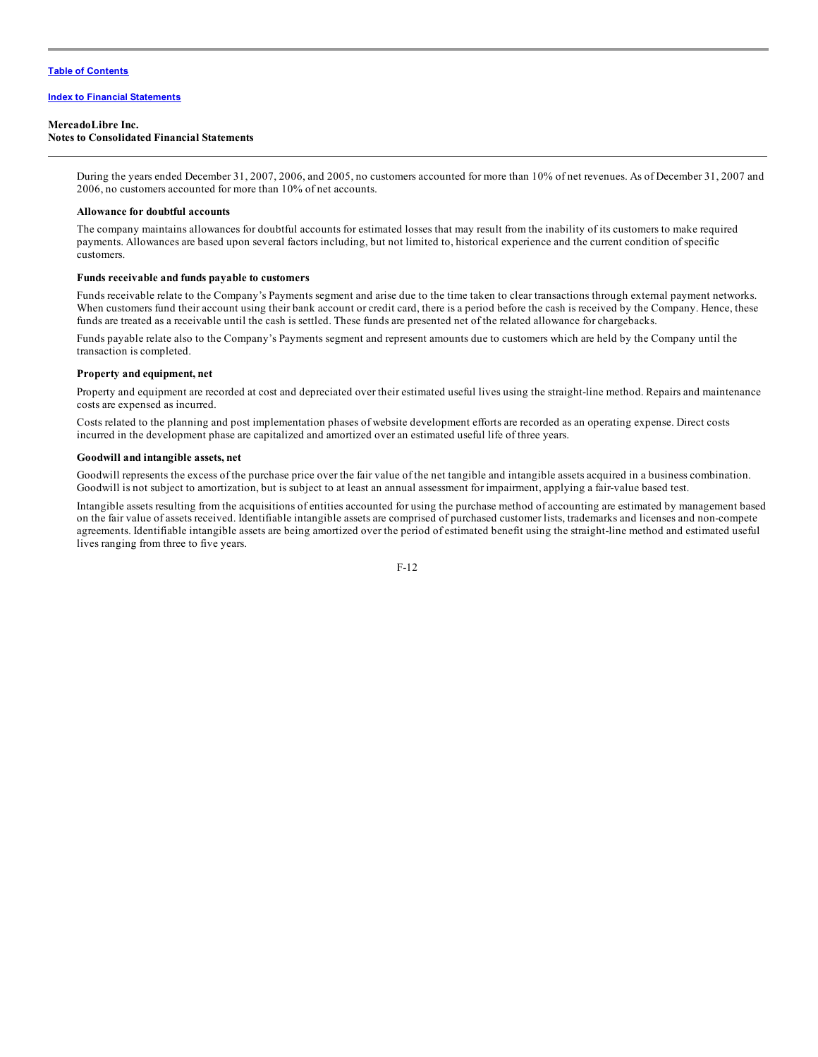During the years ended December 31, 2007, 2006, and 2005, no customers accounted for more than 10% of net revenues. As of December 31, 2007 and 2006, no customers accounted for more than 10% of net accounts.

**Allowance for doubtful accounts**

The company maintains allowances for doubtful accounts for estimated losses that may result from the inability of its customers to make required payments. Allowances are based upon several factors including, but not limited to, historical experience and the current condition of specific customers.

**Funds receivable and funds payable to customers**

Funds receivable relate to the Company's Payments segment and arise due to the time taken to clear transactions through external payment networks. When customers fund their account using their bank account or credit card, there is a period before the cash is received by the Company. Hence, these funds are treated as a receivable until the cash is settled. These funds are presented net of the related allowance for chargebacks.

Funds payable relate also to the Company's Payments segment and represent amounts due to customers which are held by the Company until the transaction is completed.

**Property and equipment, net**

Property and equipment are recorded at cost and depreciated over their estimated useful lives using the straight-line method. Repairs and maintenance costs are expensed as incurred.

Costs related to the planning and post implementation phases of website development efforts are recorded as an operating expense. Direct costs incurred in the development phase are capitalized and amortized over an estimated useful life of three years.

**Goodwill and intangible assets, net**

Goodwill represents the excess of the purchase price over the fair value of the net tangible and intangible assets acquired in a business combination. Goodwill is not subject to amortization, but is subject to at least an annual assessment for impairment, applying a fair-value based test.

Intangible assets resulting from the acquisitions of entities accounted for using the purchase method of accounting are estimated by management based on the fair value of assets received. Identifiable intangible assets are comprised of purchased customer lists, trademarks and licenses and non-compete agreements. Identifiable intangible assets are being amortized over the period of estimated benefit using the straight-line method and estimated useful lives ranging from three to five years.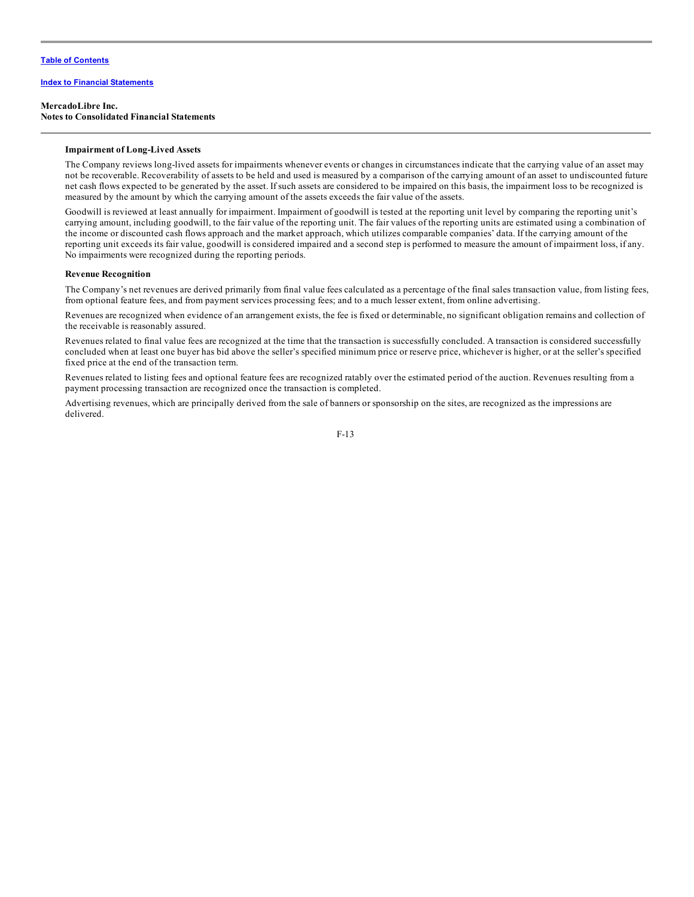**Impairment of Long-Lived Assets**

The Company reviews long-lived assets for impairments whenever events or changes in circumstances indicate that the carrying value of an asset may not be recoverable. Recoverability of assets to be held and used is measured by a comparison of the carrying amount of an asset to undiscounted future net cash flows expected to be generated by the asset. If such assets are considered to be impaired on this basis, the impairment loss to be recognized is measured by the amount by which the carrying amount of the assets exceeds the fair value of the assets.

Goodwill is reviewed at least annually for impairment. Impairment of goodwill is tested at the reporting unit level by comparing the reporting unit's carrying amount, including goodwill, to the fair value of the reporting unit. The fair values of the reporting units are estimated using a combination of the income or discounted cash flows approach and the market approach, which utilizes comparable companies' data. If the carrying amount of the reporting unit exceeds its fair value, goodwill is considered impaired and a second step is performed to measure the amount of impairment loss, if any. No impairments were recognized during the reporting periods.

**Revenue Recognition**

The Company's net revenues are derived primarily from final value fees calculated as a percentage of the final sales transaction value, from listing fees, from optional feature fees, and from payment services processing fees; and to a much lesser extent, from online advertising.

Revenues are recognized when evidence of an arrangement exists, the fee is fixed or determinable, no significant obligation remains and collection of the receivable is reasonably assured.

Revenues related to final value fees are recognized at the time that the transaction is successfully concluded. A transaction is considered successfully concluded when at least one buyer has bid above the seller's specified minimum price or reserve price, whichever is higher, or at the seller's specified fixed price at the end of the transaction term.

Revenues related to listing fees and optional feature fees are recognized ratably over the estimated period of the auction. Revenues resulting from a payment processing transaction are recognized once the transaction is completed.

Advertising revenues, which are principally derived from the sale of banners or sponsorship on the sites, are recognized as the impressions are delivered.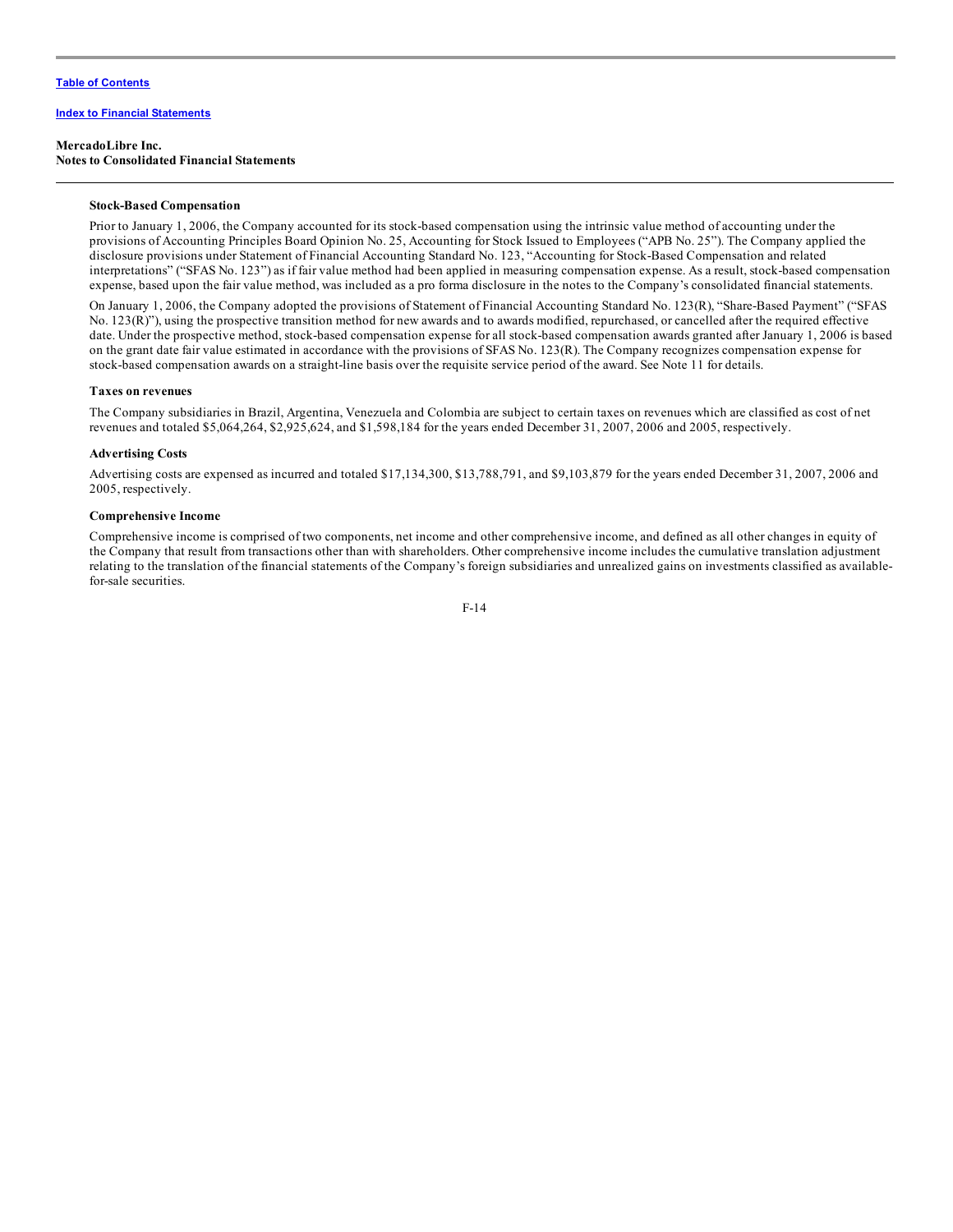**MercadoLibre Inc.**
**Notes to Consolidated Financial Statements**

**Stock-Based Compensation**

Prior to January 1, 2006, the Company accounted for its stock-based compensation using the intrinsic value method of accounting under the provisions of Accounting Principles Board Opinion No. 25, Accounting for Stock Issued to Employees ("APB No. 25"). The Company applied the disclosure provisions under Statement of Financial Accounting Standard No. 123, "Accounting for Stock-Based Compensation and related interpretations" ("SFAS No. 123") as if fair value method had been applied in measuring compensation expense. As a result, stock-based compensation expense, based upon the fair value method, was included as a pro forma disclosure in the notes to the Company's consolidated financial statements.

On January 1, 2006, the Company adopted the provisions of Statement of Financial Accounting Standard No. 123(R), "Share-Based Payment" ("SFAS No. 123(R)"), using the prospective transition method for new awards and to awards modified, repurchased, or cancelled after the required effective date. Under the prospective method, stock-based compensation expense for all stock-based compensation awards granted after January 1, 2006 is based on the grant date fair value estimated in accordance with the provisions of SFAS No. 123(R). The Company recognizes compensation expense for stock-based compensation awards on a straight-line basis over the requisite service period of the award. See Note 11 for details.

**Taxes on revenues**

The Company subsidiaries in Brazil, Argentina, Venezuela and Colombia are subject to certain taxes on revenues which are classified as cost of net revenues and totaled $5,064,264, $2,925,624, and $1,598,184 for the years ended December 31, 2007, 2006 and 2005, respectively.

**Advertising Costs**

Advertising costs are expensed as incurred and totaled $17,134,300, $13,788,791, and $9,103,879 for the years ended December 31, 2007, 2006 and 2005, respectively.

**Comprehensive Income**

Comprehensive income is comprised of two components, net income and other comprehensive income, and defined as all other changes in equity of the Company that result from transactions other than with shareholders. Other comprehensive income includes the cumulative translation adjustment relating to the translation of the financial statements of the Company's foreign subsidiaries and unrealized gains on investments classified as available-for-sale securities.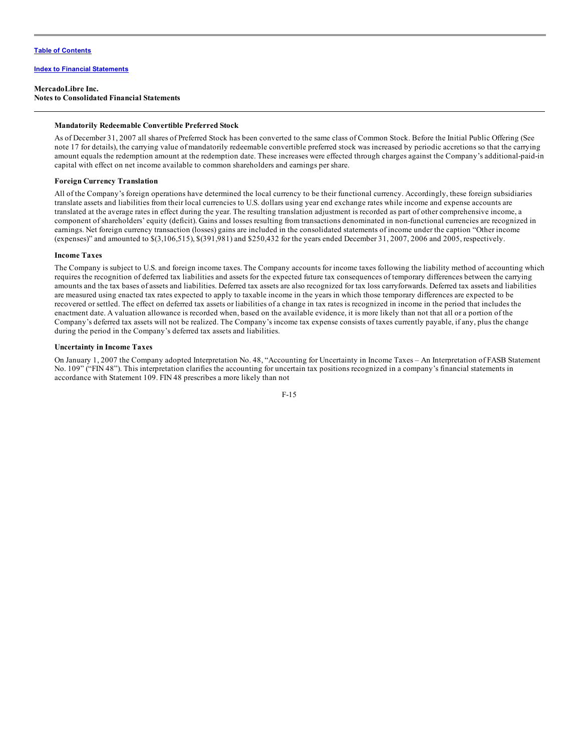**MercadoLibre Inc.**
**Notes to Consolidated Financial Statements**

**Mandatorily Redeemable Convertible Preferred Stock**

As of December 31, 2007 all shares of Preferred Stock has been converted to the same class of Common Stock. Before the Initial Public Offering (See note 17 for details), the carrying value of mandatorily redeemable convertible preferred stock was increased by periodic accretions so that the carrying amount equals the redemption amount at the redemption date. These increases were effected through charges against the Company's additional-paid-in capital with effect on net income available to common shareholders and earnings per share.

**Foreign Currency Translation**

All of the Company's foreign operations have determined the local currency to be their functional currency. Accordingly, these foreign subsidiaries translate assets and liabilities from their local currencies to U.S. dollars using year end exchange rates while income and expense accounts are translated at the average rates in effect during the year. The resulting translation adjustment is recorded as part of other comprehensive income, a component of shareholders' equity (deficit). Gains and losses resulting from transactions denominated in non-functional currencies are recognized in earnings. Net foreign currency transaction (losses) gains are included in the consolidated statements of income under the caption "Other income (expenses)" and amounted to $(3,106,515), $(391,981) and $250,432 for the years ended December 31, 2007, 2006 and 2005, respectively.

**Income Taxes**

The Company is subject to U.S. and foreign income taxes. The Company accounts for income taxes following the liability method of accounting which requires the recognition of deferred tax liabilities and assets for the expected future tax consequences of temporary differences between the carrying amounts and the tax bases of assets and liabilities. Deferred tax assets are also recognized for tax loss carryforwards. Deferred tax assets and liabilities are measured using enacted tax rates expected to apply to taxable income in the years in which those temporary differences are expected to be recovered or settled. The effect on deferred tax assets or liabilities of a change in tax rates is recognized in income in the period that includes the enactment date. A valuation allowance is recorded when, based on the available evidence, it is more likely than not that all or a portion of the Company's deferred tax assets will not be realized. The Company's income tax expense consists of taxes currently payable, if any, plus the change during the period in the Company's deferred tax assets and liabilities.

**Uncertainty in Income Taxes**

On January 1, 2007 the Company adopted Interpretation No. 48, "Accounting for Uncertainty in Income Taxes – An Interpretation of FASB Statement No. 109" ("FIN 48"). This interpretation clarifies the accounting for uncertain tax positions recognized in a company's financial statements in accordance with Statement 109. FIN 48 prescribes a more likely than not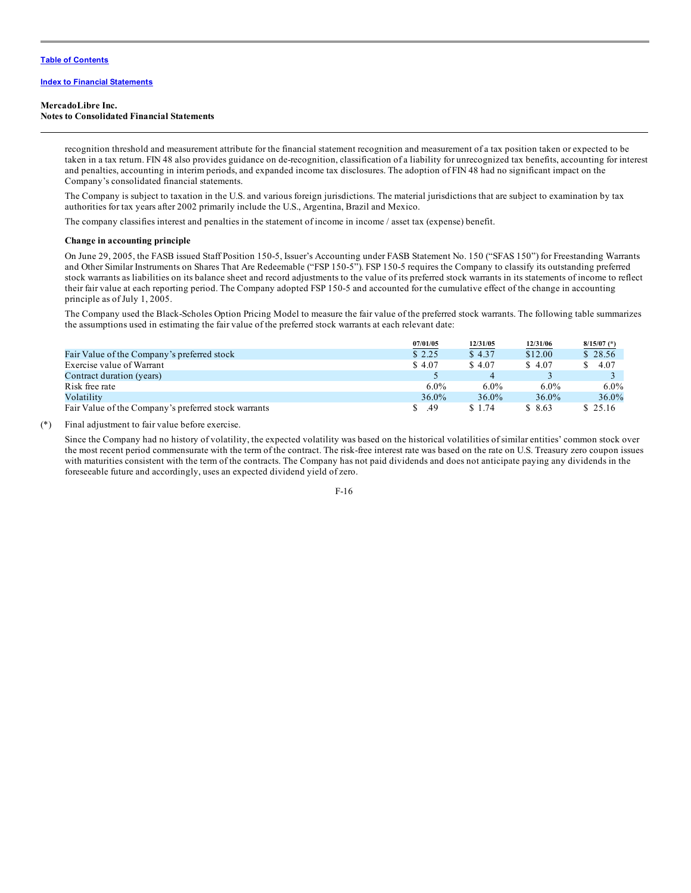recognition threshold and measurement attribute for the financial statement recognition and measurement of a tax position taken or expected to be taken in a tax return. FIN 48 also provides guidance on de-recognition, classification of a liability for unrecognized tax benefits, accounting for interest and penalties, accounting in interim periods, and expanded income tax disclosures. The adoption of FIN 48 had no significant impact on the Company's consolidated financial statements.

The Company is subject to taxation in the U.S. and various foreign jurisdictions. The material jurisdictions that are subject to examination by tax authorities for tax years after 2002 primarily include the U.S., Argentina, Brazil and Mexico.

The company classifies interest and penalties in the statement of income in income / asset tax (expense) benefit.

**Change in accounting principle**

On June 29, 2005, the FASB issued Staff Position 150-5, Issuer's Accounting under FASB Statement No. 150 ("SFAS 150") for Freestanding Warrants and Other Similar Instruments on Shares That Are Redeemable ("FSP 150-5"). FSP 150-5 requires the Company to classify its outstanding preferred stock warrants as liabilities on its balance sheet and record adjustments to the value of its preferred stock warrants in its statements of income to reflect their fair value at each reporting period. The Company adopted FSP 150-5 and accounted for the cumulative effect of the change in accounting principle as of July 1, 2005.

The Company used the Black-Scholes Option Pricing Model to measure the fair value of the preferred stock warrants. The following table summarizes the assumptions used in estimating the fair value of the preferred stock warrants at each relevant date:

| | 07/01/05 | 12/31/05 | 12/31/06 | 8/15/07 (*) |
|---|---|---|---|---|
| Fair Value of the Company's preferred stock | $ 2.25 | $ 4.37 | $12.00 | $ 28.56 |
| Exercise value of Warrant | $ 4.07 | $ 4.07 | $ 4.07 | $ 4.07 |
| Contract duration (years) | 5 | 4 | 3 | 3 |
| Risk free rate | 6.0% | 6.0% | 6.0% | 6.0% |
| Volatility | 36.0% | 36.0% | 36.0% | 36.0% |
| Fair Value of the Company's preferred stock warrants | $ .49 | $ 1.74 | $ 8.63 | $ 25.16 |

(*) Final adjustment to fair value before exercise.

Since the Company had no history of volatility, the expected volatility was based on the historical volatilities of similar entities' common stock over the most recent period commensurate with the term of the contract. The risk-free interest rate was based on the rate on U.S. Treasury zero coupon issues with maturities consistent with the term of the contracts. The Company has not paid dividends and does not anticipate paying any dividends in the foreseeable future and accordingly, uses an expected dividend yield of zero.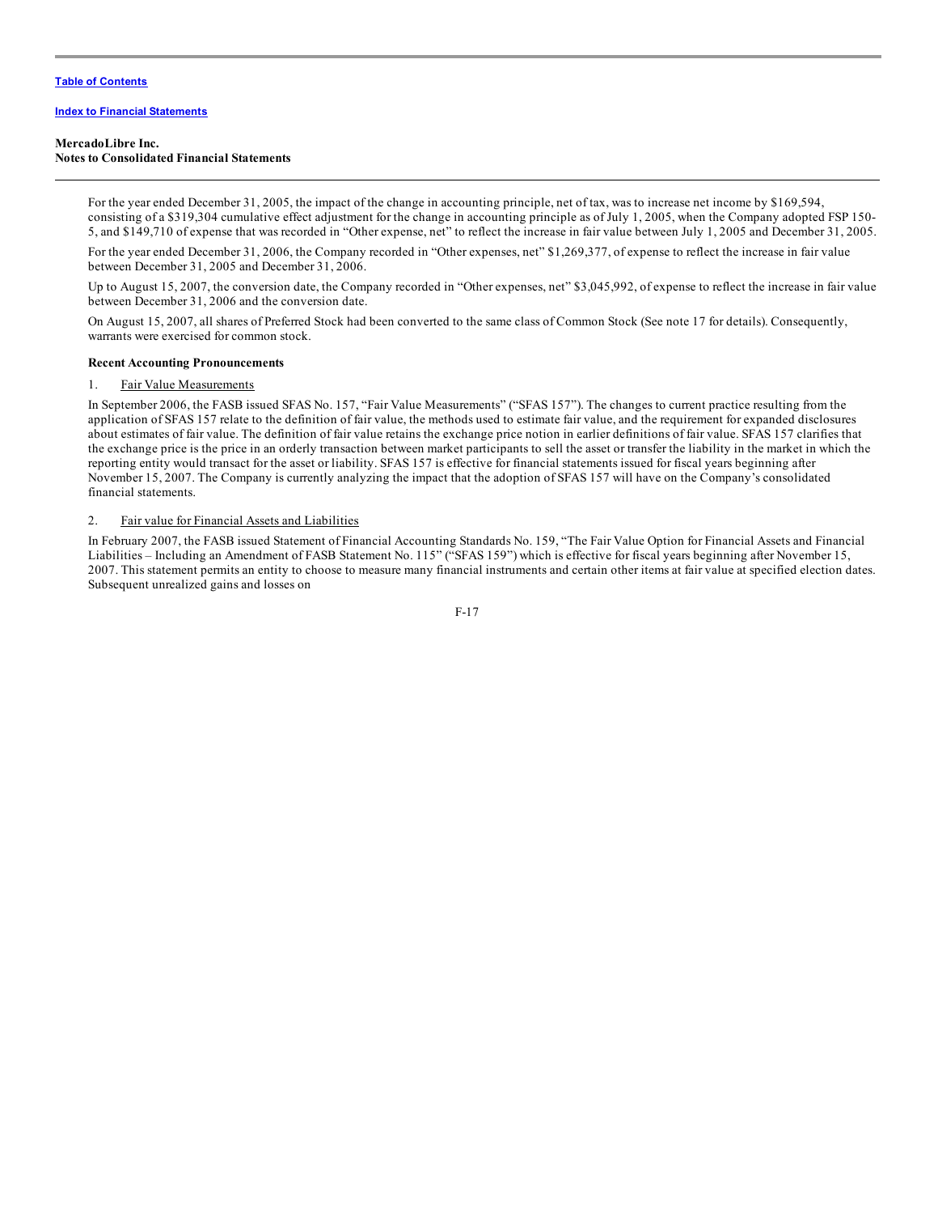For the year ended December 31, 2005, the impact of the change in accounting principle, net of tax, was to increase net income by $169,594, consisting of a $319,304 cumulative effect adjustment for the change in accounting principle as of July 1, 2005, when the Company adopted FSP 150-5, and $149,710 of expense that was recorded in "Other expense, net" to reflect the increase in fair value between July 1, 2005 and December 31, 2005.

For the year ended December 31, 2006, the Company recorded in "Other expenses, net" $1,269,377, of expense to reflect the increase in fair value between December 31, 2005 and December 31, 2006.

Up to August 15, 2007, the conversion date, the Company recorded in "Other expenses, net" $3,045,992, of expense to reflect the increase in fair value between December 31, 2006 and the conversion date.

On August 15, 2007, all shares of Preferred Stock had been converted to the same class of Common Stock (See note 17 for details). Consequently, warrants were exercised for common stock.

**Recent Accounting Pronouncements**

1. Fair Value Measurements

In September 2006, the FASB issued SFAS No. 157, "Fair Value Measurements" ("SFAS 157"). The changes to current practice resulting from the application of SFAS 157 relate to the definition of fair value, the methods used to estimate fair value, and the requirement for expanded disclosures about estimates of fair value. The definition of fair value retains the exchange price notion in earlier definitions of fair value. SFAS 157 clarifies that the exchange price is the price in an orderly transaction between market participants to sell the asset or transfer the liability in the market in which the reporting entity would transact for the asset or liability. SFAS 157 is effective for financial statements issued for fiscal years beginning after November 15, 2007. The Company is currently analyzing the impact that the adoption of SFAS 157 will have on the Company's consolidated financial statements.

2. Fair value for Financial Assets and Liabilities

In February 2007, the FASB issued Statement of Financial Accounting Standards No. 159, "The Fair Value Option for Financial Assets and Financial Liabilities – Including an Amendment of FASB Statement No. 115" ("SFAS 159") which is effective for fiscal years beginning after November 15, 2007. This statement permits an entity to choose to measure many financial instruments and certain other items at fair value at specified election dates. Subsequent unrealized gains and losses on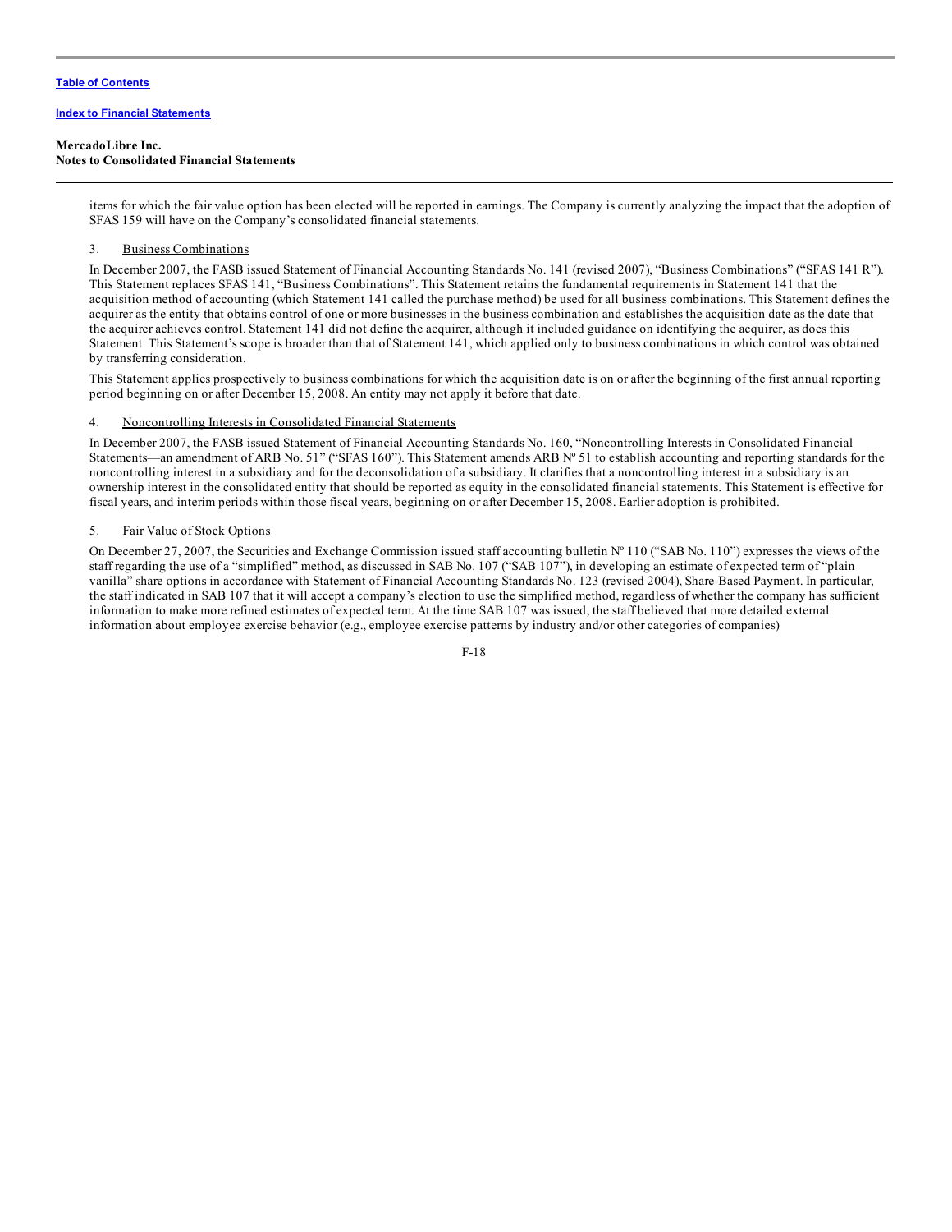items for which the fair value option has been elected will be reported in earnings. The Company is currently analyzing the impact that the adoption of SFAS 159 will have on the Company's consolidated financial statements.

3. Business Combinations

In December 2007, the FASB issued Statement of Financial Accounting Standards No. 141 (revised 2007), "Business Combinations" ("SFAS 141 R"). This Statement replaces SFAS 141, "Business Combinations". This Statement retains the fundamental requirements in Statement 141 that the acquisition method of accounting (which Statement 141 called the purchase method) be used for all business combinations. This Statement defines the acquirer as the entity that obtains control of one or more businesses in the business combination and establishes the acquisition date as the date that the acquirer achieves control. Statement 141 did not define the acquirer, although it included guidance on identifying the acquirer, as does this Statement. This Statement's scope is broader than that of Statement 141, which applied only to business combinations in which control was obtained by transferring consideration.

This Statement applies prospectively to business combinations for which the acquisition date is on or after the beginning of the first annual reporting period beginning on or after December 15, 2008. An entity may not apply it before that date.

4. Noncontrolling Interests in Consolidated Financial Statements

In December 2007, the FASB issued Statement of Financial Accounting Standards No. 160, "Noncontrolling Interests in Consolidated Financial Statements—an amendment of ARB No. 51" ("SFAS 160"). This Statement amends ARB Nº 51 to establish accounting and reporting standards for the noncontrolling interest in a subsidiary and for the deconsolidation of a subsidiary. It clarifies that a noncontrolling interest in a subsidiary is an ownership interest in the consolidated entity that should be reported as equity in the consolidated financial statements. This Statement is effective for fiscal years, and interim periods within those fiscal years, beginning on or after December 15, 2008. Earlier adoption is prohibited.

5. Fair Value of Stock Options

On December 27, 2007, the Securities and Exchange Commission issued staff accounting bulletin Nº 110 ("SAB No. 110") expresses the views of the staff regarding the use of a "simplified" method, as discussed in SAB No. 107 ("SAB 107"), in developing an estimate of expected term of "plain vanilla" share options in accordance with Statement of Financial Accounting Standards No. 123 (revised 2004), Share-Based Payment. In particular, the staff indicated in SAB 107 that it will accept a company's election to use the simplified method, regardless of whether the company has sufficient information to make more refined estimates of expected term. At the time SAB 107 was issued, the staff believed that more detailed external information about employee exercise behavior (e.g., employee exercise patterns by industry and/or other categories of companies)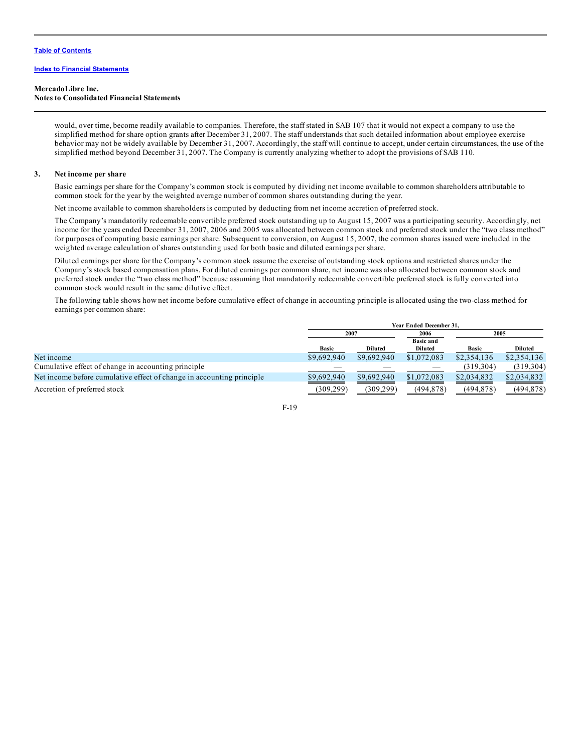MercadoLibre Inc.
Notes to Consolidated Financial Statements

would, over time, become readily available to companies. Therefore, the staff stated in SAB 107 that it would not expect a company to use the simplified method for share option grants after December 31, 2007. The staff understands that such detailed information about employee exercise behavior may not be widely available by December 31, 2007. Accordingly, the staff will continue to accept, under certain circumstances, the use of the simplified method beyond December 31, 2007. The Company is currently analyzing whether to adopt the provisions of SAB 110.

## 3. Net income per share

Basic earnings per share for the Company's common stock is computed by dividing net income available to common shareholders attributable to common stock for the year by the weighted average number of common shares outstanding during the year.

Net income available to common shareholders is computed by deducting from net income accretion of preferred stock.

The Company's mandatorily redeemable convertible preferred stock outstanding up to August 15, 2007 was a participating security. Accordingly, net income for the years ended December 31, 2007, 2006 and 2005 was allocated between common stock and preferred stock under the "two class method" for purposes of computing basic earnings per share. Subsequent to conversion, on August 15, 2007, the common shares issued were included in the weighted average calculation of shares outstanding used for both basic and diluted earnings per share.

Diluted earnings per share for the Company's common stock assume the exercise of outstanding stock options and restricted shares under the Company's stock based compensation plans. For diluted earnings per common share, net income was also allocated between common stock and preferred stock under the "two class method" because assuming that mandatorily redeemable convertible preferred stock is fully converted into common stock would result in the same dilutive effect.

The following table shows how net income before cumulative effect of change in accounting principle is allocated using the two-class method for earnings per common share:

| | Year Ended December 31, | | | | |
|---|---|---|---|---|---|
| | 2007 | | 2006 | 2005 | |
| | Basic | Diluted | Basic and Diluted | Basic | Diluted |
| Net income | $9,692,940 | $9,692,940 | $1,072,083 | $2,354,136 | $2,354,136 |
| Cumulative effect of change in accounting principle | — | — | — | (319,304) | (319,304) |
| Net income before cumulative effect of change in accounting principle | $9,692,940 | $9,692,940 | $1,072,083 | $2,034,832 | $2,034,832 |
| Accretion of preferred stock | (309,299) | (309,299) | (494,878) | (494,878) | (494,878) |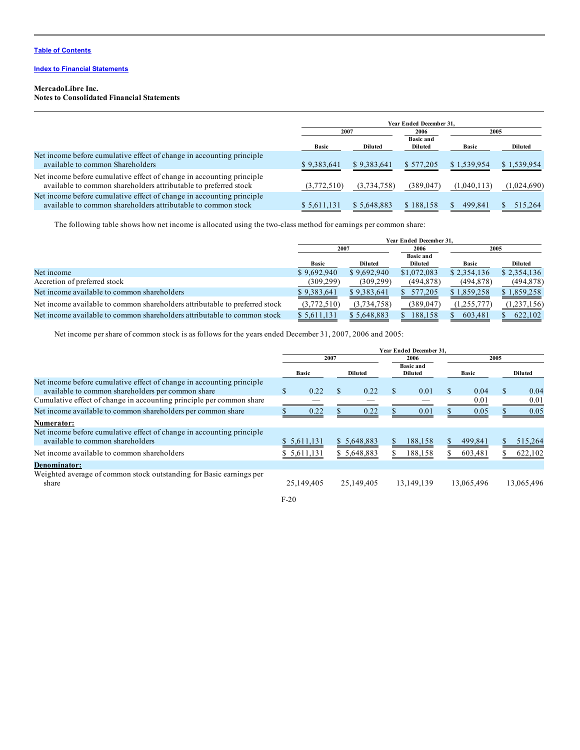Table of Contents

Index to Financial Statements

**MercadoLibre Inc.**
**Notes to Consolidated Financial Statements**

| | Year Ended December 31, | | | | |
|---|---|---|---|---|---|
| | 2007 | | 2006 | 2005 | |
| | Basic | Diluted | Basic and Diluted | Basic | Diluted |
| Net income before cumulative effect of change in accounting principle available to common Shareholders | $ 9,383,641 | $ 9,383,641 | $ 577,205 | $ 1,539,954 | $ 1,539,954 |
| Net income before cumulative effect of change in accounting principle available to common shareholders attributable to preferred stock | (3,772,510) | (3,734,758) | (389,047) | (1,040,113) | (1,024,690) |
| Net income before cumulative effect of change in accounting principle available to common shareholders attributable to common stock | $ 5,611,131 | $ 5,648,883 | $ 188,158 | $ 499,841 | $ 515,264 |

The following table shows how net income is allocated using the two-class method for earnings per common share:

| | Year Ended December 31, | | | | |
|---|---|---|---|---|---|
| | 2007 | | 2006 | 2005 | |
| | Basic | Diluted | Basic and Diluted | Basic | Diluted |
| Net income | $ 9,692,940 | $ 9,692,940 | $1,072,083 | $ 2,354,136 | $ 2,354,136 |
| Accretion of preferred stock | (309,299) | (309,299) | (494,878) | (494,878) | (494,878) |
| Net income available to common shareholders | $ 9,383,641 | $ 9,383,641 | $ 577,205 | $ 1,859,258 | $ 1,859,258 |
| Net income available to common shareholders attributable to preferred stock | (3,772,510) | (3,734,758) | (389,047) | (1,255,777) | (1,237,156) |
| Net income available to common shareholders attributable to common stock | $ 5,611,131 | $ 5,648,883 | $ 188,158 | $ 603,481 | $ 622,102 |

Net income per share of common stock is as follows for the years ended December 31, 2007, 2006 and 2005:

| | Year Ended December 31, | | | | |
|---|---|---|---|---|---|
| | 2007 | | 2006 | 2005 | |
| | Basic | Diluted | Basic and Diluted | Basic | Diluted |
| Net income before cumulative effect of change in accounting principle available to common shareholders per common share | $ 0.22 | $ 0.22 | $ 0.01 | $ 0.04 | $ 0.04 |
| Cumulative effect of change in accounting principle per common share | — | — | — | 0.01 | 0.01 |
| Net income available to common shareholders per common share | $ 0.22 | $ 0.22 | $ 0.01 | $ 0.05 | $ 0.05 |
| **Numerator:** | | | | | |
| Net income before cumulative effect of change in accounting principle available to common shareholders | $ 5,611,131 | $ 5,648,883 | $ 188,158 | $ 499,841 | $ 515,264 |
| Net income available to common shareholders | $ 5,611,131 | $ 5,648,883 | $ 188,158 | $ 603,481 | $ 622,102 |
| **Denominator:** | | | | | |
| Weighted average of common stock outstanding for Basic earnings per share | 25,149,405 | 25,149,405 | 13,149,139 | 13,065,496 | 13,065,496 |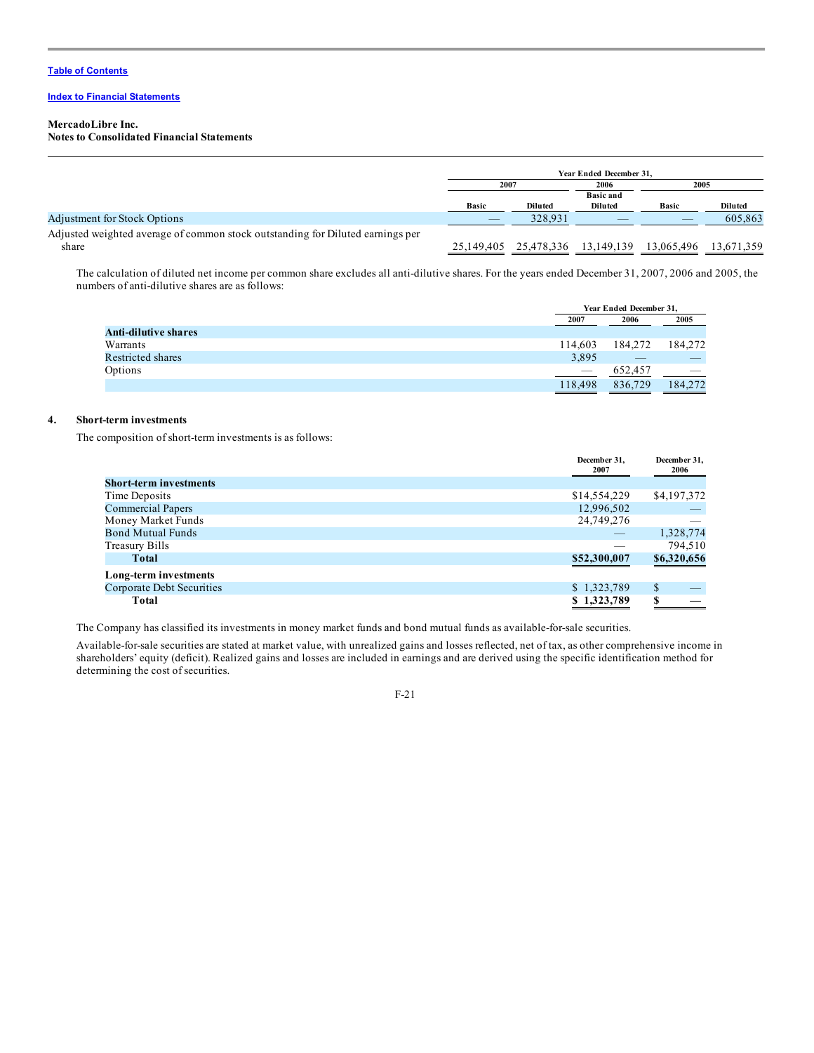MercadoLibre Inc.
Notes to Consolidated Financial Statements

| | Year Ended December 31, | | | | |
|---|---|---|---|---|---|
| | 2007 | | 2006 | 2005 | |
| | Basic | Diluted | Basic and Diluted | Basic | Diluted |
| Adjustment for Stock Options | — | 328,931 | — | — | 605,863 |
| Adjusted weighted average of common stock outstanding for Diluted earnings per share | 25,149,405 | 25,478,336 | 13,149,139 | 13,065,496 | 13,671,359 |

The calculation of diluted net income per common share excludes all anti-dilutive shares. For the years ended December 31, 2007, 2006 and 2005, the numbers of anti-dilutive shares are as follows:

| | Year Ended December 31, | | |
|---|---|---|---|
| | 2007 | 2006 | 2005 |
| **Anti-dilutive shares** | | | |
| Warrants | 114,603 | 184,272 | 184,272 |
| Restricted shares | 3,895 | — | — |
| Options | — | 652,457 | — |
| | 118,498 | 836,729 | 184,272 |

## 4. Short-term investments

The composition of short-term investments is as follows:

| | December 31, 2007 | December 31, 2006 |
|---|---|---|
| **Short-term investments** | | |
| Time Deposits | $14,554,229 | $4,197,372 |
| Commercial Papers | 12,996,502 | — |
| Money Market Funds | 24,749,276 | — |
| Bond Mutual Funds | — | 1,328,774 |
| Treasury Bills | — | 794,510 |
| **Total** | **$52,300,007** | **$6,320,656** |
| **Long-term investments** | | |
| Corporate Debt Securities | $ 1,323,789 | $ — |
| **Total** | **$ 1,323,789** | **$ —** |

The Company has classified its investments in money market funds and bond mutual funds as available-for-sale securities.

Available-for-sale securities are stated at market value, with unrealized gains and losses reflected, net of tax, as other comprehensive income in shareholders' equity (deficit). Realized gains and losses are included in earnings and are derived using the specific identification method for determining the cost of securities.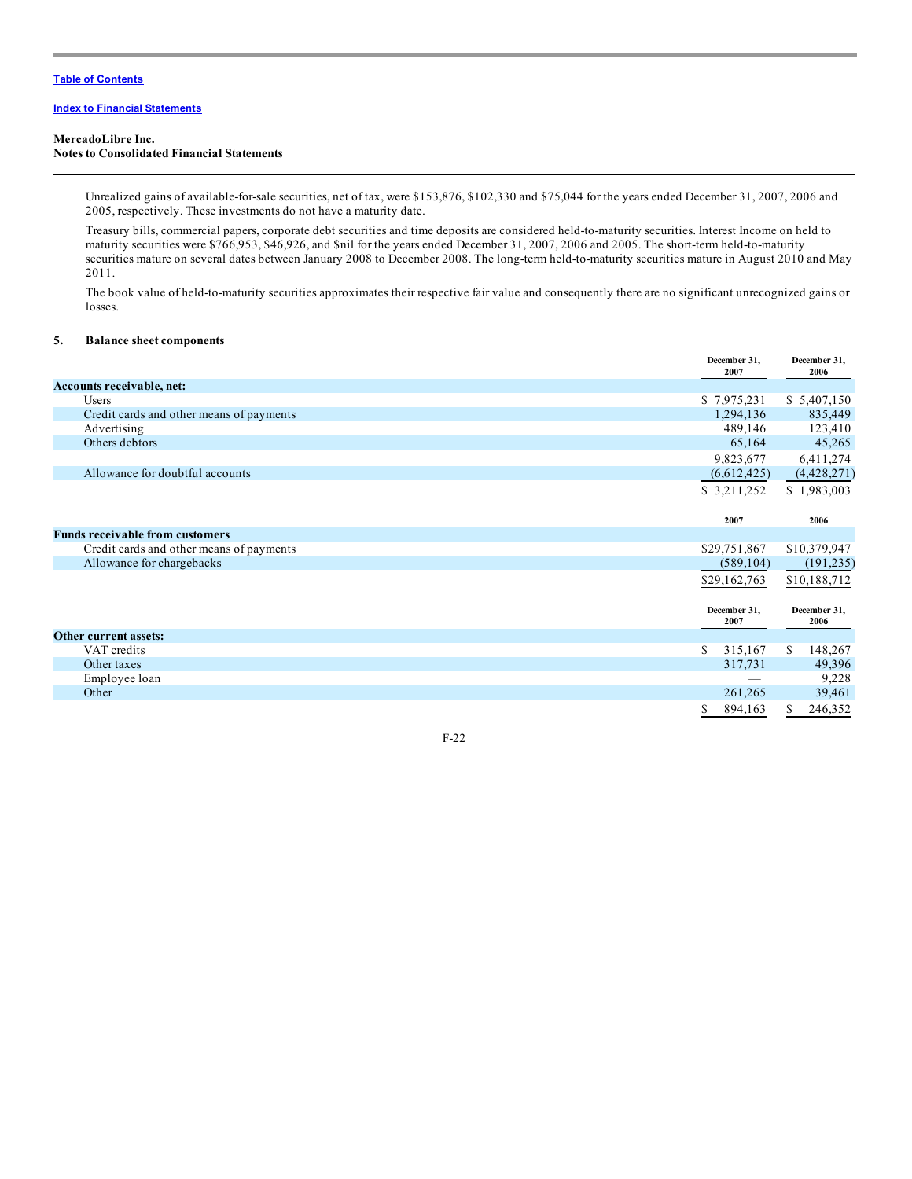[Table of Contents](#)

[Index to Financial Statements](#)

**MercadoLibre Inc.**
**Notes to Consolidated Financial Statements**

Unrealized gains of available-for-sale securities, net of tax, were $153,876, $102,330 and $75,044 for the years ended December 31, 2007, 2006 and 2005, respectively. These investments do not have a maturity date.

Treasury bills, commercial papers, corporate debt securities and time deposits are considered held-to-maturity securities. Interest Income on held to maturity securities were $766,953, $46,926, and $nil for the years ended December 31, 2007, 2006 and 2005. The short-term held-to-maturity securities mature on several dates between January 2008 to December 2008. The long-term held-to-maturity securities mature in August 2010 and May 2011.

The book value of held-to-maturity securities approximates their respective fair value and consequently there are no significant unrecognized gains or losses.

## 5. Balance sheet components

| | December 31, 2007 | December 31, 2006 |
|---|---|---|
| **Accounts receivable, net:** | | |
| Users | $ 7,975,231 | $ 5,407,150 |
| Credit cards and other means of payments | 1,294,136 | 835,449 |
| Advertising | 489,146 | 123,410 |
| Others debtors | 65,164 | 45,265 |
| | 9,823,677 | 6,411,274 |
| Allowance for doubtful accounts | (6,612,425) | (4,428,271) |
| | $ 3,211,252 | $ 1,983,003 |

| | 2007 | 2006 |
|---|---|---|
| **Funds receivable from customers** | | |
| Credit cards and other means of payments | $29,751,867 | $10,379,947 |
| Allowance for chargebacks | (589,104) | (191,235) |
| | $29,162,763 | $10,188,712 |

| | December 31, 2007 | December 31, 2006 |
|---|---|---|
| **Other current assets:** | | |
| VAT credits | $ 315,167 | $ 148,267 |
| Other taxes | 317,731 | 49,396 |
| Employee loan | — | 9,228 |
| Other | 261,265 | 39,461 |
| | $ 894,163 | $ 246,352 |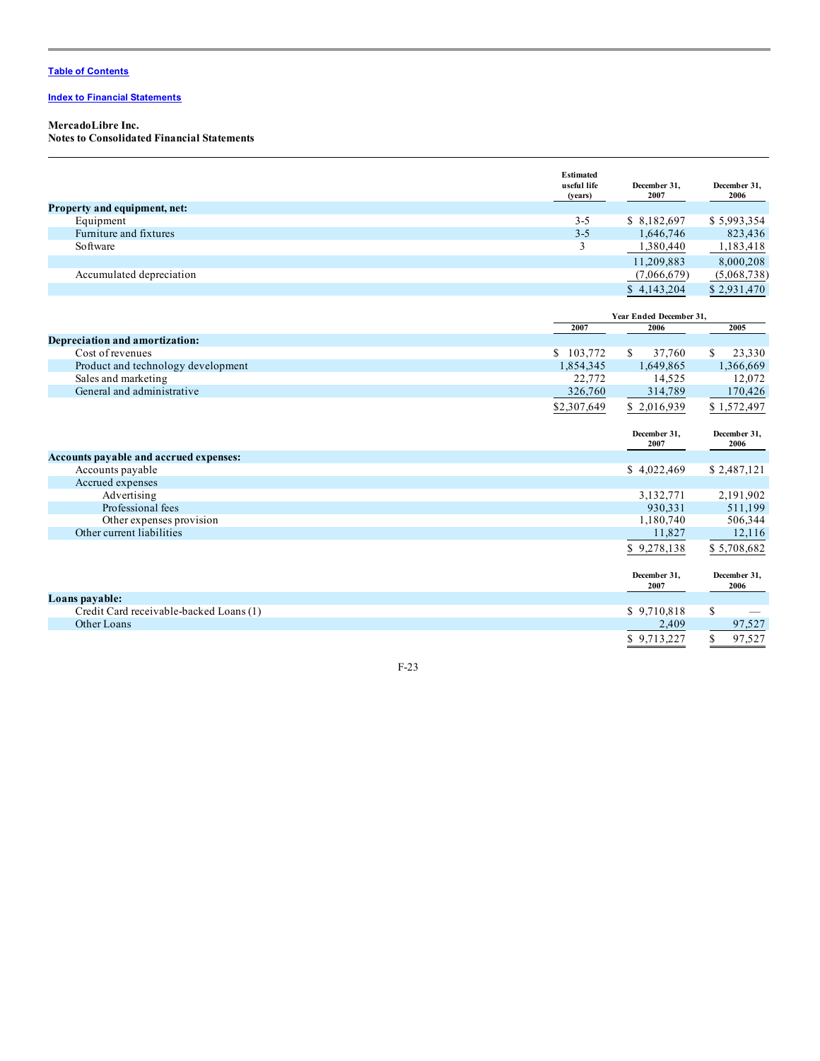Table of Contents

Index to Financial Statements

**MercadoLibre Inc.**
**Notes to Consolidated Financial Statements**

| | Estimated useful life (years) | December 31, 2007 | December 31, 2006 |
|---|---|---|---|
| **Property and equipment, net:** | | | |
| Equipment | 3-5 | $ 8,182,697 | $ 5,993,354 |
| Furniture and fixtures | 3-5 | 1,646,746 | 823,436 |
| Software | 3 | 1,380,440 | 1,183,418 |
| | | 11,209,883 | 8,000,208 |
| Accumulated depreciation | | (7,066,679) | (5,068,738) |
| | | $ 4,143,204 | $ 2,931,470 |

| | Year Ended December 31, | | |
|---|---|---|---|
| | 2007 | 2006 | 2005 |
| **Depreciation and amortization:** | | | |
| Cost of revenues | $ 103,772 | $ 37,760 | $ 23,330 |
| Product and technology development | 1,854,345 | 1,649,865 | 1,366,669 |
| Sales and marketing | 22,772 | 14,525 | 12,072 |
| General and administrative | 326,760 | 314,789 | 170,426 |
| | $2,307,649 | $ 2,016,939 | $ 1,572,497 |

| | December 31, 2007 | December 31, 2006 |
|---|---|---|
| **Accounts payable and accrued expenses:** | | |
| Accounts payable | $ 4,022,469 | $ 2,487,121 |
| Accrued expenses | | |
| Advertising | 3,132,771 | 2,191,902 |
| Professional fees | 930,331 | 511,199 |
| Other expenses provision | 1,180,740 | 506,344 |
| Other current liabilities | 11,827 | 12,116 |
| | $ 9,278,138 | $ 5,708,682 |

| | December 31, 2007 | December 31, 2006 |
|---|---|---|
| **Loans payable:** | | |
| Credit Card receivable-backed Loans (1) | $ 9,710,818 | $ — |
| Other Loans | 2,409 | 97,527 |
| | $ 9,713,227 | $ 97,527 |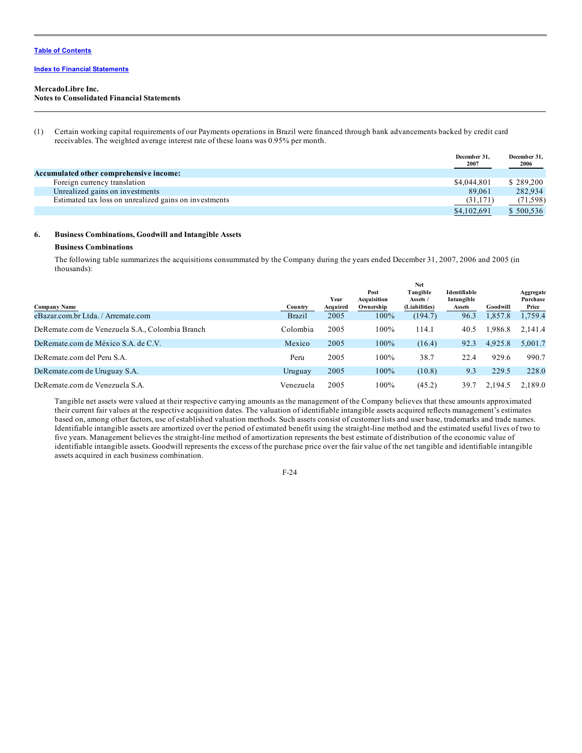MercadoLibre Inc.
Notes to Consolidated Financial Statements

(1) Certain working capital requirements of our Payments operations in Brazil were financed through bank advancements backed by credit card receivables. The weighted average interest rate of these loans was 0.95% per month.

| | December 31, 2007 | December 31, 2006 |
|---|---|---|
| **Accumulated other comprehensive income:** | | |
| Foreign currency translation | $4,044,801 | $ 289,200 |
| Unrealized gains on investments | 89,061 | 282,934 |
| Estimated tax loss on unrealized gains on investments | (31,171) | (71,598) |
| | $4,102,691 | $ 500,536 |

## 6. Business Combinations, Goodwill and Intangible Assets

### Business Combinations

The following table summarizes the acquisitions consummated by the Company during the years ended December 31, 2007, 2006 and 2005 (in thousands):

| Company Name | Country | Year Acquired | Post Acquisition Ownership | Net Tangible Assets / (Liabilities) | Identifiable Intangible Assets | Goodwill | Aggregate Purchase Price |
|---|---|---|---|---|---|---|---|
| eBazar.com.br Ltda. / Arremate.com | Brazil | 2005 | 100% | (194.7) | 96.3 | 1,857.8 | 1,759.4 |
| DeRemate.com de Venezuela S.A., Colombia Branch | Colombia | 2005 | 100% | 114.1 | 40.5 | 1,986.8 | 2,141.4 |
| DeRemate.com de México S.A. de C.V. | Mexico | 2005 | 100% | (16.4) | 92.3 | 4,925.8 | 5,001.7 |
| DeRemate.com del Peru S.A. | Peru | 2005 | 100% | 38.7 | 22.4 | 929.6 | 990.7 |
| DeRemate.com de Uruguay S.A. | Uruguay | 2005 | 100% | (10.8) | 9.3 | 229.5 | 228.0 |
| DeRemate.com de Venezuela S.A. | Venezuela | 2005 | 100% | (45.2) | 39.7 | 2,194.5 | 2,189.0 |

Tangible net assets were valued at their respective carrying amounts as the management of the Company believes that these amounts approximated their current fair values at the respective acquisition dates. The valuation of identifiable intangible assets acquired reflects management's estimates based on, among other factors, use of established valuation methods. Such assets consist of customer lists and user base, trademarks and trade names. Identifiable intangible assets are amortized over the period of estimated benefit using the straight-line method and the estimated useful lives of two to five years. Management believes the straight-line method of amortization represents the best estimate of distribution of the economic value of identifiable intangible assets. Goodwill represents the excess of the purchase price over the fair value of the net tangible and identifiable intangible assets acquired in each business combination.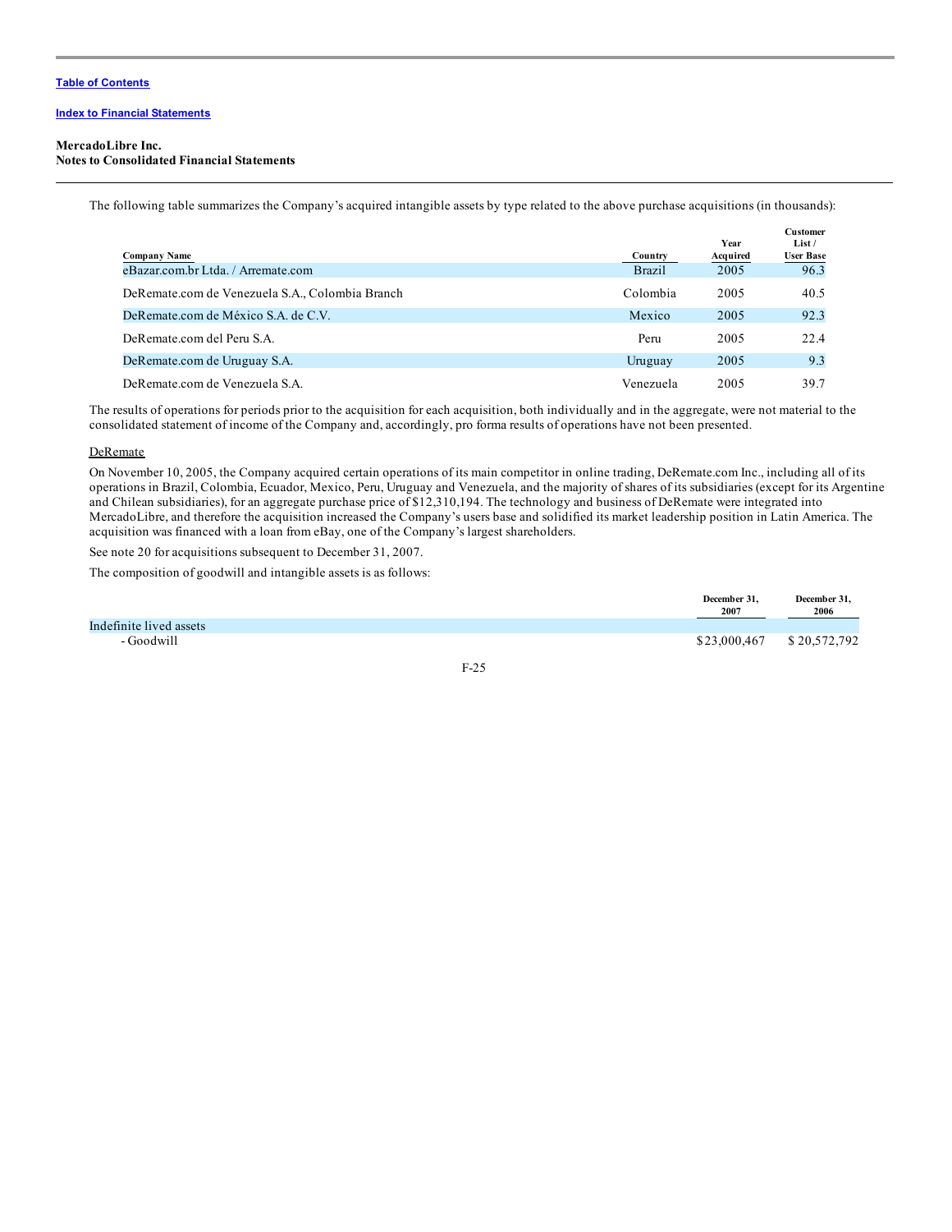**MercadoLibre Inc.**
**Notes to Consolidated Financial Statements**

The following table summarizes the Company's acquired intangible assets by type related to the above purchase acquisitions (in thousands):

| Company Name | Country | Year Acquired | Customer List / User Base |
|---|---|---|---|
| eBazar.com.br Ltda. / Arremate.com | Brazil | 2005 | 96.3 |
| DeRemate.com de Venezuela S.A., Colombia Branch | Colombia | 2005 | 40.5 |
| DeRemate.com de México S.A. de C.V. | Mexico | 2005 | 92.3 |
| DeRemate.com del Peru S.A. | Peru | 2005 | 22.4 |
| DeRemate.com de Uruguay S.A. | Uruguay | 2005 | 9.3 |
| DeRemate.com de Venezuela S.A. | Venezuela | 2005 | 39.7 |

The results of operations for periods prior to the acquisition for each acquisition, both individually and in the aggregate, were not material to the consolidated statement of income of the Company and, accordingly, pro forma results of operations have not been presented.

DeRemate

On November 10, 2005, the Company acquired certain operations of its main competitor in online trading, DeRemate.com Inc., including all of its operations in Brazil, Colombia, Ecuador, Mexico, Peru, Uruguay and Venezuela, and the majority of shares of its subsidiaries (except for its Argentine and Chilean subsidiaries), for an aggregate purchase price of $12,310,194. The technology and business of DeRemate were integrated into MercadoLibre, and therefore the acquisition increased the Company's users base and solidified its market leadership position in Latin America. The acquisition was financed with a loan from eBay, one of the Company's largest shareholders.

See note 20 for acquisitions subsequent to December 31, 2007.

The composition of goodwill and intangible assets is as follows:

| | December 31, 2007 | December 31, 2006 |
|---|---|---|
| Indefinite lived assets | | |
| - Goodwill | $23,000,467 | $ 20,572,792 |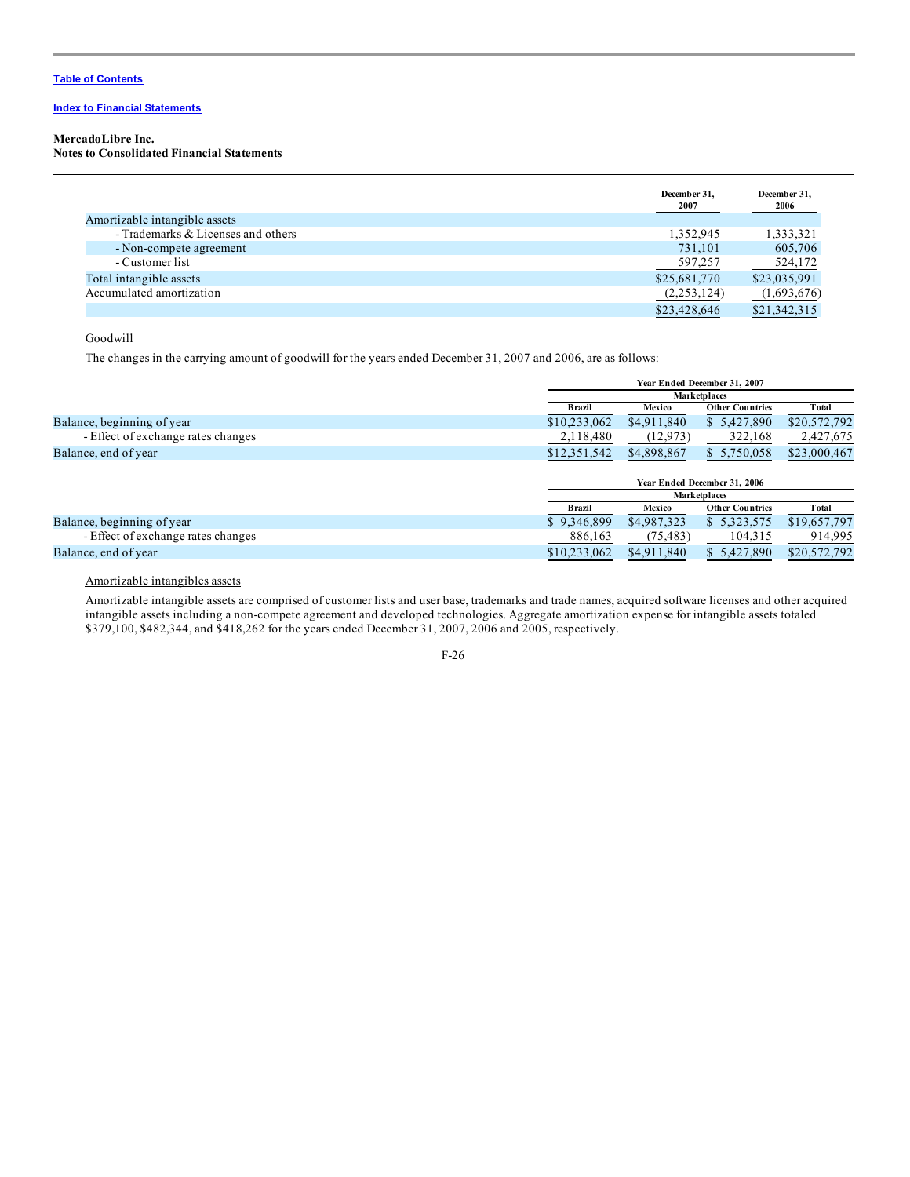**Table of Contents**

**Index to Financial Statements**

**MercadoLibre Inc.**
**Notes to Consolidated Financial Statements**

| | December 31, 2007 | December 31, 2006 |
|---|---|---|
| Amortizable intangible assets | | |
| - Trademarks & Licenses and others | 1,352,945 | 1,333,321 |
| - Non-compete agreement | 731,101 | 605,706 |
| - Customer list | 597,257 | 524,172 |
| Total intangible assets | $25,681,770 | $23,035,991 |
| Accumulated amortization | (2,253,124) | (1,693,676) |
| | $23,428,646 | $21,342,315 |

Goodwill

The changes in the carrying amount of goodwill for the years ended December 31, 2007 and 2006, are as follows:

| | Year Ended December 31, 2007 | | | |
|---|---|---|---|---|
| | Marketplaces | | | |
| | Brazil | Mexico | Other Countries | Total |
| Balance, beginning of year | $10,233,062 | $4,911,840 | $ 5,427,890 | $20,572,792 |
| - Effect of exchange rates changes | 2,118,480 | (12,973) | 322,168 | 2,427,675 |
| Balance, end of year | $12,351,542 | $4,898,867 | $ 5,750,058 | $23,000,467 |

| | Year Ended December 31, 2006 | | | |
|---|---|---|---|---|
| | Marketplaces | | | |
| | Brazil | Mexico | Other Countries | Total |
| Balance, beginning of year | $ 9,346,899 | $4,987,323 | $ 5,323,575 | $19,657,797 |
| - Effect of exchange rates changes | 886,163 | (75,483) | 104,315 | 914,995 |
| Balance, end of year | $10,233,062 | $4,911,840 | $ 5,427,890 | $20,572,792 |

Amortizable intangibles assets

Amortizable intangible assets are comprised of customer lists and user base, trademarks and trade names, acquired software licenses and other acquired intangible assets including a non-compete agreement and developed technologies. Aggregate amortization expense for intangible assets totaled $379,100, $482,344, and $418,262 for the years ended December 31, 2007, 2006 and 2005, respectively.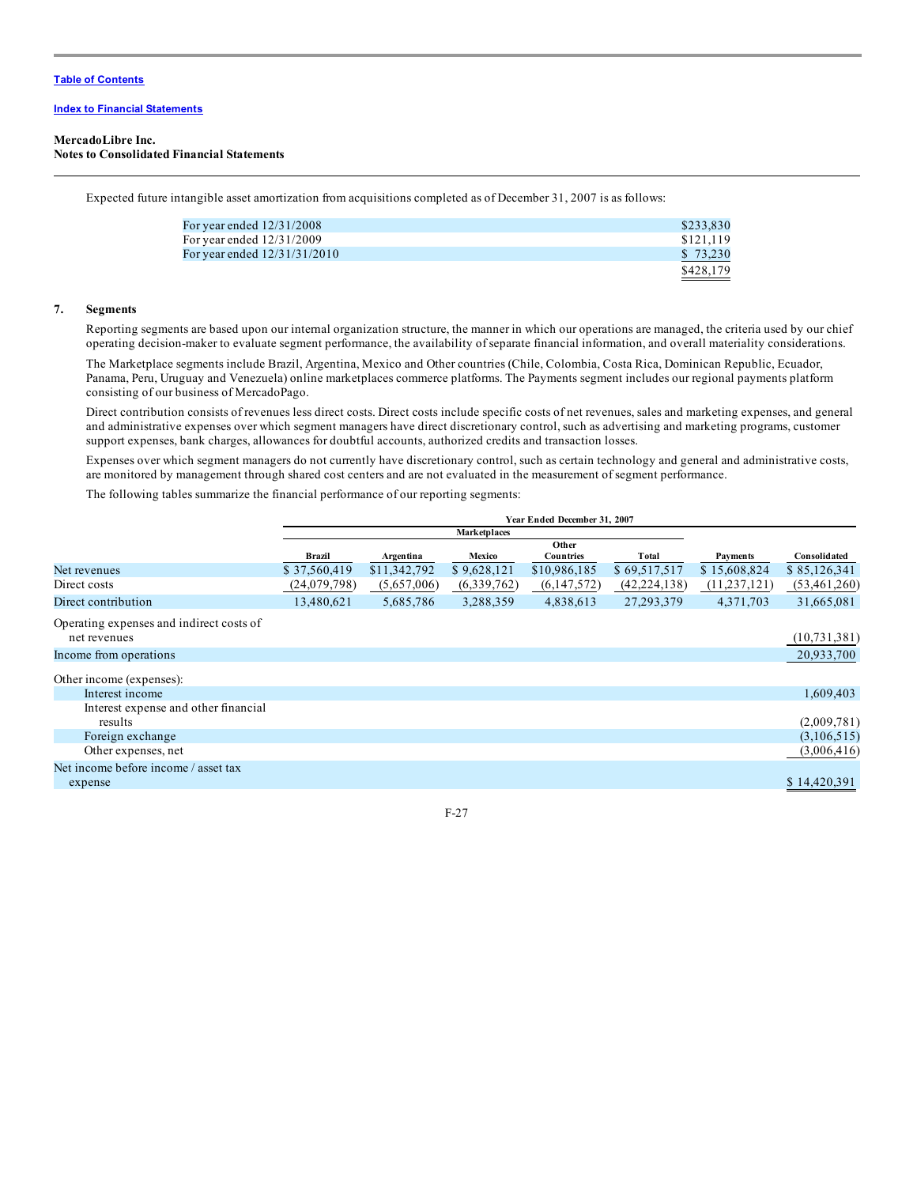Table of Contents

Index to Financial Statements

**MercadoLibre Inc.**
**Notes to Consolidated Financial Statements**

Expected future intangible asset amortization from acquisitions completed as of December 31, 2007 is as follows:

| | |
|---|---|
| For year ended 12/31/2008 | $233,830 |
| For year ended 12/31/2009 | $121,119 |
| For year ended 12/31/31/2010 | $ 73,230 |
| | $428,179 |

## 7. Segments

Reporting segments are based upon our internal organization structure, the manner in which our operations are managed, the criteria used by our chief operating decision-maker to evaluate segment performance, the availability of separate financial information, and overall materiality considerations.

The Marketplace segments include Brazil, Argentina, Mexico and Other countries (Chile, Colombia, Costa Rica, Dominican Republic, Ecuador, Panama, Peru, Uruguay and Venezuela) online marketplaces commerce platforms. The Payments segment includes our regional payments platform consisting of our business of MercadoPago.

Direct contribution consists of revenues less direct costs. Direct costs include specific costs of net revenues, sales and marketing expenses, and general and administrative expenses over which segment managers have direct discretionary control, such as advertising and marketing programs, customer support expenses, bank charges, allowances for doubtful accounts, authorized credits and transaction losses.

Expenses over which segment managers do not currently have discretionary control, such as certain technology and general and administrative costs, are monitored by management through shared cost centers and are not evaluated in the measurement of segment performance.

The following tables summarize the financial performance of our reporting segments:

| | Year Ended December 31, 2007 | | | | | | |
|---|---|---|---|---|---|---|---|
| | Marketplaces | | | | | | |
| | Brazil | Argentina | Mexico | Other Countries | Total | Payments | Consolidated |
| Net revenues | $ 37,560,419 | $11,342,792 | $ 9,628,121 | $10,986,185 | $ 69,517,517 | $ 15,608,824 | $ 85,126,341 |
| Direct costs | (24,079,798) | (5,657,006) | (6,339,762) | (6,147,572) | (42,224,138) | (11,237,121) | (53,461,260) |
| Direct contribution | 13,480,621 | 5,685,786 | 3,288,359 | 4,838,613 | 27,293,379 | 4,371,703 | 31,665,081 |
| Operating expenses and indirect costs of net revenues | | | | | | | (10,731,381) |
| Income from operations | | | | | | | 20,933,700 |
| Other income (expenses): | | | | | | | |
| Interest income | | | | | | | 1,609,403 |
| Interest expense and other financial results | | | | | | | (2,009,781) |
| Foreign exchange | | | | | | | (3,106,515) |
| Other expenses, net | | | | | | | (3,006,416) |
| Net income before income / asset tax expense | | | | | | | $ 14,420,391 |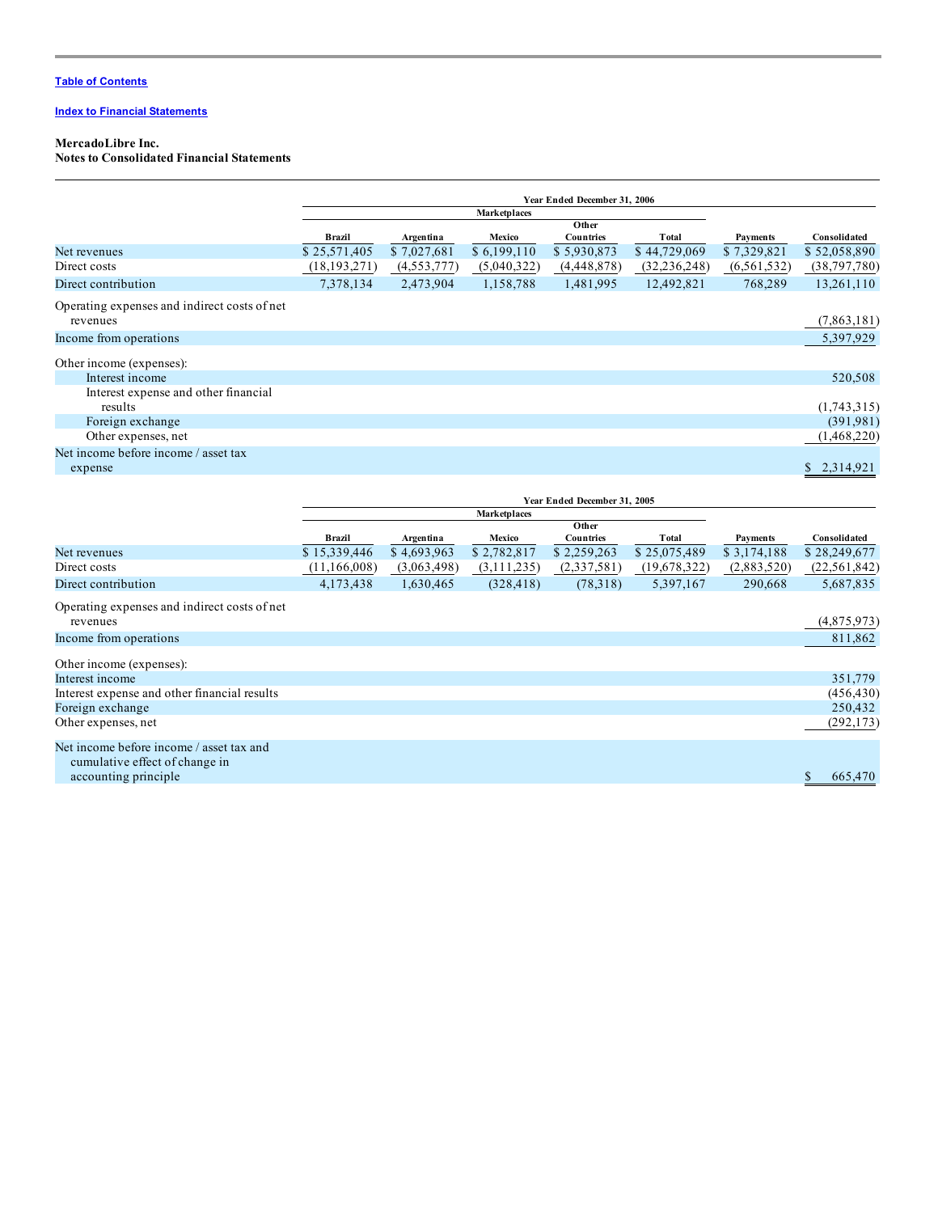Table of Contents

Index to Financial Statements

**MercadoLibre Inc.**
**Notes to Consolidated Financial Statements**

| | Year Ended December 31, 2006 | | | | | | |
|---|---|---|---|---|---|---|---|
| | Marketplaces | | | | | | |
| | Brazil | Argentina | Mexico | Other Countries | Total | Payments | Consolidated |
| Net revenues | $ 25,571,405 | $ 7,027,681 | $ 6,199,110 | $ 5,930,873 | $ 44,729,069 | $ 7,329,821 | $ 52,058,890 |
| Direct costs | (18,193,271) | (4,553,777) | (5,040,322) | (4,448,878) | (32,236,248) | (6,561,532) | (38,797,780) |
| Direct contribution | 7,378,134 | 2,473,904 | 1,158,788 | 1,481,995 | 12,492,821 | 768,289 | 13,261,110 |
| Operating expenses and indirect costs of net revenues | | | | | | | (7,863,181) |
| Income from operations | | | | | | | 5,397,929 |
| Other income (expenses): | | | | | | | |
| Interest income | | | | | | | 520,508 |
| Interest expense and other financial results | | | | | | | (1,743,315) |
| Foreign exchange | | | | | | | (391,981) |
| Other expenses, net | | | | | | | (1,468,220) |
| Net income before income / asset tax expense | | | | | | | $ 2,314,921 |

| | Year Ended December 31, 2005 | | | | | | |
|---|---|---|---|---|---|---|---|
| | Marketplaces | | | | | | |
| | Brazil | Argentina | Mexico | Other Countries | Total | Payments | Consolidated |
| Net revenues | $ 15,339,446 | $ 4,693,963 | $ 2,782,817 | $ 2,259,263 | $ 25,075,489 | $ 3,174,188 | $ 28,249,677 |
| Direct costs | (11,166,008) | (3,063,498) | (3,111,235) | (2,337,581) | (19,678,322) | (2,883,520) | (22,561,842) |
| Direct contribution | 4,173,438 | 1,630,465 | (328,418) | (78,318) | 5,397,167 | 290,668 | 5,687,835 |
| Operating expenses and indirect costs of net revenues | | | | | | | (4,875,973) |
| Income from operations | | | | | | | 811,862 |
| Other income (expenses): | | | | | | | |
| Interest income | | | | | | | 351,779 |
| Interest expense and other financial results | | | | | | | (456,430) |
| Foreign exchange | | | | | | | 250,432 |
| Other expenses, net | | | | | | | (292,173) |
| Net income before income / asset tax and cumulative effect of change in accounting principle | | | | | | | $ 665,470 |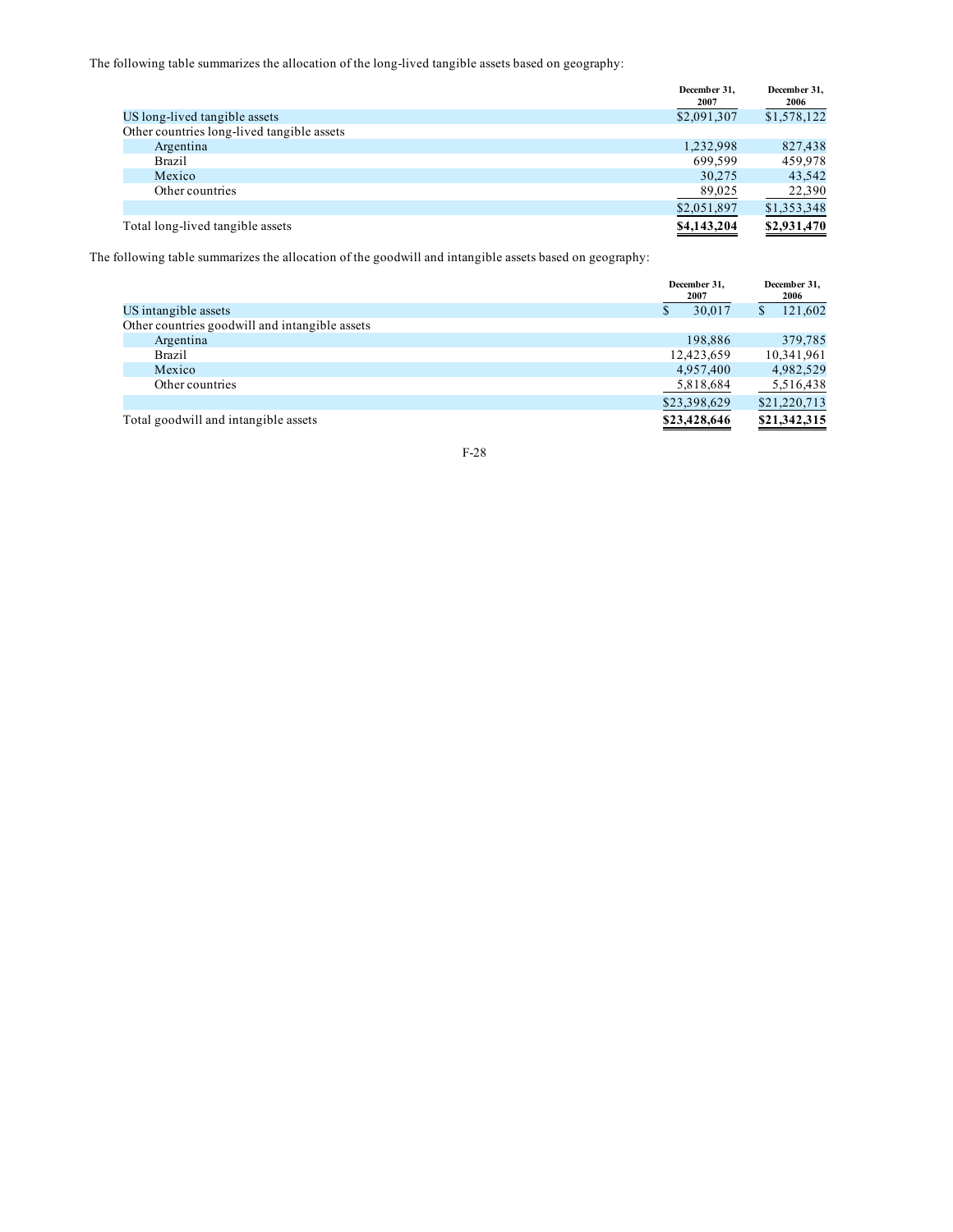The following table summarizes the allocation of the long-lived tangible assets based on geography:

| | December 31, 2007 | December 31, 2006 |
|---|---|---|
| US long-lived tangible assets | $2,091,307 | $1,578,122 |
| Other countries long-lived tangible assets | | |
| Argentina | 1,232,998 | 827,438 |
| Brazil | 699,599 | 459,978 |
| Mexico | 30,275 | 43,542 |
| Other countries | 89,025 | 22,390 |
| | $2,051,897 | $1,353,348 |
| Total long-lived tangible assets | **$4,143,204** | **$2,931,470** |

The following table summarizes the allocation of the goodwill and intangible assets based on geography:

| | December 31, 2007 | December 31, 2006 |
|---|---|---|
| US intangible assets | $ 30,017 | $ 121,602 |
| Other countries goodwill and intangible assets | | |
| Argentina | 198,886 | 379,785 |
| Brazil | 12,423,659 | 10,341,961 |
| Mexico | 4,957,400 | 4,982,529 |
| Other countries | 5,818,684 | 5,516,438 |
| | $23,398,629 | $21,220,713 |
| Total goodwill and intangible assets | **$23,428,646** | **$21,342,315** |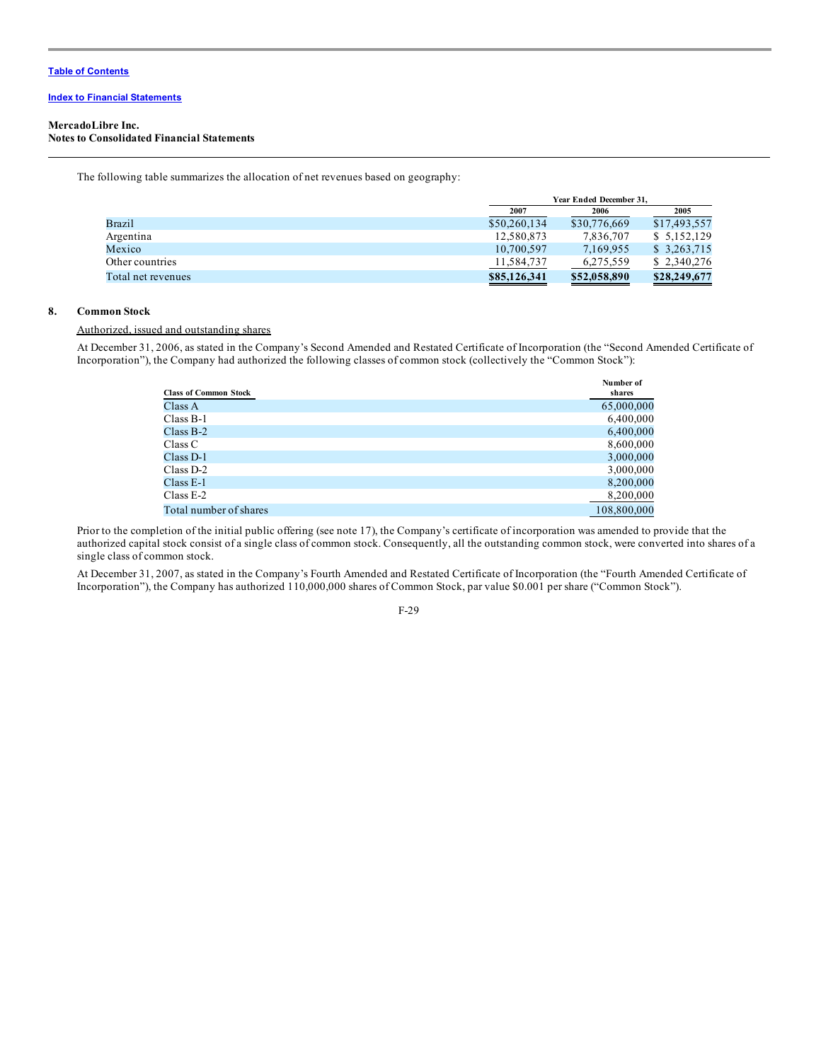**Table of Contents**

**Index to Financial Statements**

**MercadoLibre Inc.**
**Notes to Consolidated Financial Statements**

The following table summarizes the allocation of net revenues based on geography:

| | Year Ended December 31, | | |
|---|---|---|---|
| | 2007 | 2006 | 2005 |
| Brazil | $50,260,134 | $30,776,669 | $17,493,557 |
| Argentina | 12,580,873 | 7,836,707 | $ 5,152,129 |
| Mexico | 10,700,597 | 7,169,955 | $ 3,263,715 |
| Other countries | 11,584,737 | 6,275,559 | $ 2,340,276 |
| Total net revenues | **$85,126,341** | **$52,058,890** | **$28,249,677** |

## 8. Common Stock

Authorized, issued and outstanding shares

At December 31, 2006, as stated in the Company's Second Amended and Restated Certificate of Incorporation (the "Second Amended Certificate of Incorporation"), the Company had authorized the following classes of common stock (collectively the "Common Stock"):

| Class of Common Stock | Number of shares |
|---|---|
| Class A | 65,000,000 |
| Class B-1 | 6,400,000 |
| Class B-2 | 6,400,000 |
| Class C | 8,600,000 |
| Class D-1 | 3,000,000 |
| Class D-2 | 3,000,000 |
| Class E-1 | 8,200,000 |
| Class E-2 | 8,200,000 |
| Total number of shares | 108,800,000 |

Prior to the completion of the initial public offering (see note 17), the Company's certificate of incorporation was amended to provide that the authorized capital stock consist of a single class of common stock. Consequently, all the outstanding common stock, were converted into shares of a single class of common stock.

At December 31, 2007, as stated in the Company's Fourth Amended and Restated Certificate of Incorporation (the "Fourth Amended Certificate of Incorporation"), the Company has authorized 110,000,000 shares of Common Stock, par value $0.001 per share ("Common Stock").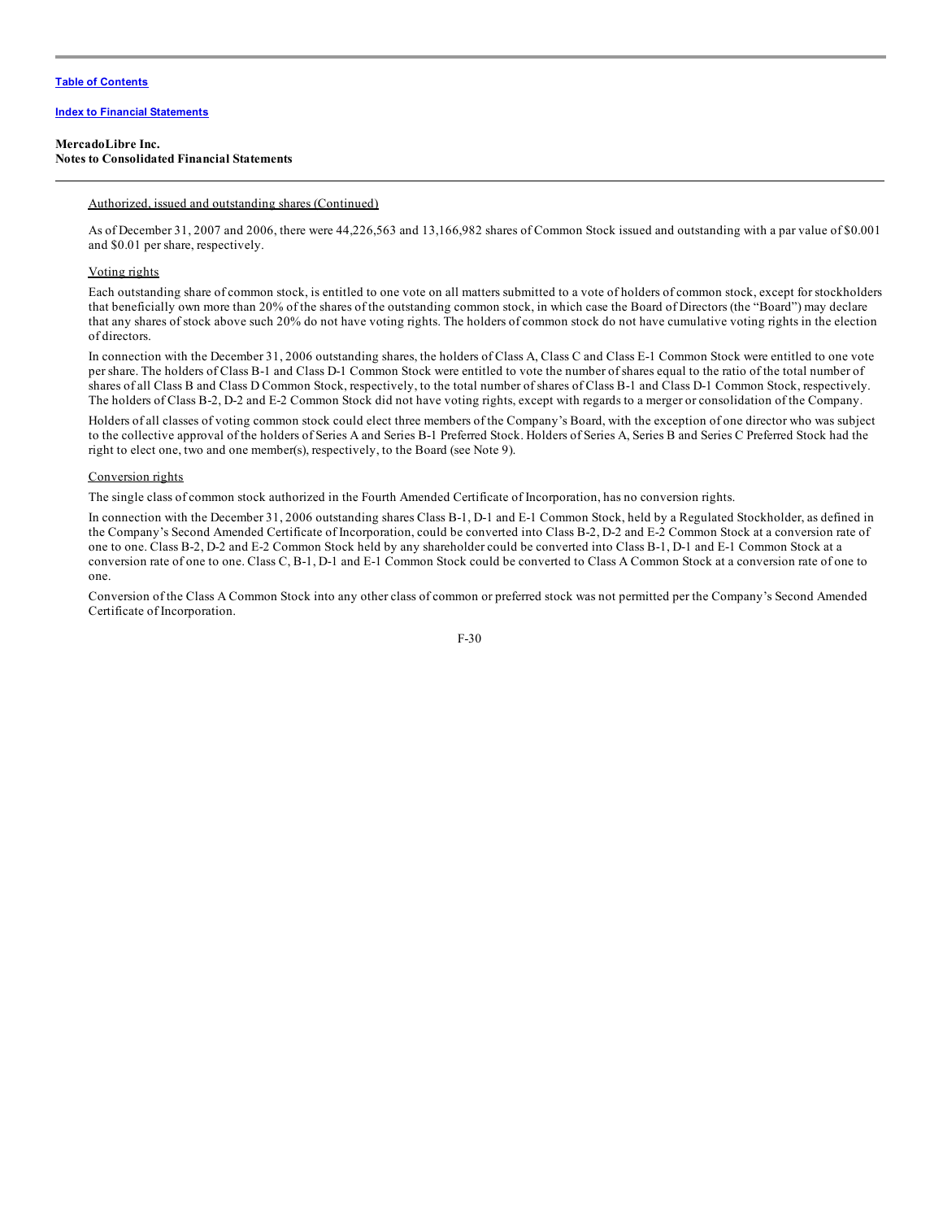**MercadoLibre Inc.**
**Notes to Consolidated Financial Statements**

Authorized, issued and outstanding shares (Continued)

As of December 31, 2007 and 2006, there were 44,226,563 and 13,166,982 shares of Common Stock issued and outstanding with a par value of $0.001 and $0.01 per share, respectively.

Voting rights

Each outstanding share of common stock, is entitled to one vote on all matters submitted to a vote of holders of common stock, except for stockholders that beneficially own more than 20% of the shares of the outstanding common stock, in which case the Board of Directors (the "Board") may declare that any shares of stock above such 20% do not have voting rights. The holders of common stock do not have cumulative voting rights in the election of directors.

In connection with the December 31, 2006 outstanding shares, the holders of Class A, Class C and Class E-1 Common Stock were entitled to one vote per share. The holders of Class B-1 and Class D-1 Common Stock were entitled to vote the number of shares equal to the ratio of the total number of shares of all Class B and Class D Common Stock, respectively, to the total number of shares of Class B-1 and Class D-1 Common Stock, respectively. The holders of Class B-2, D-2 and E-2 Common Stock did not have voting rights, except with regards to a merger or consolidation of the Company.

Holders of all classes of voting common stock could elect three members of the Company's Board, with the exception of one director who was subject to the collective approval of the holders of Series A and Series B-1 Preferred Stock. Holders of Series A, Series B and Series C Preferred Stock had the right to elect one, two and one member(s), respectively, to the Board (see Note 9).

Conversion rights

The single class of common stock authorized in the Fourth Amended Certificate of Incorporation, has no conversion rights.

In connection with the December 31, 2006 outstanding shares Class B-1, D-1 and E-1 Common Stock, held by a Regulated Stockholder, as defined in the Company's Second Amended Certificate of Incorporation, could be converted into Class B-2, D-2 and E-2 Common Stock at a conversion rate of one to one. Class B-2, D-2 and E-2 Common Stock held by any shareholder could be converted into Class B-1, D-1 and E-1 Common Stock at a conversion rate of one to one. Class C, B-1, D-1 and E-1 Common Stock could be converted to Class A Common Stock at a conversion rate of one to one.

Conversion of the Class A Common Stock into any other class of common or preferred stock was not permitted per the Company's Second Amended Certificate of Incorporation.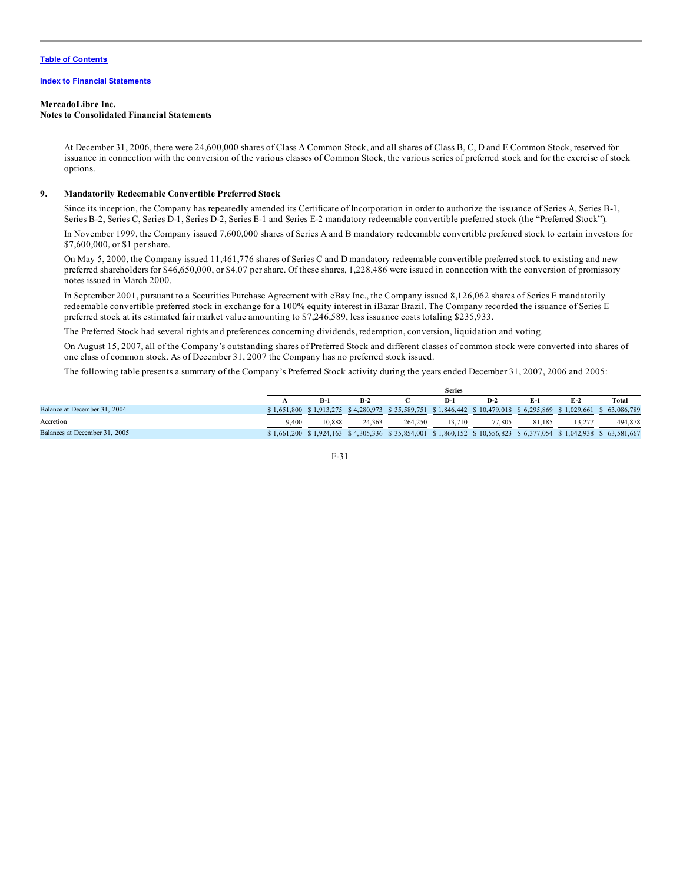**MercadoLibre Inc.**
**Notes to Consolidated Financial Statements**

At December 31, 2006, there were 24,600,000 shares of Class A Common Stock, and all shares of Class B, C, D and E Common Stock, reserved for issuance in connection with the conversion of the various classes of Common Stock, the various series of preferred stock and for the exercise of stock options.

## 9. Mandatorily Redeemable Convertible Preferred Stock

Since its inception, the Company has repeatedly amended its Certificate of Incorporation in order to authorize the issuance of Series A, Series B-1, Series B-2, Series C, Series D-1, Series D-2, Series E-1 and Series E-2 mandatory redeemable convertible preferred stock (the "Preferred Stock").

In November 1999, the Company issued 7,600,000 shares of Series A and B mandatory redeemable convertible preferred stock to certain investors for $7,600,000, or $1 per share.

On May 5, 2000, the Company issued 11,461,776 shares of Series C and D mandatory redeemable convertible preferred stock to existing and new preferred shareholders for $46,650,000, or $4.07 per share. Of these shares, 1,228,486 were issued in connection with the conversion of promissory notes issued in March 2000.

In September 2001, pursuant to a Securities Purchase Agreement with eBay Inc., the Company issued 8,126,062 shares of Series E mandatorily redeemable convertible preferred stock in exchange for a 100% equity interest in iBazar Brazil. The Company recorded the issuance of Series E preferred stock at its estimated fair market value amounting to $7,246,589, less issuance costs totaling $235,933.

The Preferred Stock had several rights and preferences concerning dividends, redemption, conversion, liquidation and voting.

On August 15, 2007, all of the Company's outstanding shares of Preferred Stock and different classes of common stock were converted into shares of one class of common stock. As of December 31, 2007 the Company has no preferred stock issued.

The following table presents a summary of the Company's Preferred Stock activity during the years ended December 31, 2007, 2006 and 2005:

| | Series | | | | | | | | |
|---|---|---|---|---|---|---|---|---|---|
| | A | B-1 | B-2 | C | D-1 | D-2 | E-1 | E-2 | Total |
| Balance at December 31, 2004 | $ 1,651,800 | $ 1,913,275 | $ 4,280,973 | $ 35,589,751 | $ 1,846,442 | $ 10,479,018 | $ 6,295,869 | $ 1,029,661 | $ 63,086,789 |
| Accretion | 9,400 | 10,888 | 24,363 | 264,250 | 13,710 | 77,805 | 81,185 | 13,277 | 494,878 |
| Balances at December 31, 2005 | $ 1,661,200 | $ 1,924,163 | $ 4,305,336 | $ 35,854,001 | $ 1,860,152 | $ 10,556,823 | $ 6,377,054 | $ 1,042,938 | $ 63,581,667 |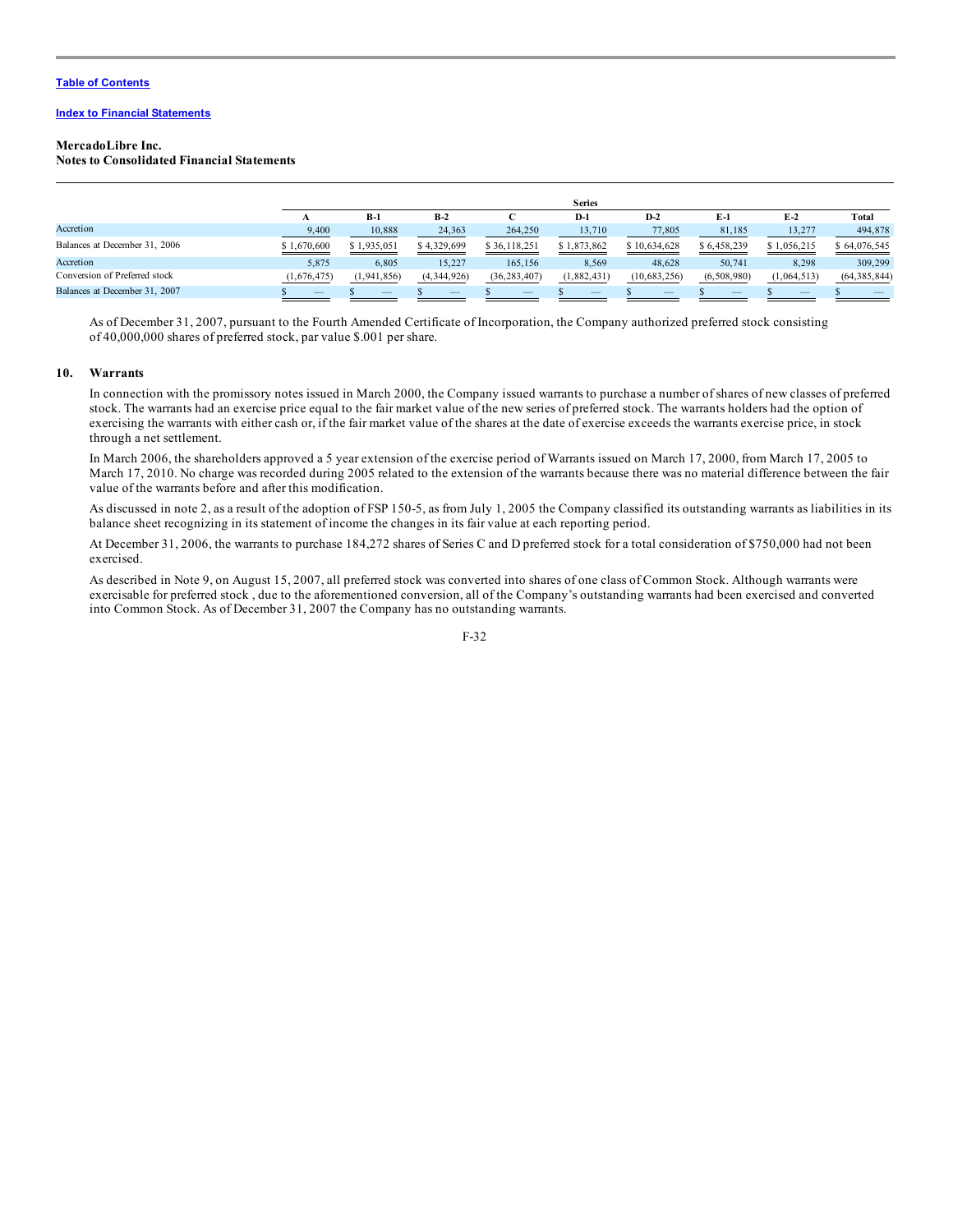**MercadoLibre Inc.**
**Notes to Consolidated Financial Statements**

| | Series | | | | | | | | |
|---|---|---|---|---|---|---|---|---|---|
| | A | B-1 | B-2 | C | D-1 | D-2 | E-1 | E-2 | Total |
| Accretion | 9,400 | 10,888 | 24,363 | 264,250 | 13,710 | 77,805 | 81,185 | 13,277 | 494,878 |
| Balances at December 31, 2006 | $ 1,670,600 | $ 1,935,051 | $ 4,329,699 | $ 36,118,251 | $ 1,873,862 | $ 10,634,628 | $ 6,458,239 | $ 1,056,215 | $ 64,076,545 |
| Accretion | 5,875 | 6,805 | 15,227 | 165,156 | 8,569 | 48,628 | 50,741 | 8,298 | 309,299 |
| Conversion of Preferred stock | (1,676,475) | (1,941,856) | (4,344,926) | (36,283,407) | (1,882,431) | (10,683,256) | (6,508,980) | (1,064,513) | (64,385,844) |
| Balances at December 31, 2007 | $ — | $ — | $ — | $ — | $ — | $ — | $ — | $ — | $ — |

As of December 31, 2007, pursuant to the Fourth Amended Certificate of Incorporation, the Company authorized preferred stock consisting of 40,000,000 shares of preferred stock, par value $.001 per share.

## 10. Warrants

In connection with the promissory notes issued in March 2000, the Company issued warrants to purchase a number of shares of new classes of preferred stock. The warrants had an exercise price equal to the fair market value of the new series of preferred stock. The warrants holders had the option of exercising the warrants with either cash or, if the fair market value of the shares at the date of exercise exceeds the warrants exercise price, in stock through a net settlement.

In March 2006, the shareholders approved a 5 year extension of the exercise period of Warrants issued on March 17, 2000, from March 17, 2005 to March 17, 2010. No charge was recorded during 2005 related to the extension of the warrants because there was no material difference between the fair value of the warrants before and after this modification.

As discussed in note 2, as a result of the adoption of FSP 150-5, as from July 1, 2005 the Company classified its outstanding warrants as liabilities in its balance sheet recognizing in its statement of income the changes in its fair value at each reporting period.

At December 31, 2006, the warrants to purchase 184,272 shares of Series C and D preferred stock for a total consideration of $750,000 had not been exercised.

As described in Note 9, on August 15, 2007, all preferred stock was converted into shares of one class of Common Stock. Although warrants were exercisable for preferred stock , due to the aforementioned conversion, all of the Company's outstanding warrants had been exercised and converted into Common Stock. As of December 31, 2007 the Company has no outstanding warrants.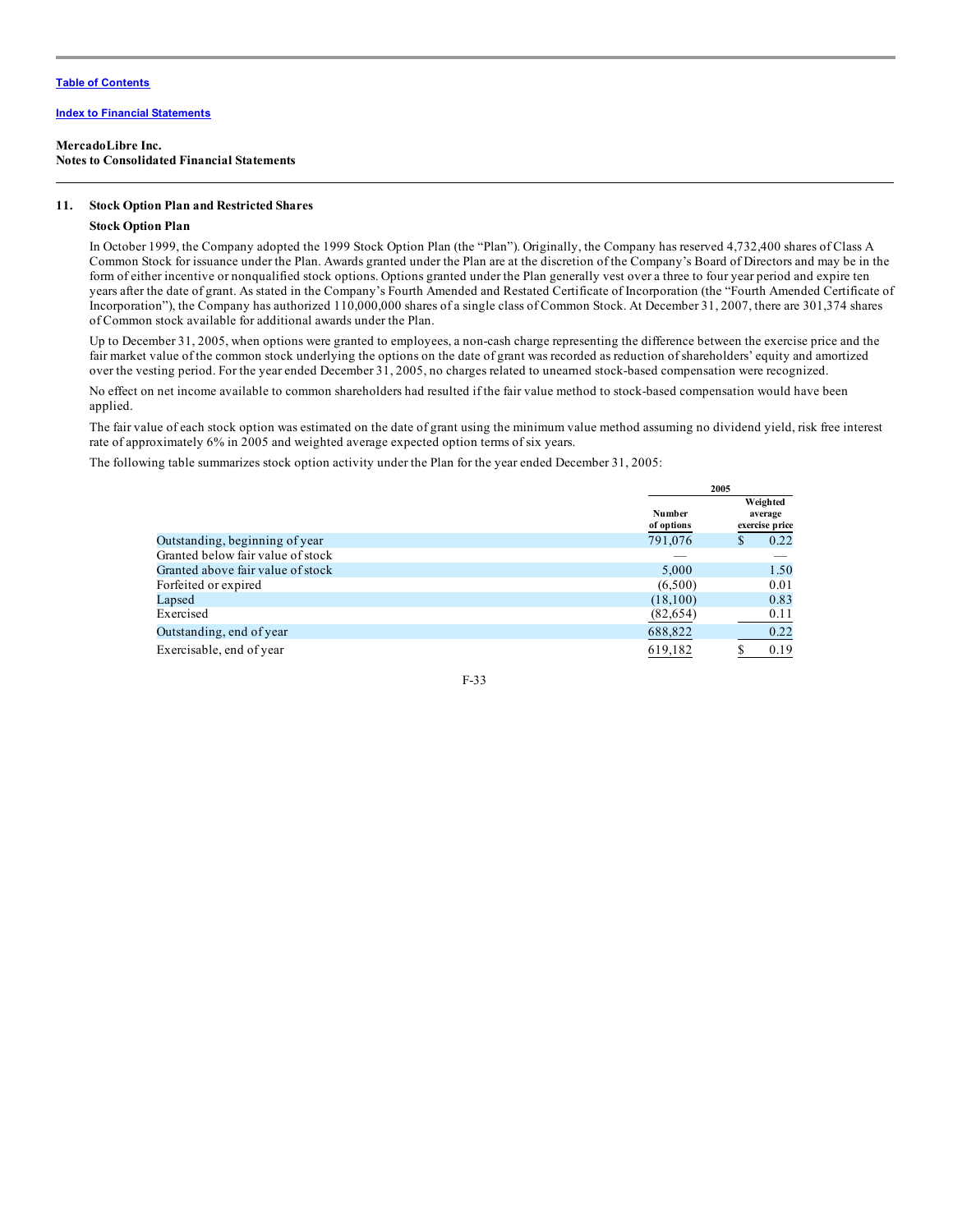MercadoLibre Inc.
Notes to Consolidated Financial Statements

## 11. Stock Option Plan and Restricted Shares

### Stock Option Plan

In October 1999, the Company adopted the 1999 Stock Option Plan (the "Plan"). Originally, the Company has reserved 4,732,400 shares of Class A Common Stock for issuance under the Plan. Awards granted under the Plan are at the discretion of the Company's Board of Directors and may be in the form of either incentive or nonqualified stock options. Options granted under the Plan generally vest over a three to four year period and expire ten years after the date of grant. As stated in the Company's Fourth Amended and Restated Certificate of Incorporation (the "Fourth Amended Certificate of Incorporation"), the Company has authorized 110,000,000 shares of a single class of Common Stock. At December 31, 2007, there are 301,374 shares of Common stock available for additional awards under the Plan.

Up to December 31, 2005, when options were granted to employees, a non-cash charge representing the difference between the exercise price and the fair market value of the common stock underlying the options on the date of grant was recorded as reduction of shareholders' equity and amortized over the vesting period. For the year ended December 31, 2005, no charges related to unearned stock-based compensation were recognized.

No effect on net income available to common shareholders had resulted if the fair value method to stock-based compensation would have been applied.

The fair value of each stock option was estimated on the date of grant using the minimum value method assuming no dividend yield, risk free interest rate of approximately 6% in 2005 and weighted average expected option terms of six years.

The following table summarizes stock option activity under the Plan for the year ended December 31, 2005:

| | 2005 | |
|---|---|---|
| | Number of options | Weighted average exercise price |
| Outstanding, beginning of year | 791,076 | $ 0.22 |
| Granted below fair value of stock | — | — |
| Granted above fair value of stock | 5,000 | 1.50 |
| Forfeited or expired | (6,500) | 0.01 |
| Lapsed | (18,100) | 0.83 |
| Exercised | (82,654) | 0.11 |
| Outstanding, end of year | 688,822 | 0.22 |
| Exercisable, end of year | 619,182 | $ 0.19 |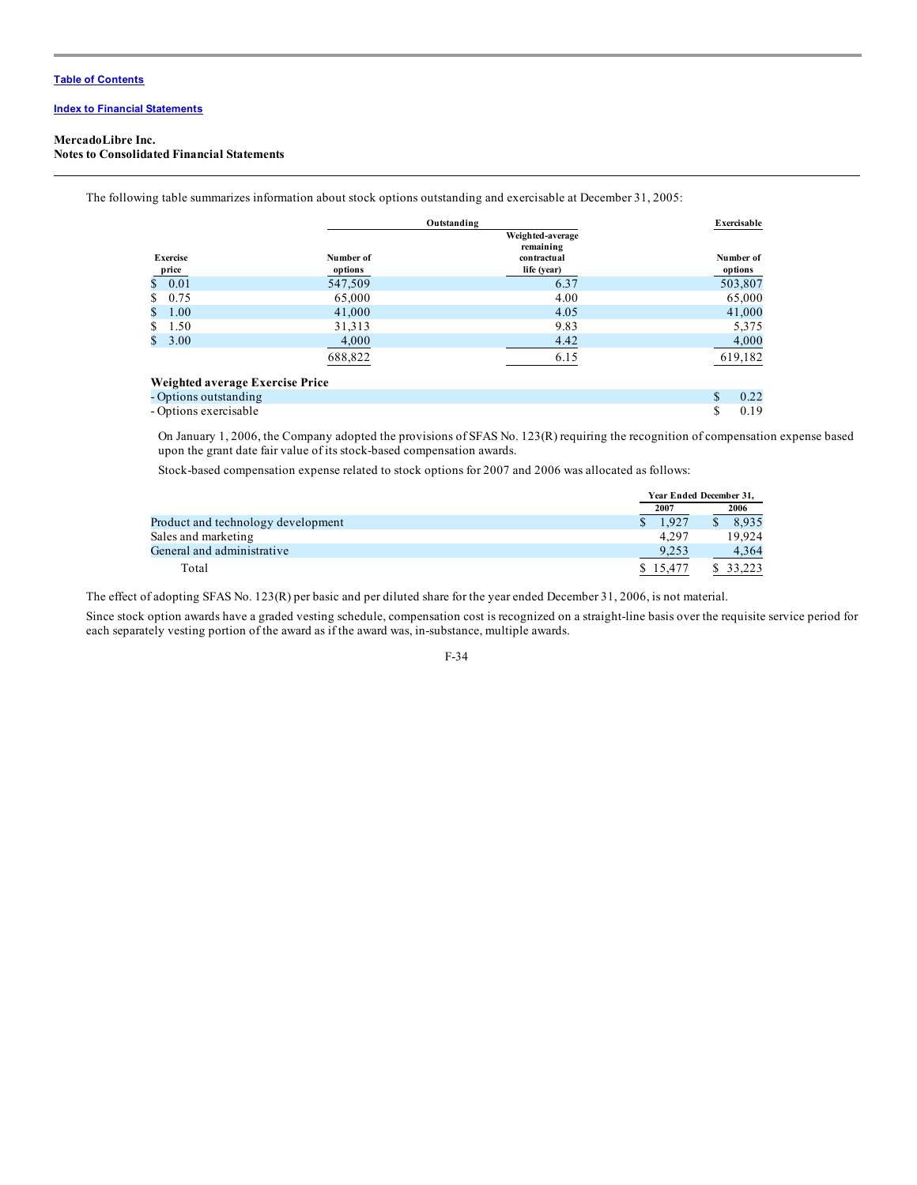**MercadoLibre Inc.**
**Notes to Consolidated Financial Statements**

The following table summarizes information about stock options outstanding and exercisable at December 31, 2005:

| | Outstanding | | Exercisable |
|---|---|---|---|
| Exercise price | Number of options | Weighted-average remaining contractual life (year) | Number of options |
| $ 0.01 | 547,509 | 6.37 | 503,807 |
| $ 0.75 | 65,000 | 4.00 | 65,000 |
| $ 1.00 | 41,000 | 4.05 | 41,000 |
| $ 1.50 | 31,313 | 9.83 | 5,375 |
| $ 3.00 | 4,000 | 4.42 | 4,000 |
| | 688,822 | 6.15 | 619,182 |

| **Weighted average Exercise Price** | |
|---|---|
| - Options outstanding | $ 0.22 |
| - Options exercisable | $ 0.19 |

On January 1, 2006, the Company adopted the provisions of SFAS No. 123(R) requiring the recognition of compensation expense based upon the grant date fair value of its stock-based compensation awards.

Stock-based compensation expense related to stock options for 2007 and 2006 was allocated as follows:

| | Year Ended December 31, | |
|---|---|---|
| | 2007 | 2006 |
| Product and technology development | $ 1,927 | $ 8,935 |
| Sales and marketing | 4,297 | 19,924 |
| General and administrative | 9,253 | 4,364 |
| Total | $ 15,477 | $ 33,223 |

The effect of adopting SFAS No. 123(R) per basic and per diluted share for the year ended December 31, 2006, is not material.

Since stock option awards have a graded vesting schedule, compensation cost is recognized on a straight-line basis over the requisite service period for each separately vesting portion of the award as if the award was, in-substance, multiple awards.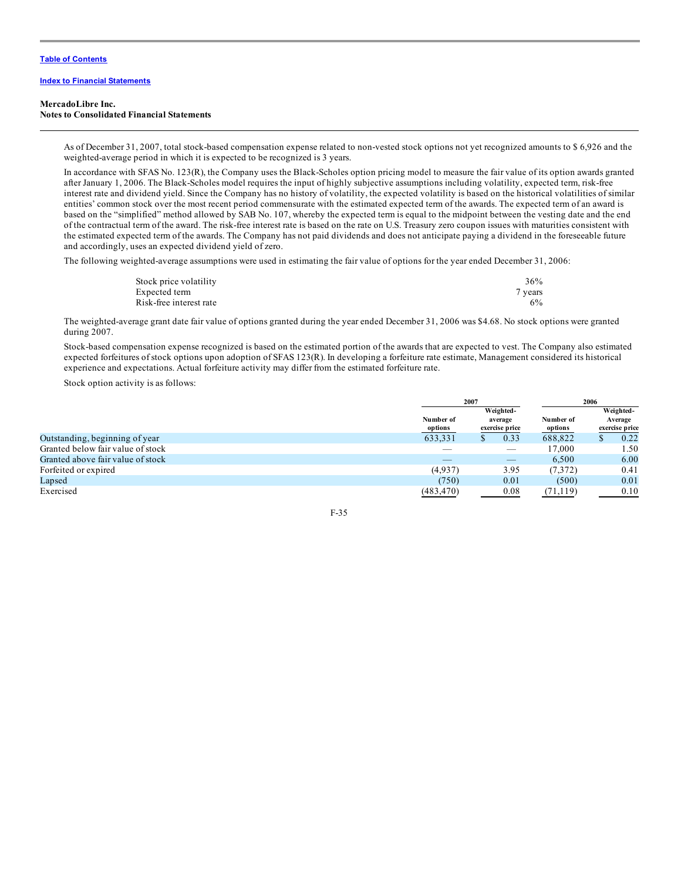**MercadoLibre Inc.**
**Notes to Consolidated Financial Statements**

As of December 31, 2007, total stock-based compensation expense related to non-vested stock options not yet recognized amounts to $ 6,926 and the weighted-average period in which it is expected to be recognized is 3 years.

In accordance with SFAS No. 123(R), the Company uses the Black-Scholes option pricing model to measure the fair value of its option awards granted after January 1, 2006. The Black-Scholes model requires the input of highly subjective assumptions including volatility, expected term, risk-free interest rate and dividend yield. Since the Company has no history of volatility, the expected volatility is based on the historical volatilities of similar entities' common stock over the most recent period commensurate with the estimated expected term of the awards. The expected term of an award is based on the "simplified" method allowed by SAB No. 107, whereby the expected term is equal to the midpoint between the vesting date and the end of the contractual term of the award. The risk-free interest rate is based on the rate on U.S. Treasury zero coupon issues with maturities consistent with the estimated expected term of the awards. The Company has not paid dividends and does not anticipate paying a dividend in the foreseeable future and accordingly, uses an expected dividend yield of zero.

The following weighted-average assumptions were used in estimating the fair value of options for the year ended December 31, 2006:

| | |
|---|---|
| Stock price volatility | 36% |
| Expected term | 7 years |
| Risk-free interest rate | 6% |

The weighted-average grant date fair value of options granted during the year ended December 31, 2006 was $4.68. No stock options were granted during 2007.

Stock-based compensation expense recognized is based on the estimated portion of the awards that are expected to vest. The Company also estimated expected forfeitures of stock options upon adoption of SFAS 123(R). In developing a forfeiture rate estimate, Management considered its historical experience and expectations. Actual forfeiture activity may differ from the estimated forfeiture rate.

Stock option activity is as follows:

| | 2007 | | 2006 | |
|---|---|---|---|---|
| | Number of options | Weighted-average exercise price | Number of options | Weighted-Average exercise price |
| Outstanding, beginning of year | 633,331 | $ 0.33 | 688,822 | $ 0.22 |
| Granted below fair value of stock | — | — | 17,000 | 1.50 |
| Granted above fair value of stock | — | — | 6,500 | 6.00 |
| Forfeited or expired | (4,937) | 3.95 | (7,372) | 0.41 |
| Lapsed | (750) | 0.01 | (500) | 0.01 |
| Exercised | (483,470) | 0.08 | (71,119) | 0.10 |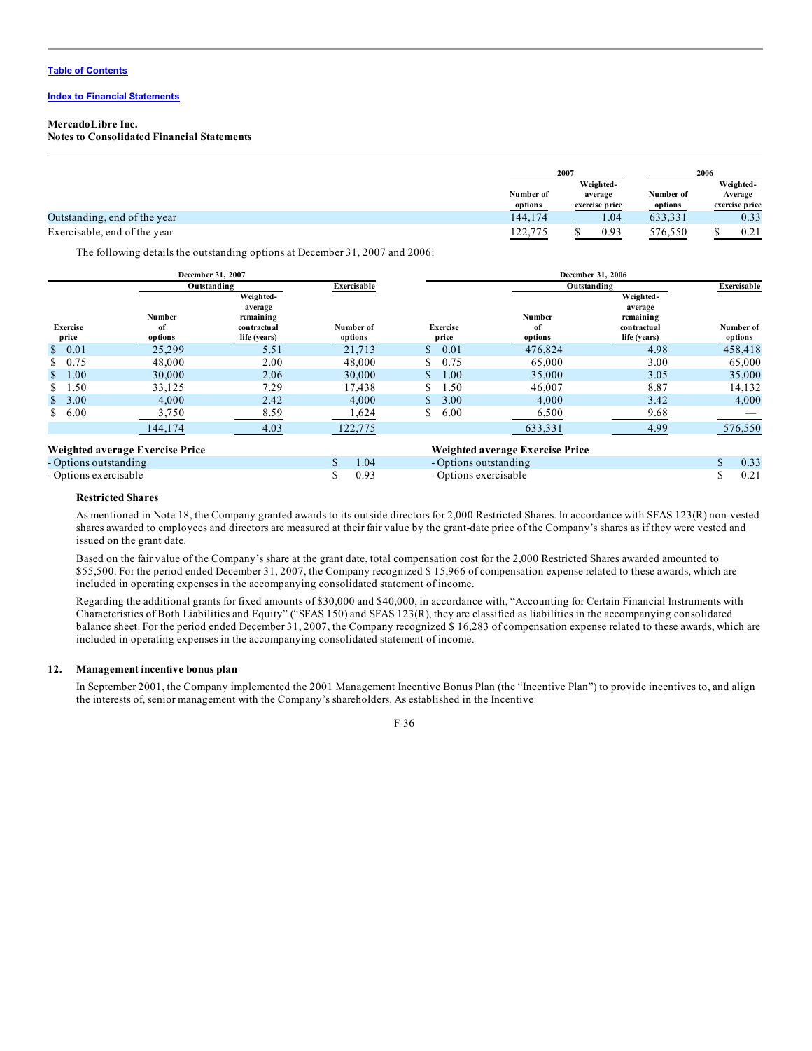**MercadoLibre Inc.**
**Notes to Consolidated Financial Statements**

| | 2007 | | 2006 | |
|---|---|---|---|---|
| | Number of options | Weighted-average exercise price | Number of options | Weighted-Average exercise price |
| Outstanding, end of the year | 144,174 | 1.04 | 633,331 | 0.33 |
| Exercisable, end of the year | 122,775 | $ 0.93 | 576,550 | $ 0.21 |

The following details the outstanding options at December 31, 2007 and 2006:

| December 31, 2007 | | | | December 31, 2006 | | | |
|---|---|---|---|---|---|---|---|
| | Outstanding | | Exercisable | | Outstanding | | Exercisable |
| Exercise price | Number of options | Weighted-average remaining contractual life (years) | Number of options | Exercise price | Number of options | Weighted-average remaining contractual life (years) | Number of options |
| $ 0.01 | 25,299 | 5.51 | 21,713 | $ 0.01 | 476,824 | 4.98 | 458,418 |
| $ 0.75 | 48,000 | 2.00 | 48,000 | $ 0.75 | 65,000 | 3.00 | 65,000 |
| $ 1.00 | 30,000 | 2.06 | 30,000 | $ 1.00 | 35,000 | 3.05 | 35,000 |
| $ 1.50 | 33,125 | 7.29 | 17,438 | $ 1.50 | 46,007 | 8.87 | 14,132 |
| $ 3.00 | 4,000 | 2.42 | 4,000 | $ 3.00 | 4,000 | 3.42 | 4,000 |
| $ 6.00 | 3,750 | 8.59 | 1,624 | $ 6.00 | 6,500 | 9.68 | — |
| | 144,174 | 4.03 | 122,775 | | 633,331 | 4.99 | 576,550 |

| Weighted average Exercise Price | | Weighted average Exercise Price | |
|---|---|---|---|
| - Options outstanding | $ 1.04 | - Options outstanding | $ 0.33 |
| - Options exercisable | $ 0.93 | - Options exercisable | $ 0.21 |

**Restricted Shares**

As mentioned in Note 18, the Company granted awards to its outside directors for 2,000 Restricted Shares. In accordance with SFAS 123(R) non-vested shares awarded to employees and directors are measured at their fair value by the grant-date price of the Company's shares as if they were vested and issued on the grant date.

Based on the fair value of the Company's share at the grant date, total compensation cost for the 2,000 Restricted Shares awarded amounted to $55,500. For the period ended December 31, 2007, the Company recognized $ 15,966 of compensation expense related to these awards, which are included in operating expenses in the accompanying consolidated statement of income.

Regarding the additional grants for fixed amounts of $30,000 and $40,000, in accordance with, "Accounting for Certain Financial Instruments with Characteristics of Both Liabilities and Equity" ("SFAS 150) and SFAS 123(R), they are classified as liabilities in the accompanying consolidated balance sheet. For the period ended December 31, 2007, the Company recognized $ 16,283 of compensation expense related to these awards, which are included in operating expenses in the accompanying consolidated statement of income.

## 12. Management incentive bonus plan

In September 2001, the Company implemented the 2001 Management Incentive Bonus Plan (the "Incentive Plan") to provide incentives to, and align the interests of, senior management with the Company's shareholders. As established in the Incentive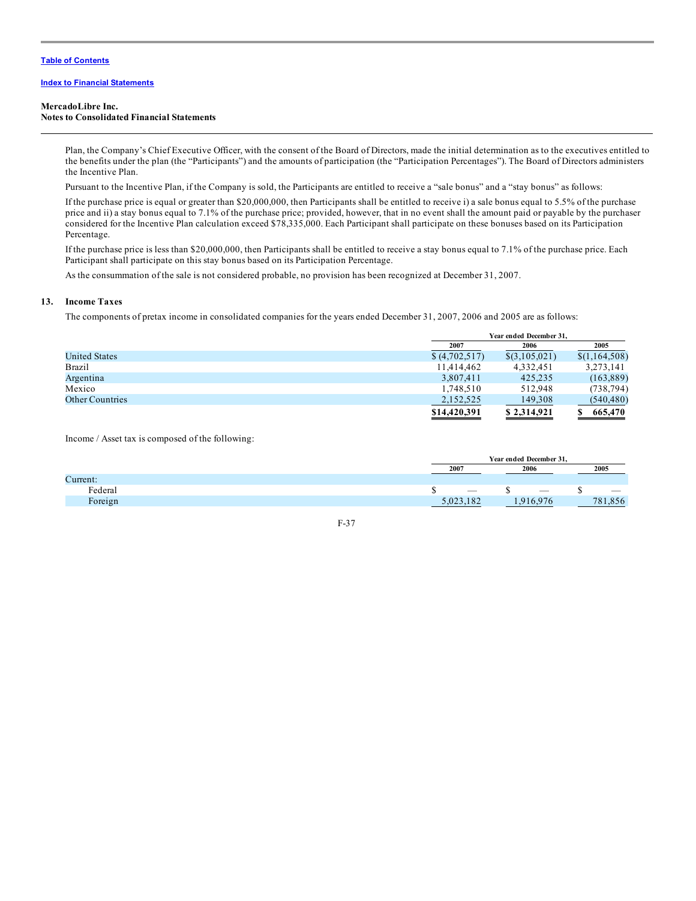Table of Contents

Index to Financial Statements

**MercadoLibre Inc.**
**Notes to Consolidated Financial Statements**

Plan, the Company's Chief Executive Officer, with the consent of the Board of Directors, made the initial determination as to the executives entitled to the benefits under the plan (the "Participants") and the amounts of participation (the "Participation Percentages"). The Board of Directors administers the Incentive Plan.

Pursuant to the Incentive Plan, if the Company is sold, the Participants are entitled to receive a "sale bonus" and a "stay bonus" as follows:

If the purchase price is equal or greater than $20,000,000, then Participants shall be entitled to receive i) a sale bonus equal to 5.5% of the purchase price and ii) a stay bonus equal to 7.1% of the purchase price; provided, however, that in no event shall the amount paid or payable by the purchaser considered for the Incentive Plan calculation exceed $78,335,000. Each Participant shall participate on these bonuses based on its Participation Percentage.

If the purchase price is less than $20,000,000, then Participants shall be entitled to receive a stay bonus equal to 7.1% of the purchase price. Each Participant shall participate on this stay bonus based on its Participation Percentage.

As the consummation of the sale is not considered probable, no provision has been recognized at December 31, 2007.

## 13. Income Taxes

The components of pretax income in consolidated companies for the years ended December 31, 2007, 2006 and 2005 are as follows:

| | Year ended December 31, | | |
|---|---|---|---|
| | 2007 | 2006 | 2005 |
| United States | $ (4,702,517) | $(3,105,021) | $(1,164,508) |
| Brazil | 11,414,462 | 4,332,451 | 3,273,141 |
| Argentina | 3,807,411 | 425,235 | (163,889) |
| Mexico | 1,748,510 | 512,948 | (738,794) |
| Other Countries | 2,152,525 | 149,308 | (540,480) |
| | **$14,420,391** | **$ 2,314,921** | **$ 665,470** |

Income / Asset tax is composed of the following:

| | Year ended December 31, | | |
|---|---|---|---|
| | 2007 | 2006 | 2005 |
| Current: | | | |
| Federal | $ — | $ — | $ — |
| Foreign | 5,023,182 | 1,916,976 | 781,856 |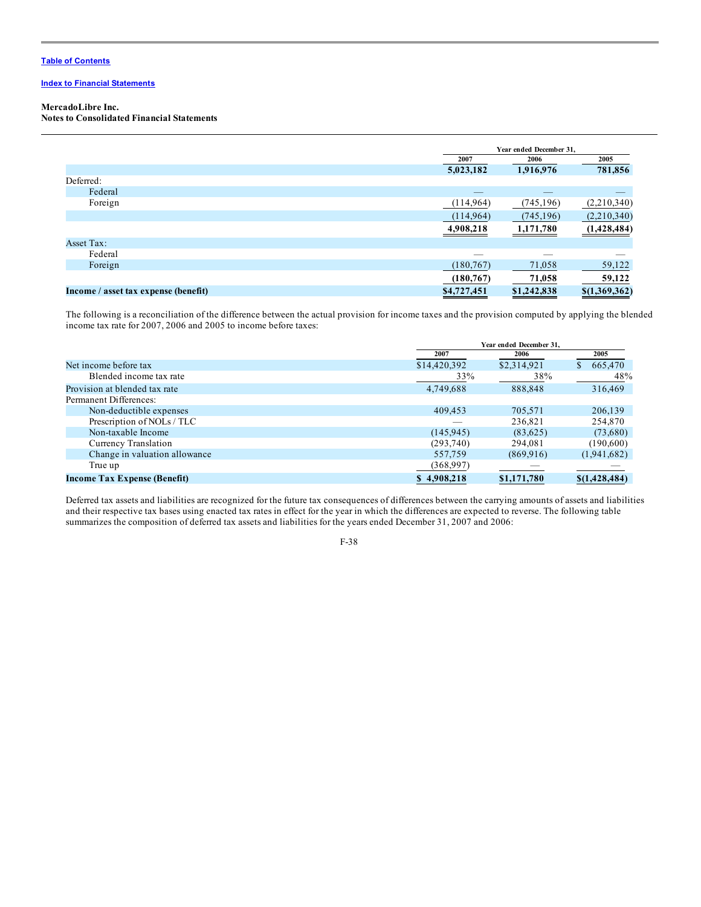**MercadoLibre Inc.**
**Notes to Consolidated Financial Statements**

| | Year ended December 31, | | |
|---|---|---|---|
| | 2007 | 2006 | 2005 |
| | **5,023,182** | **1,916,976** | **781,856** |
| Deferred: | | | |
| Federal | — | — | — |
| Foreign | (114,964) | (745,196) | (2,210,340) |
| | (114,964) | (745,196) | (2,210,340) |
| | **4,908,218** | **1,171,780** | **(1,428,484)** |
| Asset Tax: | | | |
| Federal | — | — | — |
| Foreign | (180,767) | 71,058 | 59,122 |
| | **(180,767)** | **71,058** | **59,122** |
| **Income / asset tax expense (benefit)** | **$4,727,451** | **$1,242,838** | **$(1,369,362)** |

The following is a reconciliation of the difference between the actual provision for income taxes and the provision computed by applying the blended income tax rate for 2007, 2006 and 2005 to income before taxes:

| | Year ended December 31, | | |
|---|---|---|---|
| | 2007 | 2006 | 2005 |
| Net income before tax | $14,420,392 | $2,314,921 | $ 665,470 |
| Blended income tax rate | 33% | 38% | 48% |
| Provision at blended tax rate | 4,749,688 | 888,848 | 316,469 |
| Permanent Differences: | | | |
| Non-deductible expenses | 409,453 | 705,571 | 206,139 |
| Prescription of NOLs / TLC | — | 236,821 | 254,870 |
| Non-taxable Income | (145,945) | (83,625) | (73,680) |
| Currency Translation | (293,740) | 294,081 | (190,600) |
| Change in valuation allowance | 557,759 | (869,916) | (1,941,682) |
| True up | (368,997) | — | — |
| **Income Tax Expense (Benefit)** | **$ 4,908,218** | **$1,171,780** | **$(1,428,484)** |

Deferred tax assets and liabilities are recognized for the future tax consequences of differences between the carrying amounts of assets and liabilities and their respective tax bases using enacted tax rates in effect for the year in which the differences are expected to reverse. The following table summarizes the composition of deferred tax assets and liabilities for the years ended December 31, 2007 and 2006: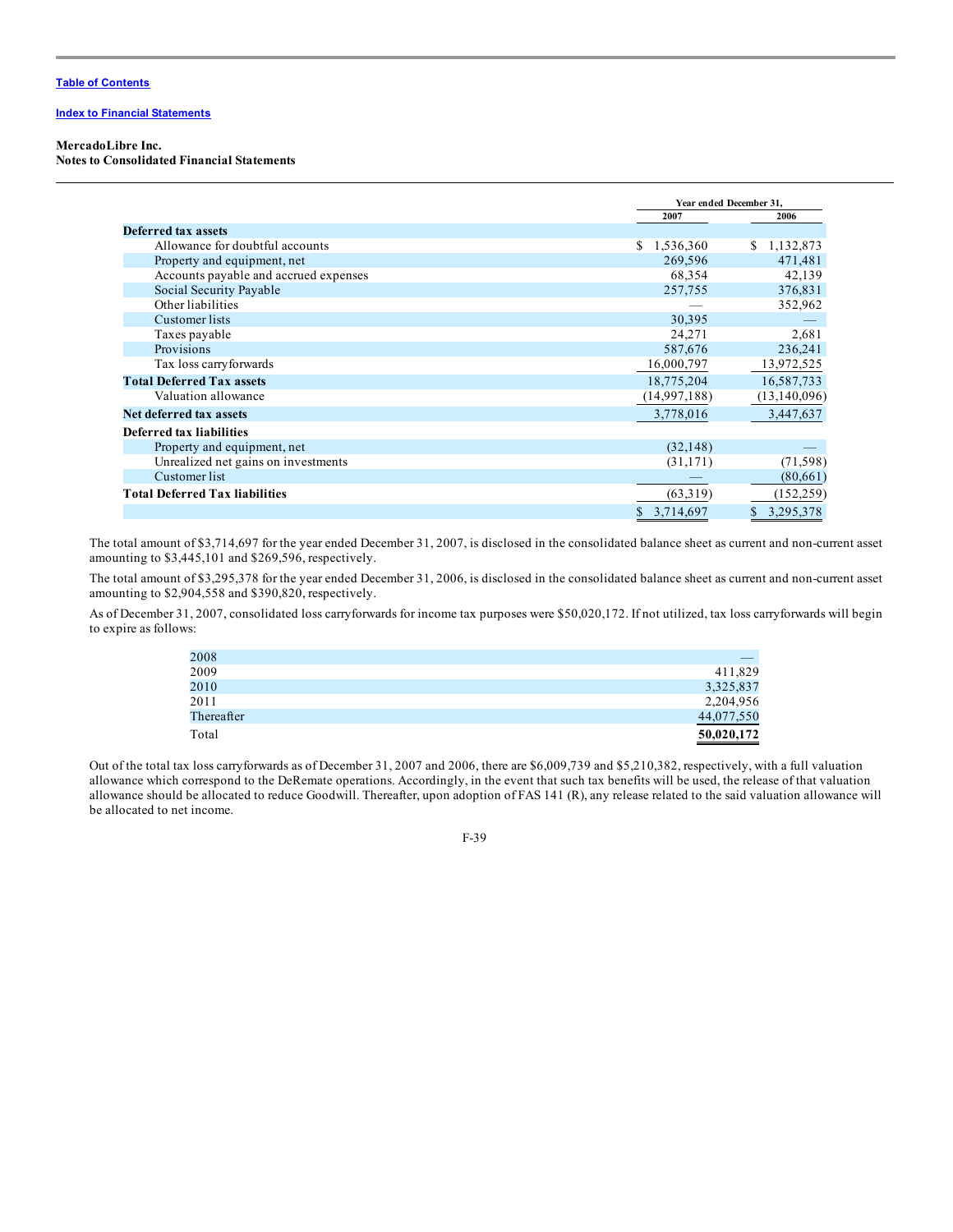**MercadoLibre Inc.**
**Notes to Consolidated Financial Statements**

| | Year ended December 31, | |
|---|---|---|
| | 2007 | 2006 |
| **Deferred tax assets** | | |
| Allowance for doubtful accounts | $ 1,536,360 | $ 1,132,873 |
| Property and equipment, net | 269,596 | 471,481 |
| Accounts payable and accrued expenses | 68,354 | 42,139 |
| Social Security Payable | 257,755 | 376,831 |
| Other liabilities | — | 352,962 |
| Customer lists | 30,395 | — |
| Taxes payable | 24,271 | 2,681 |
| Provisions | 587,676 | 236,241 |
| Tax loss carryforwards | 16,000,797 | 13,972,525 |
| **Total Deferred Tax assets** | 18,775,204 | 16,587,733 |
| Valuation allowance | (14,997,188) | (13,140,096) |
| **Net deferred tax assets** | 3,778,016 | 3,447,637 |
| **Deferred tax liabilities** | | |
| Property and equipment, net | (32,148) | — |
| Unrealized net gains on investments | (31,171) | (71,598) |
| Customer list | — | (80,661) |
| **Total Deferred Tax liabilities** | (63,319) | (152,259) |
| | $ 3,714,697 | $ 3,295,378 |

The total amount of $3,714,697 for the year ended December 31, 2007, is disclosed in the consolidated balance sheet as current and non-current asset amounting to $3,445,101 and $269,596, respectively.

The total amount of $3,295,378 for the year ended December 31, 2006, is disclosed in the consolidated balance sheet as current and non-current asset amounting to $2,904,558 and $390,820, respectively.

As of December 31, 2007, consolidated loss carryforwards for income tax purposes were $50,020,172. If not utilized, tax loss carryforwards will begin to expire as follows:

| | |
|---|---|
| 2008 | — |
| 2009 | 411,829 |
| 2010 | 3,325,837 |
| 2011 | 2,204,956 |
| Thereafter | 44,077,550 |
| Total | **50,020,172** |

Out of the total tax loss carryforwards as of December 31, 2007 and 2006, there are $6,009,739 and $5,210,382, respectively, with a full valuation allowance which correspond to the DeRemate operations. Accordingly, in the event that such tax benefits will be used, the release of that valuation allowance should be allocated to reduce Goodwill. Thereafter, upon adoption of FAS 141 (R), any release related to the said valuation allowance will be allocated to net income.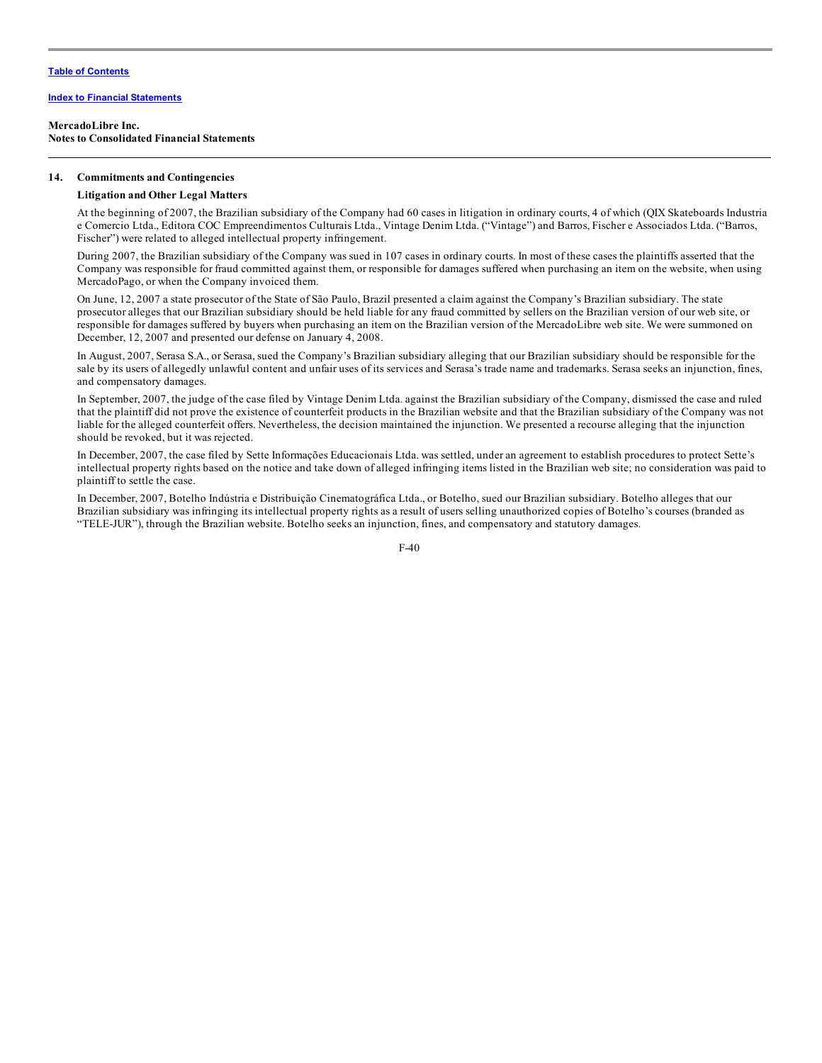**MercadoLibre Inc.**
**Notes to Consolidated Financial Statements**

## 14. Commitments and Contingencies

### Litigation and Other Legal Matters

At the beginning of 2007, the Brazilian subsidiary of the Company had 60 cases in litigation in ordinary courts, 4 of which (QIX Skateboards Industria e Comercio Ltda., Editora COC Empreendimentos Culturais Ltda., Vintage Denim Ltda. ("Vintage") and Barros, Fischer e Associados Ltda. ("Barros, Fischer") were related to alleged intellectual property infringement.

During 2007, the Brazilian subsidiary of the Company was sued in 107 cases in ordinary courts. In most of these cases the plaintiffs asserted that the Company was responsible for fraud committed against them, or responsible for damages suffered when purchasing an item on the website, when using MercadoPago, or when the Company invoiced them.

On June, 12, 2007 a state prosecutor of the State of São Paulo, Brazil presented a claim against the Company's Brazilian subsidiary. The state prosecutor alleges that our Brazilian subsidiary should be held liable for any fraud committed by sellers on the Brazilian version of our web site, or responsible for damages suffered by buyers when purchasing an item on the Brazilian version of the MercadoLibre web site. We were summoned on December, 12, 2007 and presented our defense on January 4, 2008.

In August, 2007, Serasa S.A., or Serasa, sued the Company's Brazilian subsidiary alleging that our Brazilian subsidiary should be responsible for the sale by its users of allegedly unlawful content and unfair uses of its services and Serasa's trade name and trademarks. Serasa seeks an injunction, fines, and compensatory damages.

In September, 2007, the judge of the case filed by Vintage Denim Ltda. against the Brazilian subsidiary of the Company, dismissed the case and ruled that the plaintiff did not prove the existence of counterfeit products in the Brazilian website and that the Brazilian subsidiary of the Company was not liable for the alleged counterfeit offers. Nevertheless, the decision maintained the injunction. We presented a recourse alleging that the injunction should be revoked, but it was rejected.

In December, 2007, the case filed by Sette Informações Educacionais Ltda. was settled, under an agreement to establish procedures to protect Sette's intellectual property rights based on the notice and take down of alleged infringing items listed in the Brazilian web site; no consideration was paid to plaintiff to settle the case.

In December, 2007, Botelho Indústria e Distribuição Cinematográfica Ltda., or Botelho, sued our Brazilian subsidiary. Botelho alleges that our Brazilian subsidiary was infringing its intellectual property rights as a result of users selling unauthorized copies of Botelho's courses (branded as "TELE-JUR"), through the Brazilian website. Botelho seeks an injunction, fines, and compensatory and statutory damages.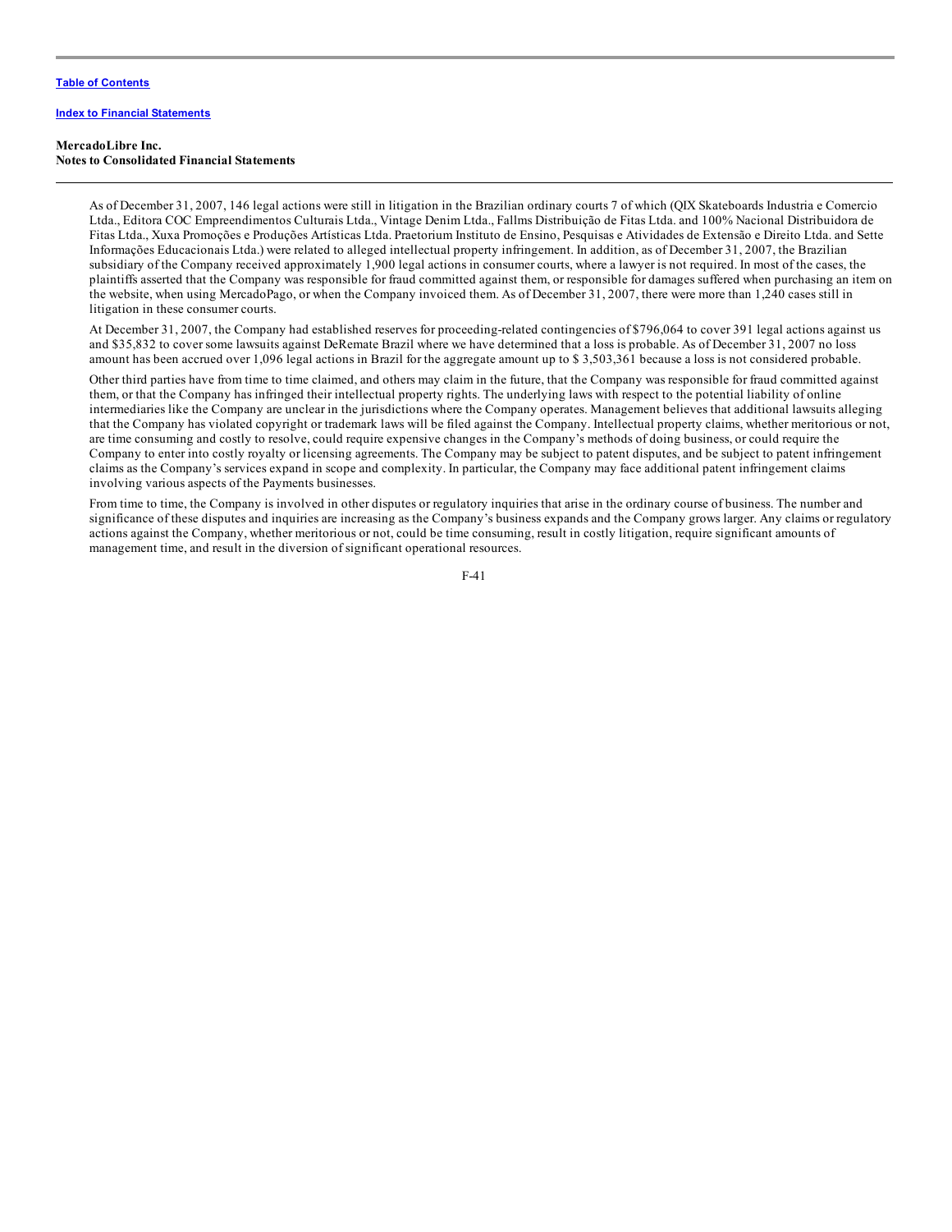[Table of Contents](#)

[Index to Financial Statements](#)

**MercadoLibre Inc.**
**Notes to Consolidated Financial Statements**

As of December 31, 2007, 146 legal actions were still in litigation in the Brazilian ordinary courts 7 of which (QIX Skateboards Industria e Comercio Ltda., Editora COC Empreendimentos Culturais Ltda., Vintage Denim Ltda., Fallms Distribuição de Fitas Ltda. and 100% Nacional Distribuidora de Fitas Ltda., Xuxa Promoções e Produções Artísticas Ltda. Praetorium Instituto de Ensino, Pesquisas e Atividades de Extensão e Direito Ltda. and Sette Informações Educacionais Ltda.) were related to alleged intellectual property infringement. In addition, as of December 31, 2007, the Brazilian subsidiary of the Company received approximately 1,900 legal actions in consumer courts, where a lawyer is not required. In most of the cases, the plaintiffs asserted that the Company was responsible for fraud committed against them, or responsible for damages suffered when purchasing an item on the website, when using MercadoPago, or when the Company invoiced them. As of December 31, 2007, there were more than 1,240 cases still in litigation in these consumer courts.

At December 31, 2007, the Company had established reserves for proceeding-related contingencies of $796,064 to cover 391 legal actions against us and $35,832 to cover some lawsuits against DeRemate Brazil where we have determined that a loss is probable. As of December 31, 2007 no loss amount has been accrued over 1,096 legal actions in Brazil for the aggregate amount up to $ 3,503,361 because a loss is not considered probable.

Other third parties have from time to time claimed, and others may claim in the future, that the Company was responsible for fraud committed against them, or that the Company has infringed their intellectual property rights. The underlying laws with respect to the potential liability of online intermediaries like the Company are unclear in the jurisdictions where the Company operates. Management believes that additional lawsuits alleging that the Company has violated copyright or trademark laws will be filed against the Company. Intellectual property claims, whether meritorious or not, are time consuming and costly to resolve, could require expensive changes in the Company's methods of doing business, or could require the Company to enter into costly royalty or licensing agreements. The Company may be subject to patent disputes, and be subject to patent infringement claims as the Company's services expand in scope and complexity. In particular, the Company may face additional patent infringement claims involving various aspects of the Payments businesses.

From time to time, the Company is involved in other disputes or regulatory inquiries that arise in the ordinary course of business. The number and significance of these disputes and inquiries are increasing as the Company's business expands and the Company grows larger. Any claims or regulatory actions against the Company, whether meritorious or not, could be time consuming, result in costly litigation, require significant amounts of management time, and result in the diversion of significant operational resources.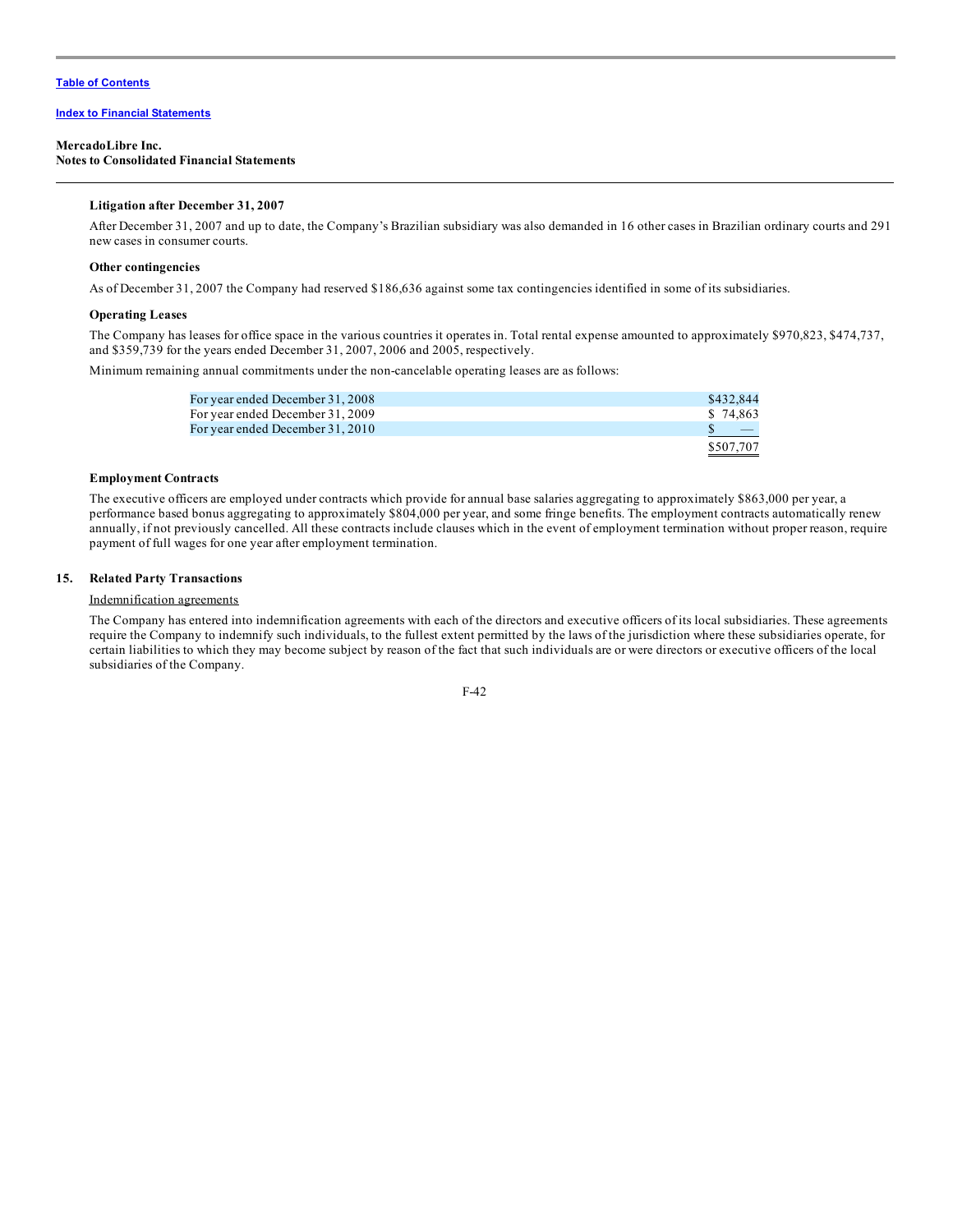**MercadoLibre Inc.**
**Notes to Consolidated Financial Statements**

**Litigation after December 31, 2007**

After December 31, 2007 and up to date, the Company's Brazilian subsidiary was also demanded in 16 other cases in Brazilian ordinary courts and 291 new cases in consumer courts.

**Other contingencies**

As of December 31, 2007 the Company had reserved $186,636 against some tax contingencies identified in some of its subsidiaries.

**Operating Leases**

The Company has leases for office space in the various countries it operates in. Total rental expense amounted to approximately $970,823, $474,737, and $359,739 for the years ended December 31, 2007, 2006 and 2005, respectively.

Minimum remaining annual commitments under the non-cancelable operating leases are as follows:

| | |
|---|---|
| For year ended December 31, 2008 | $432,844 |
| For year ended December 31, 2009 | $ 74,863 |
| For year ended December 31, 2010 | $ — |
| | $507,707 |

**Employment Contracts**

The executive officers are employed under contracts which provide for annual base salaries aggregating to approximately $863,000 per year, a performance based bonus aggregating to approximately $804,000 per year, and some fringe benefits. The employment contracts automatically renew annually, if not previously cancelled. All these contracts include clauses which in the event of employment termination without proper reason, require payment of full wages for one year after employment termination.

## 15. Related Party Transactions

Indemnification agreements

The Company has entered into indemnification agreements with each of the directors and executive officers of its local subsidiaries. These agreements require the Company to indemnify such individuals, to the fullest extent permitted by the laws of the jurisdiction where these subsidiaries operate, for certain liabilities to which they may become subject by reason of the fact that such individuals are or were directors or executive officers of the local subsidiaries of the Company.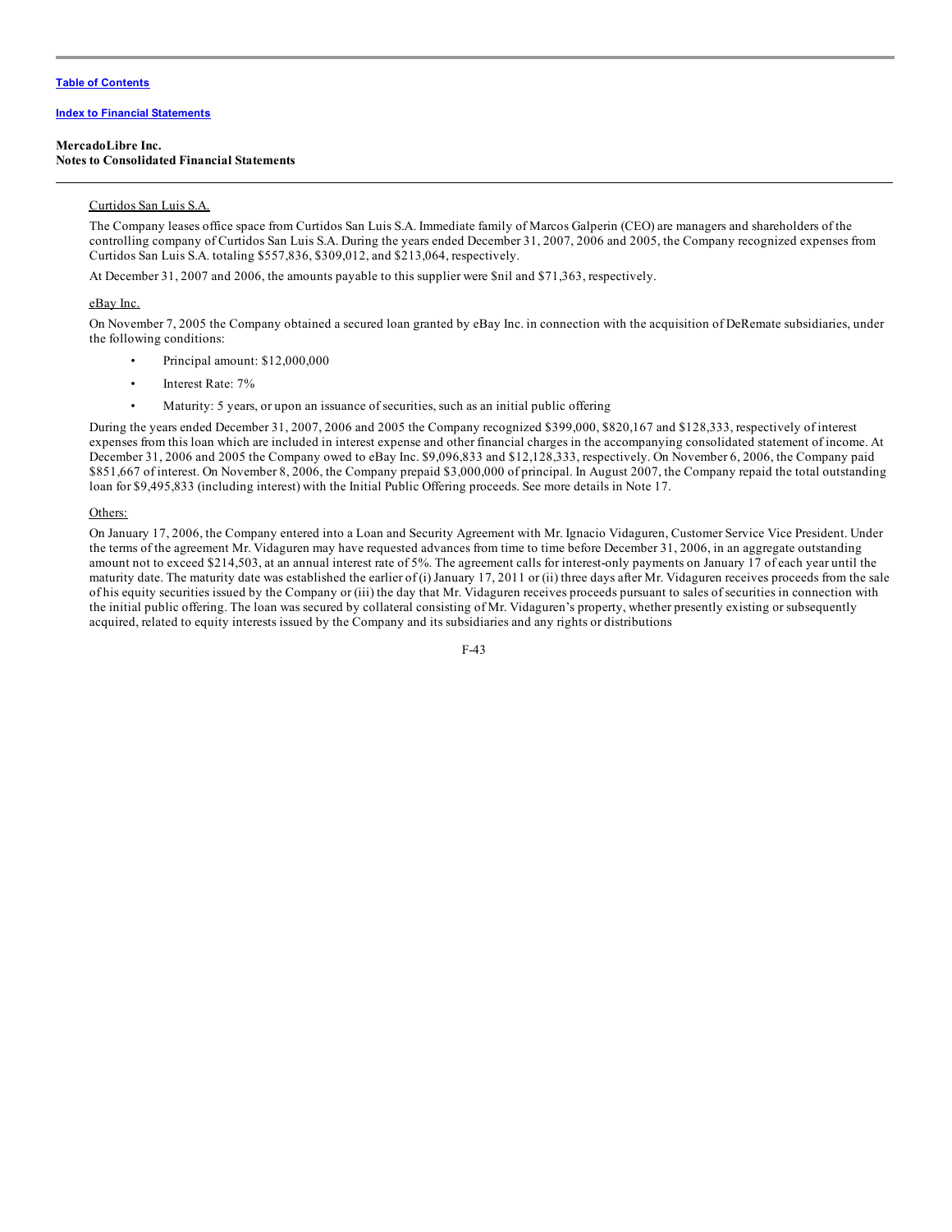**MercadoLibre Inc.**
**Notes to Consolidated Financial Statements**

Curtidos San Luis S.A.

The Company leases office space from Curtidos San Luis S.A. Immediate family of Marcos Galperin (CEO) are managers and shareholders of the controlling company of Curtidos San Luis S.A. During the years ended December 31, 2007, 2006 and 2005, the Company recognized expenses from Curtidos San Luis S.A. totaling $557,836, $309,012, and $213,064, respectively.

At December 31, 2007 and 2006, the amounts payable to this supplier were $nil and $71,363, respectively.

eBay Inc.

On November 7, 2005 the Company obtained a secured loan granted by eBay Inc. in connection with the acquisition of DeRemate subsidiaries, under the following conditions:

- Principal amount: $12,000,000
- Interest Rate: 7%
- Maturity: 5 years, or upon an issuance of securities, such as an initial public offering

During the years ended December 31, 2007, 2006 and 2005 the Company recognized $399,000, $820,167 and $128,333, respectively of interest expenses from this loan which are included in interest expense and other financial charges in the accompanying consolidated statement of income. At December 31, 2006 and 2005 the Company owed to eBay Inc. $9,096,833 and $12,128,333, respectively. On November 6, 2006, the Company paid $851,667 of interest. On November 8, 2006, the Company prepaid $3,000,000 of principal. In August 2007, the Company repaid the total outstanding loan for $9,495,833 (including interest) with the Initial Public Offering proceeds. See more details in Note 17.

Others:

On January 17, 2006, the Company entered into a Loan and Security Agreement with Mr. Ignacio Vidaguren, Customer Service Vice President. Under the terms of the agreement Mr. Vidaguren may have requested advances from time to time before December 31, 2006, in an aggregate outstanding amount not to exceed $214,503, at an annual interest rate of 5%. The agreement calls for interest-only payments on January 17 of each year until the maturity date. The maturity date was established the earlier of (i) January 17, 2011 or (ii) three days after Mr. Vidaguren receives proceeds from the sale of his equity securities issued by the Company or (iii) the day that Mr. Vidaguren receives proceeds pursuant to sales of securities in connection with the initial public offering. The loan was secured by collateral consisting of Mr. Vidaguren's property, whether presently existing or subsequently acquired, related to equity interests issued by the Company and its subsidiaries and any rights or distributions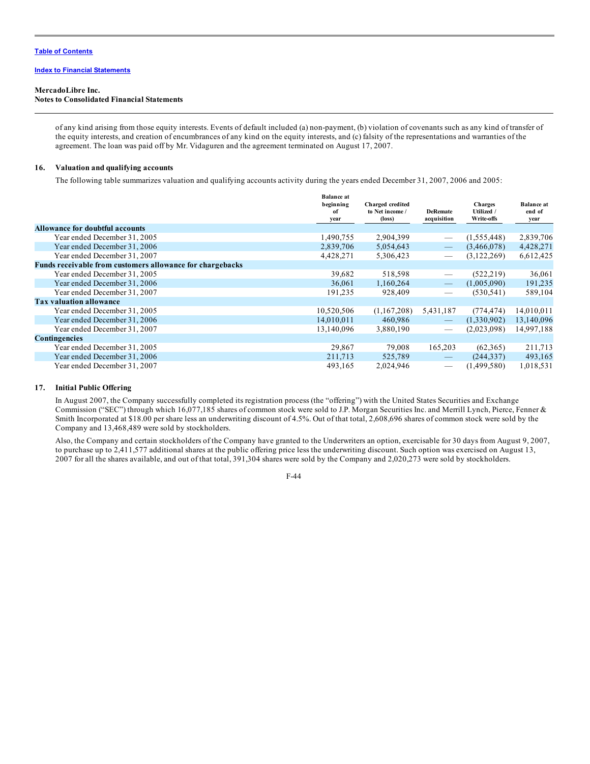MercadoLibre Inc.
Notes to Consolidated Financial Statements

of any kind arising from those equity interests. Events of default included (a) non-payment, (b) violation of covenants such as any kind of transfer of the equity interests, and creation of encumbrances of any kind on the equity interests, and (c) falsity of the representations and warranties of the agreement. The loan was paid off by Mr. Vidaguren and the agreement terminated on August 17, 2007.

## 16. Valuation and qualifying accounts

The following table summarizes valuation and qualifying accounts activity during the years ended December 31, 2007, 2006 and 2005:

| | Balance at beginning of year | Charged credited to Net income / (loss) | DeRemate acquisition | Charges Utilized / Write-offs | Balance at end of year |
|---|---|---|---|---|---|
| **Allowance for doubtful accounts** | | | | | |
| Year ended December 31, 2005 | 1,490,755 | 2,904,399 | — | (1,555,448) | 2,839,706 |
| Year ended December 31, 2006 | 2,839,706 | 5,054,643 | — | (3,466,078) | 4,428,271 |
| Year ended December 31, 2007 | 4,428,271 | 5,306,423 | — | (3,122,269) | 6,612,425 |
| **Funds receivable from customers allowance for chargebacks** | | | | | |
| Year ended December 31, 2005 | 39,682 | 518,598 | — | (522,219) | 36,061 |
| Year ended December 31, 2006 | 36,061 | 1,160,264 | — | (1,005,090) | 191,235 |
| Year ended December 31, 2007 | 191,235 | 928,409 | — | (530,541) | 589,104 |
| **Tax valuation allowance** | | | | | |
| Year ended December 31, 2005 | 10,520,506 | (1,167,208) | 5,431,187 | (774,474) | 14,010,011 |
| Year ended December 31, 2006 | 14,010,011 | 460,986 | — | (1,330,902) | 13,140,096 |
| Year ended December 31, 2007 | 13,140,096 | 3,880,190 | — | (2,023,098) | 14,997,188 |
| **Contingencies** | | | | | |
| Year ended December 31, 2005 | 29,867 | 79,008 | 165,203 | (62,365) | 211,713 |
| Year ended December 31, 2006 | 211,713 | 525,789 | — | (244,337) | 493,165 |
| Year ended December 31, 2007 | 493,165 | 2,024,946 | — | (1,499,580) | 1,018,531 |

## 17. Initial Public Offering

In August 2007, the Company successfully completed its registration process (the "offering") with the United States Securities and Exchange Commission ("SEC") through which 16,077,185 shares of common stock were sold to J.P. Morgan Securities Inc. and Merrill Lynch, Pierce, Fenner & Smith Incorporated at $18.00 per share less an underwriting discount of 4.5%. Out of that total, 2,608,696 shares of common stock were sold by the Company and 13,468,489 were sold by stockholders.

Also, the Company and certain stockholders of the Company have granted to the Underwriters an option, exercisable for 30 days from August 9, 2007, to purchase up to 2,411,577 additional shares at the public offering price less the underwriting discount. Such option was exercised on August 13, 2007 for all the shares available, and out of that total, 391,304 shares were sold by the Company and 2,020,273 were sold by stockholders.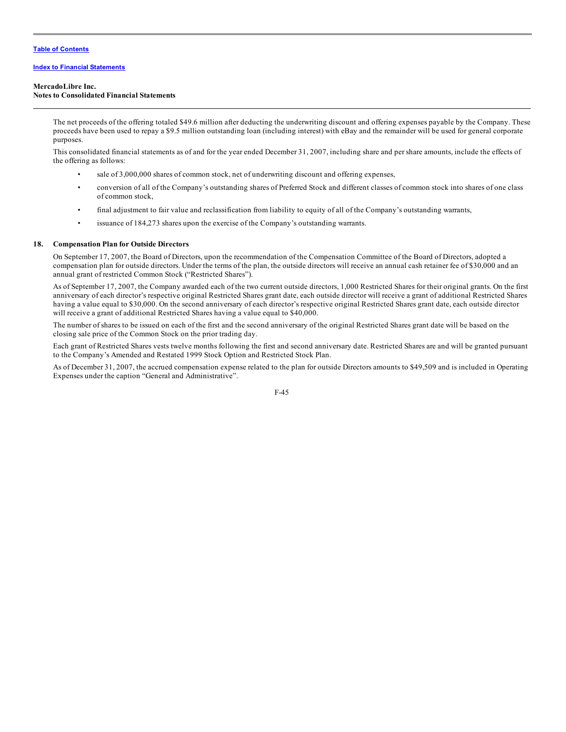The net proceeds of the offering totaled $49.6 million after deducting the underwriting discount and offering expenses payable by the Company. These proceeds have been used to repay a $9.5 million outstanding loan (including interest) with eBay and the remainder will be used for general corporate purposes.

This consolidated financial statements as of and for the year ended December 31, 2007, including share and per share amounts, include the effects of the offering as follows:

- sale of 3,000,000 shares of common stock, net of underwriting discount and offering expenses,
- conversion of all of the Company's outstanding shares of Preferred Stock and different classes of common stock into shares of one class of common stock,
- final adjustment to fair value and reclassification from liability to equity of all of the Company's outstanding warrants,
- issuance of 184,273 shares upon the exercise of the Company's outstanding warrants.

## 18. Compensation Plan for Outside Directors

On September 17, 2007, the Board of Directors, upon the recommendation of the Compensation Committee of the Board of Directors, adopted a compensation plan for outside directors. Under the terms of the plan, the outside directors will receive an annual cash retainer fee of $30,000 and an annual grant of restricted Common Stock ("Restricted Shares").

As of September 17, 2007, the Company awarded each of the two current outside directors, 1,000 Restricted Shares for their original grants. On the first anniversary of each director's respective original Restricted Shares grant date, each outside director will receive a grant of additional Restricted Shares having a value equal to $30,000. On the second anniversary of each director's respective original Restricted Shares grant date, each outside director will receive a grant of additional Restricted Shares having a value equal to $40,000.

The number of shares to be issued on each of the first and the second anniversary of the original Restricted Shares grant date will be based on the closing sale price of the Common Stock on the prior trading day.

Each grant of Restricted Shares vests twelve months following the first and second anniversary date. Restricted Shares are and will be granted pursuant to the Company's Amended and Restated 1999 Stock Option and Restricted Stock Plan.

As of December 31, 2007, the accrued compensation expense related to the plan for outside Directors amounts to $49,509 and is included in Operating Expenses under the caption "General and Administrative".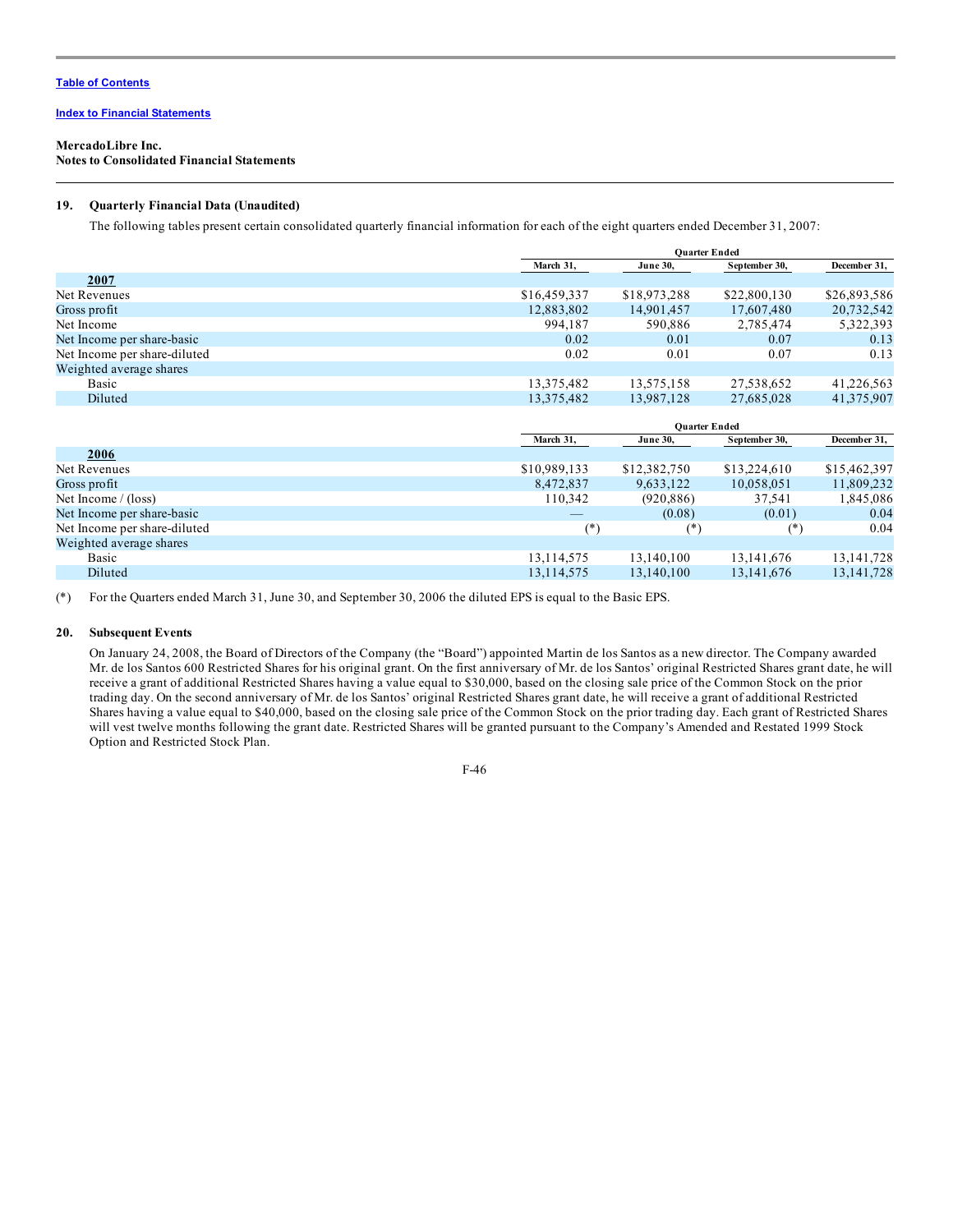[Table of Contents](#)

[Index to Financial Statements](#)

**MercadoLibre Inc.**
**Notes to Consolidated Financial Statements**

## 19. Quarterly Financial Data (Unaudited)

The following tables present certain consolidated quarterly financial information for each of the eight quarters ended December 31, 2007:

| | Quarter Ended | | | |
|---|---|---|---|---|
| | March 31, | June 30, | September 30, | December 31, |
| **2007** | | | | |
| Net Revenues | $16,459,337 | $18,973,288 | $22,800,130 | $26,893,586 |
| Gross profit | 12,883,802 | 14,901,457 | 17,607,480 | 20,732,542 |
| Net Income | 994,187 | 590,886 | 2,785,474 | 5,322,393 |
| Net Income per share-basic | 0.02 | 0.01 | 0.07 | 0.13 |
| Net Income per share-diluted | 0.02 | 0.01 | 0.07 | 0.13 |
| Weighted average shares | | | | |
| Basic | 13,375,482 | 13,575,158 | 27,538,652 | 41,226,563 |
| Diluted | 13,375,482 | 13,987,128 | 27,685,028 | 41,375,907 |

| | Quarter Ended | | | |
|---|---|---|---|---|
| | March 31, | June 30, | September 30, | December 31, |
| **2006** | | | | |
| Net Revenues | $10,989,133 | $12,382,750 | $13,224,610 | $15,462,397 |
| Gross profit | 8,472,837 | 9,633,122 | 10,058,051 | 11,809,232 |
| Net Income / (loss) | 110,342 | (920,886) | 37,541 | 1,845,086 |
| Net Income per share-basic | — | (0.08) | (0.01) | 0.04 |
| Net Income per share-diluted | (*) | (*) | (*) | 0.04 |
| Weighted average shares | | | | |
| Basic | 13,114,575 | 13,140,100 | 13,141,676 | 13,141,728 |
| Diluted | 13,114,575 | 13,140,100 | 13,141,676 | 13,141,728 |

(*) For the Quarters ended March 31, June 30, and September 30, 2006 the diluted EPS is equal to the Basic EPS.

## 20. Subsequent Events

On January 24, 2008, the Board of Directors of the Company (the "Board") appointed Martin de los Santos as a new director. The Company awarded Mr. de los Santos 600 Restricted Shares for his original grant. On the first anniversary of Mr. de los Santos' original Restricted Shares grant date, he will receive a grant of additional Restricted Shares having a value equal to $30,000, based on the closing sale price of the Common Stock on the prior trading day. On the second anniversary of Mr. de los Santos' original Restricted Shares grant date, he will receive a grant of additional Restricted Shares having a value equal to $40,000, based on the closing sale price of the Common Stock on the prior trading day. Each grant of Restricted Shares will vest twelve months following the grant date. Restricted Shares will be granted pursuant to the Company's Amended and Restated 1999 Stock Option and Restricted Stock Plan.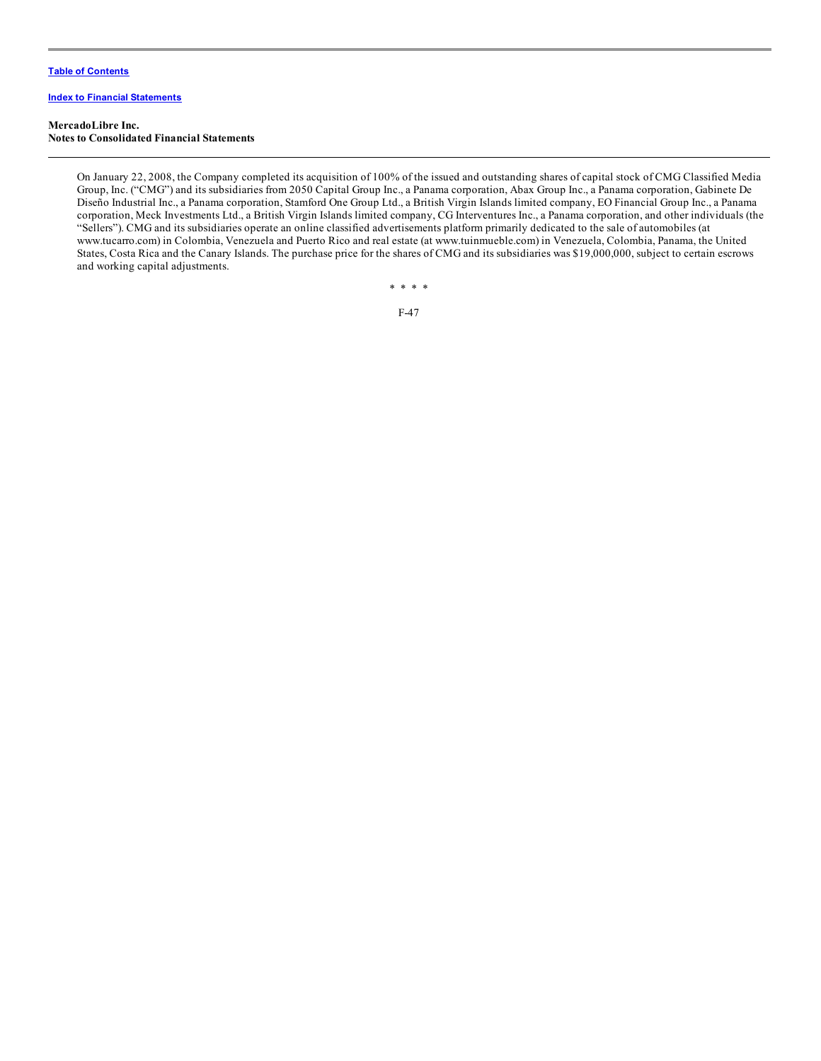**MercadoLibre Inc.**
**Notes to Consolidated Financial Statements**

On January 22, 2008, the Company completed its acquisition of 100% of the issued and outstanding shares of capital stock of CMG Classified Media Group, Inc. ("CMG") and its subsidiaries from 2050 Capital Group Inc., a Panama corporation, Abax Group Inc., a Panama corporation, Gabinete De Diseño Industrial Inc., a Panama corporation, Stamford One Group Ltd., a British Virgin Islands limited company, EO Financial Group Inc., a Panama corporation, Meck Investments Ltd., a British Virgin Islands limited company, CG Interventures Inc., a Panama corporation, and other individuals (the "Sellers"). CMG and its subsidiaries operate an online classified advertisements platform primarily dedicated to the sale of automobiles (at www.tucarro.com) in Colombia, Venezuela and Puerto Rico and real estate (at www.tuinmueble.com) in Venezuela, Colombia, Panama, the United States, Costa Rica and the Canary Islands. The purchase price for the shares of CMG and its subsidiaries was $19,000,000, subject to certain escrows and working capital adjustments.

\* \* \* \*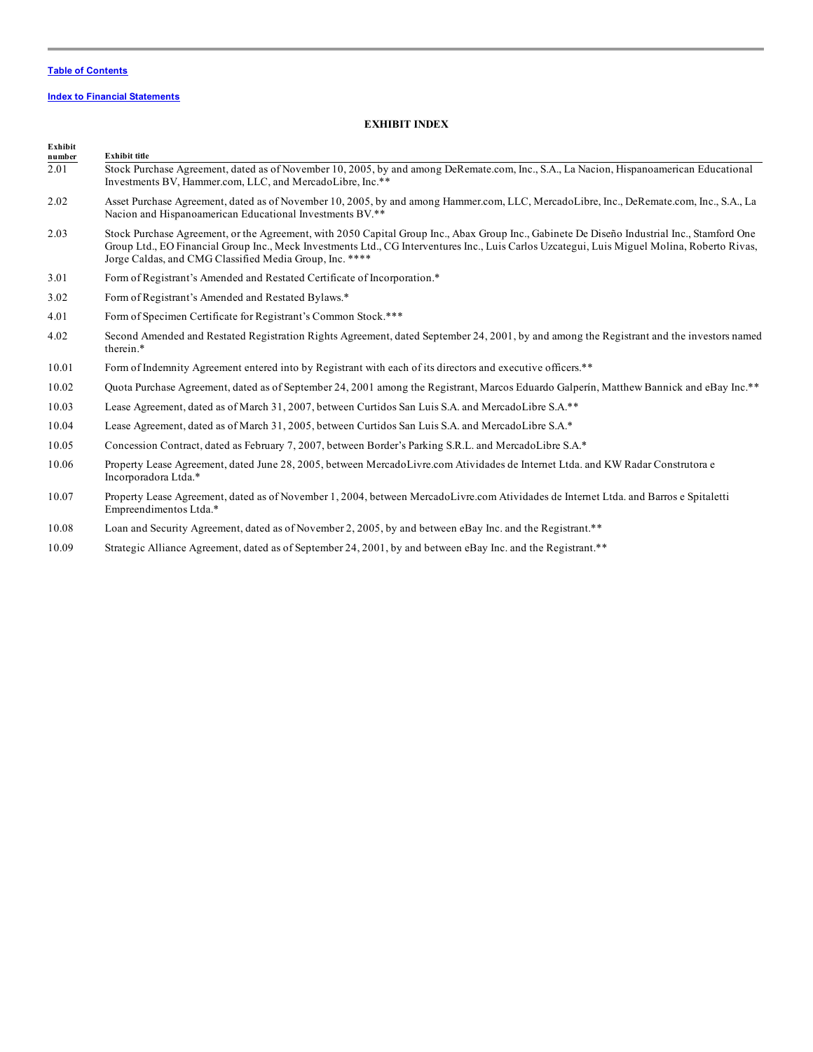[Table of Contents](#)

[Index to Financial Statements](#)

## EXHIBIT INDEX

| Exhibit number | Exhibit title |
|---|---|
| 2.01 | Stock Purchase Agreement, dated as of November 10, 2005, by and among DeRemate.com, Inc., S.A., La Nacion, Hispanoamerican Educational Investments BV, Hammer.com, LLC, and MercadoLibre, Inc.** |
| 2.02 | Asset Purchase Agreement, dated as of November 10, 2005, by and among Hammer.com, LLC, MercadoLibre, Inc., DeRemate.com, Inc., S.A., La Nacion and Hispanoamerican Educational Investments BV.** |
| 2.03 | Stock Purchase Agreement, or the Agreement, with 2050 Capital Group Inc., Abax Group Inc., Gabinete De Diseño Industrial Inc., Stamford One Group Ltd., EO Financial Group Inc., Meck Investments Ltd., CG Interventures Inc., Luis Carlos Uzcategui, Luis Miguel Molina, Roberto Rivas, Jorge Caldas, and CMG Classified Media Group, Inc. **** |
| 3.01 | Form of Registrant's Amended and Restated Certificate of Incorporation.* |
| 3.02 | Form of Registrant's Amended and Restated Bylaws.* |
| 4.01 | Form of Specimen Certificate for Registrant's Common Stock.*** |
| 4.02 | Second Amended and Restated Registration Rights Agreement, dated September 24, 2001, by and among the Registrant and the investors named therein.* |
| 10.01 | Form of Indemnity Agreement entered into by Registrant with each of its directors and executive officers.** |
| 10.02 | Quota Purchase Agreement, dated as of September 24, 2001 among the Registrant, Marcos Eduardo Galperín, Matthew Bannick and eBay Inc.** |
| 10.03 | Lease Agreement, dated as of March 31, 2007, between Curtidos San Luis S.A. and MercadoLibre S.A.** |
| 10.04 | Lease Agreement, dated as of March 31, 2005, between Curtidos San Luis S.A. and MercadoLibre S.A.* |
| 10.05 | Concession Contract, dated as February 7, 2007, between Border's Parking S.R.L. and MercadoLibre S.A.* |
| 10.06 | Property Lease Agreement, dated June 28, 2005, between MercadoLivre.com Atividades de Internet Ltda. and KW Radar Construtora e Incorporadora Ltda.* |
| 10.07 | Property Lease Agreement, dated as of November 1, 2004, between MercadoLivre.com Atividades de Internet Ltda. and Barros e Spitaletti Empreendimentos Ltda.* |
| 10.08 | Loan and Security Agreement, dated as of November 2, 2005, by and between eBay Inc. and the Registrant.** |
| 10.09 | Strategic Alliance Agreement, dated as of September 24, 2001, by and between eBay Inc. and the Registrant.** |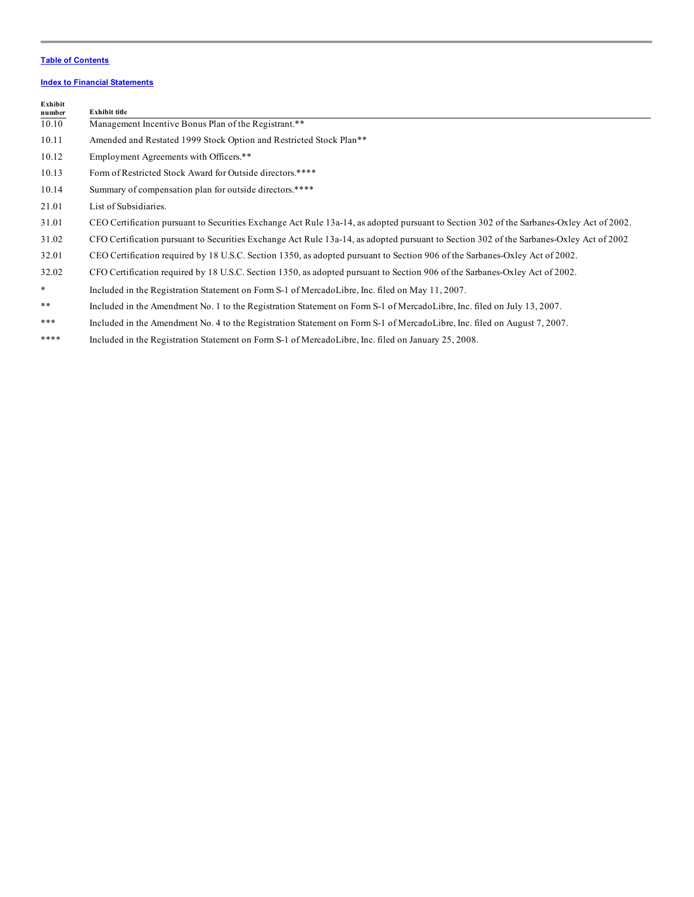[Table of Contents](#)

[Index to Financial Statements](#)

| Exhibit number | Exhibit title |
| --- | --- |
| 10.10 | Management Incentive Bonus Plan of the Registrant.** |
| 10.11 | Amended and Restated 1999 Stock Option and Restricted Stock Plan** |
| 10.12 | Employment Agreements with Officers.** |
| 10.13 | Form of Restricted Stock Award for Outside directors.**** |
| 10.14 | Summary of compensation plan for outside directors.**** |
| 21.01 | List of Subsidiaries. |
| 31.01 | CEO Certification pursuant to Securities Exchange Act Rule 13a-14, as adopted pursuant to Section 302 of the Sarbanes-Oxley Act of 2002. |
| 31.02 | CFO Certification pursuant to Securities Exchange Act Rule 13a-14, as adopted pursuant to Section 302 of the Sarbanes-Oxley Act of 2002 |
| 32.01 | CEO Certification required by 18 U.S.C. Section 1350, as adopted pursuant to Section 906 of the Sarbanes-Oxley Act of 2002. |
| 32.02 | CFO Certification required by 18 U.S.C. Section 1350, as adopted pursuant to Section 906 of the Sarbanes-Oxley Act of 2002. |
| * | Included in the Registration Statement on Form S-1 of MercadoLibre, Inc. filed on May 11, 2007. |
| ** | Included in the Amendment No. 1 to the Registration Statement on Form S-1 of MercadoLibre, Inc. filed on July 13, 2007. |
| *** | Included in the Amendment No. 4 to the Registration Statement on Form S-1 of MercadoLibre, Inc. filed on August 7, 2007. |
| **** | Included in the Registration Statement on Form S-1 of MercadoLibre, Inc. filed on January 25, 2008. |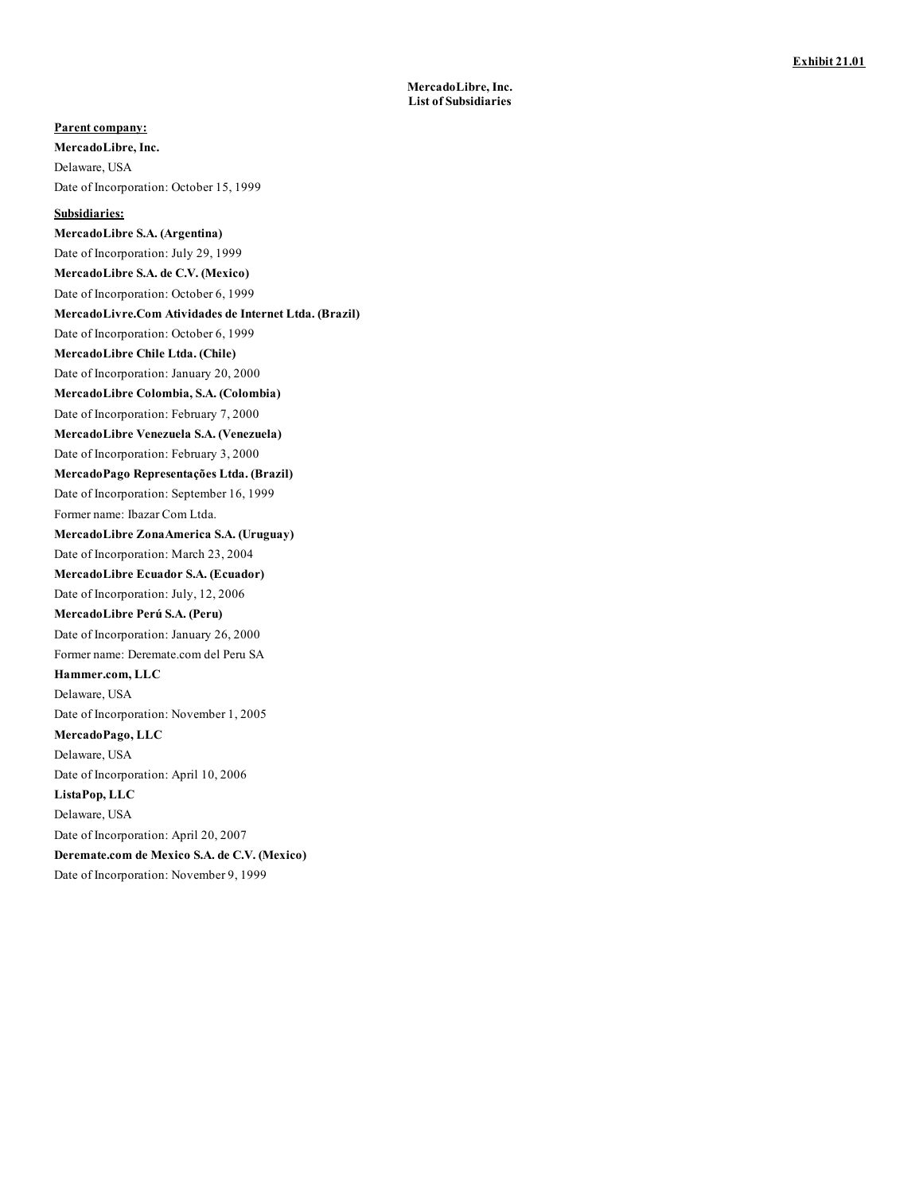**Exhibit 21.01**

**MercadoLibre, Inc.**
**List of Subsidiaries**

**Parent company:**

**MercadoLibre, Inc.**
Delaware, USA
Date of Incorporation: October 15, 1999

**Subsidiaries:**

**MercadoLibre S.A. (Argentina)**
Date of Incorporation: July 29, 1999

**MercadoLibre S.A. de C.V. (Mexico)**
Date of Incorporation: October 6, 1999

**MercadoLivre.Com Atividades de Internet Ltda. (Brazil)**
Date of Incorporation: October 6, 1999

**MercadoLibre Chile Ltda. (Chile)**
Date of Incorporation: January 20, 2000

**MercadoLibre Colombia, S.A. (Colombia)**
Date of Incorporation: February 7, 2000

**MercadoLibre Venezuela S.A. (Venezuela)**
Date of Incorporation: February 3, 2000

**MercadoPago Representações Ltda. (Brazil)**
Date of Incorporation: September 16, 1999
Former name: Ibazar Com Ltda.

**MercadoLibre ZonaAmerica S.A. (Uruguay)**
Date of Incorporation: March 23, 2004

**MercadoLibre Ecuador S.A. (Ecuador)**
Date of Incorporation: July, 12, 2006

**MercadoLibre Perú S.A. (Peru)**
Date of Incorporation: January 26, 2000
Former name: Deremate.com del Peru SA

**Hammer.com, LLC**
Delaware, USA
Date of Incorporation: November 1, 2005

**MercadoPago, LLC**
Delaware, USA
Date of Incorporation: April 10, 2006

**ListaPop, LLC**
Delaware, USA
Date of Incorporation: April 20, 2007

**Deremate.com de Mexico S.A. de C.V. (Mexico)**
Date of Incorporation: November 9, 1999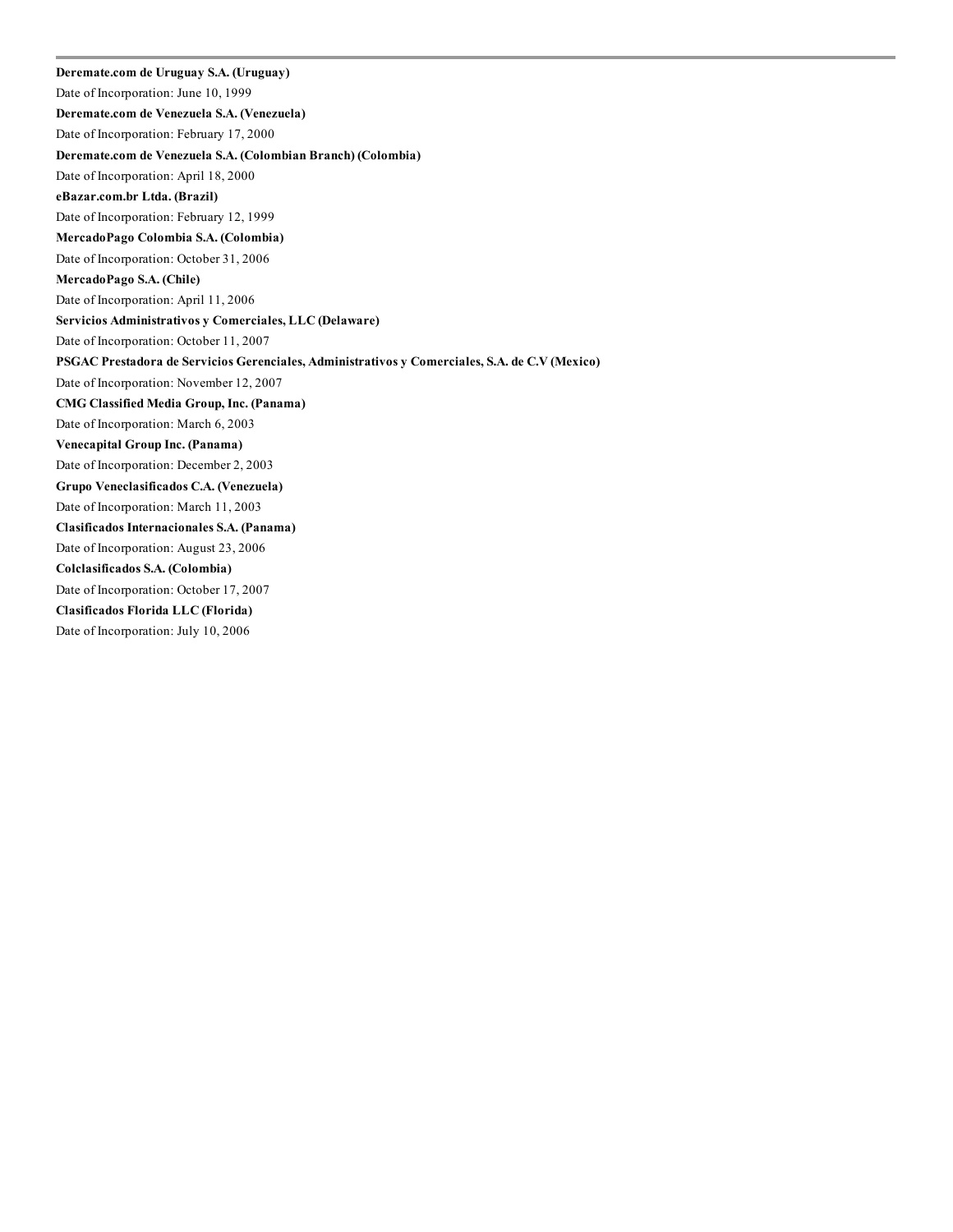**Deremate.com de Uruguay S.A. (Uruguay)**

Date of Incorporation: June 10, 1999

**Deremate.com de Venezuela S.A. (Venezuela)**

Date of Incorporation: February 17, 2000

**Deremate.com de Venezuela S.A. (Colombian Branch) (Colombia)**

Date of Incorporation: April 18, 2000

**eBazar.com.br Ltda. (Brazil)**

Date of Incorporation: February 12, 1999

**MercadoPago Colombia S.A. (Colombia)**

Date of Incorporation: October 31, 2006

**MercadoPago S.A. (Chile)**

Date of Incorporation: April 11, 2006

**Servicios Administrativos y Comerciales, LLC (Delaware)**

Date of Incorporation: October 11, 2007

**PSGAC Prestadora de Servicios Gerenciales, Administrativos y Comerciales, S.A. de C.V (Mexico)**

Date of Incorporation: November 12, 2007

**CMG Classified Media Group, Inc. (Panama)**

Date of Incorporation: March 6, 2003

**Venecapital Group Inc. (Panama)**

Date of Incorporation: December 2, 2003

**Grupo Veneclasificados C.A. (Venezuela)**

Date of Incorporation: March 11, 2003

**Clasificados Internacionales S.A. (Panama)**

Date of Incorporation: August 23, 2006

**Colclasificados S.A. (Colombia)**

Date of Incorporation: October 17, 2007

**Clasificados Florida LLC (Florida)**

Date of Incorporation: July 10, 2006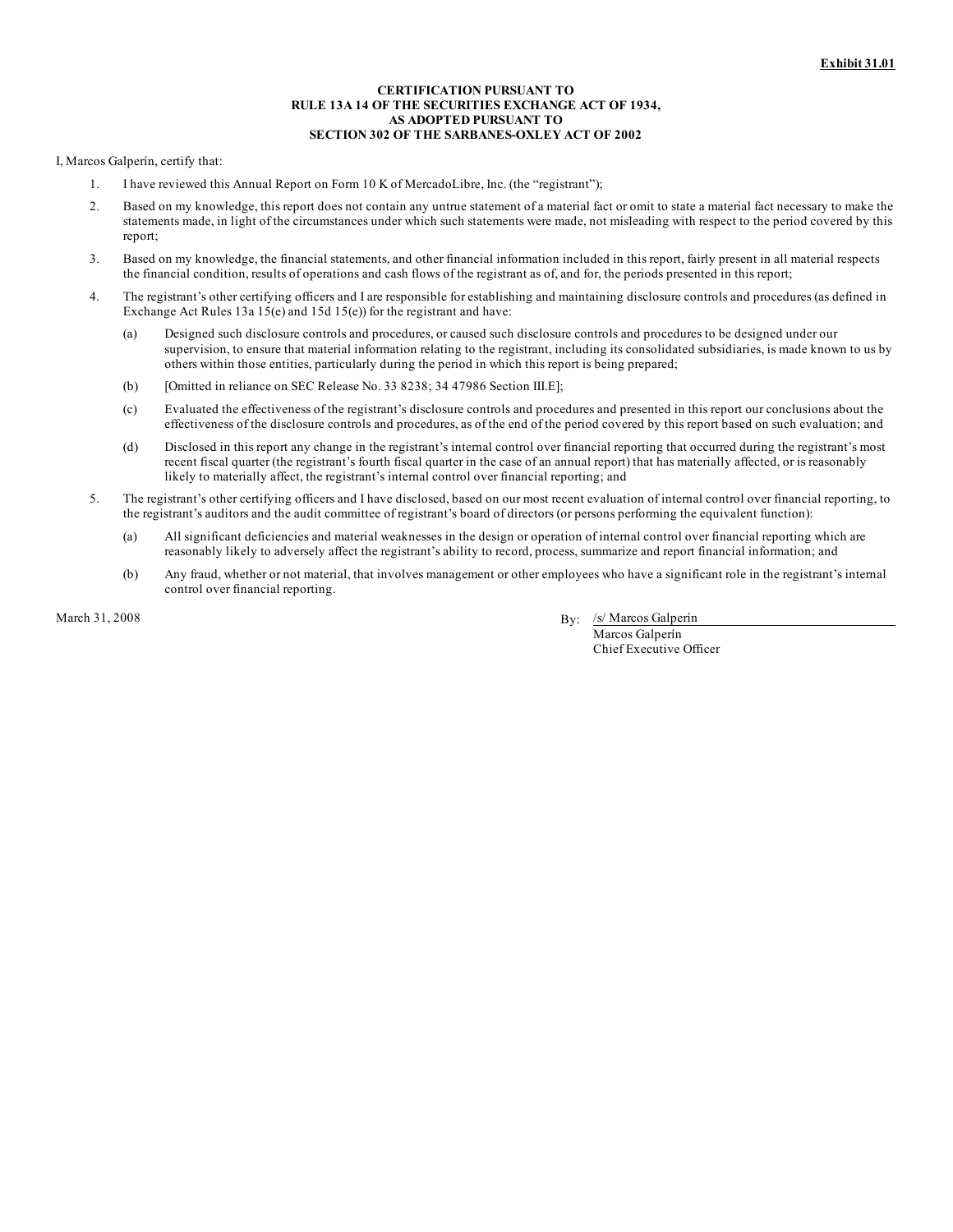**Exhibit 31.01**

**CERTIFICATION PURSUANT TO**
**RULE 13A 14 OF THE SECURITIES EXCHANGE ACT OF 1934,**
**AS ADOPTED PURSUANT TO**
**SECTION 302 OF THE SARBANES-OXLEY ACT OF 2002**

I, Marcos Galperín, certify that:

1. I have reviewed this Annual Report on Form 10 K of MercadoLibre, Inc. (the "registrant");

2. Based on my knowledge, this report does not contain any untrue statement of a material fact or omit to state a material fact necessary to make the statements made, in light of the circumstances under which such statements were made, not misleading with respect to the period covered by this report;

3. Based on my knowledge, the financial statements, and other financial information included in this report, fairly present in all material respects the financial condition, results of operations and cash flows of the registrant as of, and for, the periods presented in this report;

4. The registrant's other certifying officers and I are responsible for establishing and maintaining disclosure controls and procedures (as defined in Exchange Act Rules 13a 15(e) and 15d 15(e)) for the registrant and have:

   (a) Designed such disclosure controls and procedures, or caused such disclosure controls and procedures to be designed under our supervision, to ensure that material information relating to the registrant, including its consolidated subsidiaries, is made known to us by others within those entities, particularly during the period in which this report is being prepared;

   (b) [Omitted in reliance on SEC Release No. 33 8238; 34 47986 Section III.E];

   (c) Evaluated the effectiveness of the registrant's disclosure controls and procedures and presented in this report our conclusions about the effectiveness of the disclosure controls and procedures, as of the end of the period covered by this report based on such evaluation; and

   (d) Disclosed in this report any change in the registrant's internal control over financial reporting that occurred during the registrant's most recent fiscal quarter (the registrant's fourth fiscal quarter in the case of an annual report) that has materially affected, or is reasonably likely to materially affect, the registrant's internal control over financial reporting; and

5. The registrant's other certifying officers and I have disclosed, based on our most recent evaluation of internal control over financial reporting, to the registrant's auditors and the audit committee of registrant's board of directors (or persons performing the equivalent function):

   (a) All significant deficiencies and material weaknesses in the design or operation of internal control over financial reporting which are reasonably likely to adversely affect the registrant's ability to record, process, summarize and report financial information; and

   (b) Any fraud, whether or not material, that involves management or other employees who have a significant role in the registrant's internal control over financial reporting.

March 31, 2008

By: /s/ Marcos Galperín
Marcos Galperín
Chief Executive Officer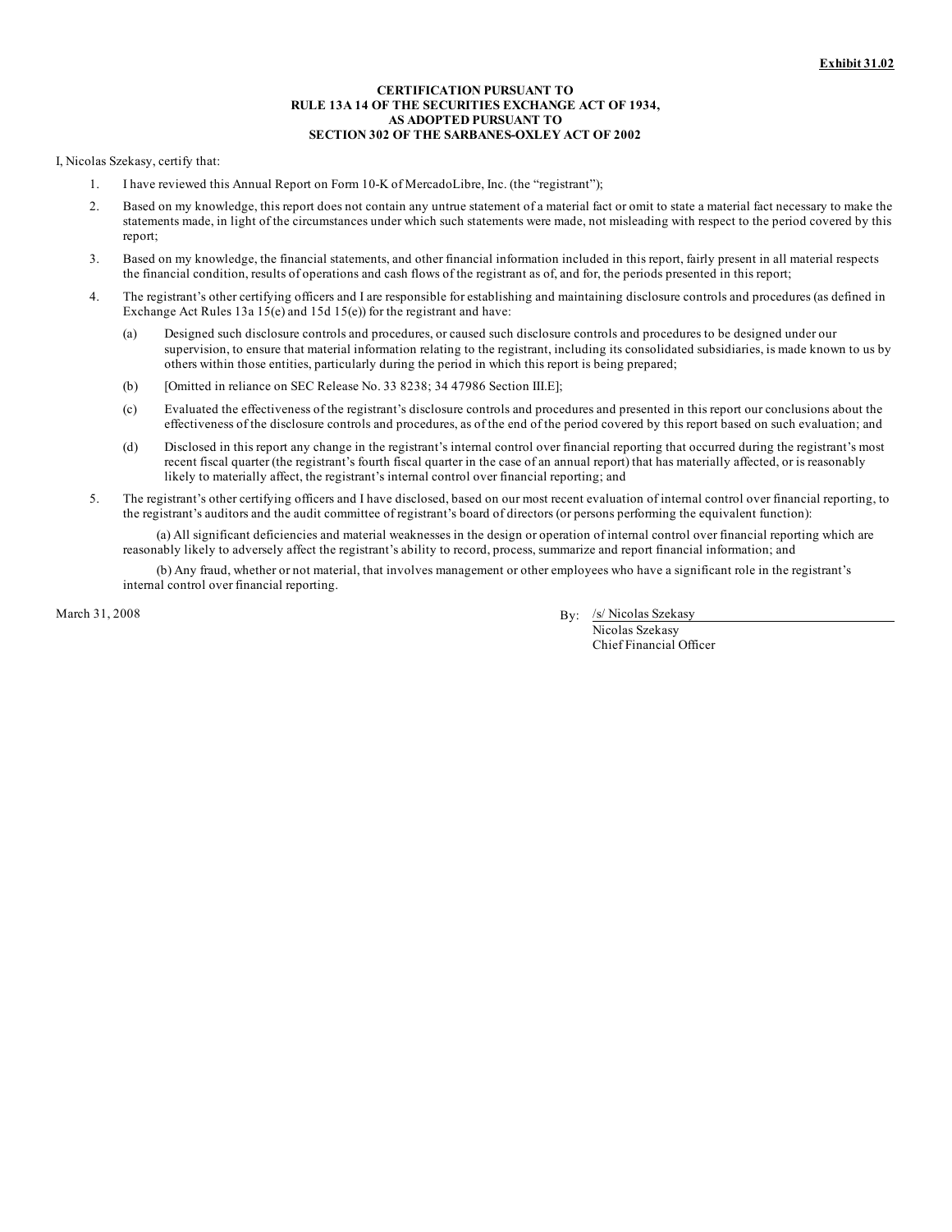**Exhibit 31.02**

**CERTIFICATION PURSUANT TO**
**RULE 13A 14 OF THE SECURITIES EXCHANGE ACT OF 1934,**
**AS ADOPTED PURSUANT TO**
**SECTION 302 OF THE SARBANES-OXLEY ACT OF 2002**

I, Nicolas Szekasy, certify that:

1. I have reviewed this Annual Report on Form 10-K of MercadoLibre, Inc. (the "registrant");

2. Based on my knowledge, this report does not contain any untrue statement of a material fact or omit to state a material fact necessary to make the statements made, in light of the circumstances under which such statements were made, not misleading with respect to the period covered by this report;

3. Based on my knowledge, the financial statements, and other financial information included in this report, fairly present in all material respects the financial condition, results of operations and cash flows of the registrant as of, and for, the periods presented in this report;

4. The registrant's other certifying officers and I are responsible for establishing and maintaining disclosure controls and procedures (as defined in Exchange Act Rules 13a 15(e) and 15d 15(e)) for the registrant and have:

   (a) Designed such disclosure controls and procedures, or caused such disclosure controls and procedures to be designed under our supervision, to ensure that material information relating to the registrant, including its consolidated subsidiaries, is made known to us by others within those entities, particularly during the period in which this report is being prepared;

   (b) [Omitted in reliance on SEC Release No. 33 8238; 34 47986 Section III.E];

   (c) Evaluated the effectiveness of the registrant's disclosure controls and procedures and presented in this report our conclusions about the effectiveness of the disclosure controls and procedures, as of the end of the period covered by this report based on such evaluation; and

   (d) Disclosed in this report any change in the registrant's internal control over financial reporting that occurred during the registrant's most recent fiscal quarter (the registrant's fourth fiscal quarter in the case of an annual report) that has materially affected, or is reasonably likely to materially affect, the registrant's internal control over financial reporting; and

5. The registrant's other certifying officers and I have disclosed, based on our most recent evaluation of internal control over financial reporting, to the registrant's auditors and the audit committee of registrant's board of directors (or persons performing the equivalent function):

   (a) All significant deficiencies and material weaknesses in the design or operation of internal control over financial reporting which are reasonably likely to adversely affect the registrant's ability to record, process, summarize and report financial information; and

   (b) Any fraud, whether or not material, that involves management or other employees who have a significant role in the registrant's internal control over financial reporting.

March 31, 2008

By: /s/ Nicolas Szekasy
Nicolas Szekasy
Chief Financial Officer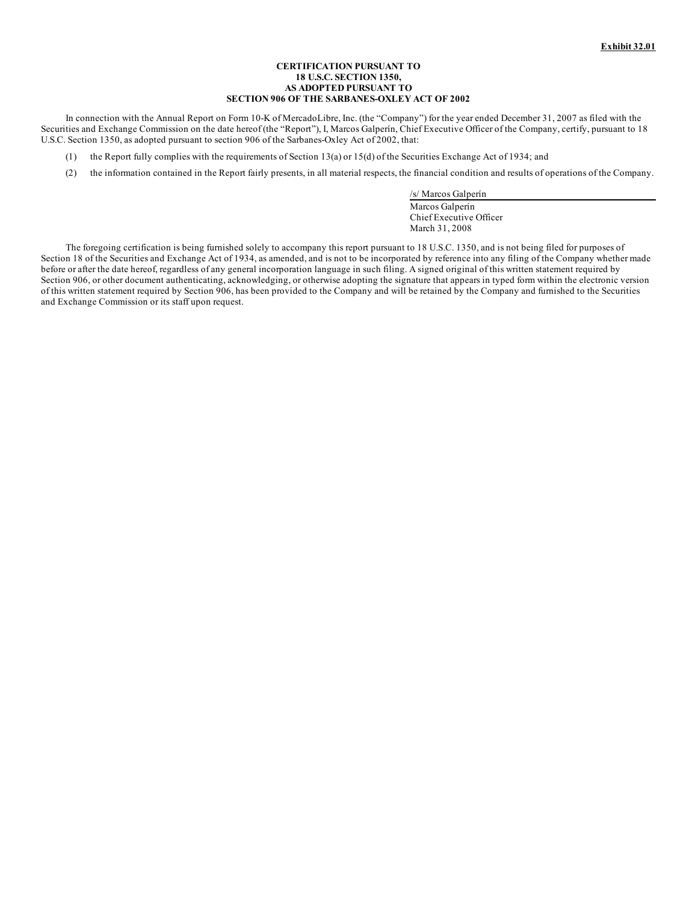**Exhibit 32.01**

**CERTIFICATION PURSUANT TO**
**18 U.S.C. SECTION 1350,**
**AS ADOPTED PURSUANT TO**
**SECTION 906 OF THE SARBANES-OXLEY ACT OF 2002**

In connection with the Annual Report on Form 10-K of MercadoLibre, Inc. (the "Company") for the year ended December 31, 2007 as filed with the Securities and Exchange Commission on the date hereof (the "Report"), I, Marcos Galperín, Chief Executive Officer of the Company, certify, pursuant to 18 U.S.C. Section 1350, as adopted pursuant to section 906 of the Sarbanes-Oxley Act of 2002, that:

(1) the Report fully complies with the requirements of Section 13(a) or 15(d) of the Securities Exchange Act of 1934; and

(2) the information contained in the Report fairly presents, in all material respects, the financial condition and results of operations of the Company.

/s/ Marcos Galperín
Marcos Galperín
Chief Executive Officer
March 31, 2008

The foregoing certification is being furnished solely to accompany this report pursuant to 18 U.S.C. 1350, and is not being filed for purposes of Section 18 of the Securities and Exchange Act of 1934, as amended, and is not to be incorporated by reference into any filing of the Company whether made before or after the date hereof, regardless of any general incorporation language in such filing. A signed original of this written statement required by Section 906, or other document authenticating, acknowledging, or otherwise adopting the signature that appears in typed form within the electronic version of this written statement required by Section 906, has been provided to the Company and will be retained by the Company and furnished to the Securities and Exchange Commission or its staff upon request.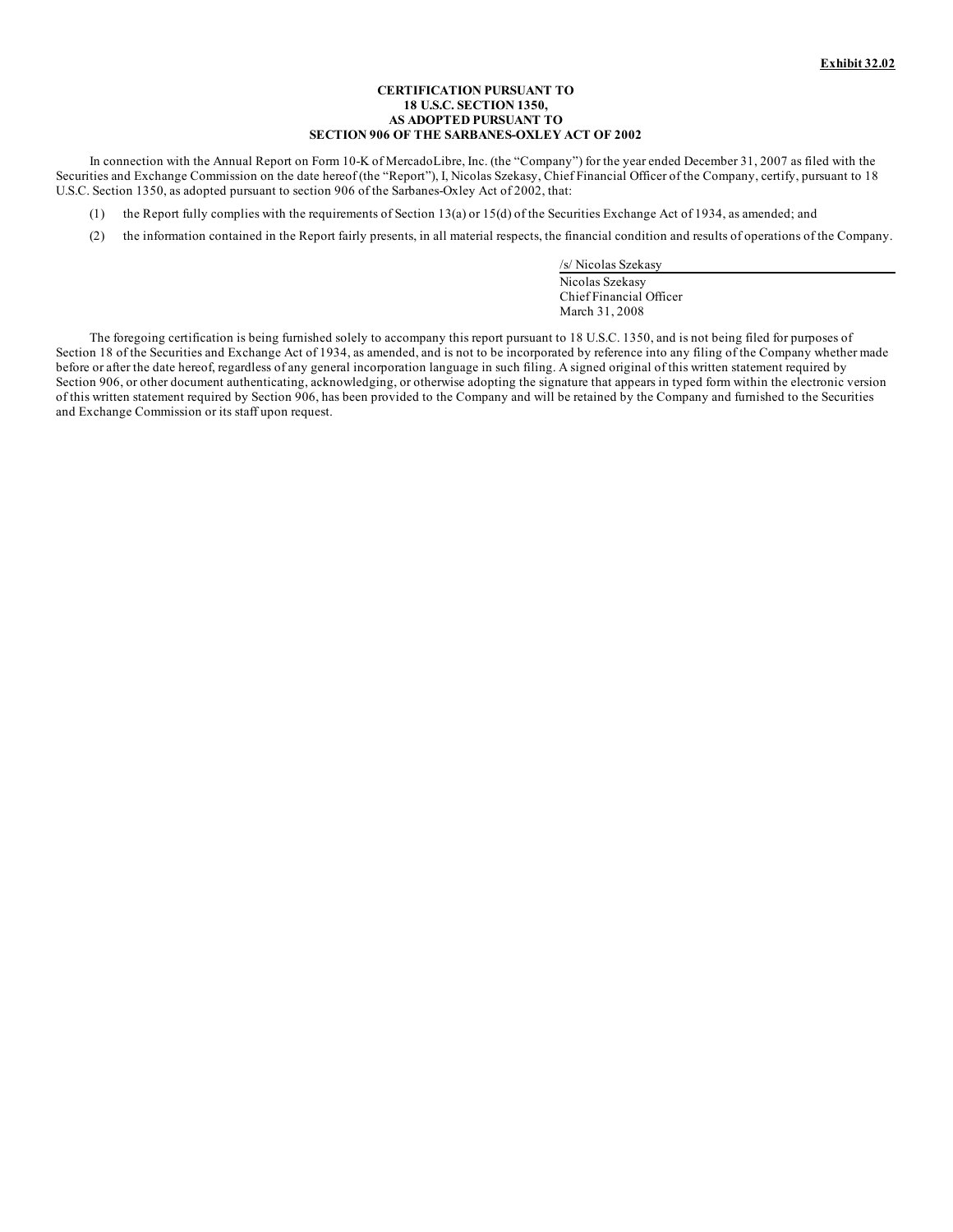**Exhibit 32.02**

**CERTIFICATION PURSUANT TO
18 U.S.C. SECTION 1350,
AS ADOPTED PURSUANT TO
SECTION 906 OF THE SARBANES-OXLEY ACT OF 2002**

In connection with the Annual Report on Form 10-K of MercadoLibre, Inc. (the "Company") for the year ended December 31, 2007 as filed with the Securities and Exchange Commission on the date hereof (the "Report"), I, Nicolas Szekasy, Chief Financial Officer of the Company, certify, pursuant to 18 U.S.C. Section 1350, as adopted pursuant to section 906 of the Sarbanes-Oxley Act of 2002, that:

(1) the Report fully complies with the requirements of Section 13(a) or 15(d) of the Securities Exchange Act of 1934, as amended; and

(2) the information contained in the Report fairly presents, in all material respects, the financial condition and results of operations of the Company.

/s/ Nicolas Szekasy
Nicolas Szekasy
Chief Financial Officer
March 31, 2008

The foregoing certification is being furnished solely to accompany this report pursuant to 18 U.S.C. 1350, and is not being filed for purposes of Section 18 of the Securities and Exchange Act of 1934, as amended, and is not to be incorporated by reference into any filing of the Company whether made before or after the date hereof, regardless of any general incorporation language in such filing. A signed original of this written statement required by Section 906, or other document authenticating, acknowledging, or otherwise adopting the signature that appears in typed form within the electronic version of this written statement required by Section 906, has been provided to the Company and will be retained by the Company and furnished to the Securities and Exchange Commission or its staff upon request.